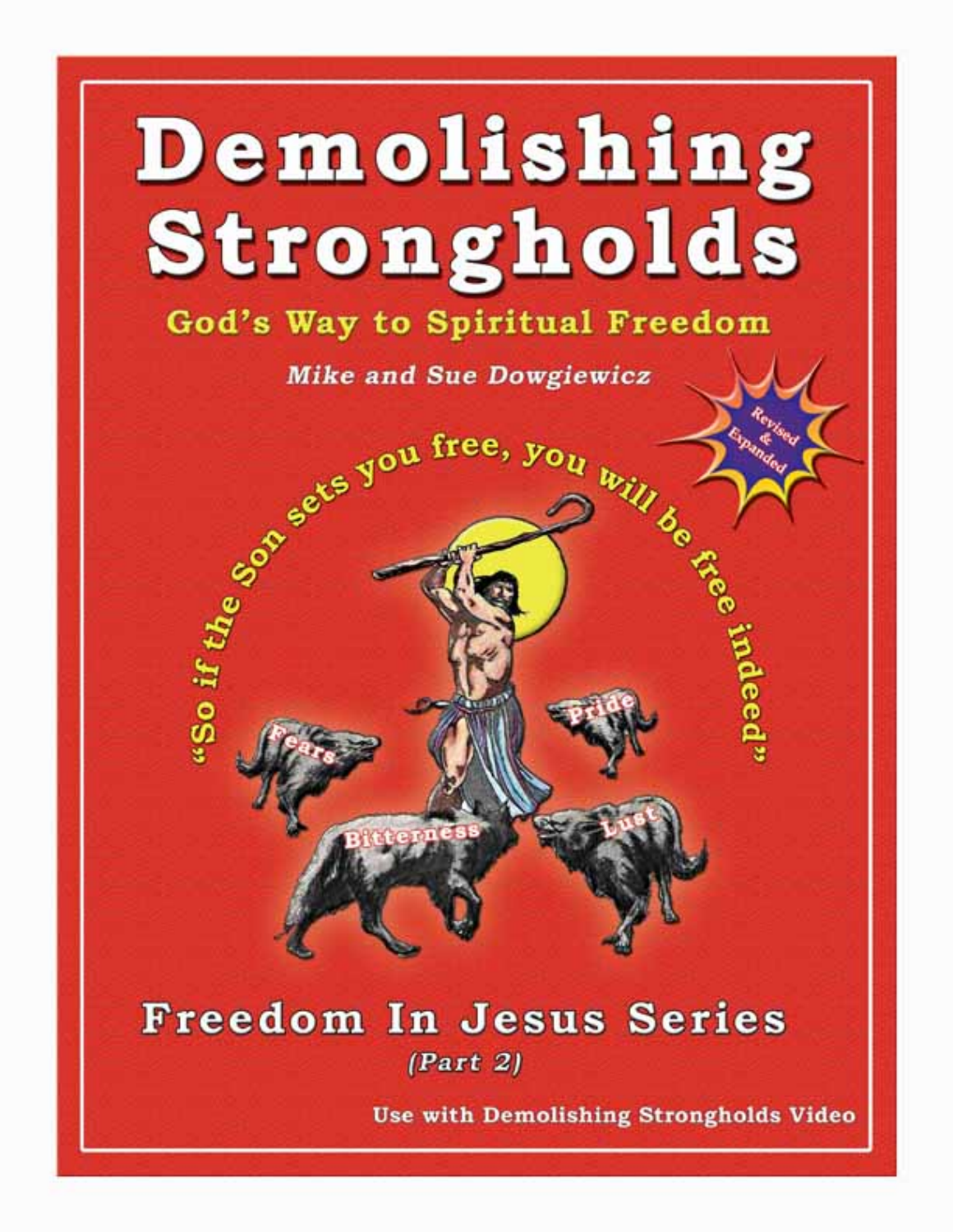# Demolishing Strongholds

## God's Way to Spiritual Freedom

*Mike and Sue Dowgiewicz*

Revised & Expanded

"So if the Son sets you free, you will be free indeed"

Fears

Pride

Bitterness

Lust

## Freedom In Jesus Series

*(Part 2)*

**Use with Demolishing Strongholds Video**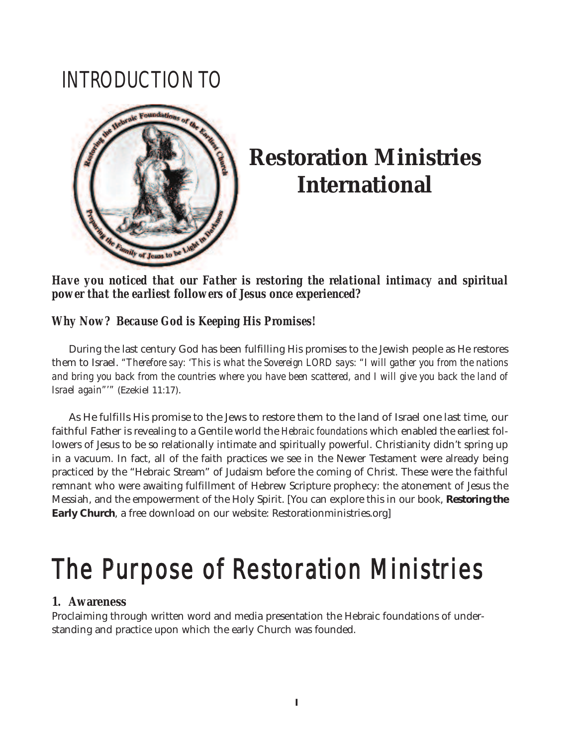# INTRODUCTION TO

# Restoration Ministries International

***Have you noticed that our Father is restoring the relational intimacy and spiritual power that the earliest followers of Jesus once experienced?***

***Why Now? Because God is Keeping His Promises!***

During the last century God has been fulfilling His promises to the Jewish people as He restores them to Israel. "*Therefore say: 'This is what the Sovereign LORD says: "I will gather you from the nations and bring you back from the countries where you have been scattered, and I will give you back the land of Israel again"'*" (Ezekiel 11:17).

As He fulfills His promise to the Jews to restore them to the land of Israel one last time, our faithful Father is revealing to a Gentile world the *Hebraic foundations* which enabled the earliest followers of Jesus to be so relationally intimate and spiritually powerful. Christianity didn't spring up in a vacuum. In fact, all of the faith practices we see in the Newer Testament were already being practiced by the "Hebraic Stream" of Judaism before the coming of Christ. These were the faithful remnant who were awaiting fulfillment of Hebrew Scripture prophecy: the atonement of Jesus the Messiah, and the empowerment of the Holy Spirit. [You can explore this in our book, **Restoring the Early Church**, a free download on our website: Restorationministries.org]

# The Purpose of Restoration Ministries

**1. Awareness**

Proclaiming through written word and media presentation the Hebraic foundations of understanding and practice upon which the early Church was founded.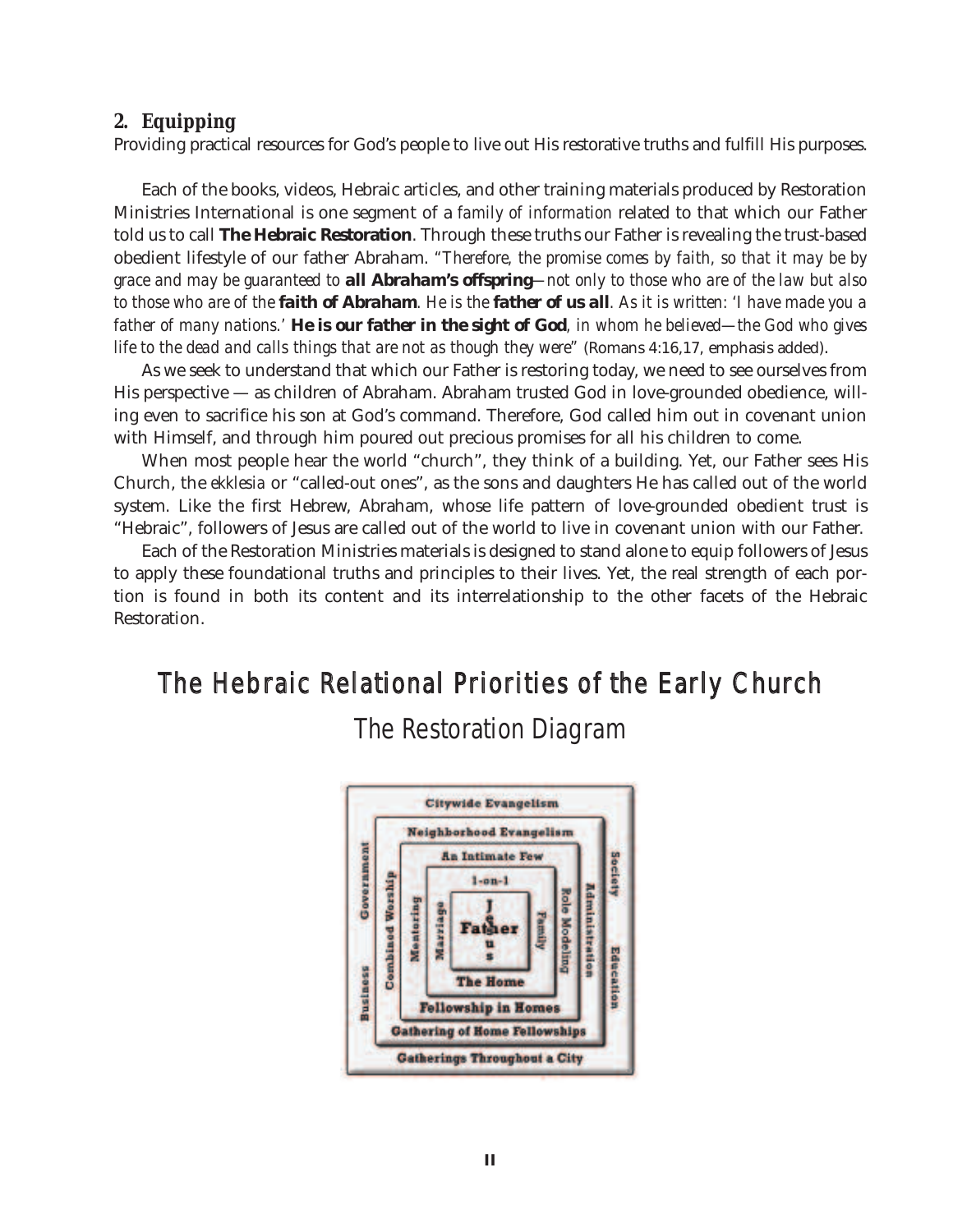## 2. Equipping

Providing practical resources for God's people to live out His restorative truths and fulfill His purposes.

Each of the books, videos, Hebraic articles, and other training materials produced by Restoration Ministries International is one segment of a *family of information* related to that which our Father told us to call **The Hebraic Restoration**. Through these truths our Father is revealing the trust-based obedient lifestyle of our father Abraham. "*Therefore, the promise comes by faith, so that it may be by grace and may be guaranteed to* **all Abraham's offspring**—*not only to those who are of the law but also to those who are of the* **faith of Abraham**. *He is the* **father of us all**. *As it is written: 'I have made you a father of many nations.'* **He is our father in the sight of God**, *in whom he believed—the God who gives life to the dead and calls things that are not as though they were*" (Romans 4:16,17, emphasis added).

As we seek to understand that which our Father is restoring today, we need to see ourselves from His perspective — as children of Abraham. Abraham trusted God in love-grounded obedience, willing even to sacrifice his son at God's command. Therefore, God called him out in covenant union with Himself, and through him poured out precious promises for all his children to come.

When most people hear the world "church", they think of a building. Yet, our Father sees His Church, the *ekklesia* or "called-out ones", as the sons and daughters He has called out of the world system. Like the first Hebrew, Abraham, whose life pattern of love-grounded obedient trust is "Hebraic", followers of Jesus are called out of the world to live in covenant union with our Father.

Each of the Restoration Ministries materials is designed to stand alone to equip followers of Jesus to apply these foundational truths and principles to their lives. Yet, the real strength of each portion is found in both its content and its interrelationship to the other facets of the Hebraic Restoration.

# The Hebraic Relational Priorities of the Early Church

## The Restoration Diagram

Citywide Evangelism
Neighborhood Evangelism
An Intimate Few
1-on-1
Jesus
Father
The Home
Fellowship in Homes
Gathering of Home Fellowships
Gatherings Throughout a City
Government
Business
Combined Worship
Mentoring
Marriage
Family
Role Modeling
Administration
Society
Education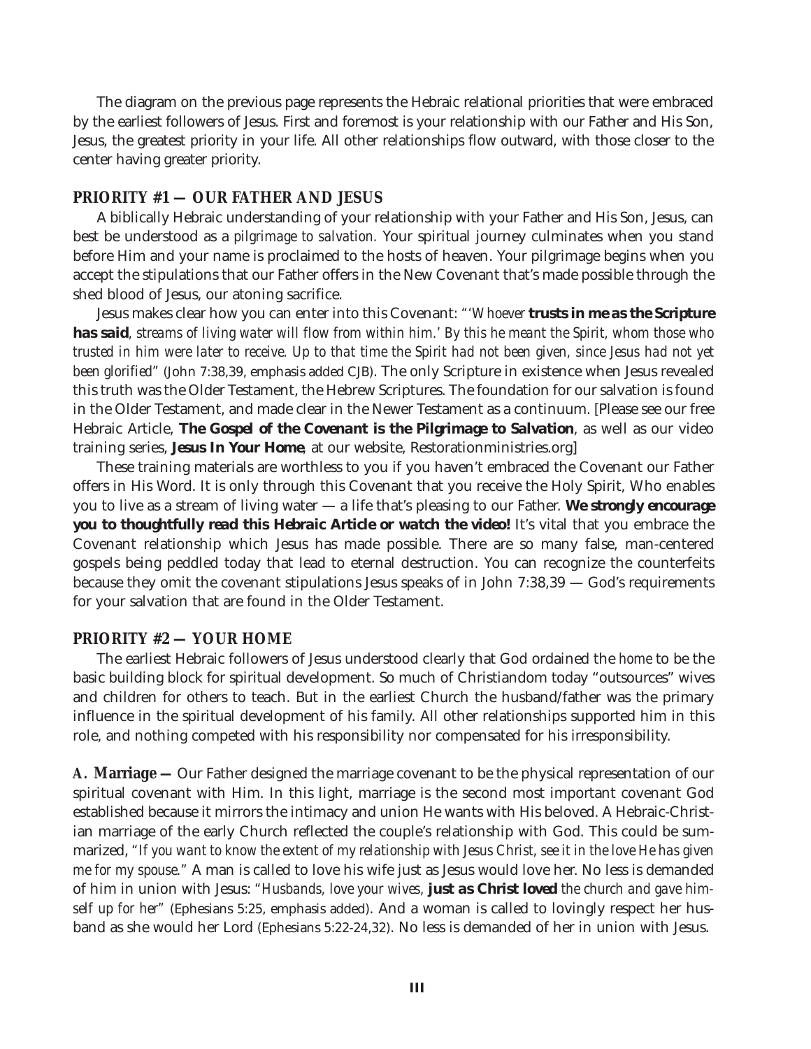The diagram on the previous page represents the Hebraic relational priorities that were embraced by the earliest followers of Jesus. First and foremost is your relationship with our Father and His Son, Jesus, the greatest priority in your life. All other relationships flow outward, with those closer to the center having greater priority.

### PRIORITY #1 — OUR FATHER AND JESUS

A biblically Hebraic understanding of your relationship with your Father and His Son, Jesus, can best be understood as a *pilgrimage to salvation.* Your spiritual journey culminates when you stand before Him and your name is proclaimed to the hosts of heaven. Your pilgrimage begins when you accept the stipulations that our Father offers in the New Covenant that's made possible through the shed blood of Jesus, our atoning sacrifice.

Jesus makes clear how you can enter into this Covenant: *"'Whoever* **trusts in me as the Scripture has said**, *streams of living water will flow from within him.' By this he meant the Spirit, whom those who trusted in him were later to receive. Up to that time the Spirit had not been given, since Jesus had not yet been glorified"* (John 7:38,39, emphasis added CJB). The only Scripture in existence when Jesus revealed this truth was the Older Testament, the Hebrew Scriptures. The foundation for our salvation is found in the Older Testament, and made clear in the Newer Testament as a continuum. [Please see our free Hebraic Article, **The Gospel of the Covenant is the Pilgrimage to Salvation**, as well as our video training series, **Jesus In Your Home**, at our website, Restorationministries.org]

These training materials are worthless to you if you haven't embraced the Covenant our Father offers in His Word. It is only through this Covenant that you receive the Holy Spirit, Who enables you to live as a stream of living water — a life that's pleasing to our Father. **We strongly encourage you to thoughtfully read this Hebraic Article or watch the video!** It's vital that you embrace the Covenant relationship which Jesus has made possible. There are so many false, man-centered gospels being peddled today that lead to eternal destruction. You can recognize the counterfeits because they omit the covenant stipulations Jesus speaks of in John 7:38,39 — God's requirements for your salvation that are found in the Older Testament.

### PRIORITY #2 — YOUR HOME

The earliest Hebraic followers of Jesus understood clearly that God ordained the *home* to be the basic building block for spiritual development. So much of Christiandom today "outsources" wives and children for others to teach. But in the earliest Church the husband/father was the primary influence in the spiritual development of his family. All other relationships supported him in this role, and nothing competed with his responsibility nor compensated for his irresponsibility.

**A. Marriage —** Our Father designed the marriage covenant to be the physical representation of our spiritual covenant with Him. In this light, marriage is the second most important covenant God established because it mirrors the intimacy and union He wants with His beloved. A Hebraic-Christian marriage of the early Church reflected the couple's relationship with God. This could be summarized, *"If you want to know the extent of my relationship with Jesus Christ, see it in the love He has given me for my spouse."* A man is called to love his wife just as Jesus would love her. No less is demanded of him in union with Jesus: *"Husbands, love your wives,* **just as Christ loved** *the church and gave himself up for her"* (Ephesians 5:25, emphasis added). And a woman is called to lovingly respect her husband as she would her Lord (Ephesians 5:22-24,32). No less is demanded of her in union with Jesus.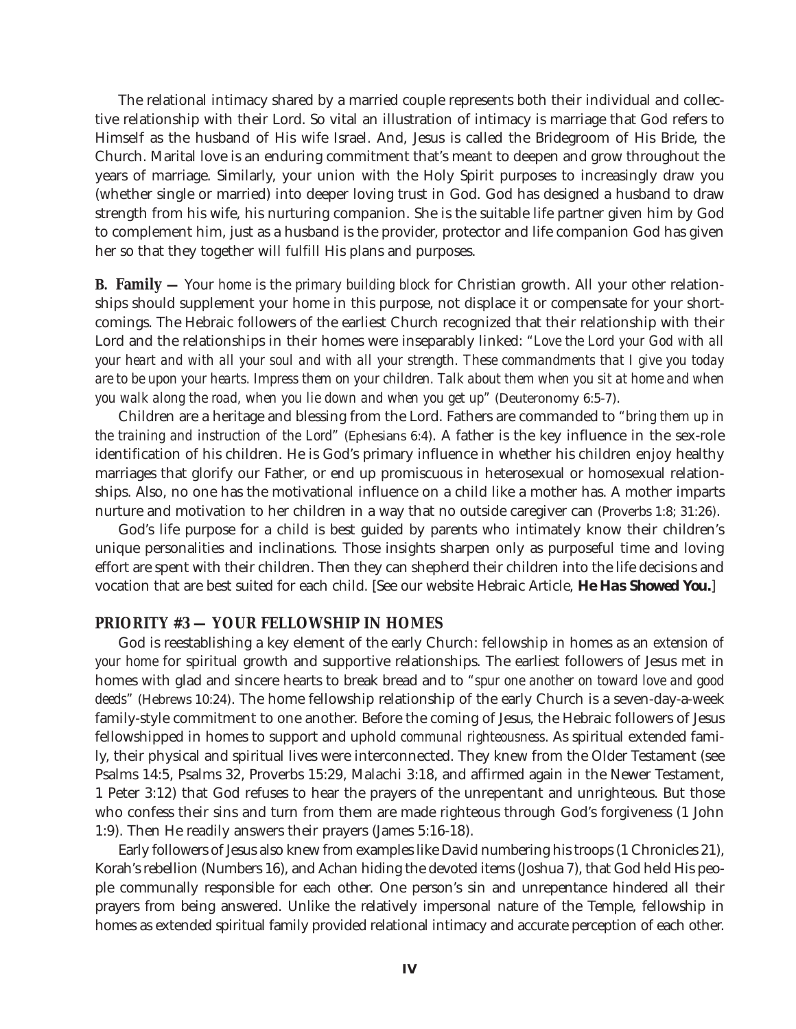The relational intimacy shared by a married couple represents both their individual and collective relationship with their Lord. So vital an illustration of intimacy is marriage that God refers to Himself as the husband of His wife Israel. And, Jesus is called the Bridegroom of His Bride, the Church. Marital love is an enduring commitment that's meant to deepen and grow throughout the years of marriage. Similarly, your union with the Holy Spirit purposes to increasingly draw you (whether single or married) into deeper loving trust in God. God has designed a husband to draw strength from his wife, his nurturing companion. She is the suitable life partner given him by God to complement him, just as a husband is the provider, protector and life companion God has given her so that they together will fulfill His plans and purposes.

**B. Family —** Your *home* is the *primary building block* for Christian growth. All your other relationships should supplement your home in this purpose, not displace it or compensate for your shortcomings. The Hebraic followers of the earliest Church recognized that their relationship with their Lord and the relationships in their homes were inseparably linked: *"Love the Lord your God with all your heart and with all your soul and with all your strength. These commandments that I give you today are to be upon your hearts. Impress them on your children. Talk about them when you sit at home and when you walk along the road, when you lie down and when you get up"* (Deuteronomy 6:5-7).

Children are a heritage and blessing from the Lord. Fathers are commanded to *"bring them up in the training and instruction of the Lord"* (Ephesians 6:4). A father is the key influence in the sex-role identification of his children. He is God's primary influence in whether his children enjoy healthy marriages that glorify our Father, or end up promiscuous in heterosexual or homosexual relationships. Also, no one has the motivational influence on a child like a mother has. A mother imparts nurture and motivation to her children in a way that no outside caregiver can (Proverbs 1:8; 31:26).

God's life purpose for a child is best guided by parents who intimately know their children's unique personalities and inclinations. Those insights sharpen only as purposeful time and loving effort are spent with their children. Then they can shepherd their children into the life decisions and vocation that are best suited for each child. [See our website Hebraic Article, **He Has Showed You.**]

## PRIORITY #3 — YOUR FELLOWSHIP IN HOMES

God is reestablishing a key element of the early Church: fellowship in homes as an *extension of your home* for spiritual growth and supportive relationships. The earliest followers of Jesus met in homes with glad and sincere hearts to break bread and to *"spur one another on toward love and good deeds"* (Hebrews 10:24). The home fellowship relationship of the early Church is a seven-day-a-week family-style commitment to one another. Before the coming of Jesus, the Hebraic followers of Jesus fellowshipped in homes to support and uphold *communal righteousness*. As spiritual extended family, their physical and spiritual lives were interconnected. They knew from the Older Testament (see Psalms 14:5, Psalms 32, Proverbs 15:29, Malachi 3:18, and affirmed again in the Newer Testament, 1 Peter 3:12) that God refuses to hear the prayers of the unrepentant and unrighteous. But those who confess their sins and turn from them are made righteous through God's forgiveness (1 John 1:9). Then He readily answers their prayers (James 5:16-18).

Early followers of Jesus also knew from examples like David numbering his troops (1 Chronicles 21), Korah's rebellion (Numbers 16), and Achan hiding the devoted items (Joshua 7), that God held His people communally responsible for each other. One person's sin and unrepentance hindered all their prayers from being answered. Unlike the relatively impersonal nature of the Temple, fellowship in homes as extended spiritual family provided relational intimacy and accurate perception of each other.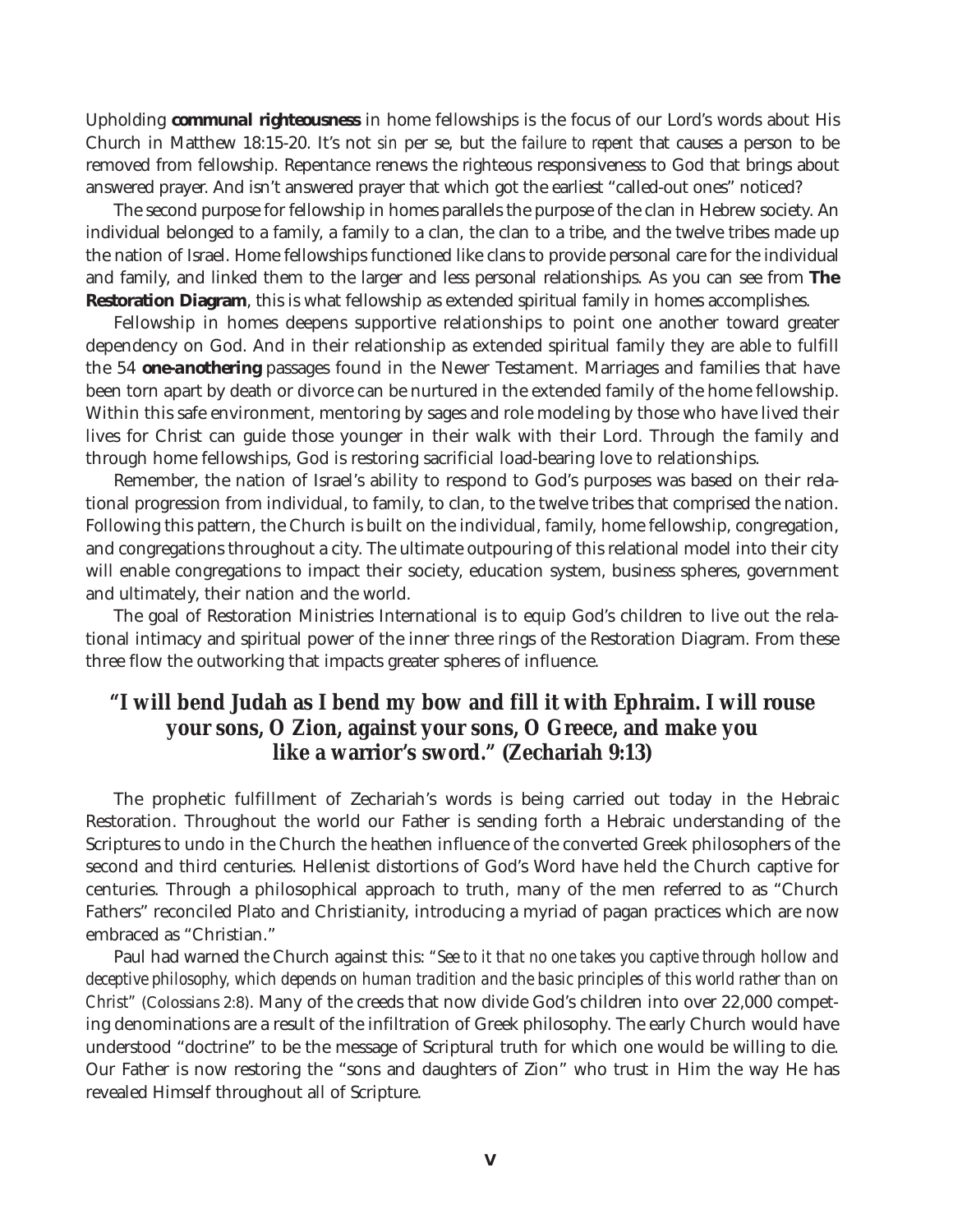Upholding **communal righteousness** in home fellowships is the focus of our Lord's words about His Church in Matthew 18:15-20. It's not *sin* per se, but the *failure to repent* that causes a person to be removed from fellowship. Repentance renews the righteous responsiveness to God that brings about answered prayer. And isn't answered prayer that which got the earliest "called-out ones" noticed?

The second purpose for fellowship in homes parallels the purpose of the clan in Hebrew society. An individual belonged to a family, a family to a clan, the clan to a tribe, and the twelve tribes made up the nation of Israel. Home fellowships functioned like clans to provide personal care for the individual and family, and linked them to the larger and less personal relationships. As you can see from **The Restoration Diagram**, this is what fellowship as extended spiritual family in homes accomplishes.

Fellowship in homes deepens supportive relationships to point one another toward greater dependency on God. And in their relationship as extended spiritual family they are able to fulfill the 54 **one-anothering** passages found in the Newer Testament. Marriages and families that have been torn apart by death or divorce can be nurtured in the extended family of the home fellowship. Within this safe environment, mentoring by sages and role modeling by those who have lived their lives for Christ can guide those younger in their walk with their Lord. Through the family and through home fellowships, God is restoring sacrificial load-bearing love to relationships.

Remember, the nation of Israel's ability to respond to God's purposes was based on their relational progression from individual, to family, to clan, to the twelve tribes that comprised the nation. Following this pattern, the Church is built on the individual, family, home fellowship, congregation, and congregations throughout a city. The ultimate outpouring of this relational model into their city will enable congregations to impact their society, education system, business spheres, government and ultimately, their nation and the world.

The goal of Restoration Ministries International is to equip God's children to live out the relational intimacy and spiritual power of the inner three rings of the Restoration Diagram. From these three flow the outworking that impacts greater spheres of influence.

## "I will bend Judah as I bend my bow and fill it with Ephraim. I will rouse your sons, O Zion, against your sons, O Greece, and make you like a warrior's sword." (Zechariah 9:13)

The prophetic fulfillment of Zechariah's words is being carried out today in the Hebraic Restoration. Throughout the world our Father is sending forth a Hebraic understanding of the Scriptures to undo in the Church the heathen influence of the converted Greek philosophers of the second and third centuries. Hellenist distortions of God's Word have held the Church captive for centuries. Through a philosophical approach to truth, many of the men referred to as "Church Fathers" reconciled Plato and Christianity, introducing a myriad of pagan practices which are now embraced as "Christian."

Paul had warned the Church against this: *"See to it that no one takes you captive through hollow and deceptive philosophy, which depends on human tradition and the basic principles of this world rather than on Christ"* (Colossians 2:8). Many of the creeds that now divide God's children into over 22,000 competing denominations are a result of the infiltration of Greek philosophy. The early Church would have understood "doctrine" to be the message of Scriptural truth for which one would be willing to die. Our Father is now restoring the "sons and daughters of Zion" who trust in Him the way He has revealed Himself throughout all of Scripture.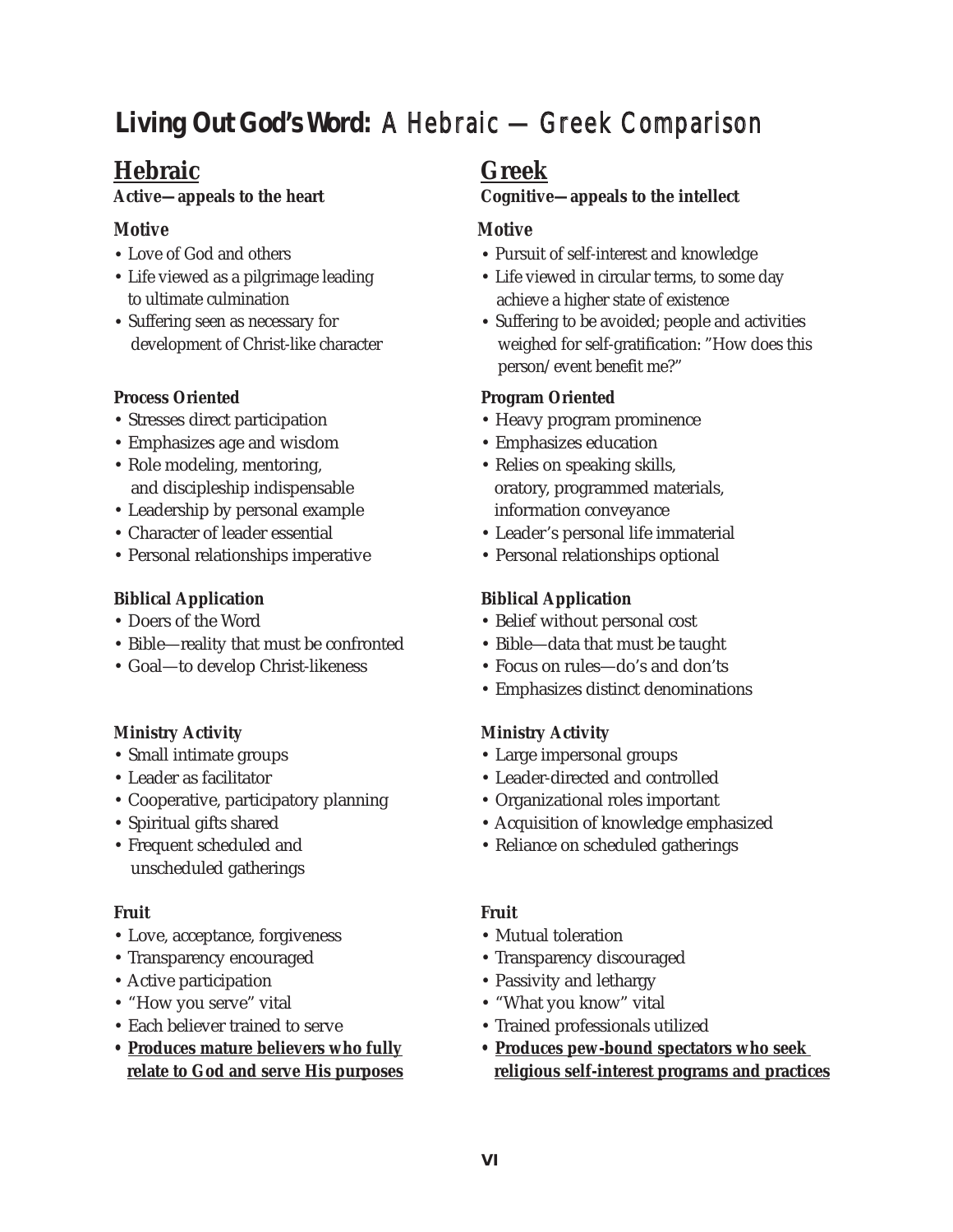# **Living Out God's Word:** A Hebraic — Greek Comparison

## Hebraic

**Active—appeals to the heart**

### Motive

- Love of God and others
- Life viewed as a pilgrimage leading to ultimate culmination
- Suffering seen as necessary for development of Christ-like character

### Process Oriented

- Stresses direct participation
- Emphasizes age and wisdom
- Role modeling, mentoring, and discipleship indispensable
- Leadership by personal example
- Character of leader essential
- Personal relationships imperative

### Biblical Application

- Doers of the Word
- Bible—reality that must be confronted
- Goal—to develop Christ-likeness

### Ministry Activity

- Small intimate groups
- Leader as facilitator
- Cooperative, participatory planning
- Spiritual gifts shared
- Frequent scheduled and unscheduled gatherings

### Fruit

- Love, acceptance, forgiveness
- Transparency encouraged
- Active participation
- "How you serve" vital
- Each believer trained to serve
- **<u>Produces mature believers who fully relate to God and serve His purposes</u>**

## Greek

**Cognitive—appeals to the intellect**

### Motive

- Pursuit of self-interest and knowledge
- Life viewed in circular terms, to some day achieve a higher state of existence
- Suffering to be avoided; people and activities weighed for self-gratification: "How does this person/event benefit me?"

### Program Oriented

- Heavy program prominence
- Emphasizes education
- Relies on speaking skills, oratory, programmed materials, information conveyance
- Leader's personal life immaterial
- Personal relationships optional

### Biblical Application

- Belief without personal cost
- Bible—data that must be taught
- Focus on rules—do's and don'ts
- Emphasizes distinct denominations

### Ministry Activity

- Large impersonal groups
- Leader-directed and controlled
- Organizational roles important
- Acquisition of knowledge emphasized
- Reliance on scheduled gatherings

### Fruit

- Mutual toleration
- Transparency discouraged
- Passivity and lethargy
- "What you know" vital
- Trained professionals utilized
- **<u>Produces pew-bound spectators who seek religious self-interest programs and practices</u>**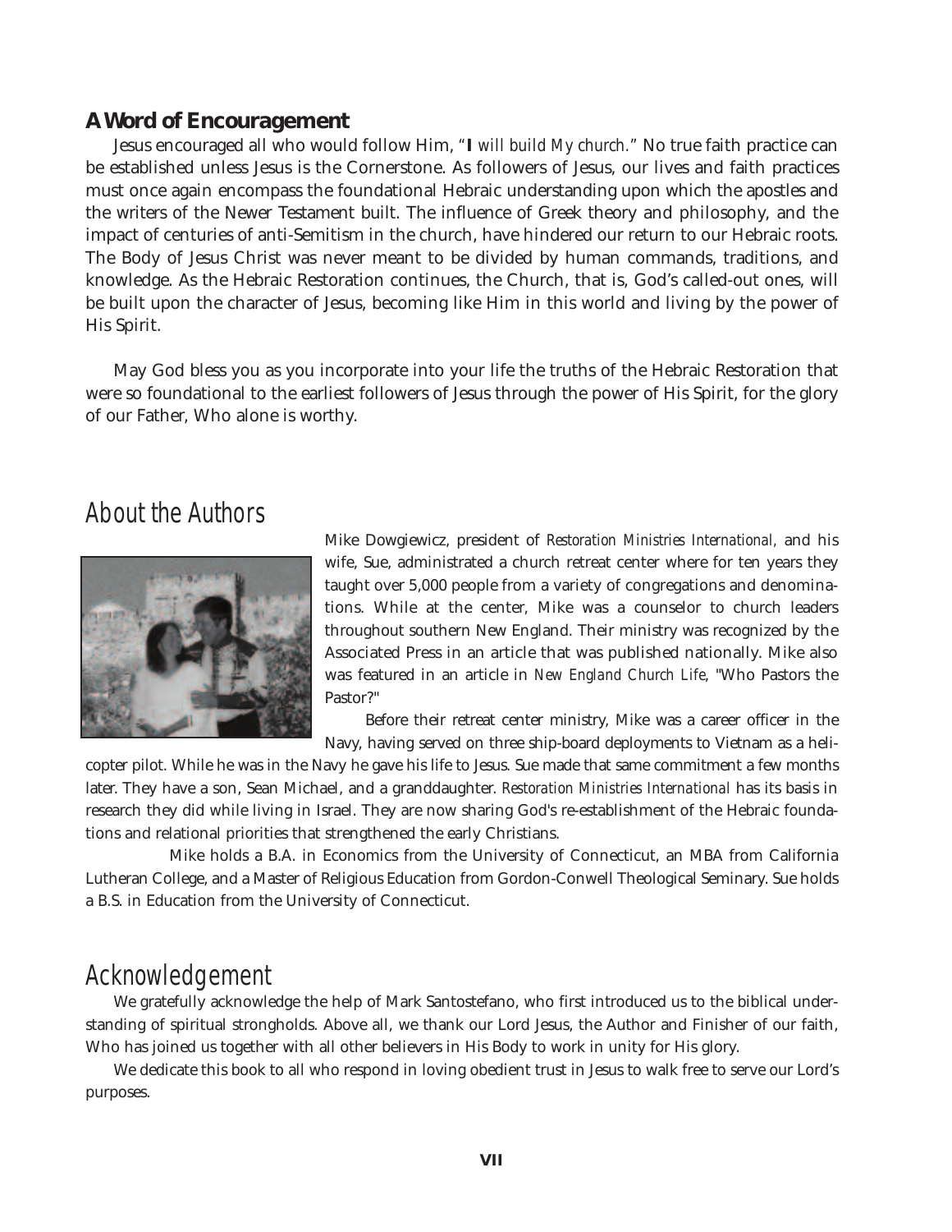## A Word of Encouragement

Jesus encouraged all who would follow Him, "**I** *will build My church.*" No true faith practice can be established unless Jesus is the Cornerstone. As followers of Jesus, our lives and faith practices must once again encompass the foundational Hebraic understanding upon which the apostles and the writers of the Newer Testament built. The influence of Greek theory and philosophy, and the impact of centuries of anti-Semitism in the church, have hindered our return to our Hebraic roots. The Body of Jesus Christ was never meant to be divided by human commands, traditions, and knowledge. As the Hebraic Restoration continues, the Church, that is, God's called-out ones, will be built upon the character of Jesus, becoming like Him in this world and living by the power of His Spirit.

May God bless you as you incorporate into your life the truths of the Hebraic Restoration that were so foundational to the earliest followers of Jesus through the power of His Spirit, for the glory of our Father, Who alone is worthy.

# About the Authors

Mike Dowgiewicz, president of *Restoration Ministries International*, and his wife, Sue, administrated a church retreat center where for ten years they taught over 5,000 people from a variety of congregations and denominations. While at the center, Mike was a counselor to church leaders throughout southern New England. Their ministry was recognized by the Associated Press in an article that was published nationally. Mike also was featured in an article in *New England Church Life*, "Who Pastors the Pastor?"

Before their retreat center ministry, Mike was a career officer in the Navy, having served on three ship-board deployments to Vietnam as a helicopter pilot. While he was in the Navy he gave his life to Jesus. Sue made that same commitment a few months later. They have a son, Sean Michael, and a granddaughter. *Restoration Ministries International* has its basis in research they did while living in Israel. They are now sharing God's re-establishment of the Hebraic foundations and relational priorities that strengthened the early Christians.

Mike holds a B.A. in Economics from the University of Connecticut, an MBA from California Lutheran College, and a Master of Religious Education from Gordon-Conwell Theological Seminary. Sue holds a B.S. in Education from the University of Connecticut.

# Acknowledgement

We gratefully acknowledge the help of Mark Santostefano, who first introduced us to the biblical understanding of spiritual strongholds. Above all, we thank our Lord Jesus, the Author and Finisher of our faith, Who has joined us together with all other believers in His Body to work in unity for His glory.

We dedicate this book to all who respond in loving obedient trust in Jesus to walk free to serve our Lord's purposes.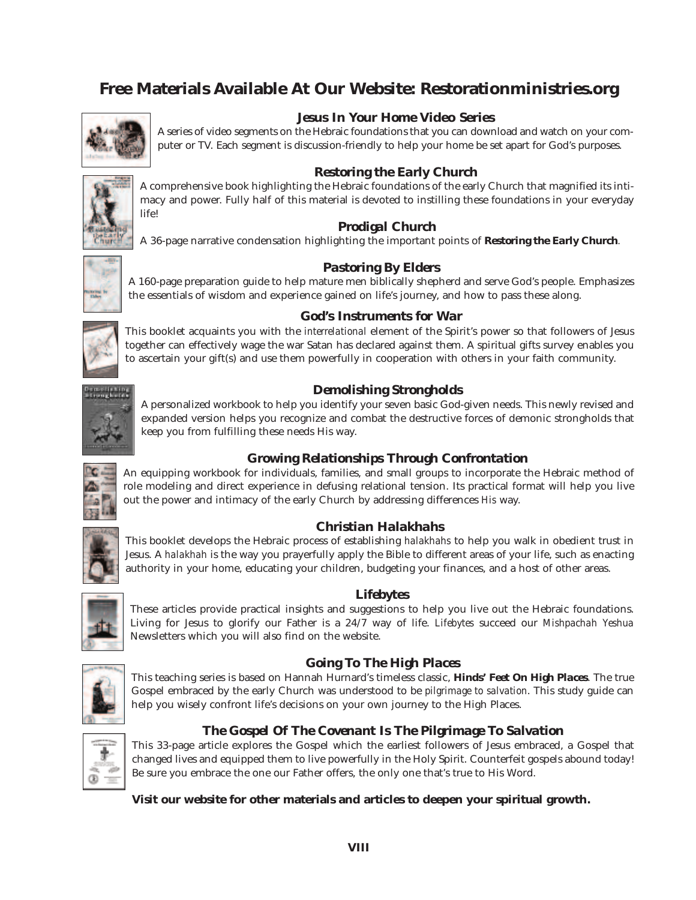# Free Materials Available At Our Website: Restorationministries.org

### Jesus In Your Home Video Series

A series of video segments on the Hebraic foundations that you can download and watch on your computer or TV. Each segment is discussion-friendly to help your home be set apart for God's purposes.

### Restoring the Early Church

A comprehensive book highlighting the Hebraic foundations of the early Church that magnified its intimacy and power. Fully half of this material is devoted to instilling these foundations in your everyday life!

### Prodigal Church

A 36-page narrative condensation highlighting the important points of **Restoring the Early Church**.

### Pastoring By Elders

A 160-page preparation guide to help mature men biblically shepherd and serve God's people. Emphasizes the essentials of wisdom and experience gained on life's journey, and how to pass these along.

### God's Instruments for War

This booklet acquaints you with the *interrelational* element of the Spirit's power so that followers of Jesus together can effectively wage the war Satan has declared against them. A spiritual gifts survey enables you to ascertain your gift(s) and use them powerfully in cooperation with others in your faith community.

### Demolishing Strongholds

A personalized workbook to help you identify your seven basic God-given needs. This newly revised and expanded version helps you recognize and combat the destructive forces of demonic strongholds that keep you from fulfilling these needs His way.

### Growing Relationships Through Confrontation

An equipping workbook for individuals, families, and small groups to incorporate the Hebraic method of role modeling and direct experience in defusing relational tension. Its practical format will help you live out the power and intimacy of the early Church by addressing differences *His* way.

### Christian Halakhahs

This booklet develops the Hebraic process of establishing *halakhahs* to help you walk in obedient trust in Jesus. A *halakhah* is the way you prayerfully apply the Bible to different areas of your life, such as enacting authority in your home, educating your children, budgeting your finances, and a host of other areas.

### Lifebytes

These articles provide practical insights and suggestions to help you live out the Hebraic foundations. Living for Jesus to glorify our Father is a 24/7 way of life. *Lifebytes* succeed our *Mishpachah Yeshua* Newsletters which you will also find on the website.

### Going To The High Places

This teaching series is based on Hannah Hurnard's timeless classic, **Hinds' Feet On High Places**. The true Gospel embraced by the early Church was understood to be *pilgrimage to salvation*. This study guide can help you wisely confront life's decisions on your own journey to the High Places.

### The Gospel Of The Covenant Is The Pilgrimage To Salvation

This 33-page article explores the Gospel which the earliest followers of Jesus embraced, a Gospel that changed lives and equipped them to live powerfully in the Holy Spirit. Counterfeit gospels abound today! Be sure you embrace the one our Father offers, the only one that's true to His Word.

**Visit our website for other materials and articles to deepen your spiritual growth.**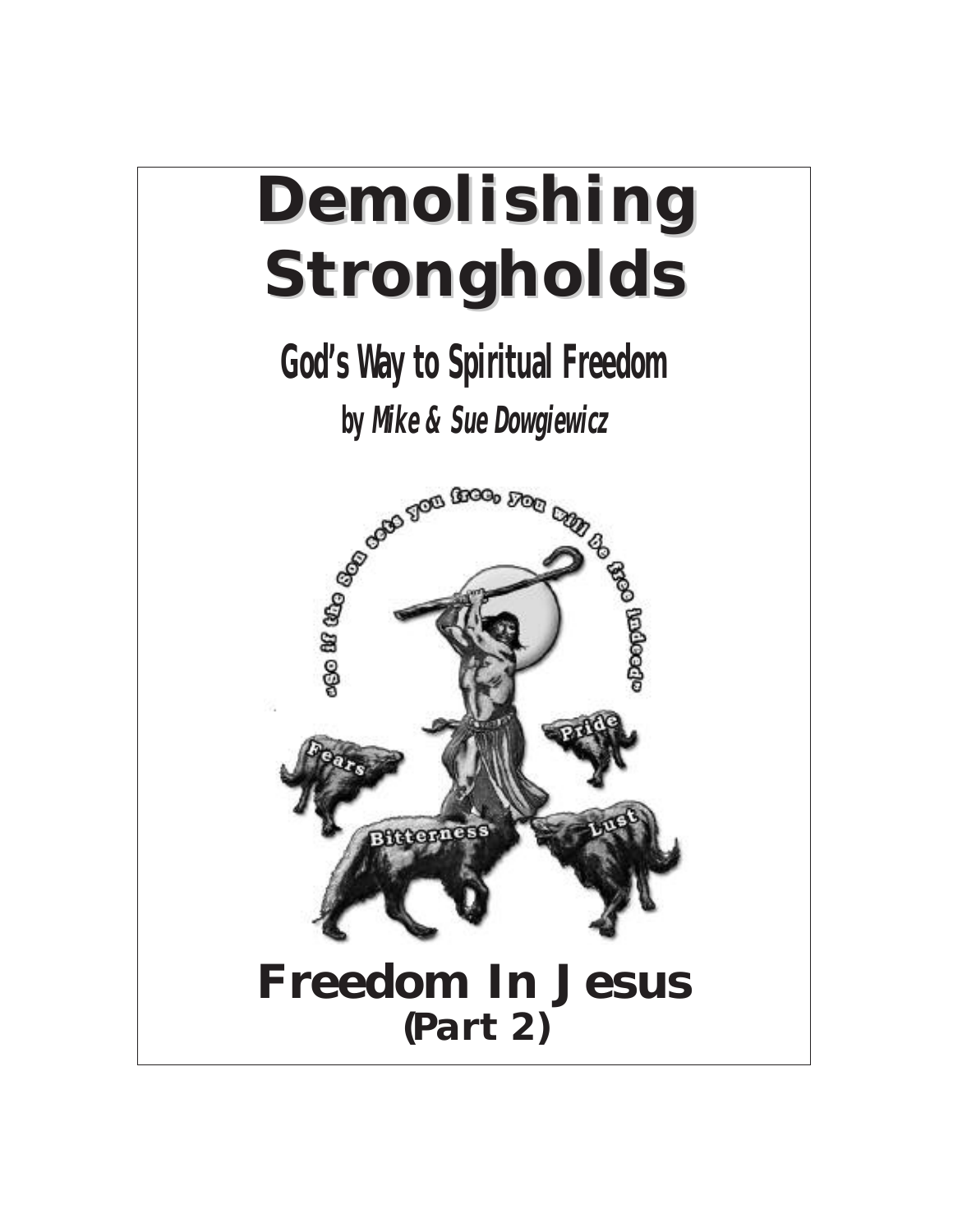# Demolishing Strongholds

## God's Way to Spiritual Freedom

### by *Mike & Sue Dowgiewicz*

# Freedom In Jesus

## (Part 2)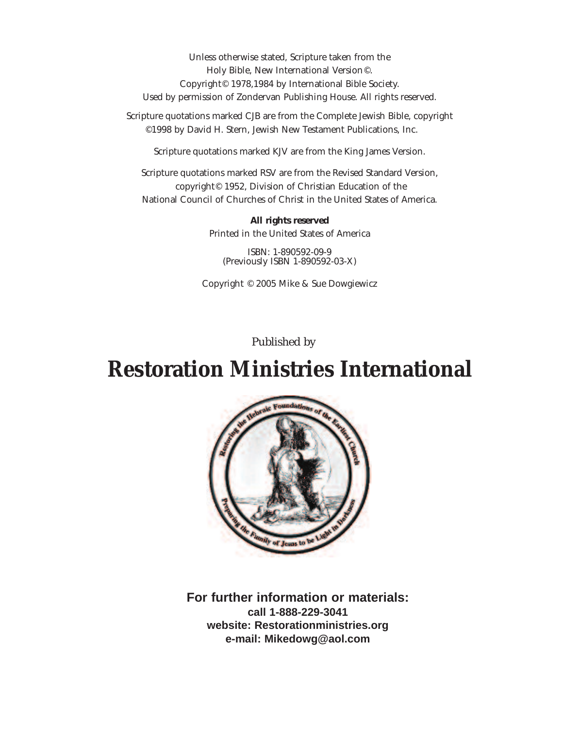Unless otherwise stated, Scripture taken from the
Holy Bible, New International Version ©.
Copyright © 1978,1984 by International Bible Society.
Used by permission of Zondervan Publishing House. All rights reserved.

Scripture quotations marked CJB are from the Complete Jewish Bible, copyright ©1998 by David H. Stern, Jewish New Testament Publications, Inc.

Scripture quotations marked KJV are from the King James Version.

Scripture quotations marked RSV are from the Revised Standard Version, copyright © 1952, Division of Christian Education of the National Council of Churches of Christ in the United States of America.

**All rights reserved**
Printed in the United States of America

ISBN: 1-890592-09-9
(Previously ISBN 1-890592-03-X)

Copyright © 2005 Mike & Sue Dowgiewicz

*Published by*

# Restoration Ministries International

Restoring the Hebraic Foundations of the Earliest Church

Preparing the Family of Jesus to be Light in Darkness

**For further information or materials:**
**call 1-888-229-3041**
**website: Restorationministries.org**
**e-mail: Mikedowg@aol.com**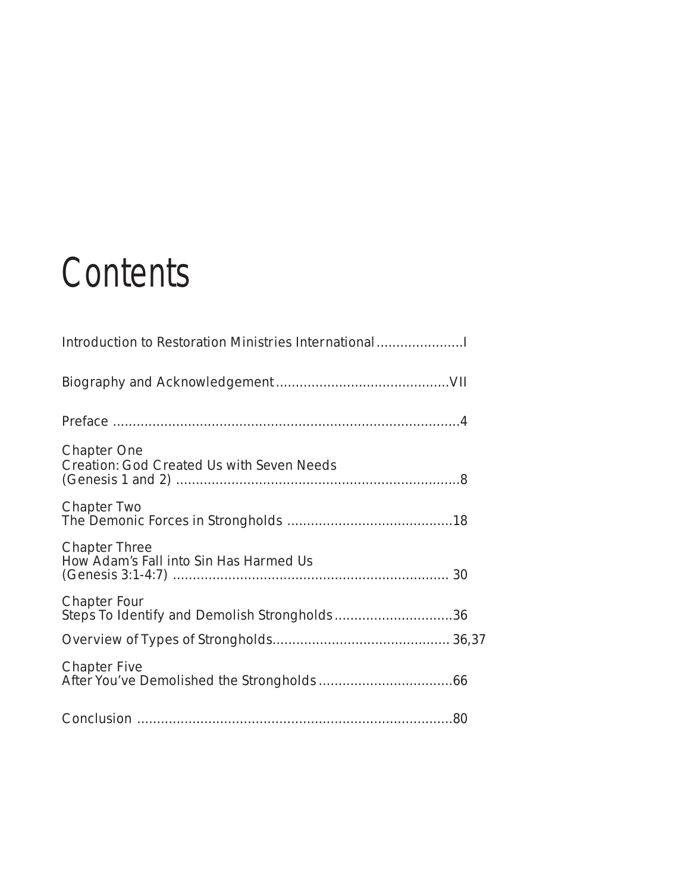# Contents

Introduction to Restoration Ministries International......................I

Biography and Acknowledgement...........................................VII

Preface ........................................................................................4

Chapter One
Creation: God Created Us with Seven Needs
(Genesis 1 and 2) ........................................................................8

Chapter Two
The Demonic Forces in Strongholds .........................................18

Chapter Three
How Adam's Fall into Sin Has Harmed Us
(Genesis 3:1-4:7) ..................................................................... 30

Chapter Four
Steps To Identify and Demolish Strongholds..............................36

Overview of Types of Strongholds............................................ 36,37

Chapter Five
After You've Demolished the Strongholds..................................66

Conclusion ................................................................................80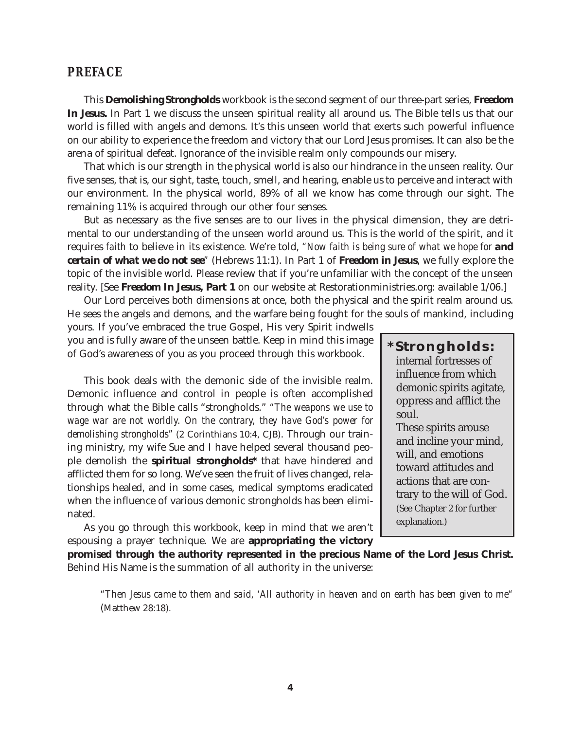## PREFACE

This **Demolishing Strongholds** workbook is the second segment of our three-part series, **Freedom In Jesus.** In Part 1 we discuss the unseen spiritual reality all around us. The Bible tells us that our world is filled with angels and demons. It's this unseen world that exerts such powerful influence on our ability to experience the freedom and victory that our Lord Jesus promises. It can also be the arena of spiritual defeat. Ignorance of the invisible realm only compounds our misery.

That which is our strength in the physical world is also our hindrance in the unseen reality. Our five senses, that is, our sight, taste, touch, smell, and hearing, enable us to perceive and interact with our environment. In the physical world, 89% of all we know has come through our sight. The remaining 11% is acquired through our other four senses.

But as necessary as the five senses are to our lives in the physical dimension, they are detrimental to our understanding of the unseen world around us. This is the world of the spirit, and it requires *faith* to believe in its existence. We're told, *"Now faith is being sure of what we hope for* **and certain of what we do not see**" (Hebrews 11:1). In Part 1 of **Freedom in Jesus**, we fully explore the topic of the invisible world. Please review that if you're unfamiliar with the concept of the unseen reality. [See **Freedom In Jesus, Part 1** on our website at Restorationministries.org: available 1/06.]

Our Lord perceives both dimensions at once, both the physical and the spirit realm around us. He sees the angels and demons, and the warfare being fought for the souls of mankind, including yours. If you've embraced the true Gospel, His very Spirit indwells you and is fully aware of the unseen battle. Keep in mind this image of God's awareness of you as you proceed through this workbook.

This book deals with the demonic side of the invisible realm. Demonic influence and control in people is often accomplished through what the Bible calls "strongholds." *"The weapons we use to wage war are not worldly. On the contrary, they have God's power for demolishing strongholds"* (2 Corinthians 10:4, CJB). Through our training ministry, my wife Sue and I have helped several thousand people demolish the **spiritual strongholds*** that have hindered and afflicted them for so long. We've seen the fruit of lives changed, relationships healed, and in some cases, medical symptoms eradicated when the influence of various demonic strongholds has been eliminated.

> **\*Strongholds:** internal fortresses of influence from which demonic spirits agitate, oppress and afflict the soul.
> These spirits arouse and incline your mind, will, and emotions toward attitudes and actions that are contrary to the will of God.
> (See Chapter 2 for further explanation.)

As you go through this workbook, keep in mind that we aren't espousing a prayer technique. We are **appropriating the victory promised through the authority represented in the precious Name of the Lord Jesus Christ.** Behind His Name is the summation of all authority in the universe:

> *"Then Jesus came to them and said, 'All authority in heaven and on earth has been given to me"* (Matthew 28:18).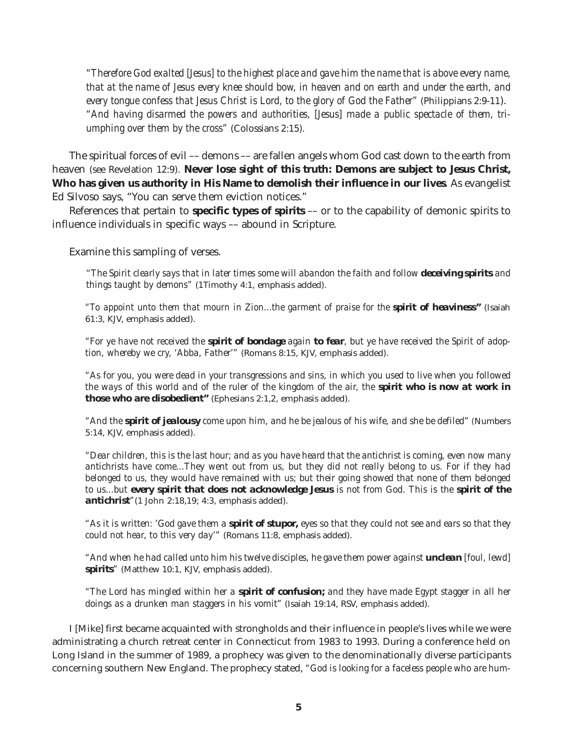*"Therefore God exalted [Jesus] to the highest place and gave him the name that is above every name, that at the name of Jesus every knee should bow, in heaven and on earth and under the earth, and every tongue confess that Jesus Christ is Lord, to the glory of God the Father"* (Philippians 2:9-11). *"And having disarmed the powers and authorities, [Jesus] made a public spectacle of them, triumphing over them by the cross"* (Colossians 2:15).

The spiritual forces of evil –– demons –– are fallen angels whom God cast down to the earth from heaven (see Revelation 12:9). **Never lose sight of this truth: Demons are subject to Jesus Christ, Who has given us authority in His Name to demolish their influence in our lives**. As evangelist Ed Silvoso says, "You can serve them eviction notices."

References that pertain to **specific types of spirits** –– or to the capability of demonic spirits to influence individuals in specific ways –– abound in Scripture.

Examine this sampling of verses.

*"The Spirit clearly says that in later times some will abandon the faith and follow* ***deceiving spirits*** *and things taught by demons"* (1Timothy 4:1, emphasis added).

*"To appoint unto them that mourn in Zion…the garment of praise for the* ***spirit of heaviness"*** (Isaiah 61:3, KJV, emphasis added).

*"For ye have not received the* ***spirit of bondage*** *again* ***to fear****, but ye have received the Spirit of adoption, whereby we cry, 'Abba, Father'"* (Romans 8:15, KJV, emphasis added).

*"As for you, you were dead in your transgressions and sins, in which you used to live when you followed the ways of this world and of the ruler of the kingdom of the air, the* ***spirit who is now at work in those who are disobedient"*** (Ephesians 2:1,2, emphasis added).

*"And the* ***spirit of jealousy*** *come upon him, and he be jealous of his wife, and she be defiled"* (Numbers 5:14, KJV, emphasis added).

*"Dear children, this is the last hour; and as you have heard that the antichrist is coming, even now many antichrists have come…They went out from us, but they did not really belong to us. For if they had belonged to us, they would have remained with us; but their going showed that none of them belonged to us…but* ***every spirit that does not acknowledge Jesus*** *is not from God. This is the* ***spirit of the antichrist****"* (1 John 2:18,19; 4:3, emphasis added).

*"As it is written: 'God gave them a* ***spirit of stupor,*** *eyes so that they could not see and ears so that they could not hear, to this very day'"* (Romans 11:8, emphasis added).

*"And when he had called unto him his twelve disciples, he gave them power against* ***unclean*** *[foul, lewd]* ***spirits****"* (Matthew 10:1, KJV, emphasis added).

*"The Lord has mingled within her a* ***spirit of confusion;*** *and they have made Egypt stagger in all her doings as a drunken man staggers in his vomit"* (Isaiah 19:14, RSV, emphasis added).

I [Mike] first became acquainted with strongholds and their influence in people's lives while we were administrating a church retreat center in Connecticut from 1983 to 1993. During a conference held on Long Island in the summer of 1989, a prophecy was given to the denominationally diverse participants concerning southern New England. The prophecy stated, *"God is looking for a faceless people who are hum-*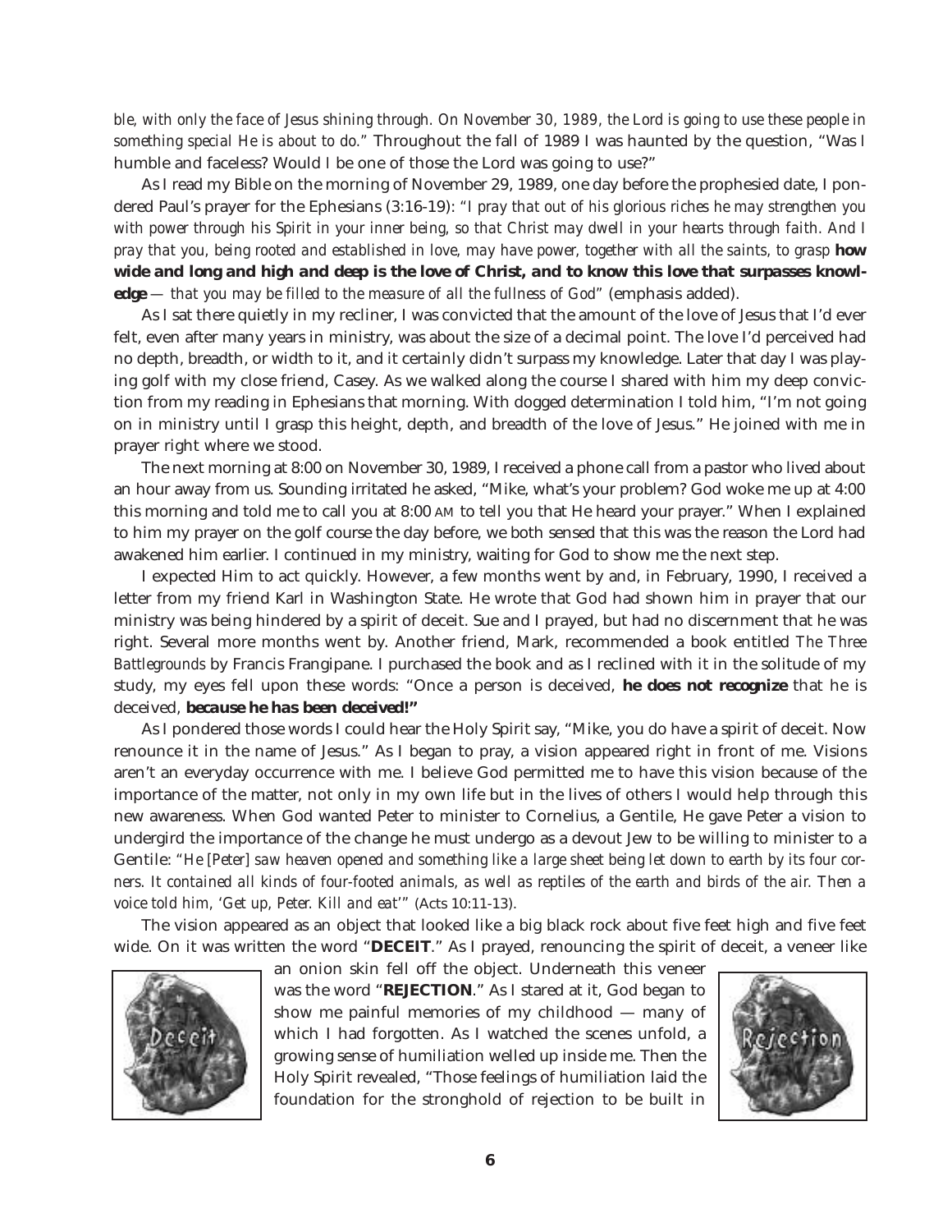*ble, with only the face of Jesus shining through. On November 30, 1989, the Lord is going to use these people in something special He is about to do."* Throughout the fall of 1989 I was haunted by the question, "Was I humble and faceless? Would I be one of those the Lord was going to use?"

As I read my Bible on the morning of November 29, 1989, one day before the prophesied date, I pondered Paul's prayer for the Ephesians (3:16-19): *"I pray that out of his glorious riches he may strengthen you with power through his Spirit in your inner being, so that Christ may dwell in your hearts through faith. And I pray that you, being rooted and established in love, may have power, together with all the saints, to grasp* **how wide and long and high and deep is the love of Christ, and to know this love that surpasses knowledge** *— that you may be filled to the measure of all the fullness of God"* (emphasis added).

As I sat there quietly in my recliner, I was convicted that the amount of the love of Jesus that I'd ever felt, even after many years in ministry, was about the size of a decimal point. The love I'd perceived had no depth, breadth, or width to it, and it certainly didn't surpass my knowledge. Later that day I was playing golf with my close friend, Casey. As we walked along the course I shared with him my deep conviction from my reading in Ephesians that morning. With dogged determination I told him, "I'm not going on in ministry until I grasp this height, depth, and breadth of the love of Jesus." He joined with me in prayer right where we stood.

The next morning at 8:00 on November 30, 1989, I received a phone call from a pastor who lived about an hour away from us. Sounding irritated he asked, "Mike, what's your problem? God woke me up at 4:00 this morning and told me to call you at 8:00 AM to tell you that He heard your prayer." When I explained to him my prayer on the golf course the day before, we both sensed that this was the reason the Lord had awakened him earlier. I continued in my ministry, waiting for God to show me the next step.

I expected Him to act quickly. However, a few months went by and, in February, 1990, I received a letter from my friend Karl in Washington State. He wrote that God had shown him in prayer that our ministry was being hindered by a spirit of deceit. Sue and I prayed, but had no discernment that he was right. Several more months went by. Another friend, Mark, recommended a book entitled *The Three Battlegrounds* by Francis Frangipane. I purchased the book and as I reclined with it in the solitude of my study, my eyes fell upon these words: "Once a person is deceived, **he does not recognize** that he is deceived, **because he has been deceived!"**

As I pondered those words I could hear the Holy Spirit say, "Mike, you do have a spirit of deceit. Now renounce it in the name of Jesus." As I began to pray, a vision appeared right in front of me. Visions aren't an everyday occurrence with me. I believe God permitted me to have this vision because of the importance of the matter, not only in my own life but in the lives of others I would help through this new awareness. When God wanted Peter to minister to Cornelius, a Gentile, He gave Peter a vision to undergird the importance of the change he must undergo as a devout Jew to be willing to minister to a Gentile: *"He [Peter] saw heaven opened and something like a large sheet being let down to earth by its four corners. It contained all kinds of four-footed animals, as well as reptiles of the earth and birds of the air. Then a voice told him, 'Get up, Peter. Kill and eat'"* (Acts 10:11-13).

The vision appeared as an object that looked like a big black rock about five feet high and five feet wide. On it was written the word "**DECEIT**." As I prayed, renouncing the spirit of deceit, a veneer like an onion skin fell off the object. Underneath this veneer was the word "**REJECTION**." As I stared at it, God began to show me painful memories of my childhood — many of which I had forgotten. As I watched the scenes unfold, a growing sense of humiliation welled up inside me. Then the Holy Spirit revealed, "Those feelings of humiliation laid the foundation for the stronghold of rejection to be built in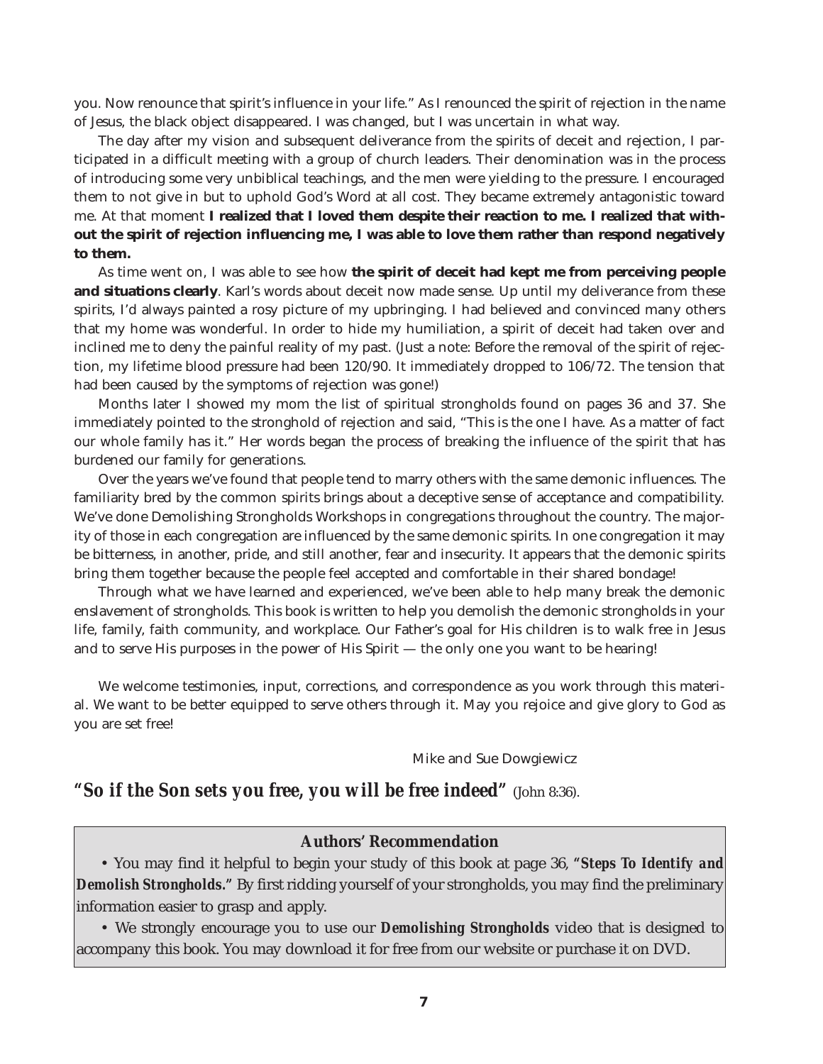you. Now renounce that spirit's influence in your life." As I renounced the spirit of rejection in the name of Jesus, the black object disappeared. I was changed, but I was uncertain in what way.

The day after my vision and subsequent deliverance from the spirits of deceit and rejection, I participated in a difficult meeting with a group of church leaders. Their denomination was in the process of introducing some very unbiblical teachings, and the men were yielding to the pressure. I encouraged them to not give in but to uphold God's Word at all cost. They became extremely antagonistic toward me. At that moment **I realized that I loved them despite their reaction to me. I realized that without the spirit of rejection influencing me, I was able to love them rather than respond negatively to them.**

As time went on, I was able to see how **the spirit of deceit had kept me from perceiving people and situations clearly**. Karl's words about deceit now made sense. Up until my deliverance from these spirits, I'd always painted a rosy picture of my upbringing. I had believed and convinced many others that my home was wonderful. In order to hide my humiliation, a spirit of deceit had taken over and inclined me to deny the painful reality of my past. (Just a note: Before the removal of the spirit of rejection, my lifetime blood pressure had been 120/90. It immediately dropped to 106/72. The tension that had been caused by the symptoms of rejection was gone!)

Months later I showed my mom the list of spiritual strongholds found on pages 36 and 37. She immediately pointed to the stronghold of rejection and said, "This is the one I have. As a matter of fact our whole family has it." Her words began the process of breaking the influence of the spirit that has burdened our family for generations.

Over the years we've found that people tend to marry others with the same demonic influences. The familiarity bred by the common spirits brings about a deceptive sense of acceptance and compatibility. We've done Demolishing Strongholds Workshops in congregations throughout the country. The majority of those in each congregation are influenced by the same demonic spirits. In one congregation it may be bitterness, in another, pride, and still another, fear and insecurity. It appears that the demonic spirits bring them together because the people feel accepted and comfortable in their shared bondage!

Through what we have learned and experienced, we've been able to help many break the demonic enslavement of strongholds. This book is written to help you demolish the demonic strongholds in your life, family, faith community, and workplace. Our Father's goal for His children is to walk free in Jesus and to serve His purposes in the power of His Spirit — the only one you want to be hearing!

We welcome testimonies, input, corrections, and correspondence as you work through this material. We want to be better equipped to serve others through it. May you rejoice and give glory to God as you are set free!

Mike and Sue Dowgiewicz

**"So if the Son sets you free, you will be free indeed"** (John 8:36).

**Authors' Recommendation**

- You may find it helpful to begin your study of this book at page 36, **"Steps To Identify and Demolish Strongholds."** By first ridding yourself of your strongholds, you may find the preliminary information easier to grasp and apply.
- We strongly encourage you to use our **Demolishing Strongholds** video that is designed to accompany this book. You may download it for free from our website or purchase it on DVD.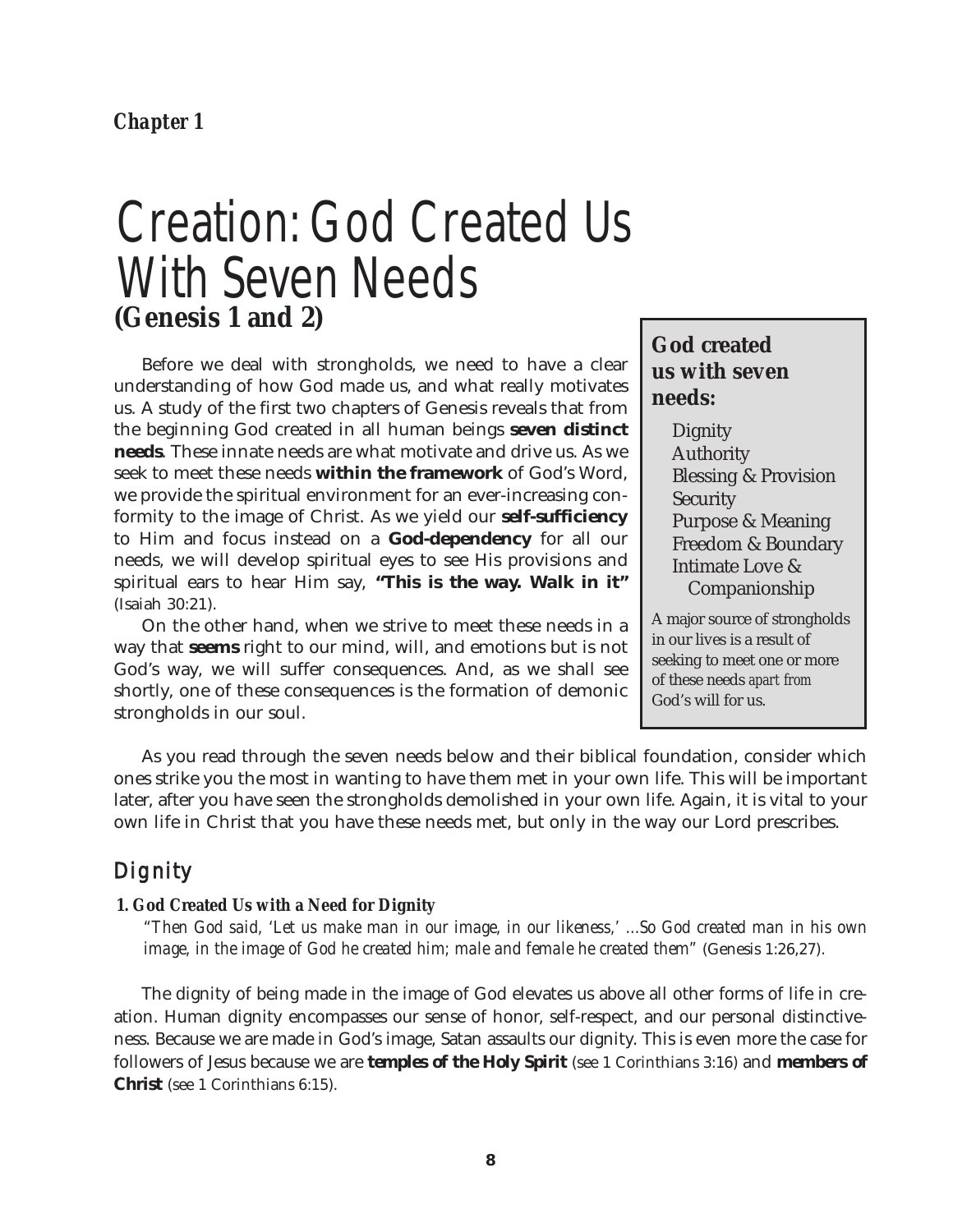*Chapter 1*

# Creation: God Created Us With Seven Needs

**(Genesis 1 and 2)**

Before we deal with strongholds, we need to have a clear understanding of how God made us, and what really motivates us. A study of the first two chapters of Genesis reveals that from the beginning God created in all human beings **seven distinct needs**. These innate needs are what motivate and drive us. As we seek to meet these needs **within the framework** of God's Word, we provide the spiritual environment for an ever-increasing conformity to the image of Christ. As we yield our **self-sufficiency** to Him and focus instead on a **God-dependency** for all our needs, we will develop spiritual eyes to see His provisions and spiritual ears to hear Him say, **"This is the way. Walk in it"** (Isaiah 30:21).

On the other hand, when we strive to meet these needs in a way that **seems** right to our mind, will, and emotions but is not God's way, we will suffer consequences. And, as we shall see shortly, one of these consequences is the formation of demonic strongholds in our soul.

> **God created us with seven needs:**
>
> - Dignity
> - Authority
> - Blessing & Provision
> - Security
> - Purpose & Meaning
> - Freedom & Boundary
> - Intimate Love & Companionship
>
> A major source of strongholds in our lives is a result of seeking to meet one or more of these needs *apart from* God's will for us.

As you read through the seven needs below and their biblical foundation, consider which ones strike you the most in wanting to have them met in your own life. This will be important later, after you have seen the strongholds demolished in your own life. Again, it is vital to your own life in Christ that you have these needs met, but only in the way our Lord prescribes.

## Dignity

**1. God Created Us with a Need for Dignity**

*"Then God said, 'Let us make man in our image, in our likeness,' …So God created man in his own image, in the image of God he created him; male and female he created them"* (Genesis 1:26,27).

The dignity of being made in the image of God elevates us above all other forms of life in creation. Human dignity encompasses our sense of honor, self-respect, and our personal distinctiveness. Because we are made in God's image, Satan assaults our dignity. This is even more the case for followers of Jesus because we are **temples of the Holy Spirit** (see 1 Corinthians 3:16) and **members of Christ** (see 1 Corinthians 6:15).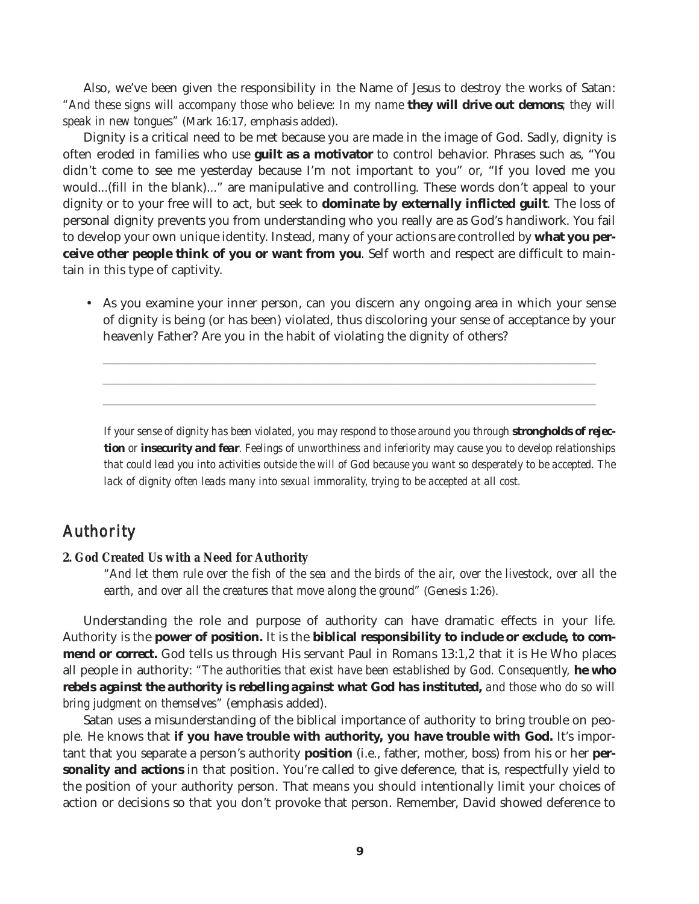Also, we've been given the responsibility in the Name of Jesus to destroy the works of Satan: *"And these signs will accompany those who believe: In my name* **they will drive out demons**; *they will speak in new tongues"* (Mark 16:17, emphasis added).

Dignity is a critical need to be met because you *are* made in the image of God. Sadly, dignity is often eroded in families who use **guilt as a motivator** to control behavior. Phrases such as, "You didn't come to see me yesterday because I'm not important to you" or, "If you loved me you would...(fill in the blank)..." are manipulative and controlling. These words don't appeal to your dignity or to your free will to act, but seek to **dominate by externally inflicted guilt**. The loss of personal dignity prevents you from understanding who you really are as God's handiwork. You fail to develop your own unique identity. Instead, many of your actions are controlled by **what you perceive other people think of you or want from you**. Self worth and respect are difficult to maintain in this type of captivity.

- As you examine your inner person, can you discern any ongoing area in which your sense of dignity is being (or has been) violated, thus discoloring your sense of acceptance by your heavenly Father? Are you in the habit of violating the dignity of others?

  ______________________________________________________________________________

  ______________________________________________________________________________

  ______________________________________________________________________________

*If your sense of dignity has been violated, you may respond to those around you through* ***strongholds of rejection*** *or* ***insecurity and fear****. Feelings of unworthiness and inferiority may cause you to develop relationships that could lead you into activities outside the will of God because you want so desperately to be accepted. The lack of dignity often leads many into sexual immorality, trying to be accepted at all cost.*

## Authority

### 2. God Created Us with a Need for Authority

*"And let them rule over the fish of the sea and the birds of the air, over the livestock, over all the earth, and over all the creatures that move along the ground"* (Genesis 1:26).

Understanding the role and purpose of authority can have dramatic effects in your life. Authority is the **power of position.** It is the **biblical responsibility to include or exclude, to commend or correct.** God tells us through His servant Paul in Romans 13:1,2 that it is He Who places all people in authority: *"The authorities that exist have been established by God. Consequently,* **he who rebels against the authority is rebelling against what God has instituted,** *and those who do so will bring judgment on themselves"* (emphasis added).

Satan uses a misunderstanding of the biblical importance of authority to bring trouble on people. He knows that **if you have trouble with authority, you have trouble with God.** It's important that you separate a person's authority **position** (i.e., father, mother, boss) from his or her **personality and actions** in that position. You're called to give deference, that is, respectfully yield to the position of your authority person. That means you should intentionally limit your choices of action or decisions so that you don't provoke that person. Remember, David showed deference to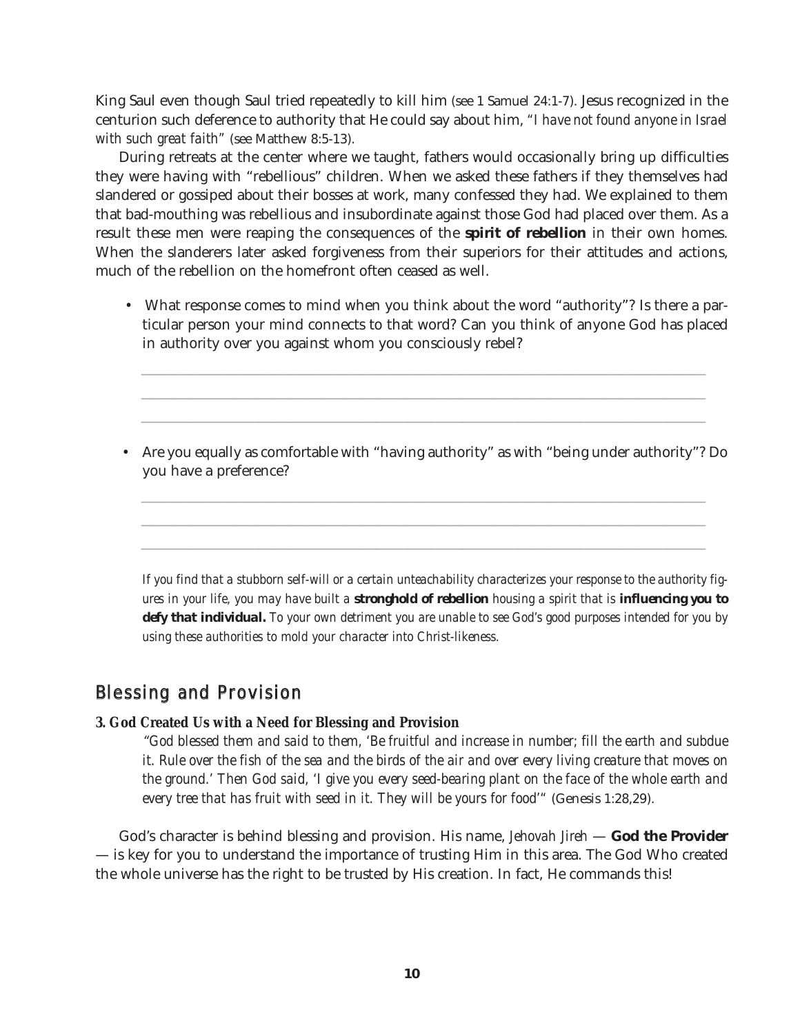King Saul even though Saul tried repeatedly to kill him (see 1 Samuel 24:1-7). Jesus recognized in the centurion such deference to authority that He could say about him, "*I have not found anyone in Israel with such great faith*" (see Matthew 8:5-13).

During retreats at the center where we taught, fathers would occasionally bring up difficulties they were having with "rebellious" children. When we asked these fathers if they themselves had slandered or gossiped about their bosses at work, many confessed they had. We explained to them that bad-mouthing was rebellious and insubordinate against those God had placed over them. As a result these men were reaping the consequences of the **spirit of rebellion** in their own homes. When the slanderers later asked forgiveness from their superiors for their attitudes and actions, much of the rebellion on the homefront often ceased as well.

- What response comes to mind when you think about the word "authority"? Is there a particular person your mind connects to that word? Can you think of anyone God has placed in authority over you against whom you consciously rebel?

\_\_\_\_\_\_\_\_\_\_\_\_\_\_\_\_\_\_\_\_\_\_\_\_\_\_\_\_\_\_\_\_\_\_\_\_\_\_\_\_\_\_\_\_\_\_\_\_\_\_\_\_\_\_\_\_\_\_\_\_\_\_\_\_\_\_

\_\_\_\_\_\_\_\_\_\_\_\_\_\_\_\_\_\_\_\_\_\_\_\_\_\_\_\_\_\_\_\_\_\_\_\_\_\_\_\_\_\_\_\_\_\_\_\_\_\_\_\_\_\_\_\_\_\_\_\_\_\_\_\_\_\_

\_\_\_\_\_\_\_\_\_\_\_\_\_\_\_\_\_\_\_\_\_\_\_\_\_\_\_\_\_\_\_\_\_\_\_\_\_\_\_\_\_\_\_\_\_\_\_\_\_\_\_\_\_\_\_\_\_\_\_\_\_\_\_\_\_\_

- Are you equally as comfortable with "having authority" as with "being under authority"? Do you have a preference?

\_\_\_\_\_\_\_\_\_\_\_\_\_\_\_\_\_\_\_\_\_\_\_\_\_\_\_\_\_\_\_\_\_\_\_\_\_\_\_\_\_\_\_\_\_\_\_\_\_\_\_\_\_\_\_\_\_\_\_\_\_\_\_\_\_\_

\_\_\_\_\_\_\_\_\_\_\_\_\_\_\_\_\_\_\_\_\_\_\_\_\_\_\_\_\_\_\_\_\_\_\_\_\_\_\_\_\_\_\_\_\_\_\_\_\_\_\_\_\_\_\_\_\_\_\_\_\_\_\_\_\_\_

\_\_\_\_\_\_\_\_\_\_\_\_\_\_\_\_\_\_\_\_\_\_\_\_\_\_\_\_\_\_\_\_\_\_\_\_\_\_\_\_\_\_\_\_\_\_\_\_\_\_\_\_\_\_\_\_\_\_\_\_\_\_\_\_\_\_

*If you find that a stubborn self-will or a certain unteachability characterizes your response to the authority figures in your life, you may have built a* **stronghold of rebellion** *housing a spirit that is* **influencing you to defy that individual.** *To your own detriment you are unable to see God's good purposes intended for you by using these authorities to mold your character into Christ-likeness.*

## Blessing and Provision

### 3. God Created Us with a Need for Blessing and Provision

> *"God blessed them and said to them, 'Be fruitful and increase in number; fill the earth and subdue it. Rule over the fish of the sea and the birds of the air and over every living creature that moves on the ground.' Then God said, 'I give you every seed-bearing plant on the face of the whole earth and every tree that has fruit with seed in it. They will be yours for food'"* (Genesis 1:28,29).

God's character is behind blessing and provision. His name, *Jehovah Jireh* — **God the Provider** — is key for you to understand the importance of trusting Him in this area. The God Who created the whole universe has the right to be trusted by His creation. In fact, He commands this!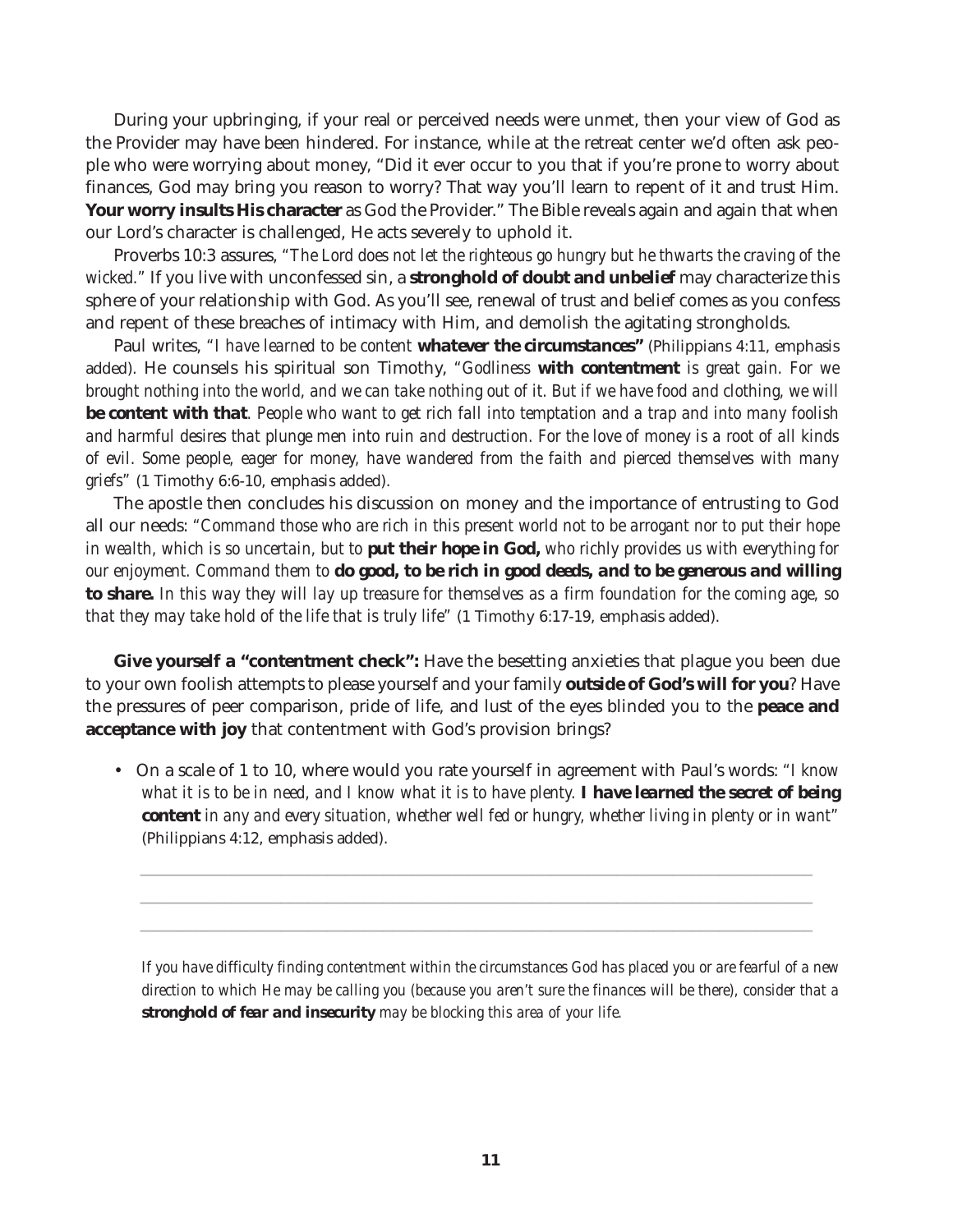During your upbringing, if your real or perceived needs were unmet, then your view of God as the Provider may have been hindered. For instance, while at the retreat center we'd often ask people who were worrying about money, "Did it ever occur to you that if you're prone to worry about finances, God may bring you reason to worry? That way you'll learn to repent of it and trust Him. **Your worry insults His character** as God the Provider." The Bible reveals again and again that when our Lord's character is challenged, He acts severely to uphold it.

Proverbs 10:3 assures, "*The Lord does not let the righteous go hungry but he thwarts the craving of the wicked.*" If you live with unconfessed sin, a **stronghold of doubt and unbelief** may characterize this sphere of your relationship with God. As you'll see, renewal of trust and belief comes as you confess and repent of these breaches of intimacy with Him, and demolish the agitating strongholds.

Paul writes, "*I have learned to be content* ***whatever the circumstances***" (Philippians 4:11, emphasis added). He counsels his spiritual son Timothy, "*Godliness* ***with contentment*** *is great gain. For we brought nothing into the world, and we can take nothing out of it. But if we have food and clothing, we will* ***be content with that****. People who want to get rich fall into temptation and a trap and into many foolish and harmful desires that plunge men into ruin and destruction. For the love of money is a root of all kinds of evil. Some people, eager for money, have wandered from the faith and pierced themselves with many griefs*" (1 Timothy 6:6-10, emphasis added).

The apostle then concludes his discussion on money and the importance of entrusting to God all our needs: "*Command those who are rich in this present world not to be arrogant nor to put their hope in wealth, which is so uncertain, but to* ***put their hope in God,*** *who richly provides us with everything for our enjoyment. Command them to* ***do good, to be rich in good deeds, and to be generous and willing to share.*** *In this way they will lay up treasure for themselves as a firm foundation for the coming age, so that they may take hold of the life that is truly life*" (1 Timothy 6:17-19, emphasis added).

**Give yourself a "contentment check":** Have the besetting anxieties that plague you been due to your own foolish attempts to please yourself and your family **outside of God's will for you**? Have the pressures of peer comparison, pride of life, and lust of the eyes blinded you to the **peace and acceptance with joy** that contentment with God's provision brings?

- On a scale of 1 to 10, where would you rate yourself in agreement with Paul's words: "*I know what it is to be in need, and I know what it is to have plenty.* ***I have learned the secret of being content*** *in any and every situation, whether well fed or hungry, whether living in plenty or in want*" (Philippians 4:12, emphasis added).

  ______________________________________________________________________________

  ______________________________________________________________________________

  ______________________________________________________________________________

  *If you have difficulty finding contentment within the circumstances God has placed you or are fearful of a new direction to which He may be calling you (because you aren't sure the finances will be there), consider that a* ***stronghold of fear and insecurity*** *may be blocking this area of your life.*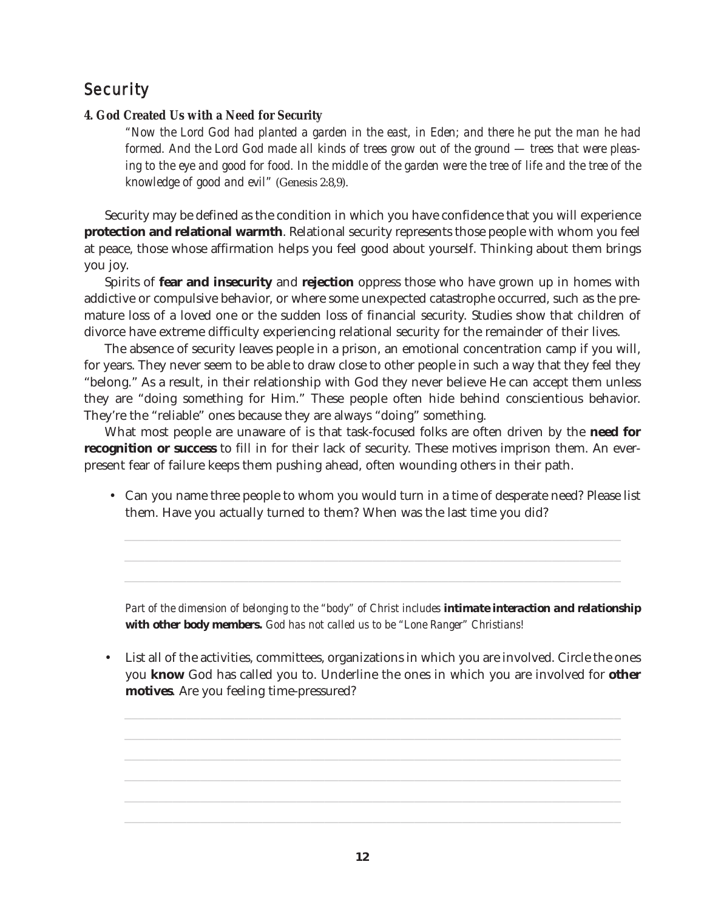## Security

### 4. God Created Us with a Need for Security

> *"Now the Lord God had planted a garden in the east, in Eden; and there he put the man he had formed. And the Lord God made all kinds of trees grow out of the ground — trees that were pleasing to the eye and good for food. In the middle of the garden were the tree of life and the tree of the knowledge of good and evil"* (Genesis 2:8,9).

Security may be defined as the condition in which you have confidence that you will experience **protection and relational warmth**. Relational security represents those people with whom you feel at peace, those whose affirmation helps you feel good about yourself. Thinking about them brings you joy.

Spirits of **fear and insecurity** and **rejection** oppress those who have grown up in homes with addictive or compulsive behavior, or where some unexpected catastrophe occurred, such as the premature loss of a loved one or the sudden loss of financial security. Studies show that children of divorce have extreme difficulty experiencing relational security for the remainder of their lives.

The absence of security leaves people in a prison, an emotional concentration camp if you will, for years. They never seem to be able to draw close to other people in such a way that they feel they "belong." As a result, in their relationship with God they never believe He can accept them unless they are "doing something for Him." These people often hide behind conscientious behavior. They're the "reliable" ones because they are always "doing" something.

What most people are unaware of is that task-focused folks are often driven by the **need for recognition or success** to fill in for their lack of security. These motives imprison them. An ever-present fear of failure keeps them pushing ahead, often wounding others in their path.

- Can you name three people to whom you would turn in a time of desperate need? Please list them. Have you actually turned to them? When was the last time you did?

___________________________________________

___________________________________________

___________________________________________

*Part of the dimension of belonging to the "body" of Christ includes* **intimate interaction and relationship with other body members.** *God has not called us to be "Lone Ranger" Christians!*

- List all of the activities, committees, organizations in which you are involved. Circle the ones you **know** God has called you to. Underline the ones in which you are involved for **other motives**. Are you feeling time-pressured?

___________________________________________

___________________________________________

___________________________________________

___________________________________________

___________________________________________

___________________________________________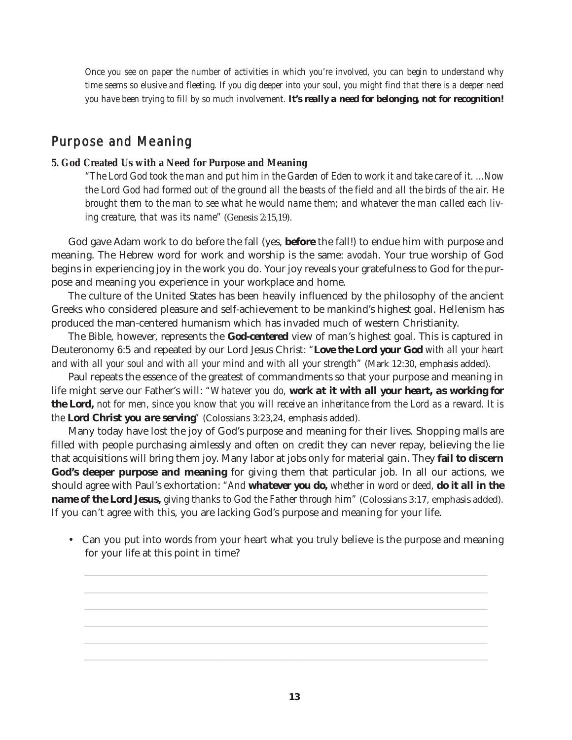*Once you see on paper the number of activities in which you're involved, you can begin to understand why time seems so elusive and fleeting. If you dig deeper into your soul, you might find that there is a deeper need you have been trying to fill by so much involvement.* **It's really a need for belonging, not for recognition!**

## Purpose and Meaning

### 5. God Created Us with a Need for Purpose and Meaning

> *"The Lord God took the man and put him in the Garden of Eden to work it and take care of it. …Now the Lord God had formed out of the ground all the beasts of the field and all the birds of the air. He brought them to the man to see what he would name them; and whatever the man called each living creature, that was its name"* (Genesis 2:15,19).

God gave Adam work to do before the fall (yes, **before** the fall!) to endue him with purpose and meaning. The Hebrew word for work and worship is the same: *avodah*. Your true worship of God begins in experiencing joy in the work you do. Your joy reveals your gratefulness to God for the purpose and meaning you experience in your workplace and home.

The culture of the United States has been heavily influenced by the philosophy of the ancient Greeks who considered pleasure and self-achievement to be mankind's highest goal. Hellenism has produced the man-centered humanism which has invaded much of western Christianity.

The Bible, however, represents the **God-centered** view of man's highest goal. This is captured in Deuteronomy 6:5 and repeated by our Lord Jesus Christ: "**Love the Lord your God** *with all your heart and with all your soul and with all your mind and with all your strength"* (Mark 12:30, emphasis added).

Paul repeats the essence of the greatest of commandments so that your purpose and meaning in life might serve our Father's will: "*Whatever you do,* **work at it with all your heart, as working for the Lord,** *not for men, since you know that you will receive an inheritance from the Lord as a reward. It is the* **Lord Christ you are serving**" (Colossians 3:23,24, emphasis added).

Many today have lost the joy of God's purpose and meaning for their lives. Shopping malls are filled with people purchasing aimlessly and often on credit they can never repay, believing the lie that acquisitions will bring them joy. Many labor at jobs only for material gain. They **fail to discern God's deeper purpose and meaning** for giving them that particular job. In all our actions, we should agree with Paul's exhortation: "*And* **whatever you do,** *whether in word or deed,* **do it all in the name of the Lord Jesus,** *giving thanks to God the Father through him"* (Colossians 3:17, emphasis added). If you can't agree with this, you are lacking God's purpose and meaning for your life.

- Can you put into words from your heart what you truly believe is the purpose and meaning for your life at this point in time?

______________________________________________________________________

______________________________________________________________________

______________________________________________________________________

______________________________________________________________________

______________________________________________________________________

______________________________________________________________________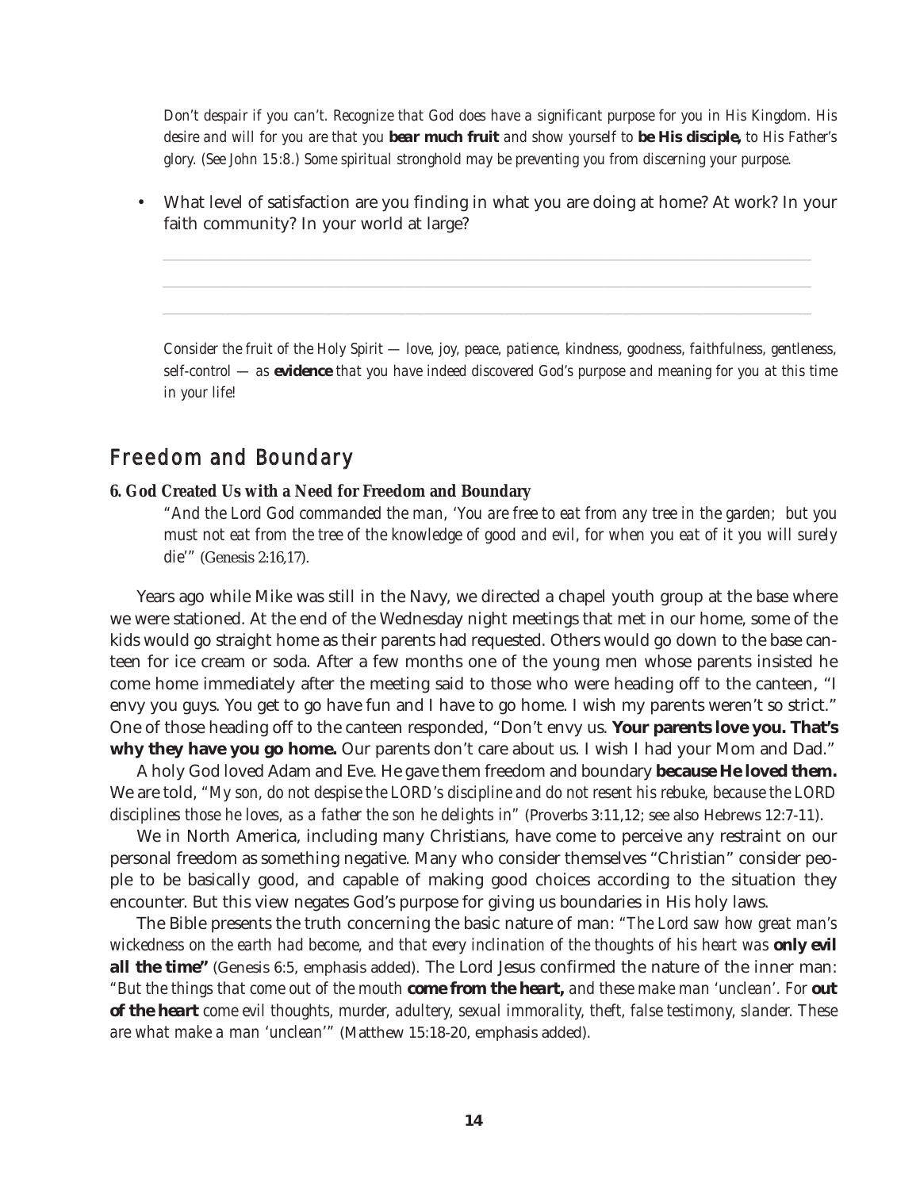*Don't despair if you can't. Recognize that God does have a significant purpose for you in His Kingdom. His desire and will for you are that you* **bear much fruit** *and show yourself to* **be His disciple,** *to His Father's glory. (See John 15:8.) Some spiritual stronghold may be preventing you from discerning your purpose.*

- What level of satisfaction are you finding in what you are doing at home? At work? In your faith community? In your world at large?

_______________________________________________

_______________________________________________

_______________________________________________

*Consider the fruit of the Holy Spirit — love, joy, peace, patience, kindness, goodness, faithfulness, gentleness, self-control — as* ***evidence*** *that you have indeed discovered God's purpose and meaning for you at this time in your life!*

## Freedom and Boundary

**6. God Created Us with a Need for Freedom and Boundary**

*"And the Lord God commanded the man, 'You are free to eat from any tree in the garden; but you must not eat from the tree of the knowledge of good and evil, for when you eat of it you will surely die'"* (Genesis 2:16,17).

Years ago while Mike was still in the Navy, we directed a chapel youth group at the base where we were stationed. At the end of the Wednesday night meetings that met in our home, some of the kids would go straight home as their parents had requested. Others would go down to the base canteen for ice cream or soda. After a few months one of the young men whose parents insisted he come home immediately after the meeting said to those who were heading off to the canteen, "I envy you guys. You get to go have fun and I have to go home. I wish my parents weren't so strict." One of those heading off to the canteen responded, "Don't envy us. **Your parents love you. That's why they have you go home.** Our parents don't care about us. I wish I had your Mom and Dad."

A holy God loved Adam and Eve. He gave them freedom and boundary **because He loved them.** We are told, *"My son, do not despise the LORD's discipline and do not resent his rebuke, because the LORD disciplines those he loves, as a father the son he delights in"* (Proverbs 3:11,12; see also Hebrews 12:7-11).

We in North America, including many Christians, have come to perceive any restraint on our personal freedom as something negative. Many who consider themselves "Christian" consider people to be basically good, and capable of making good choices according to the situation they encounter. But this view negates God's purpose for giving us boundaries in His holy laws.

The Bible presents the truth concerning the basic nature of man: *"The Lord saw how great man's wickedness on the earth had become, and that every inclination of the thoughts of his heart was* ***only evil all the time"*** (Genesis 6:5, emphasis added). The Lord Jesus confirmed the nature of the inner man: *"But the things that come out of the mouth* ***come from the heart,*** *and these make man 'unclean'. For* ***out of the heart*** *come evil thoughts, murder, adultery, sexual immorality, theft, false testimony, slander. These are what make a man 'unclean'"* (Matthew 15:18-20, emphasis added).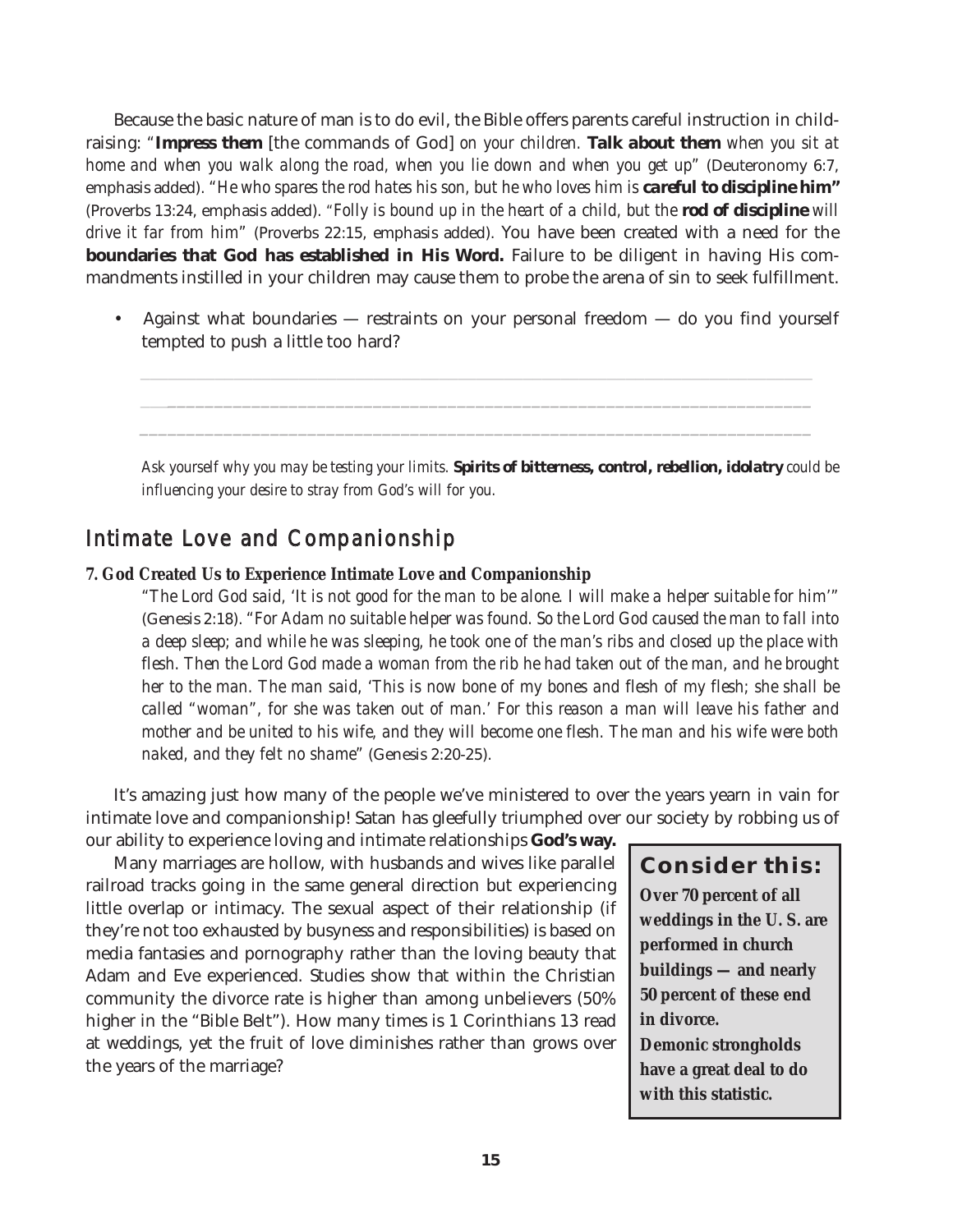Because the basic nature of man is to do evil, the Bible offers parents careful instruction in child-raising: "**Impress them** [the commands of God] *on your children.* **Talk about them** *when you sit at home and when you walk along the road, when you lie down and when you get up*" (Deuteronomy 6:7, emphasis added). "*He who spares the rod hates his son, but he who loves him is* **careful to discipline him"** (Proverbs 13:24, emphasis added). "*Folly is bound up in the heart of a child, but the* **rod of discipline** *will drive it far from him*" (Proverbs 22:15, emphasis added). You have been created with a need for the **boundaries that God has established in His Word.** Failure to be diligent in having His commandments instilled in your children may cause them to probe the arena of sin to seek fulfillment.

- Against what boundaries — restraints on your personal freedom — do you find yourself tempted to push a little too hard?

_______________________________________________________________________

_______________________________________________________________________

_______________________________________________________________________

*Ask yourself why you may be testing your limits.* ***Spirits of bitterness, control, rebellion, idolatry*** *could be influencing your desire to stray from God's will for you.*

## Intimate Love and Companionship

**7. God Created Us to Experience Intimate Love and Companionship**

"*The Lord God said, 'It is not good for the man to be alone. I will make a helper suitable for him'*" (Genesis 2:18). "*For Adam no suitable helper was found. So the Lord God caused the man to fall into a deep sleep; and while he was sleeping, he took one of the man's ribs and closed up the place with flesh. Then the Lord God made a woman from the rib he had taken out of the man, and he brought her to the man. The man said, 'This is now bone of my bones and flesh of my flesh; she shall be called "woman", for she was taken out of man.' For this reason a man will leave his father and mother and be united to his wife, and they will become one flesh. The man and his wife were both naked, and they felt no shame*" (Genesis 2:20-25).

It's amazing just how many of the people we've ministered to over the years yearn in vain for intimate love and companionship! Satan has gleefully triumphed over our society by robbing us of our ability to experience loving and intimate relationships **God's way.**

Many marriages are hollow, with husbands and wives like parallel railroad tracks going in the same general direction but experiencing little overlap or intimacy. The sexual aspect of their relationship (if they're not too exhausted by busyness and responsibilities) is based on media fantasies and pornography rather than the loving beauty that Adam and Eve experienced. Studies show that within the Christian community the divorce rate is higher than among unbelievers (50% higher in the "Bible Belt"). How many times is 1 Corinthians 13 read at weddings, yet the fruit of love diminishes rather than grows over the years of the marriage?

> **Consider this:**
>
> **Over 70 percent of all weddings in the U. S. are performed in church buildings — and nearly 50 percent of these end in divorce.**
>
> **Demonic strongholds have a great deal to do with this statistic.**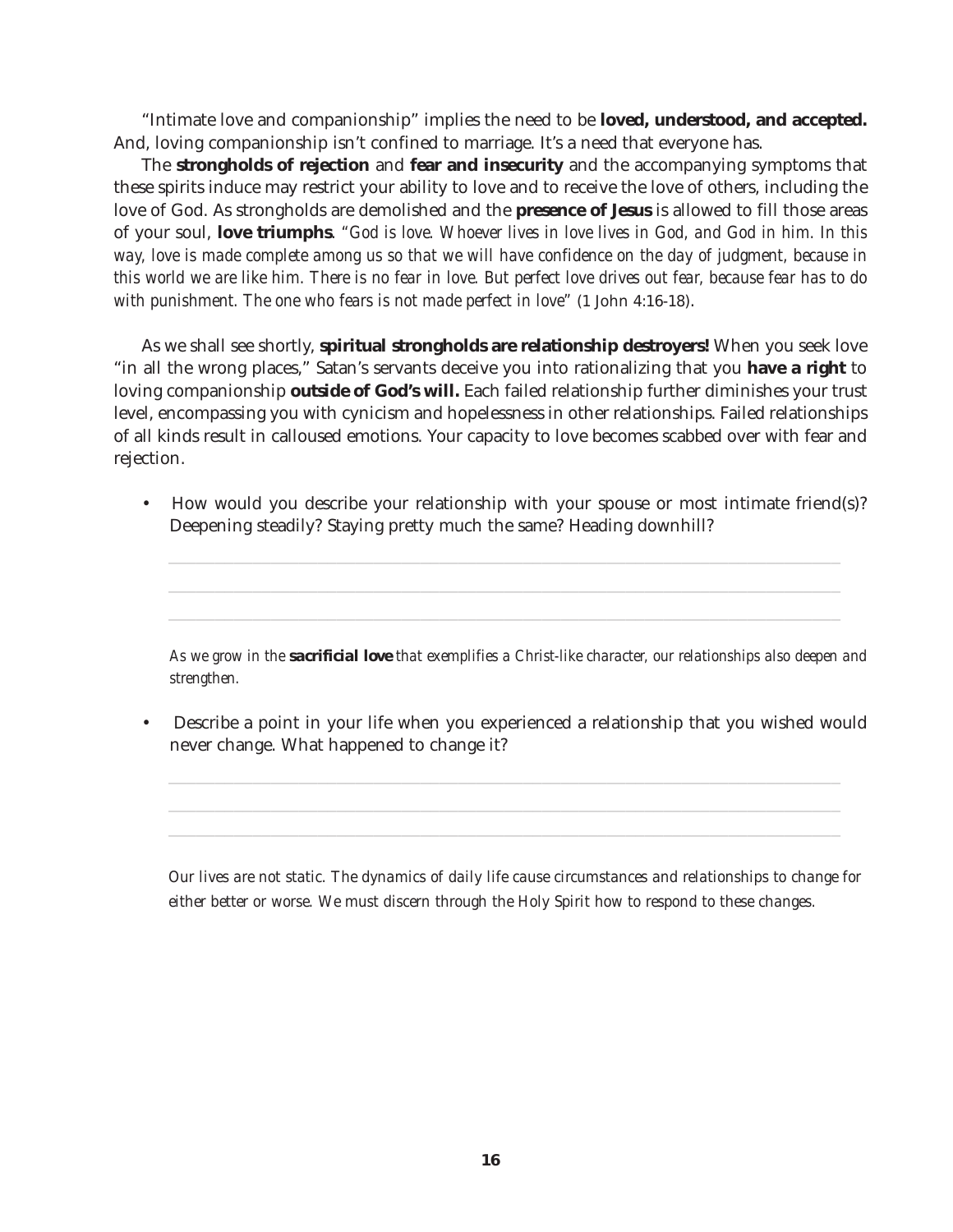"Intimate love and companionship" implies the need to be **loved, understood, and accepted.** And, loving companionship isn't confined to marriage. It's a need that everyone has.

The **strongholds of rejection** and **fear and insecurity** and the accompanying symptoms that these spirits induce may restrict your ability to love and to receive the love of others, including the love of God. As strongholds are demolished and the **presence of Jesus** is allowed to fill those areas of your soul, **love triumphs**. *"God is love. Whoever lives in love lives in God, and God in him. In this way, love is made complete among us so that we will have confidence on the day of judgment, because in this world we are like him. There is no fear in love. But perfect love drives out fear, because fear has to do with punishment. The one who fears is not made perfect in love"* (1 John 4:16-18).

As we shall see shortly, **spiritual strongholds are relationship destroyers!** When you seek love "in all the wrong places," Satan's servants deceive you into rationalizing that you **have a right** to loving companionship **outside of God's will.** Each failed relationship further diminishes your trust level, encompassing you with cynicism and hopelessness in other relationships. Failed relationships of all kinds result in calloused emotions. Your capacity to love becomes scabbed over with fear and rejection.

- How would you describe your relationship with your spouse or most intimate friend(s)? Deepening steadily? Staying pretty much the same? Heading downhill?

  ___________________________________________________________________

  ___________________________________________________________________

  ___________________________________________________________________

  *As we grow in the* ***sacrificial love*** *that exemplifies a Christ-like character, our relationships also deepen and strengthen.*

- Describe a point in your life when you experienced a relationship that you wished would never change. What happened to change it?

  ___________________________________________________________________

  ___________________________________________________________________

  ___________________________________________________________________

  *Our lives are not static. The dynamics of daily life cause circumstances and relationships to change for either better or worse. We must discern through the Holy Spirit how to respond to these changes.*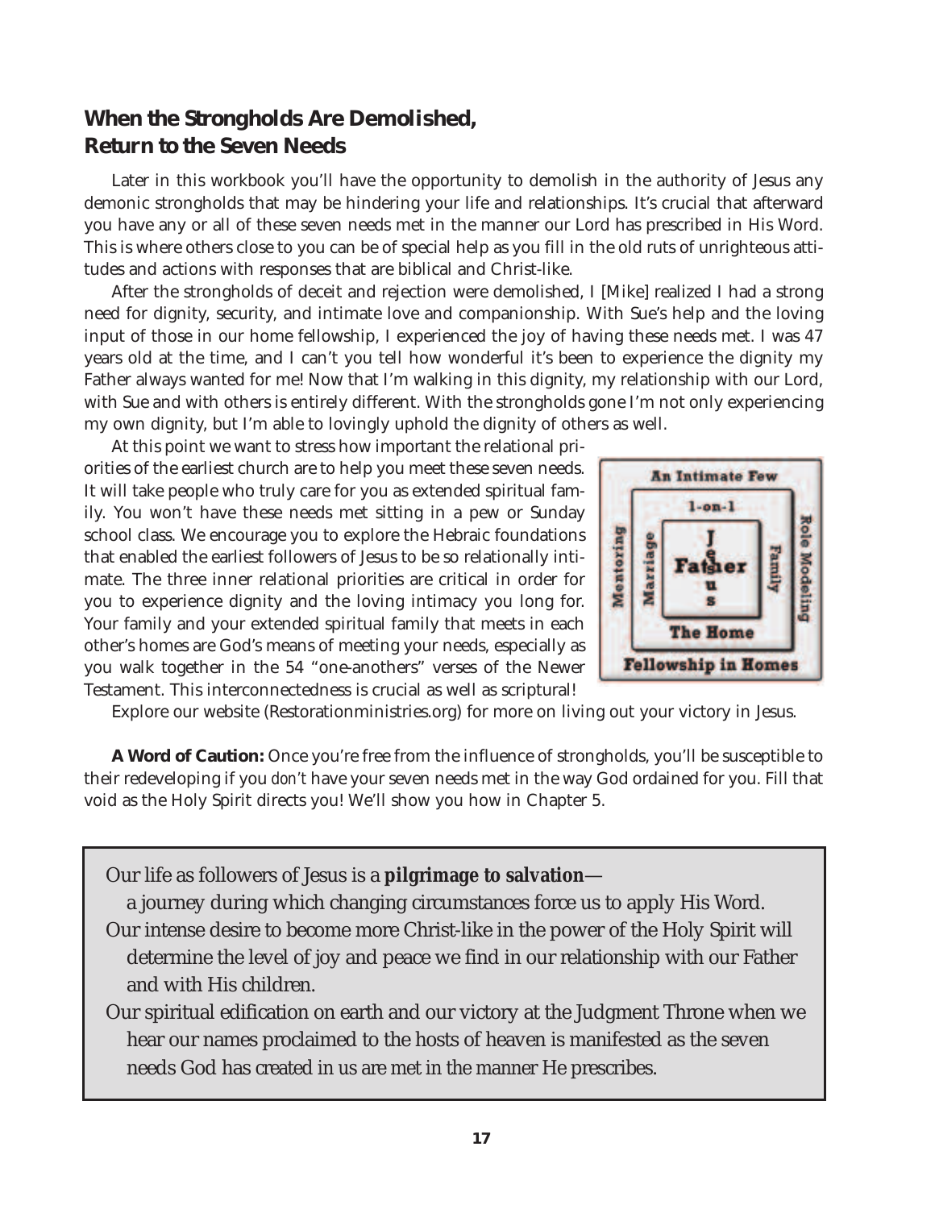## When the Strongholds Are Demolished, Return to the Seven Needs

Later in this workbook you'll have the opportunity to demolish in the authority of Jesus any demonic strongholds that may be hindering your life and relationships. It's crucial that afterward you have any or all of these seven needs met in the manner our Lord has prescribed in His Word. This is where others close to you can be of special help as you fill in the old ruts of unrighteous attitudes and actions with responses that are biblical and Christ-like.

After the strongholds of deceit and rejection were demolished, I [Mike] realized I had a strong need for dignity, security, and intimate love and companionship. With Sue's help and the loving input of those in our home fellowship, I experienced the joy of having these needs met. I was 47 years old at the time, and I can't you tell how wonderful it's been to experience the dignity my Father always wanted for me! Now that I'm walking in this dignity, my relationship with our Lord, with Sue and with others is entirely different. With the strongholds gone I'm not only experiencing my own dignity, but I'm able to lovingly uphold the dignity of others as well.

At this point we want to stress how important the relational priorities of the earliest church are to help you meet these seven needs. It will take people who truly care for you as extended spiritual family. You won't have these needs met sitting in a pew or Sunday school class. We encourage you to explore the Hebraic foundations that enabled the earliest followers of Jesus to be so relationally intimate. The three inner relational priorities are critical in order for you to experience dignity and the loving intimacy you long for. Your family and your extended spiritual family that meets in each other's homes are God's means of meeting your needs, especially as you walk together in the 54 "one-anothers" verses of the Newer Testament. This interconnectedness is crucial as well as scriptural!

An Intimate Few
1-on-1
Mentoring
Marriage
Jesus
Father
Family
Role Modeling
The Home
Fellowship in Homes

Explore our website (Restorationministries.org) for more on living out your victory in Jesus.

**A Word of Caution:** Once you're free from the influence of strongholds, you'll be susceptible to their redeveloping if you *don't* have your seven needs met in the way God ordained for you. Fill that void as the Holy Spirit directs you! We'll show you how in Chapter 5.

> Our life as followers of Jesus is a **pilgrimage to salvation**—
> a journey during which changing circumstances force us to apply His Word.
>
> Our intense desire to become more Christ-like in the power of the Holy Spirit will determine the level of joy and peace we find in our relationship with our Father and with His children.
>
> Our spiritual edification on earth and our victory at the Judgment Throne when we hear our names proclaimed to the hosts of heaven is manifested as the seven needs God has created in us are met in the manner He prescribes.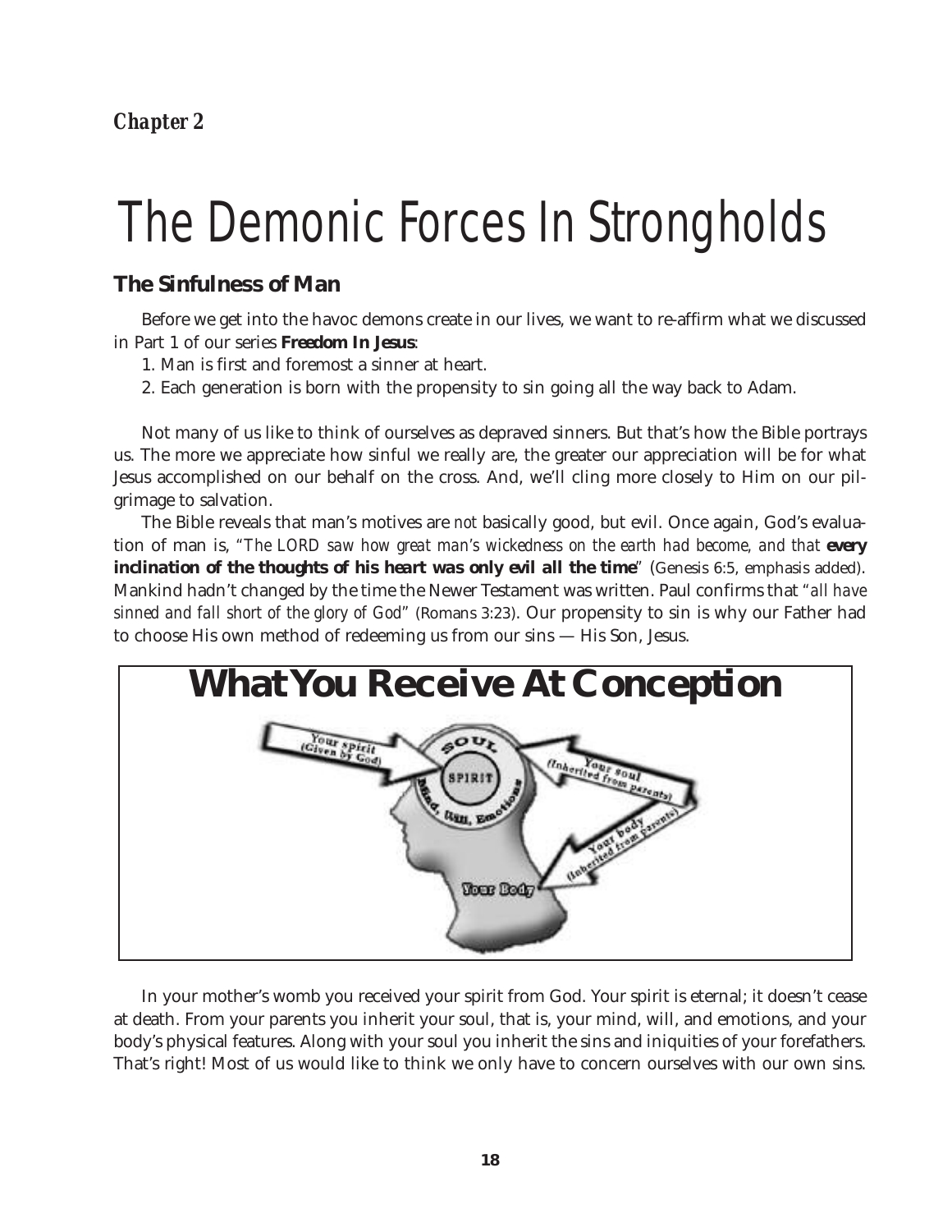*Chapter 2*

# The Demonic Forces In Strongholds

## The Sinfulness of Man

Before we get into the havoc demons create in our lives, we want to re-affirm what we discussed in Part 1 of our series **Freedom In Jesus**:

1. Man is first and foremost a sinner at heart.
2. Each generation is born with the propensity to sin going all the way back to Adam.

Not many of us like to think of ourselves as depraved sinners. But that's how the Bible portrays us. The more we appreciate how sinful we really are, the greater our appreciation will be for what Jesus accomplished on our behalf on the cross. And, we'll cling more closely to Him on our pilgrimage to salvation.

The Bible reveals that man's motives are *not* basically good, but evil. Once again, God's evaluation of man is, *"The LORD saw how great man's wickedness on the earth had become, and that* **every inclination of the thoughts of his heart was only evil all the time**" (Genesis 6:5, emphasis added). Mankind hadn't changed by the time the Newer Testament was written. Paul confirms that *"all have sinned and fall short of the glory of God"* (Romans 3:23). Our propensity to sin is why our Father had to choose His own method of redeeming us from our sins — His Son, Jesus.

**What You Receive At Conception**

In your mother's womb you received your spirit from God. Your spirit is eternal; it doesn't cease at death. From your parents you inherit your soul, that is, your mind, will, and emotions, and your body's physical features. Along with your soul you inherit the sins and iniquities of your forefathers. That's right! Most of us would like to think we only have to concern ourselves with our own sins.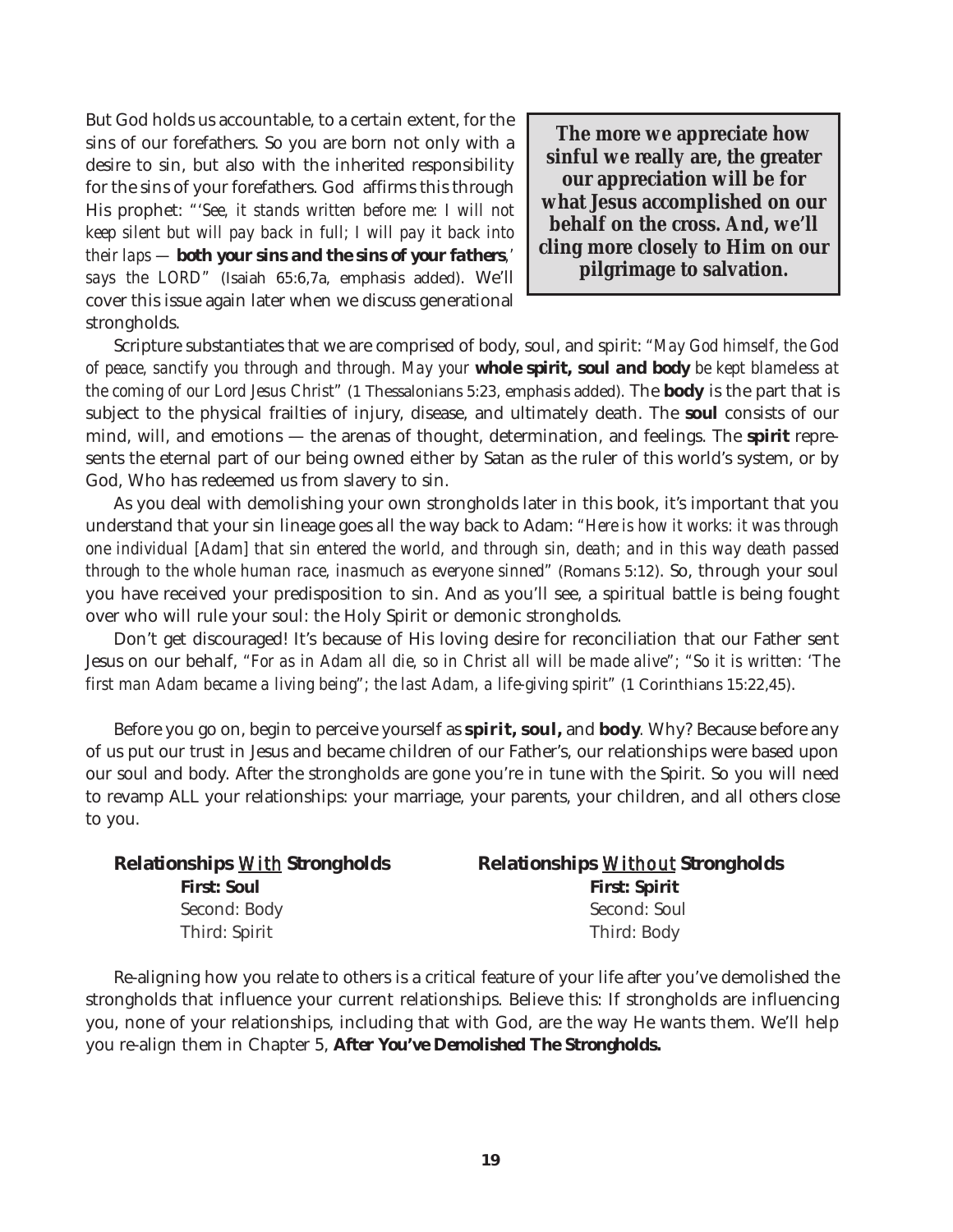But God holds us accountable, to a certain extent, for the sins of our forefathers. So you are born not only with a desire to sin, but also with the inherited responsibility for the sins of your forefathers. God affirms this through His prophet: "*'See, it stands written before me: I will not keep silent but will pay back in full; I will pay it back into their laps —* ***both your sins and the sins of your fathers****,' says the LORD*" (Isaiah 65:6,7a, emphasis added). We'll cover this issue again later when we discuss generational strongholds.

> **The more we appreciate how sinful we really are, the greater our appreciation will be for what Jesus accomplished on our behalf on the cross. And, we'll cling more closely to Him on our pilgrimage to salvation.**

Scripture substantiates that we are comprised of body, soul, and spirit: "*May God himself, the God of peace, sanctify you through and through. May your* ***whole spirit, soul and body*** *be kept blameless at the coming of our Lord Jesus Christ*" (1 Thessalonians 5:23, emphasis added). The **body** is the part that is subject to the physical frailties of injury, disease, and ultimately death. The **soul** consists of our mind, will, and emotions — the arenas of thought, determination, and feelings. The **spirit** represents the eternal part of our being owned either by Satan as the ruler of this world's system, or by God, Who has redeemed us from slavery to sin.

As you deal with demolishing your own strongholds later in this book, it's important that you understand that your sin lineage goes all the way back to Adam: "*Here is how it works: it was through one individual [Adam] that sin entered the world, and through sin, death; and in this way death passed through to the whole human race, inasmuch as everyone sinned*" (Romans 5:12). So, through your soul you have received your predisposition to sin. And as you'll see, a spiritual battle is being fought over who will rule your soul: the Holy Spirit or demonic strongholds.

Don't get discouraged! It's because of His loving desire for reconciliation that our Father sent Jesus on our behalf, "*For as in Adam all die, so in Christ all will be made alive*"; "*So it is written: 'The first man Adam became a living being"; the last Adam, a life-giving spirit*" (1 Corinthians 15:22,45).

Before you go on, begin to perceive yourself as **spirit, soul,** and **body**. Why? Because before any of us put our trust in Jesus and became children of our Father's, our relationships were based upon our soul and body. After the strongholds are gone you're in tune with the Spirit. So you will need to revamp ALL your relationships: your marriage, your parents, your children, and all others close to you.

| **Relationships *With* Strongholds** | **Relationships *Without* Strongholds** |
|---|---|
| **First: Soul** | **First: Spirit** |
| Second: Body | Second: Soul |
| Third: Spirit | Third: Body |

Re-aligning how you relate to others is a critical feature of your life after you've demolished the strongholds that influence your current relationships. Believe this: If strongholds are influencing you, none of your relationships, including that with God, are the way He wants them. We'll help you re-align them in Chapter 5, ***After You've Demolished The Strongholds.***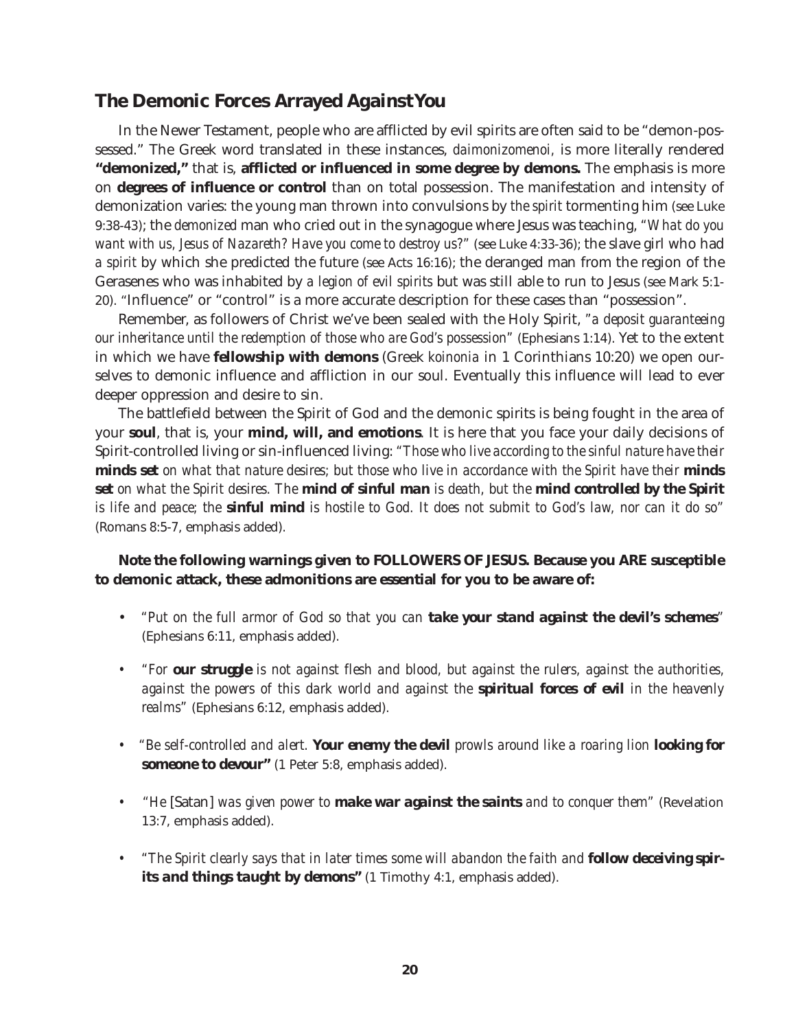## The Demonic Forces Arrayed Against You

In the Newer Testament, people who are afflicted by evil spirits are often said to be "demon-possessed." The Greek word translated in these instances, *daimonizomenoi*, is more literally rendered **"demonized,"** that is, **afflicted or influenced in some degree by demons.** The emphasis is more on **degrees of influence or control** than on total possession. The manifestation and intensity of demonization varies: the young man thrown into convulsions by *the spirit* tormenting him (see Luke 9:38-43); the *demonized* man who cried out in the synagogue where Jesus was teaching, *"What do you want with us, Jesus of Nazareth? Have you come to destroy us?"* (see Luke 4:33-36); the slave girl who had *a spirit* by which she predicted the future (see Acts 16:16); the deranged man from the region of the Gerasenes who was inhabited by *a legion of evil spirits* but was still able to run to Jesus (see Mark 5:1-20). "Influence" or "control" is a more accurate description for these cases than "possession".

Remember, as followers of Christ we've been sealed with the Holy Spirit, *"a deposit guaranteeing our inheritance until the redemption of those who are God's possession"* (Ephesians 1:14). Yet to the extent in which we have **fellowship with demons** (Greek *koinonia* in 1 Corinthians 10:20) we open ourselves to demonic influence and affliction in our soul. Eventually this influence will lead to ever deeper oppression and desire to sin.

The battlefield between the Spirit of God and the demonic spirits is being fought in the area of your **soul**, that is, your **mind, will, and emotions**. It is here that you face your daily decisions of Spirit-controlled living or sin-influenced living: *"Those who live according to the sinful nature have their* ***minds set*** *on what that nature desires; but those who live in accordance with the Spirit have their* ***minds set*** *on what the Spirit desires. The* ***mind of sinful man*** *is death, but the* ***mind controlled by the Spirit*** *is life and peace; the* ***sinful mind*** *is hostile to God. It does not submit to God's law, nor can it do so"* (Romans 8:5-7, emphasis added).

**Note the following warnings given to FOLLOWERS OF JESUS. Because you ARE susceptible to demonic attack, these admonitions are essential for you to be aware of:**

- *"Put on the full armor of God so that you can* ***take your stand against the devil's schemes****"* (Ephesians 6:11, emphasis added).
- *"For* ***our struggle*** *is not against flesh and blood, but against the rulers, against the authorities, against the powers of this dark world and against the* ***spiritual forces of evil*** *in the heavenly realms"* (Ephesians 6:12, emphasis added).
- *"Be self-controlled and alert.* ***Your enemy the devil*** *prowls around like a roaring lion* ***looking for someone to devour"*** (1 Peter 5:8, emphasis added).
- *"He* [Satan] *was given power to* ***make war against the saints*** *and to conquer them"* (Revelation 13:7, emphasis added).
- *"The Spirit clearly says that in later times some will abandon the faith and* ***follow deceiving spirits and things taught by demons"*** (1 Timothy 4:1, emphasis added).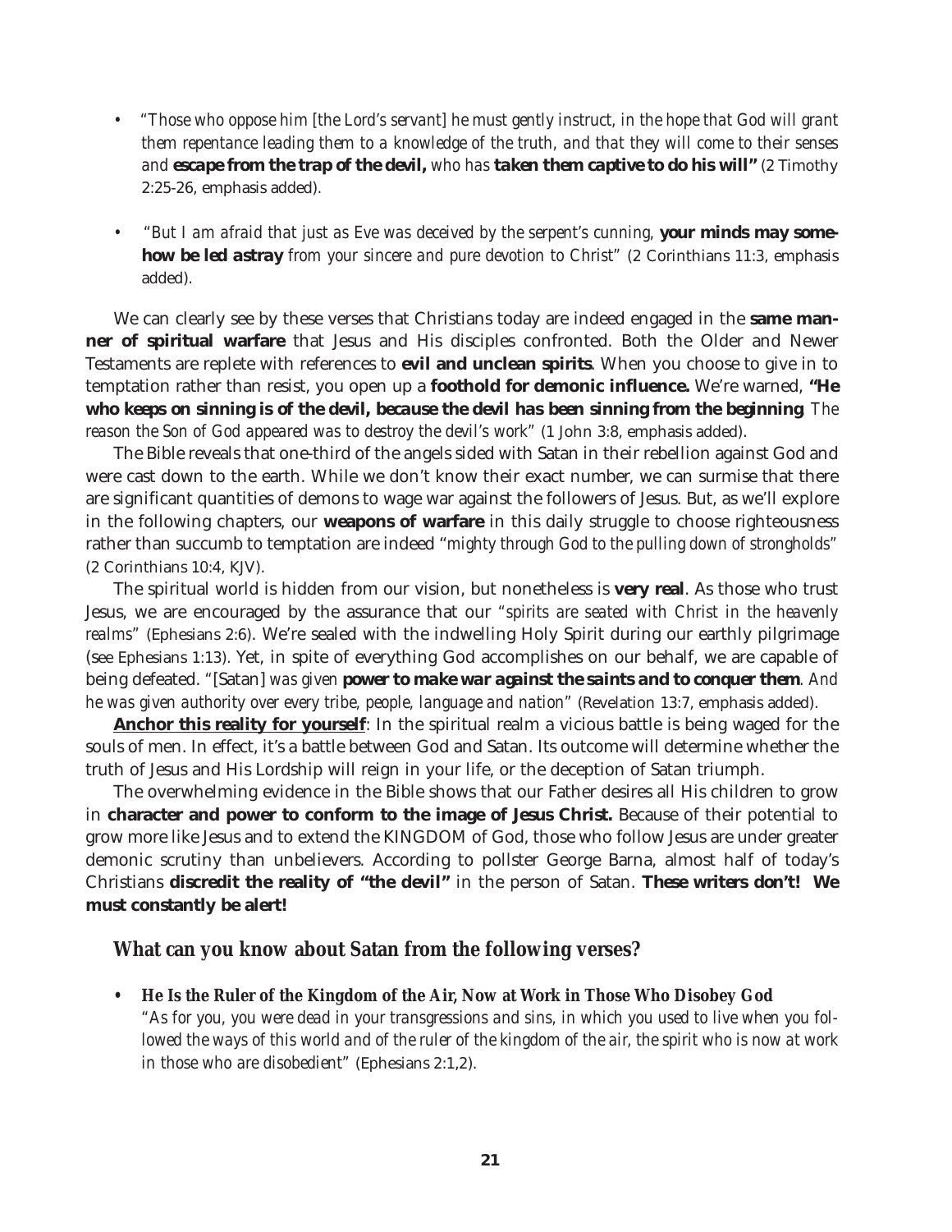- *"Those who oppose him [the Lord's servant] he must gently instruct, in the hope that God will grant them repentance leading them to a knowledge of the truth, and that they will come to their senses and* **escape from the trap of the devil,** *who has* **taken them captive to do his will"** (2 Timothy 2:25-26, emphasis added).

- *"But I am afraid that just as Eve was deceived by the serpent's cunning,* **your minds may somehow be led astray** *from your sincere and pure devotion to Christ"* (2 Corinthians 11:3, emphasis added).

We can clearly see by these verses that Christians today are indeed engaged in the **same manner of spiritual warfare** that Jesus and His disciples confronted. Both the Older and Newer Testaments are replete with references to **evil and unclean spirits**. When you choose to give in to temptation rather than resist, you open up a **foothold for demonic influence.** We're warned, **"He who keeps on sinning is of the devil, because the devil has been sinning from the beginning**. *The reason the Son of God appeared was to destroy the devil's work"* (1 John 3:8, emphasis added).

The Bible reveals that one-third of the angels sided with Satan in their rebellion against God and were cast down to the earth. While we don't know their exact number, we can surmise that there are significant quantities of demons to wage war against the followers of Jesus. But, as we'll explore in the following chapters, our **weapons of warfare** in this daily struggle to choose righteousness rather than succumb to temptation are indeed "*mighty through God to the pulling down of strongholds*" (2 Corinthians 10:4, KJV).

The spiritual world is hidden from our vision, but nonetheless is **very real**. As those who trust Jesus, we are encouraged by the assurance that our *"spirits are seated with Christ in the heavenly realms"* (Ephesians 2:6). We're sealed with the indwelling Holy Spirit during our earthly pilgrimage (see Ephesians 1:13). Yet, in spite of everything God accomplishes on our behalf, we are capable of being defeated. *"[Satan] was given* **power to make war against the saints and to conquer them**. *And he was given authority over every tribe, people, language and nation"* (Revelation 13:7, emphasis added).

<u>**Anchor this reality for yourself**</u>: In the spiritual realm a vicious battle is being waged for the souls of men. In effect, it's a battle between God and Satan. Its outcome will determine whether the truth of Jesus and His Lordship will reign in your life, or the deception of Satan triumph.

The overwhelming evidence in the Bible shows that our Father desires all His children to grow in **character and power to conform to the image of Jesus Christ.** Because of their potential to grow more like Jesus and to extend the KINGDOM of God, those who follow Jesus are under greater demonic scrutiny than unbelievers. According to pollster George Barna, almost half of today's Christians **discredit the reality of "the devil"** in the person of Satan. **These writers don't! We must constantly be alert!**

### What can you know about Satan from the following verses?

- **He Is the Ruler of the Kingdom of the Air, Now at Work in Those Who Disobey God**
  *"As for you, you were dead in your transgressions and sins, in which you used to live when you followed the ways of this world and of the ruler of the kingdom of the air, the spirit who is now at work in those who are disobedient"* (Ephesians 2:1,2).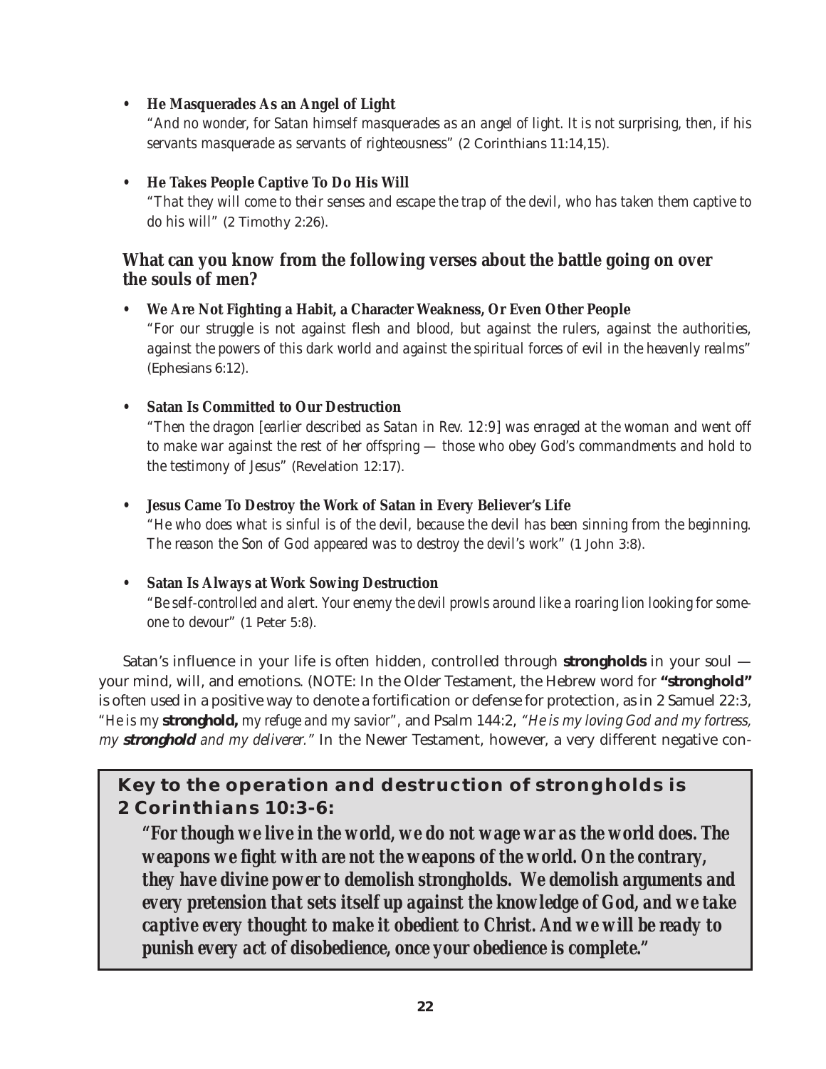- **He Masquerades As an Angel of Light**
  *"And no wonder, for Satan himself masquerades as an angel of light. It is not surprising, then, if his servants masquerade as servants of righteousness"* (2 Corinthians 11:14,15).

- **He Takes People Captive To Do His Will**
  *"That they will come to their senses and escape the trap of the devil, who has taken them captive to do his will"* (2 Timothy 2:26).

### What can you know from the following verses about the battle going on over the souls of men?

- **We Are Not Fighting a Habit, a Character Weakness, Or Even Other People**
  *"For our struggle is not against flesh and blood, but against the rulers, against the authorities, against the powers of this dark world and against the spiritual forces of evil in the heavenly realms"* (Ephesians 6:12).

- **Satan Is Committed to Our Destruction**
  *"Then the dragon [earlier described as Satan in Rev. 12:9] was enraged at the woman and went off to make war against the rest of her offspring — those who obey God's commandments and hold to the testimony of Jesus"* (Revelation 12:17).

- **Jesus Came To Destroy the Work of Satan in Every Believer's Life**
  *"He who does what is sinful is of the devil, because the devil has been sinning from the beginning. The reason the Son of God appeared was to destroy the devil's work"* (1 John 3:8).

- **Satan Is Always at Work Sowing Destruction**
  *"Be self-controlled and alert. Your enemy the devil prowls around like a roaring lion looking for someone to devour"* (1 Peter 5:8).

Satan's influence in your life is often hidden, controlled through **strongholds** in your soul — your mind, will, and emotions. (NOTE: In the Older Testament, the Hebrew word for **"stronghold"** is often used in a positive way to denote a fortification or defense for protection, as in 2 Samuel 22:3, *"He is my* ***stronghold,*** *my refuge and my savior"*, and Psalm 144:2, *"He is my loving God and my fortress, my* ***stronghold*** *and my deliverer."* In the Newer Testament, however, a very different negative con-

> **Key to the operation and destruction of strongholds is 2 Corinthians 10:3-6:**
>
> ***"For though we live in the world, we do not wage war as the world does. The weapons we fight with are not the weapons of the world. On the contrary, they have divine power to demolish strongholds. We demolish arguments and every pretension that sets itself up against the knowledge of God, and we take captive every thought to make it obedient to Christ. And we will be ready to punish every act of disobedience, once your obedience is complete."***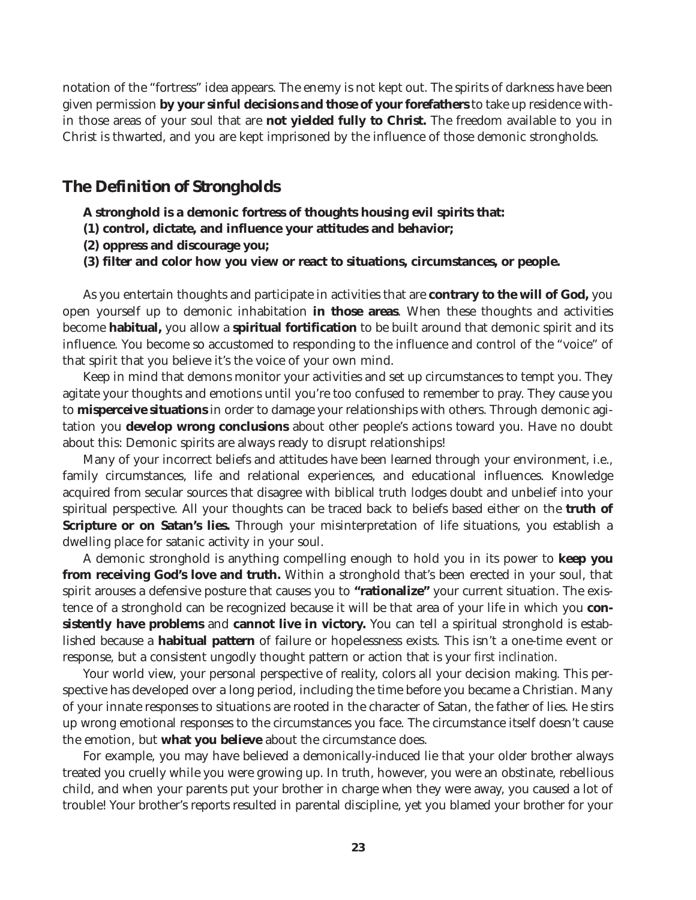notation of the "fortress" idea appears. The enemy is not kept out. The spirits of darkness have been given permission **by your sinful decisions and those of your forefathers** to take up residence within those areas of your soul that are **not yielded fully to Christ.** The freedom available to you in Christ is thwarted, and you are kept imprisoned by the influence of those demonic strongholds.

## The Definition of Strongholds

**A stronghold is a demonic fortress of thoughts housing evil spirits that:**
**(1) control, dictate, and influence your attitudes and behavior;**
**(2) oppress and discourage you;**
**(3) filter and color how you view or react to situations, circumstances, or people.**

As you entertain thoughts and participate in activities that are **contrary to the will of God,** you open yourself up to demonic inhabitation **in those areas**. When these thoughts and activities become **habitual,** you allow a **spiritual fortification** to be built around that demonic spirit and its influence. You become so accustomed to responding to the influence and control of the "voice" of that spirit that you believe it's the voice of your own mind.

Keep in mind that demons monitor your activities and set up circumstances to tempt you. They agitate your thoughts and emotions until you're too confused to remember to pray. They cause you to **misperceive situations** in order to damage your relationships with others. Through demonic agitation you **develop wrong conclusions** about other people's actions toward you. Have no doubt about this: Demonic spirits are always ready to disrupt relationships!

Many of your incorrect beliefs and attitudes have been learned through your environment, i.e., family circumstances, life and relational experiences, and educational influences. Knowledge acquired from secular sources that disagree with biblical truth lodges doubt and unbelief into your spiritual perspective. All your thoughts can be traced back to beliefs based either on the **truth of Scripture or on Satan's lies.** Through your misinterpretation of life situations, you establish a dwelling place for satanic activity in your soul.

A demonic stronghold is anything compelling enough to hold you in its power to **keep you from receiving God's love and truth.** Within a stronghold that's been erected in your soul, that spirit arouses a defensive posture that causes you to **"rationalize"** your current situation. The existence of a stronghold can be recognized because it will be that area of your life in which you **consistently have problems** and **cannot live in victory.** You can tell a spiritual stronghold is established because a **habitual pattern** of failure or hopelessness exists. This isn't a one-time event or response, but a consistent ungodly thought pattern or action that is your *first inclination*.

Your world view, your personal perspective of reality, colors all your decision making. This perspective has developed over a long period, including the time before you became a Christian. Many of your innate responses to situations are rooted in the character of Satan, the father of lies. He stirs up wrong emotional responses to the circumstances you face. The circumstance itself doesn't cause the emotion, but **what you believe** about the circumstance does.

For example, you may have believed a demonically-induced lie that your older brother always treated you cruelly while you were growing up. In truth, however, you were an obstinate, rebellious child, and when your parents put your brother in charge when they were away, you caused a lot of trouble! Your brother's reports resulted in parental discipline, yet you blamed your brother for your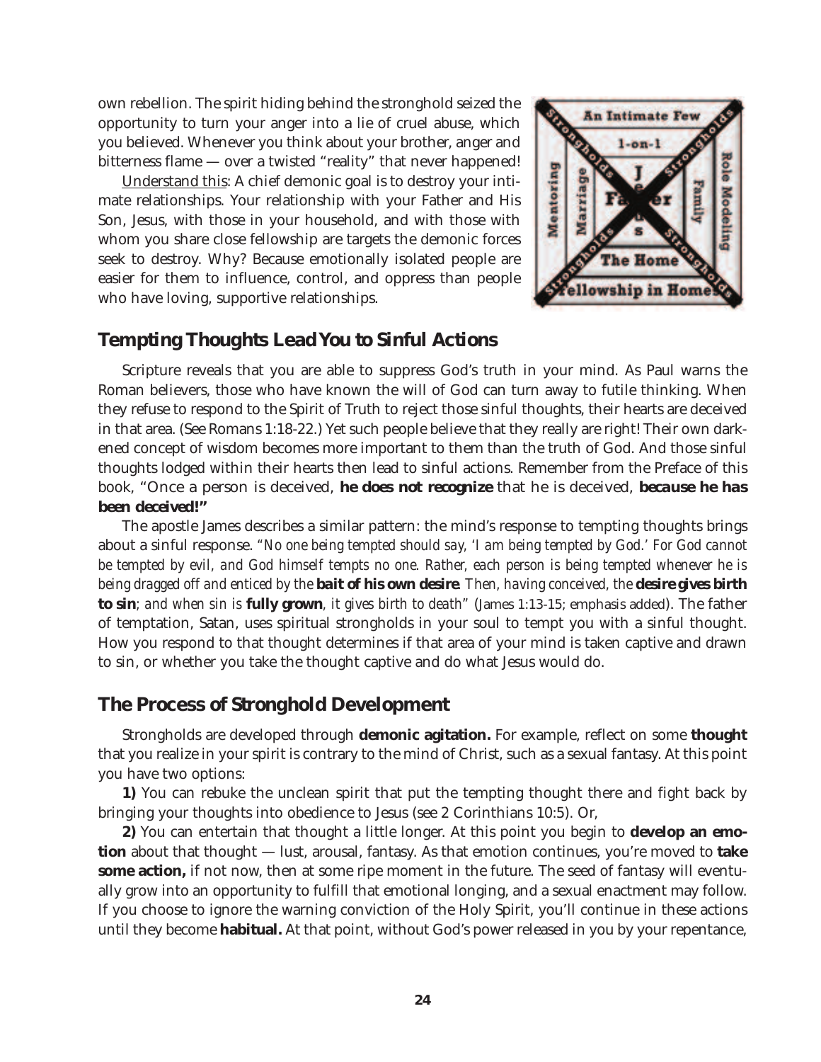own rebellion. The spirit hiding behind the stronghold seized the opportunity to turn your anger into a lie of cruel abuse, which you believed. Whenever you think about your brother, anger and bitterness flame — over a twisted "reality" that never happened!

Understand this: A chief demonic goal is to destroy your intimate relationships. Your relationship with your Father and His Son, Jesus, with those in your household, and with those with whom you share close fellowship are targets the demonic forces seek to destroy. Why? Because emotionally isolated people are easier for them to influence, control, and oppress than people who have loving, supportive relationships.

## Tempting Thoughts Lead You to Sinful Actions

Scripture reveals that you are able to suppress God's truth in your mind. As Paul warns the Roman believers, those who have known the will of God can turn away to futile thinking. When they refuse to respond to the Spirit of Truth to reject those sinful thoughts, their hearts are deceived in that area. (See Romans 1:18-22.) Yet such people believe that they really are right! Their own darkened concept of wisdom becomes more important to them than the truth of God. And those sinful thoughts lodged within their hearts then lead to sinful actions. Remember from the Preface of this book, "Once a person is deceived, **he does not recognize** that he is deceived, **because he has been deceived!"**

The apostle James describes a similar pattern: the mind's response to tempting thoughts brings about a sinful response. "*No one being tempted should say, 'I am being tempted by God.' For God cannot be tempted by evil, and God himself tempts no one. Rather, each person is being tempted whenever he is being dragged off and enticed by the* ***bait of his own desire****. Then, having conceived, the* ***desire gives birth to sin****; and when sin is* ***fully grown****, it gives birth to death*" (James 1:13-15; emphasis added). The father of temptation, Satan, uses spiritual strongholds in your soul to tempt you with a sinful thought. How you respond to that thought determines if that area of your mind is taken captive and drawn to sin, or whether you take the thought captive and do what Jesus would do.

## The Process of Stronghold Development

Strongholds are developed through **demonic agitation.** For example, reflect on some **thought** that you realize in your spirit is contrary to the mind of Christ, such as a sexual fantasy. At this point you have two options:

**1)** You can rebuke the unclean spirit that put the tempting thought there and fight back by bringing your thoughts into obedience to Jesus (see 2 Corinthians 10:5). Or,

**2)** You can entertain that thought a little longer. At this point you begin to **develop an emotion** about that thought — lust, arousal, fantasy. As that emotion continues, you're moved to **take some action,** if not now, then at some ripe moment in the future. The seed of fantasy will eventually grow into an opportunity to fulfill that emotional longing, and a sexual enactment may follow. If you choose to ignore the warning conviction of the Holy Spirit, you'll continue in these actions until they become **habitual.** At that point, without God's power released in you by your repentance,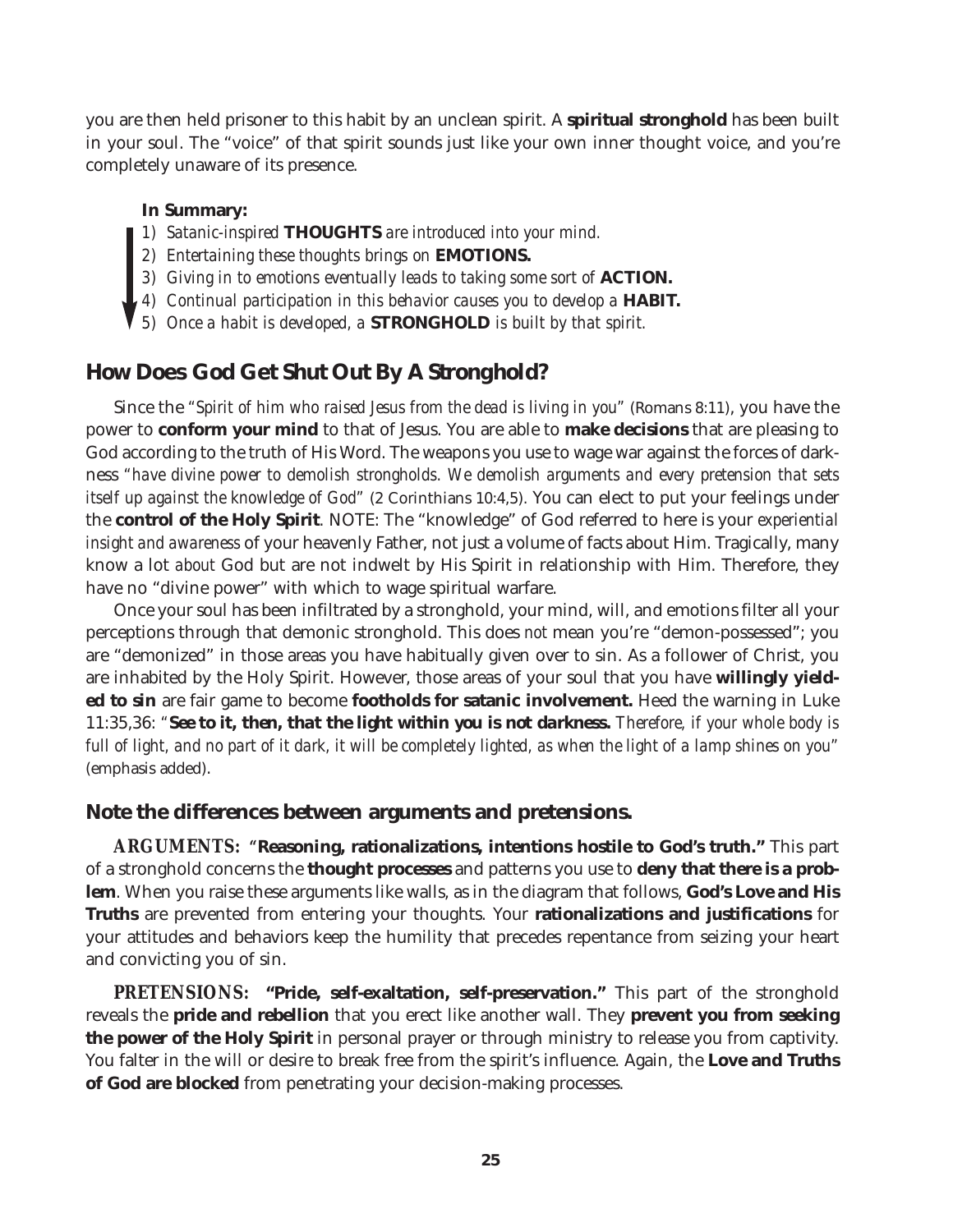you are then held prisoner to this habit by an unclean spirit. A **spiritual stronghold** has been built in your soul. The "voice" of that spirit sounds just like your own inner thought voice, and you're completely unaware of its presence.

**In Summary:**

1) *Satanic-inspired* **THOUGHTS** *are introduced into your mind.*
2) *Entertaining these thoughts brings on* **EMOTIONS.**
3) *Giving in to emotions eventually leads to taking some sort of* **ACTION.**
4) *Continual participation in this behavior causes you to develop a* **HABIT.**
5) *Once a habit is developed, a* **STRONGHOLD** *is built by that spirit.*

## How Does God Get Shut Out By A Stronghold?

Since the *"Spirit of him who raised Jesus from the dead is living in you"* (Romans 8:11), you have the power to **conform your mind** to that of Jesus. You are able to **make decisions** that are pleasing to God according to the truth of His Word. The weapons you use to wage war against the forces of darkness *"have divine power to demolish strongholds. We demolish arguments and every pretension that sets itself up against the knowledge of God"* (2 Corinthians 10:4,5). You can elect to put your feelings under the **control of the Holy Spirit**. NOTE: The "knowledge" of God referred to here is your *experiential insight and awareness* of your heavenly Father, not just a volume of facts about Him. Tragically, many know a lot *about* God but are not indwelt by His Spirit in relationship with Him. Therefore, they have no "divine power" with which to wage spiritual warfare.

Once your soul has been infiltrated by a stronghold, your mind, will, and emotions filter all your perceptions through that demonic stronghold. This does *not* mean you're "demon-possessed"; you are "demonized" in those areas you have habitually given over to sin. As a follower of Christ, you are inhabited by the Holy Spirit. However, those areas of your soul that you have **willingly yielded to sin** are fair game to become **footholds for satanic involvement.** Heed the warning in Luke 11:35,36: *"**See to it, then, that the light within you is not darkness.** Therefore, if your whole body is full of light, and no part of it dark, it will be completely lighted, as when the light of a lamp shines on you"* (emphasis added).

## Note the differences between arguments and pretensions.

**ARGUMENTS:** "**Reasoning, rationalizations, intentions hostile to God's truth."** This part of a stronghold concerns the **thought processes** and patterns you use to **deny that there is a problem**. When you raise these arguments like walls, as in the diagram that follows, **God's Love and His Truths** are prevented from entering your thoughts. Your **rationalizations and justifications** for your attitudes and behaviors keep the humility that precedes repentance from seizing your heart and convicting you of sin.

**PRETENSIONS:** **"Pride, self-exaltation, self-preservation."** This part of the stronghold reveals the **pride and rebellion** that you erect like another wall. They **prevent you from seeking the power of the Holy Spirit** in personal prayer or through ministry to release you from captivity. You falter in the will or desire to break free from the spirit's influence. Again, the **Love and Truths of God are blocked** from penetrating your decision-making processes.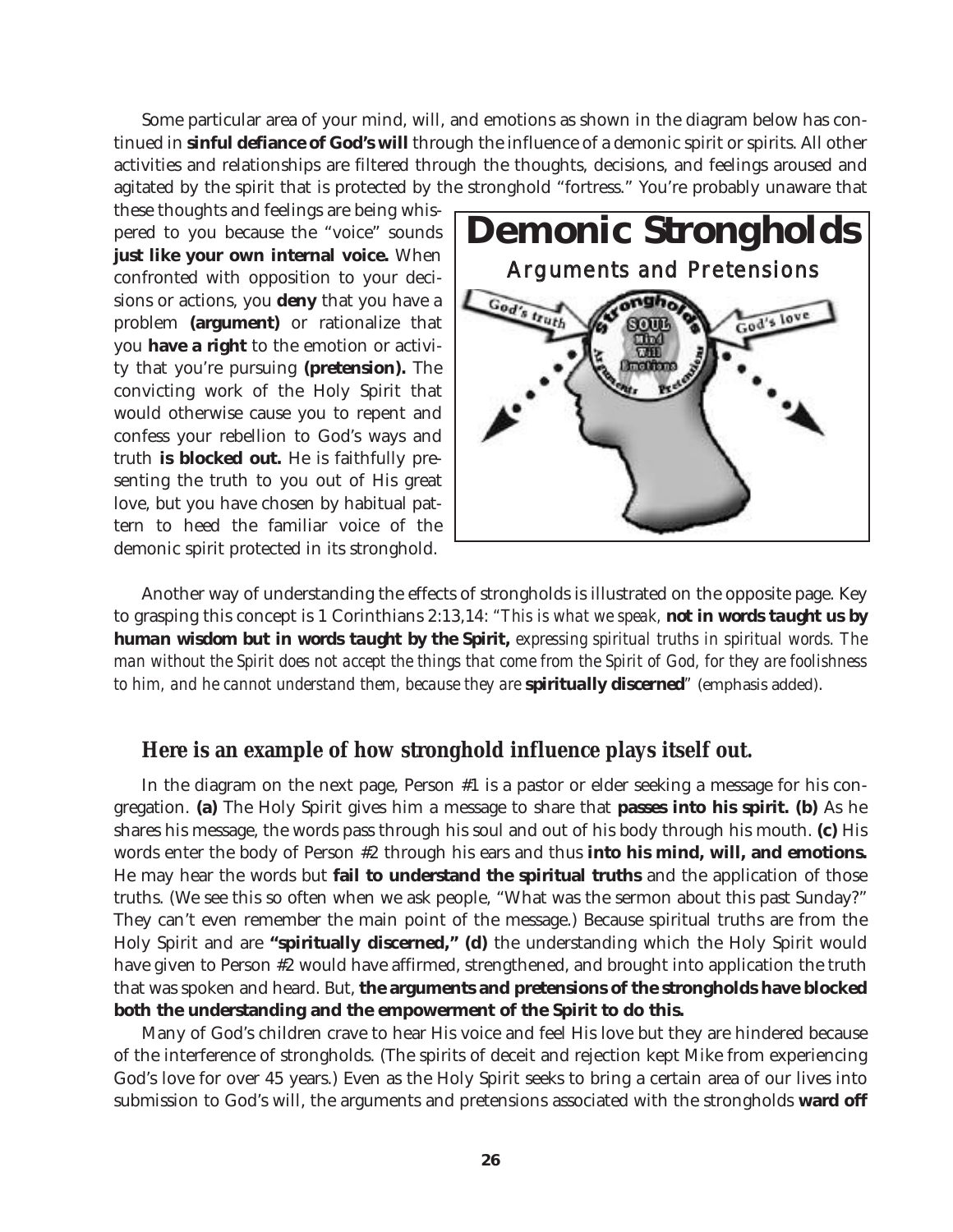Some particular area of your mind, will, and emotions as shown in the diagram below has continued in **sinful defiance of God's will** through the influence of a demonic spirit or spirits. All other activities and relationships are filtered through the thoughts, decisions, and feelings aroused and agitated by the spirit that is protected by the stronghold "fortress." You're probably unaware that these thoughts and feelings are being whispered to you because the "voice" sounds **just like your own internal voice.** When confronted with opposition to your decisions or actions, you **deny** that you have a problem **(argument)** or rationalize that you **have a right** to the emotion or activity that you're pursuing **(pretension).** The convicting work of the Holy Spirit that would otherwise cause you to repent and confess your rebellion to God's ways and truth **is blocked out.** He is faithfully presenting the truth to you out of His great love, but you have chosen by habitual pattern to heed the familiar voice of the demonic spirit protected in its stronghold.

**Demonic Strongholds**

Arguments and Pretensions

God's truth — Strongholds — SOUL: Mind, Will, Emotions — Arguments — Pretensions — God's love

Another way of understanding the effects of strongholds is illustrated on the opposite page. Key to grasping this concept is 1 Corinthians 2:13,14: *"This is what we speak,* **not in words taught us by human wisdom but in words taught by the Spirit,** *expressing spiritual truths in spiritual words. The man without the Spirit does not accept the things that come from the Spirit of God, for they are foolishness to him, and he cannot understand them, because they are* **spiritually discerned**" (emphasis added).

## Here is an example of how stronghold influence plays itself out.

In the diagram on the next page, Person #1 is a pastor or elder seeking a message for his congregation. **(a)** The Holy Spirit gives him a message to share that **passes into his spirit. (b)** As he shares his message, the words pass through his soul and out of his body through his mouth. **(c)** His words enter the body of Person #2 through his ears and thus **into his mind, will, and emotions.** He may hear the words but **fail to understand the spiritual truths** and the application of those truths. (We see this so often when we ask people, "What was the sermon about this past Sunday?" They can't even remember the main point of the message.) Because spiritual truths are from the Holy Spirit and are **"spiritually discerned," (d)** the understanding which the Holy Spirit would have given to Person #2 would have affirmed, strengthened, and brought into application the truth that was spoken and heard. But, **the arguments and pretensions of the strongholds have blocked both the understanding and the empowerment of the Spirit to do this.**

Many of God's children crave to hear His voice and feel His love but they are hindered because of the interference of strongholds. (The spirits of deceit and rejection kept Mike from experiencing God's love for over 45 years.) Even as the Holy Spirit seeks to bring a certain area of our lives into submission to God's will, the arguments and pretensions associated with the strongholds **ward off**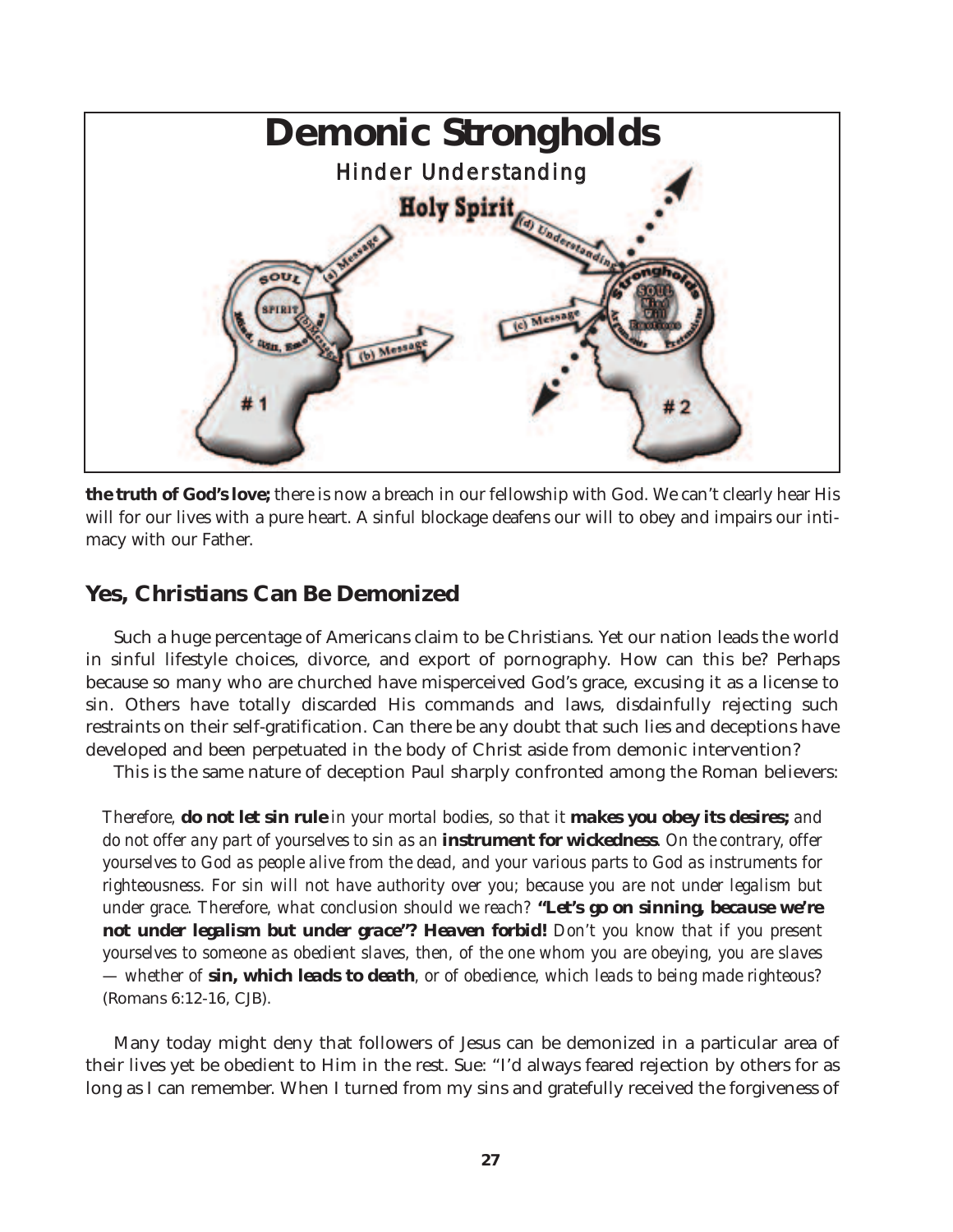# Demonic Strongholds

Hinder Understanding

Holy Spirit

(a) Message

(b) Message

(b) Message

(c) Message

(d) Understanding

SOUL

SPIRIT

Mind, Will, Emotions

Strongholds

SOUL Mind Will Emotions

Arguments

Pretensions

# 1

# 2

**the truth of God's love;** there is now a breach in our fellowship with God. We can't clearly hear His will for our lives with a pure heart. A sinful blockage deafens our will to obey and impairs our intimacy with our Father.

## Yes, Christians Can Be Demonized

Such a huge percentage of Americans claim to be Christians. Yet our nation leads the world in sinful lifestyle choices, divorce, and export of pornography. How can this be? Perhaps because so many who are churched have misperceived God's grace, excusing it as a license to sin. Others have totally discarded His commands and laws, disdainfully rejecting such restraints on their self-gratification. Can there be any doubt that such lies and deceptions have developed and been perpetuated in the body of Christ aside from demonic intervention?

This is the same nature of deception Paul sharply confronted among the Roman believers:

> *Therefore,* **do not let sin rule** *in your mortal bodies, so that it* **makes you obey its desires;** *and do not offer any part of yourselves to sin as an* **instrument for wickedness**. *On the contrary, offer yourselves to God as people alive from the dead, and your various parts to God as instruments for righteousness. For sin will not have authority over you; because you are not under legalism but under grace. Therefore, what conclusion should we reach?* **"Let's go on sinning, because we're not under legalism but under grace"? Heaven forbid!** *Don't you know that if you present yourselves to someone as obedient slaves, then, of the one whom you are obeying, you are slaves — whether of* **sin, which leads to death**, *or of obedience, which leads to being made righteous?* (Romans 6:12-16, CJB).

Many today might deny that followers of Jesus can be demonized in a particular area of their lives yet be obedient to Him in the rest. Sue: "I'd always feared rejection by others for as long as I can remember. When I turned from my sins and gratefully received the forgiveness of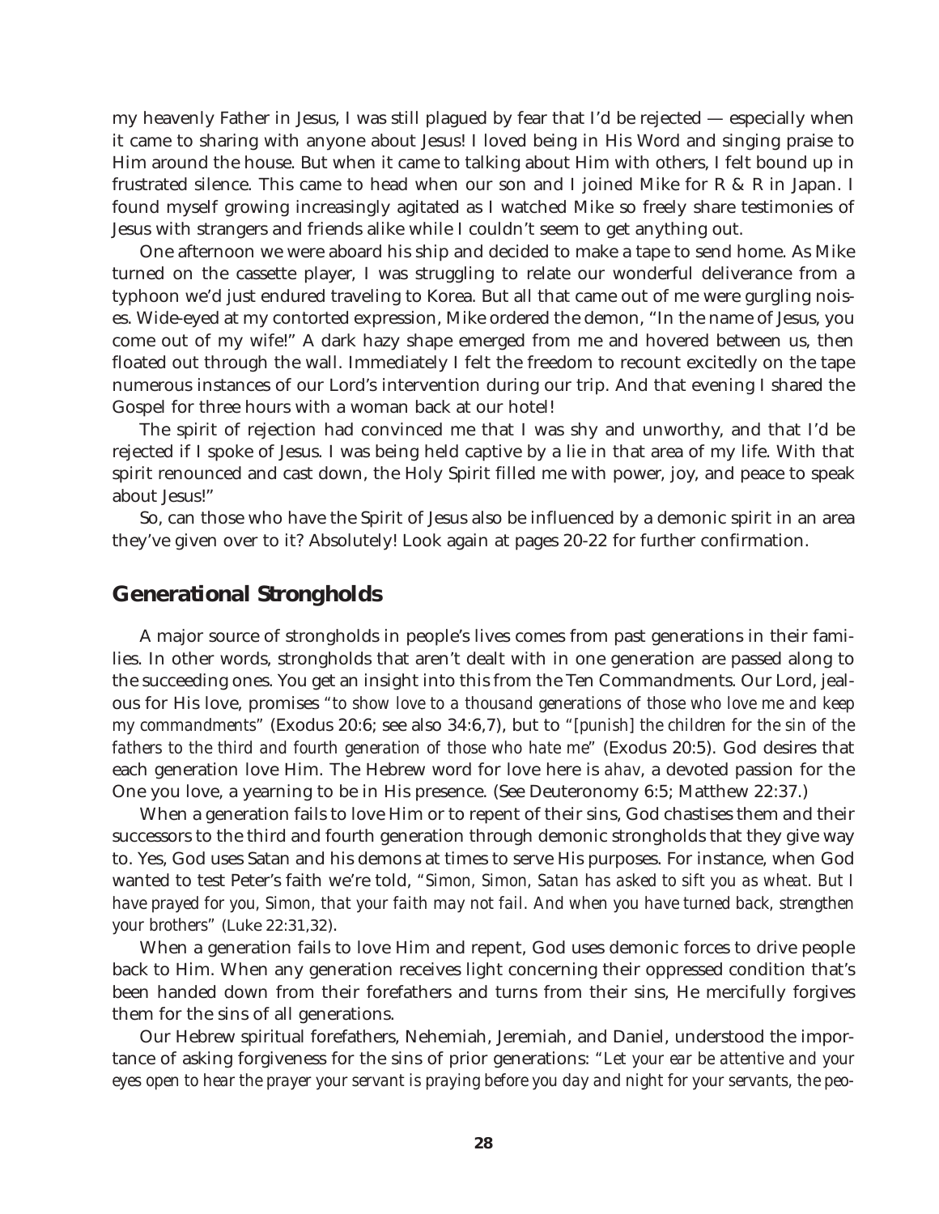my heavenly Father in Jesus, I was still plagued by fear that I'd be rejected — especially when it came to sharing with anyone about Jesus! I loved being in His Word and singing praise to Him around the house. But when it came to talking about Him with others, I felt bound up in frustrated silence. This came to head when our son and I joined Mike for R & R in Japan. I found myself growing increasingly agitated as I watched Mike so freely share testimonies of Jesus with strangers and friends alike while I couldn't seem to get anything out.

One afternoon we were aboard his ship and decided to make a tape to send home. As Mike turned on the cassette player, I was struggling to relate our wonderful deliverance from a typhoon we'd just endured traveling to Korea. But all that came out of me were gurgling noises. Wide-eyed at my contorted expression, Mike ordered the demon, "In the name of Jesus, you come out of my wife!" A dark hazy shape emerged from me and hovered between us, then floated out through the wall. Immediately I felt the freedom to recount excitedly on the tape numerous instances of our Lord's intervention during our trip. And that evening I shared the Gospel for three hours with a woman back at our hotel!

The spirit of rejection had convinced me that I was shy and unworthy, and that I'd be rejected if I spoke of Jesus. I was being held captive by a lie in that area of my life. With that spirit renounced and cast down, the Holy Spirit filled me with power, joy, and peace to speak about Jesus!"

So, can those who have the Spirit of Jesus also be influenced by a demonic spirit in an area they've given over to it? Absolutely! Look again at pages 20-22 for further confirmation.

## Generational Strongholds

A major source of strongholds in people's lives comes from past generations in their families. In other words, strongholds that aren't dealt with in one generation are passed along to the succeeding ones. You get an insight into this from the Ten Commandments. Our Lord, jealous for His love, promises *"to show love to a thousand generations of those who love me and keep my commandments"* (Exodus 20:6; see also 34:6,7), but to *"[punish] the children for the sin of the fathers to the third and fourth generation of those who hate me"* (Exodus 20:5). God desires that each generation love Him. The Hebrew word for love here is *ahav*, a devoted passion for the One you love, a yearning to be in His presence. (See Deuteronomy 6:5; Matthew 22:37.)

When a generation fails to love Him or to repent of their sins, God chastises them and their successors to the third and fourth generation through demonic strongholds that they give way to. Yes, God uses Satan and his demons at times to serve His purposes. For instance, when God wanted to test Peter's faith we're told, *"Simon, Simon, Satan has asked to sift you as wheat. But I have prayed for you, Simon, that your faith may not fail. And when you have turned back, strengthen your brothers"* (Luke 22:31,32).

When a generation fails to love Him and repent, God uses demonic forces to drive people back to Him. When any generation receives light concerning their oppressed condition that's been handed down from their forefathers and turns from their sins, He mercifully forgives them for the sins of all generations.

Our Hebrew spiritual forefathers, Nehemiah, Jeremiah, and Daniel, understood the importance of asking forgiveness for the sins of prior generations: *"Let your ear be attentive and your eyes open to hear the prayer your servant is praying before you day and night for your servants, the peo-*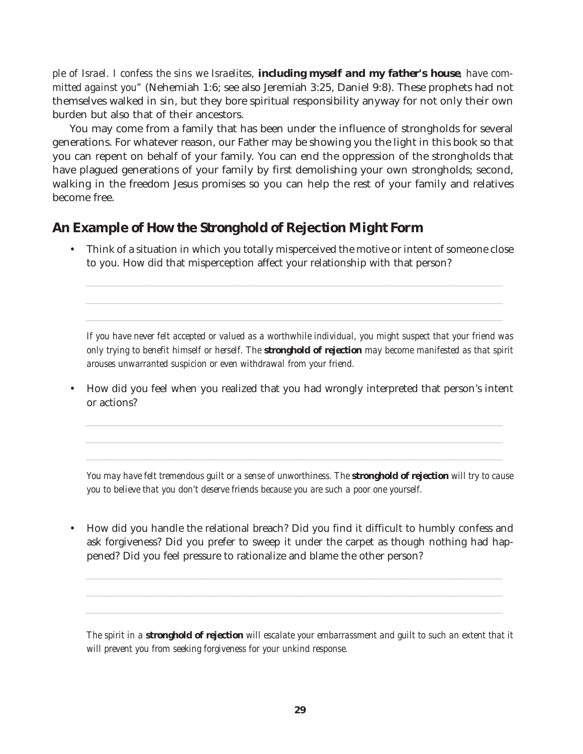*ple of Israel. I confess the sins we Israelites,* ***including myself and my father's house****, have committed against you"* (Nehemiah 1:6; see also Jeremiah 3:25, Daniel 9:8). These prophets had not themselves walked in sin, but they bore spiritual responsibility anyway for not only their own burden but also that of their ancestors.

You may come from a family that has been under the influence of strongholds for several generations. For whatever reason, our Father may be showing you the light in this book so that you can repent on behalf of your family. You can end the oppression of the strongholds that have plagued generations of your family by first demolishing your own strongholds; second, walking in the freedom Jesus promises so you can help the rest of your family and relatives become free.

## An Example of How the Stronghold of Rejection Might Form

- Think of a situation in which you totally misperceived the motive or intent of someone close to you. How did that misperception affect your relationship with that person?

  ___

  ___

  ___

  *If you have never felt accepted or valued as a worthwhile individual, you might suspect that your friend was only trying to benefit himself or herself. The* ***stronghold of rejection*** *may become manifested as that spirit arouses unwarranted suspicion or even withdrawal from your friend.*

- How did you feel when you realized that you had wrongly interpreted that person's intent or actions?

  ___

  ___

  ___

  *You may have felt tremendous guilt or a sense of unworthiness. The* ***stronghold of rejection*** *will try to cause you to believe that you don't deserve friends because you are such a poor one yourself.*

- How did you handle the relational breach? Did you find it difficult to humbly confess and ask forgiveness? Did you prefer to sweep it under the carpet as though nothing had happened? Did you feel pressure to rationalize and blame the other person?

  ___

  ___

  ___

  *The spirit in a* ***stronghold of rejection*** *will escalate your embarrassment and guilt to such an extent that it will prevent you from seeking forgiveness for your unkind response.*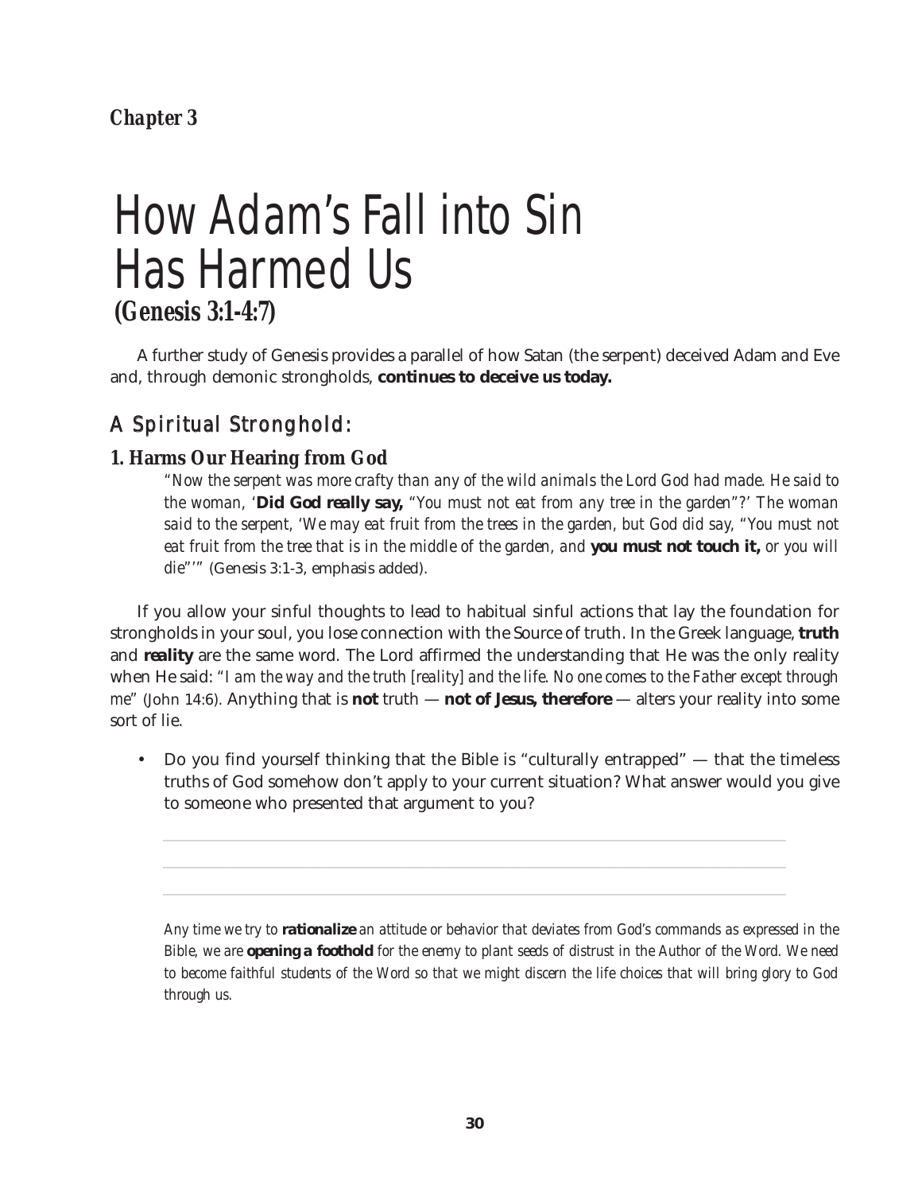*Chapter 3*

# How Adam's Fall into Sin Has Harmed Us

**(Genesis 3:1-4:7)**

A further study of Genesis provides a parallel of how Satan (the serpent) deceived Adam and Eve and, through demonic strongholds, **continues to deceive us today.**

## A Spiritual Stronghold:

### 1. Harms Our Hearing from God

> *"Now the serpent was more crafty than any of the wild animals the Lord God had made. He said to the woman, '***Did God really say,** *"You must not eat from any tree in the garden"?' The woman said to the serpent, 'We may eat fruit from the trees in the garden, but God did say, "You must not eat fruit from the tree that is in the middle of the garden, and* **you must not touch it,** *or you will die"'"* (Genesis 3:1-3, emphasis added).

If you allow your sinful thoughts to lead to habitual sinful actions that lay the foundation for strongholds in your soul, you lose connection with the Source of truth. In the Greek language, **truth** and **reality** are the same word. The Lord affirmed the understanding that He was the only reality when He said: *"I am the way and the truth [reality] and the life. No one comes to the Father except through me"* (John 14:6). Anything that is **not** truth — **not of Jesus, therefore** — alters your reality into some sort of lie.

- Do you find yourself thinking that the Bible is "culturally entrapped" — that the timeless truths of God somehow don't apply to your current situation? What answer would you give to someone who presented that argument to you?

______________________________________________________________________

______________________________________________________________________

______________________________________________________________________

*Any time we try to* **rationalize** *an attitude or behavior that deviates from God's commands as expressed in the Bible, we are* **opening a foothold** *for the enemy to plant seeds of distrust in the Author of the Word. We need to become faithful students of the Word so that we might discern the life choices that will bring glory to God through us.*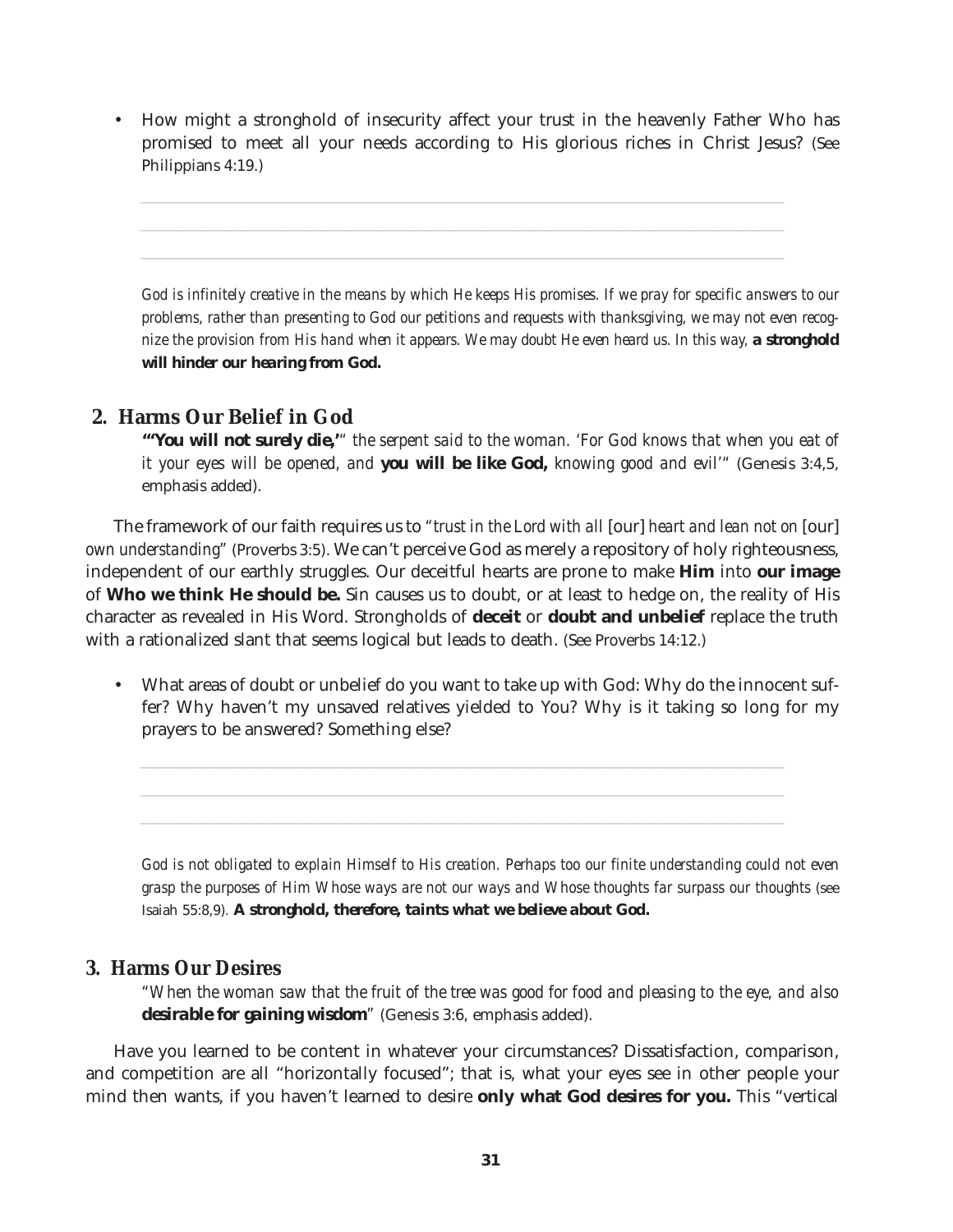- How might a stronghold of insecurity affect your trust in the heavenly Father Who has promised to meet all your needs according to His glorious riches in Christ Jesus? (See Philippians 4:19.)

*God is infinitely creative in the means by which He keeps His promises. If we pray for specific answers to our problems, rather than presenting to God our petitions and requests with thanksgiving, we may not even recognize the provision from His hand when it appears. We may doubt He even heard us. In this way,* **a stronghold will hinder our hearing from God.**

## 2. Harms Our Belief in God

**"'You will not surely die,'"** *the serpent said to the woman. 'For God knows that when you eat of it your eyes will be opened, and* **you will be like God,** *knowing good and evil'"* (Genesis 3:4,5, emphasis added).

The framework of our faith requires us to *"trust in the Lord with all* [our] *heart and lean not on* [our] *own understanding"* (Proverbs 3:5). We can't perceive God as merely a repository of holy righteousness, independent of our earthly struggles. Our deceitful hearts are prone to make **Him** into **our image** of **Who we think He should be.** Sin causes us to doubt, or at least to hedge on, the reality of His character as revealed in His Word. Strongholds of **deceit** or **doubt and unbelief** replace the truth with a rationalized slant that seems logical but leads to death. (See Proverbs 14:12.)

- What areas of doubt or unbelief do you want to take up with God: Why do the innocent suffer? Why haven't my unsaved relatives yielded to You? Why is it taking so long for my prayers to be answered? Something else?

*God is not obligated to explain Himself to His creation. Perhaps too our finite understanding could not even grasp the purposes of Him Whose ways are not our ways and Whose thoughts far surpass our thoughts* (see Isaiah 55:8,9). **A stronghold, therefore, taints what we believe about God.**

## 3. Harms Our Desires

*"When the woman saw that the fruit of the tree was good for food and pleasing to the eye, and also* **desirable for gaining wisdom**" (Genesis 3:6, emphasis added).

Have you learned to be content in whatever your circumstances? Dissatisfaction, comparison, and competition are all "horizontally focused"; that is, what your eyes see in other people your mind then wants, if you haven't learned to desire **only what God desires for you.** This "vertical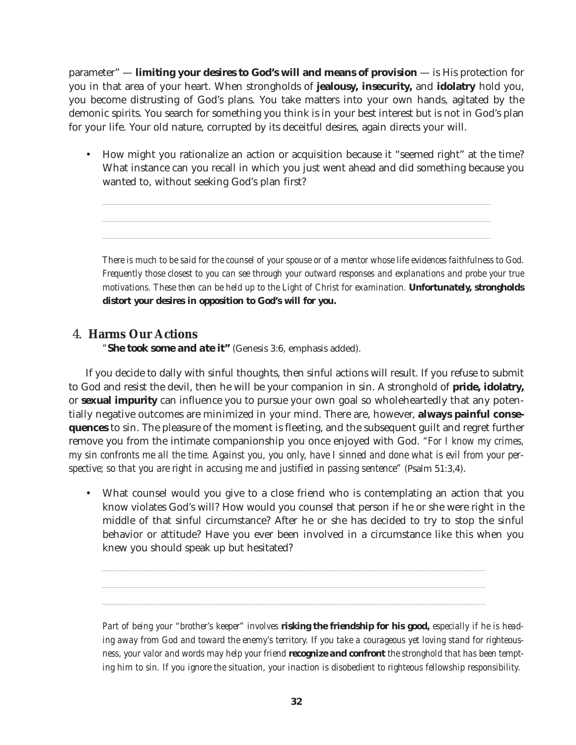parameter" — **limiting your desires to God's will and means of provision** — is His protection for you in that area of your heart. When strongholds of **jealousy, insecurity,** and **idolatry** hold you, you become distrusting of God's plans. You take matters into your own hands, agitated by the demonic spirits. You search for something you think is in your best interest but is not in God's plan for your life. Your old nature, corrupted by its deceitful desires, again directs your will.

- How might you rationalize an action or acquisition because it "seemed right" at the time? What instance can you recall in which you just went ahead and did something because you wanted to, without seeking God's plan first?

*There is much to be said for the counsel of your spouse or of a mentor whose life evidences faithfulness to God. Frequently those closest to you can see through your outward responses and explanations and probe your true motivations. These then can be held up to the Light of Christ for examination.* **Unfortunately, strongholds distort your desires in opposition to God's will for you.**

## 4. Harms Our Actions

"**She took some and ate it"** (Genesis 3:6, emphasis added).

If you decide to dally with sinful thoughts, then sinful actions will result. If you refuse to submit to God and resist the devil, then he will be your companion in sin. A stronghold of **pride, idolatry,** or **sexual impurity** can influence you to pursue your own goal so wholeheartedly that any potentially negative outcomes are minimized in your mind. There are, however, **always painful consequences** to sin. The pleasure of the moment is fleeting, and the subsequent guilt and regret further remove you from the intimate companionship you once enjoyed with God. "*For I know my crimes, my sin confronts me all the time. Against you, you only, have I sinned and done what is evil from your perspective; so that you are right in accusing me and justified in passing sentence*" (Psalm 51:3,4).

- What counsel would you give to a close friend who is contemplating an action that you know violates God's will? How would you counsel that person if he or she were right in the middle of that sinful circumstance? After he or she has decided to try to stop the sinful behavior or attitude? Have you ever been involved in a circumstance like this when you knew you should speak up but hesitated?

*Part of being your "brother's keeper" involves* **risking the friendship for his good,** *especially if he is heading away from God and toward the enemy's territory. If you take a courageous yet loving stand for righteousness, your valor and words may help your friend* **recognize and confront** *the stronghold that has been tempting him to sin. If you ignore the situation, your inaction is disobedient to righteous fellowship responsibility.*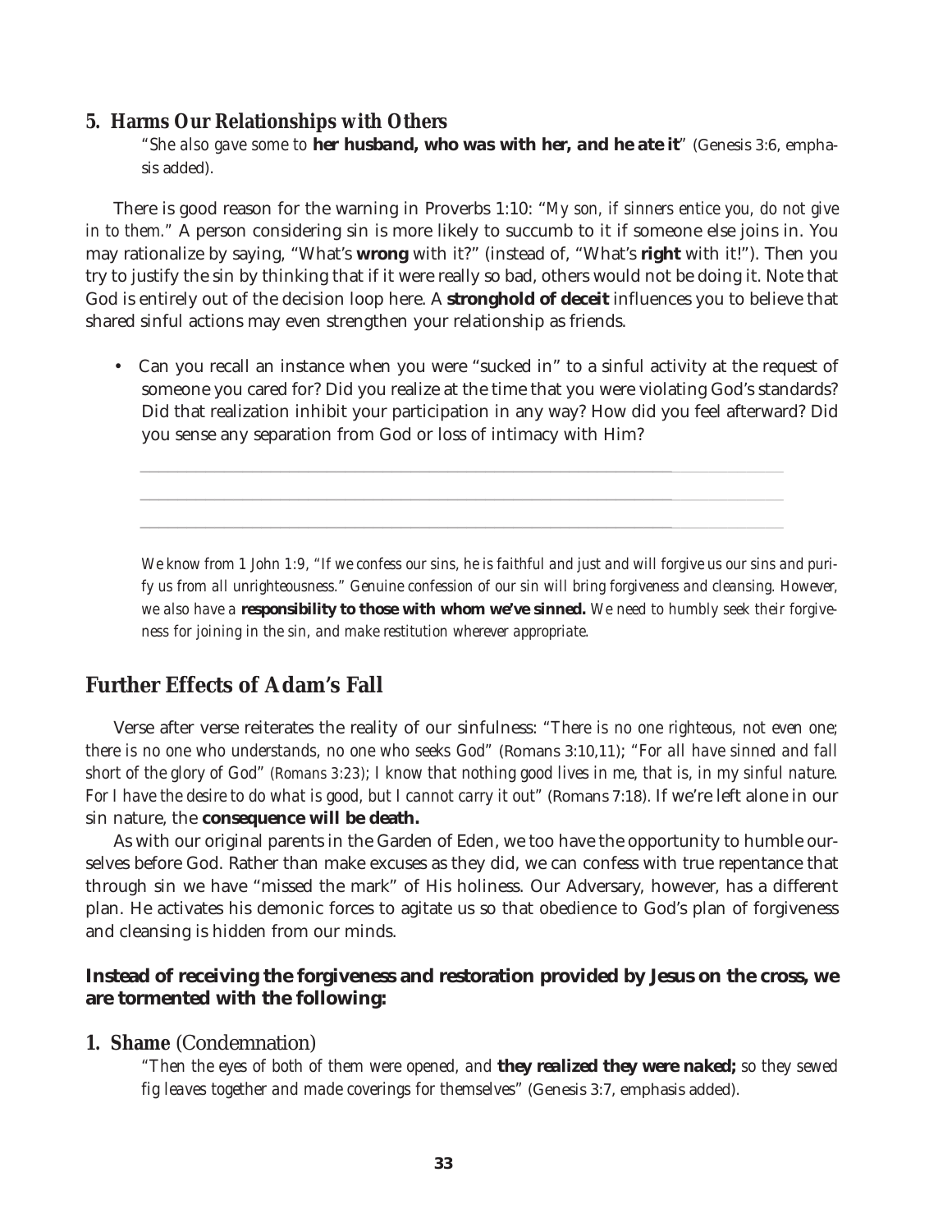### 5. Harms Our Relationships with Others

*"She also gave some to* **her husband, who was with her, and he ate it**" (Genesis 3:6, emphasis added).

There is good reason for the warning in Proverbs 1:10: "*My son, if sinners entice you, do not give in to them.*" A person considering sin is more likely to succumb to it if someone else joins in. You may rationalize by saying, "What's **wrong** with it?" (instead of, "What's **right** with it!"). Then you try to justify the sin by thinking that if it were really so bad, others would not be doing it. Note that God is entirely out of the decision loop here. A **stronghold of deceit** influences you to believe that shared sinful actions may even strengthen your relationship as friends.

- Can you recall an instance when you were "sucked in" to a sinful activity at the request of someone you cared for? Did you realize at the time that you were violating God's standards? Did that realization inhibit your participation in any way? How did you feel afterward? Did you sense any separation from God or loss of intimacy with Him?

\_\_\_\_\_\_\_\_\_\_\_\_\_\_\_\_\_\_\_\_\_\_\_\_\_\_\_\_\_\_\_\_\_\_\_\_\_\_\_\_\_\_\_\_\_\_\_\_\_\_\_\_\_\_\_\_\_\_\_\_\_\_\_\_\_\_\_\_\_\_

\_\_\_\_\_\_\_\_\_\_\_\_\_\_\_\_\_\_\_\_\_\_\_\_\_\_\_\_\_\_\_\_\_\_\_\_\_\_\_\_\_\_\_\_\_\_\_\_\_\_\_\_\_\_\_\_\_\_\_\_\_\_\_\_\_\_\_\_\_\_

\_\_\_\_\_\_\_\_\_\_\_\_\_\_\_\_\_\_\_\_\_\_\_\_\_\_\_\_\_\_\_\_\_\_\_\_\_\_\_\_\_\_\_\_\_\_\_\_\_\_\_\_\_\_\_\_\_\_\_\_\_\_\_\_\_\_\_\_\_\_

*We know from 1 John 1:9, "If we confess our sins, he is faithful and just and will forgive us our sins and purify us from all unrighteousness." Genuine confession of our sin will bring forgiveness and cleansing. However, we also have a* **responsibility to those with whom we've sinned.** *We need to humbly seek their forgiveness for joining in the sin, and make restitution wherever appropriate.*

## Further Effects of Adam's Fall

Verse after verse reiterates the reality of our sinfulness: "*There is no one righteous, not even one; there is no one who understands, no one who seeks God*" (Romans 3:10,11); "*For all have sinned and fall short of the glory of God*" *(Romans 3:23)*; *I know that nothing good lives in me, that is, in my sinful nature. For I have the desire to do what is good, but I cannot carry it out*" (Romans 7:18). If we're left alone in our sin nature, the **consequence will be death.**

As with our original parents in the Garden of Eden, we too have the opportunity to humble ourselves before God. Rather than make excuses as they did, we can confess with true repentance that through sin we have "missed the mark" of His holiness. Our Adversary, however, has a different plan. He activates his demonic forces to agitate us so that obedience to God's plan of forgiveness and cleansing is hidden from our minds.

**Instead of receiving the forgiveness and restoration provided by Jesus on the cross, we are tormented with the following:**

### 1. Shame (Condemnation)

*"Then the eyes of both of them were opened, and* **they realized they were naked;** *so they sewed fig leaves together and made coverings for themselves"* (Genesis 3:7, emphasis added).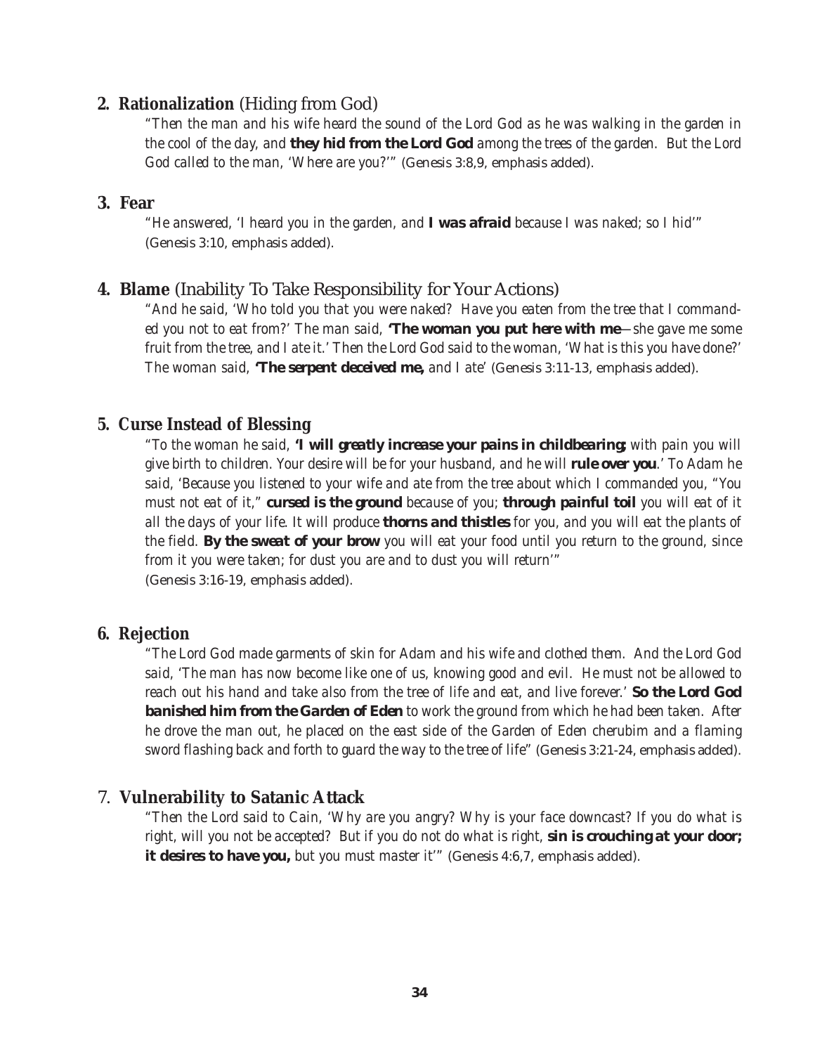**2. Rationalization** (Hiding from God)

*"Then the man and his wife heard the sound of the Lord God as he was walking in the garden in the cool of the day, and* **they hid from the Lord God** *among the trees of the garden. But the Lord God called to the man, 'Where are you?'"* (Genesis 3:8,9, emphasis added).

**3. Fear**

*"He answered, 'I heard you in the garden, and* **I was afraid** *because I was naked; so I hid'"* (Genesis 3:10, emphasis added).

**4. Blame** (Inability To Take Responsibility for Your Actions)

*"And he said, 'Who told you that you were naked? Have you eaten from the tree that I commanded you not to eat from?' The man said,* **'The woman you put here with me**—*she gave me some fruit from the tree, and I ate it.' Then the Lord God said to the woman, 'What is this you have done?' The woman said,* **'The serpent deceived me,** *and I ate'* (Genesis 3:11-13, emphasis added).

**5. Curse Instead of Blessing**

*"To the woman he said,* **'I will greatly increase your pains in childbearing;** *with pain you will give birth to children. Your desire will be for your husband, and he will* **rule over you**.*' To Adam he said, 'Because you listened to your wife and ate from the tree about which I commanded you, "You must not eat of it,"* **cursed is the ground** *because of you;* **through painful toil** *you will eat of it all the days of your life. It will produce* **thorns and thistles** *for you, and you will eat the plants of the field.* **By the sweat of your brow** *you will eat your food until you return to the ground, since from it you were taken; for dust you are and to dust you will return'"* (Genesis 3:16-19, emphasis added).

**6. Rejection**

*"The Lord God made garments of skin for Adam and his wife and clothed them. And the Lord God said, 'The man has now become like one of us, knowing good and evil. He must not be allowed to reach out his hand and take also from the tree of life and eat, and live forever.'* **So the Lord God banished him from the Garden of Eden** *to work the ground from which he had been taken. After he drove the man out, he placed on the east side of the Garden of Eden cherubim and a flaming sword flashing back and forth to guard the way to the tree of life"* (Genesis 3:21-24, emphasis added).

**7. Vulnerability to Satanic Attack**

*"Then the Lord said to Cain, 'Why are you angry? Why is your face downcast? If you do what is right, will you not be accepted? But if you do not do what is right,* **sin is crouching at your door; it desires to have you,** *but you must master it'"* (Genesis 4:6,7, emphasis added).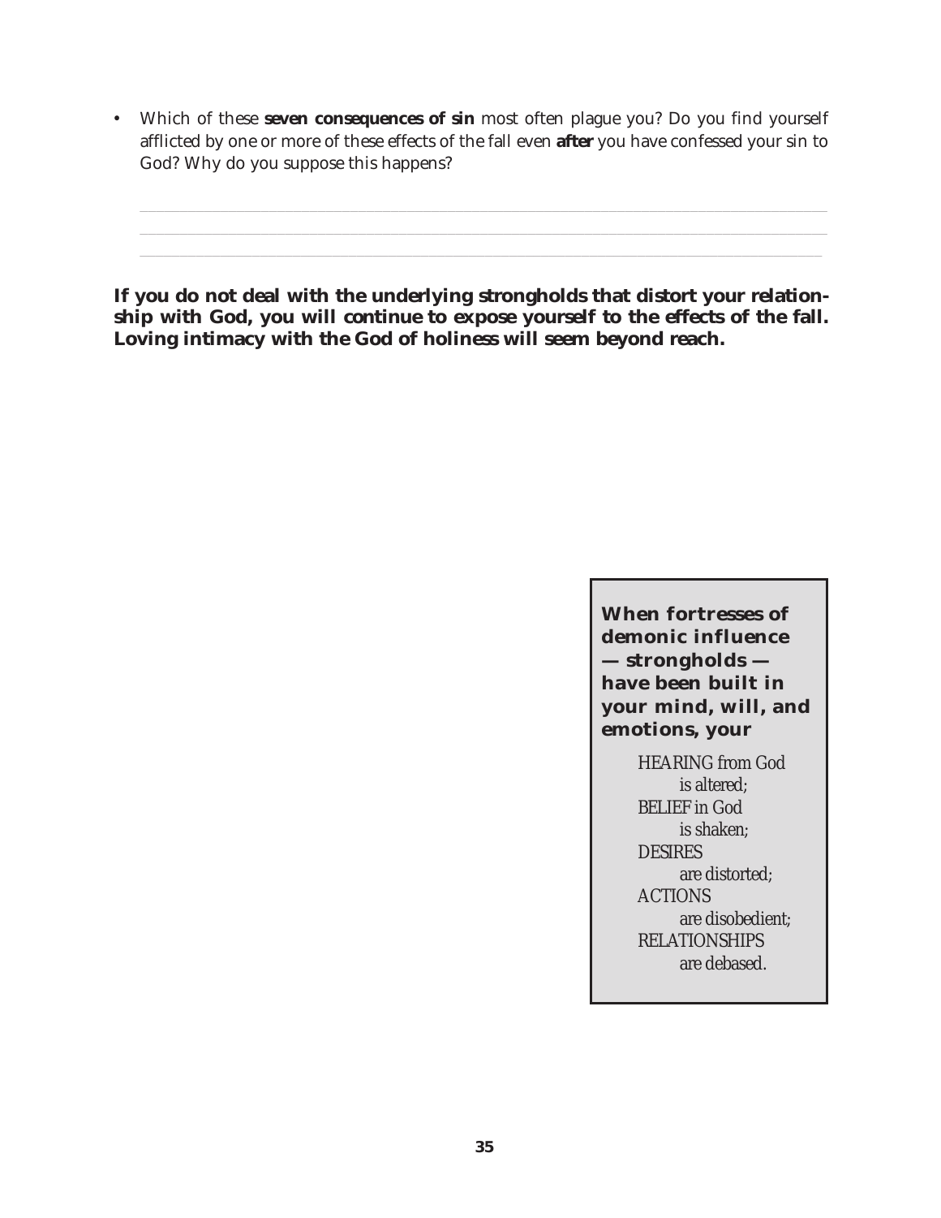- Which of these **seven consequences of sin** most often plague you? Do you find yourself afflicted by one or more of these effects of the fall even **after** you have confessed your sin to God? Why do you suppose this happens?

**If you do not deal with the underlying strongholds that distort your relationship with God, you will continue to expose yourself to the effects of the fall. Loving intimacy with the God of holiness will seem beyond reach.**

**When fortresses of demonic influence — strongholds — have been built in your mind, will, and emotions, your**

HEARING from God
is altered;
BELIEF in God
is shaken;
DESIRES
are distorted;
ACTIONS
are disobedient;
RELATIONSHIPS
are debased.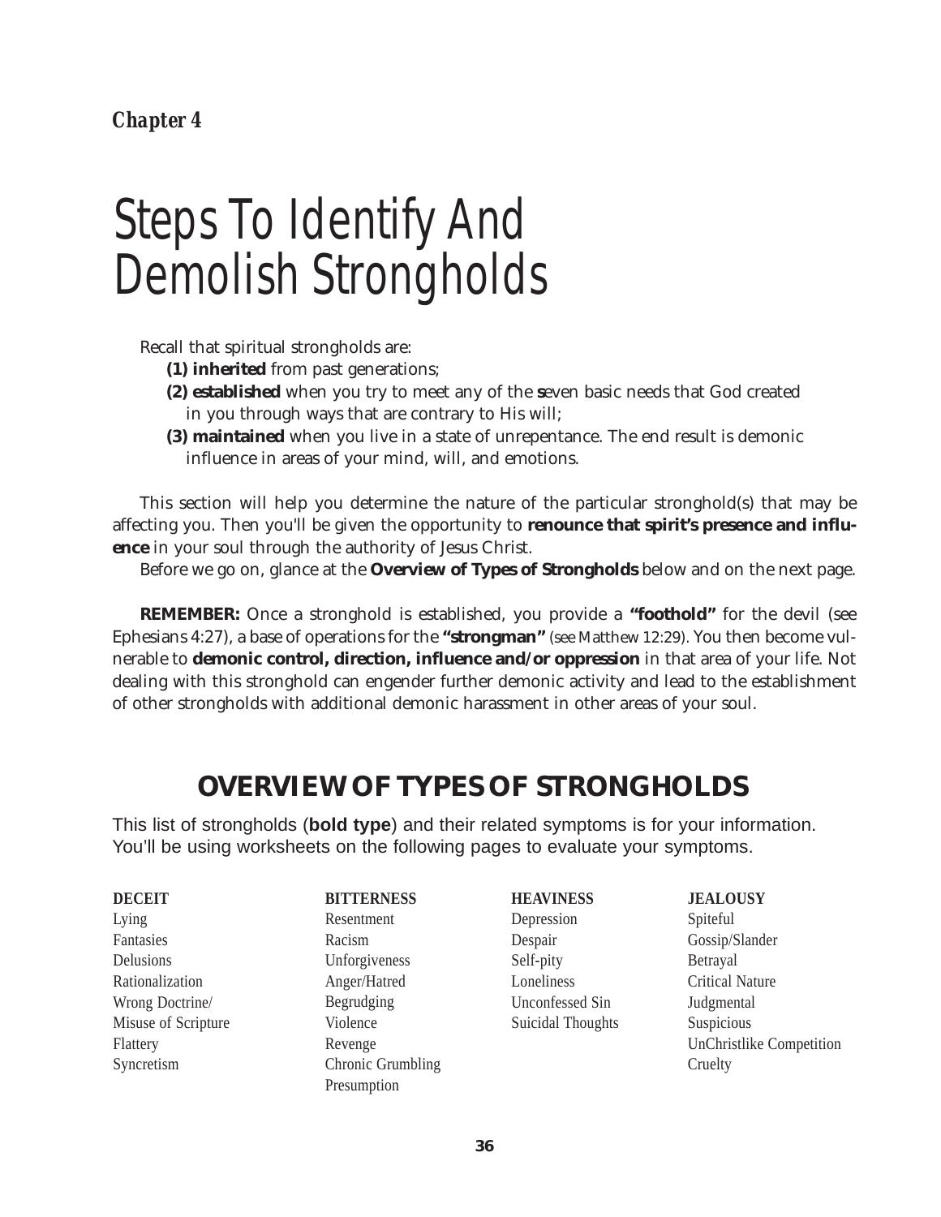*Chapter 4*

# Steps To Identify And Demolish Strongholds

Recall that spiritual strongholds are:

**(1) inherited** from past generations;

**(2) established** when you try to meet any of the **s**even basic needs that God created in you through ways that are contrary to His will;

**(3) maintained** when you live in a state of unrepentance. The end result is demonic influence in areas of your mind, will, and emotions.

This section will help you determine the nature of the particular stronghold(s) that may be affecting you. Then you'll be given the opportunity to **renounce that spirit's presence and influence** in your soul through the authority of Jesus Christ.

Before we go on, glance at the **Overview of Types of Strongholds** below and on the next page.

**REMEMBER:** Once a stronghold is established, you provide a **"foothold"** for the devil (see Ephesians 4:27), a base of operations for the **"strongman"** (see Matthew 12:29). You then become vulnerable to **demonic control, direction, influence and/or oppression** in that area of your life. Not dealing with this stronghold can engender further demonic activity and lead to the establishment of other strongholds with additional demonic harassment in other areas of your soul.

## OVERVIEW OF TYPES OF STRONGHOLDS

This list of strongholds (**bold type**) and their related symptoms is for your information. You'll be using worksheets on the following pages to evaluate your symptoms.

**DECEIT**
- Lying
- Fantasies
- Delusions
- Rationalization
- Wrong Doctrine/ Misuse of Scripture
- Flattery
- Syncretism

**BITTERNESS**
- Resentment
- Racism
- Unforgiveness
- Anger/Hatred
- Begrudging
- Violence
- Revenge
- Chronic Grumbling
- Presumption

**HEAVINESS**
- Depression
- Despair
- Self-pity
- Loneliness
- Unconfessed Sin
- Suicidal Thoughts

**JEALOUSY**
- Spiteful
- Gossip/Slander
- Betrayal
- Critical Nature
- Judgmental
- Suspicious
- UnChristlike Competition
- Cruelty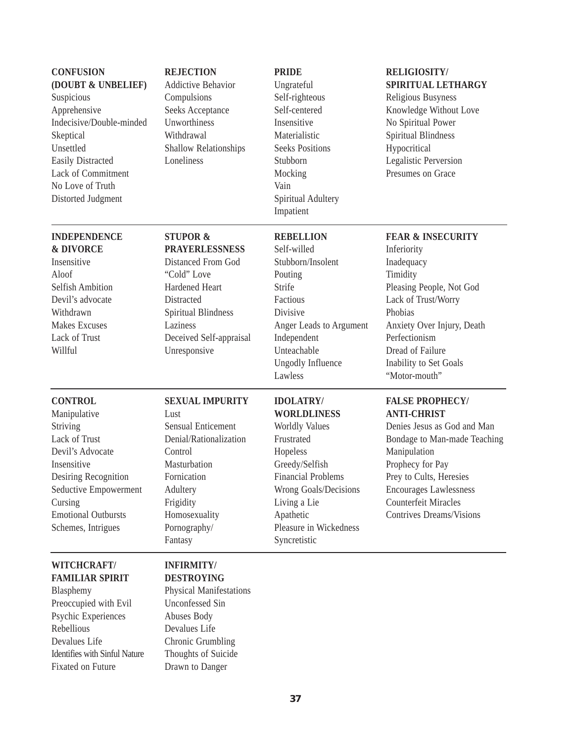**CONFUSION (DOUBT & UNBELIEF)**
Suspicious
Apprehensive
Indecisive/Double-minded
Skeptical
Unsettled
Easily Distracted
Lack of Commitment
No Love of Truth
Distorted Judgment

**REJECTION**
Addictive Behavior
Compulsions
Seeks Acceptance
Unworthiness
Withdrawal
Shallow Relationships
Loneliness

**PRIDE**
Ungrateful
Self-righteous
Self-centered
Insensitive
Materialistic
Seeks Positions
Stubborn
Mocking
Vain
Spiritual Adultery
Impatient

**RELIGIOSITY/ SPIRITUAL LETHARGY**
Religious Busyness
Knowledge Without Love
No Spiritual Power
Spiritual Blindness
Hypocritical
Legalistic Perversion
Presumes on Grace

---

**INDEPENDENCE & DIVORCE**
Insensitive
Aloof
Selfish Ambition
Devil's advocate
Withdrawn
Makes Excuses
Lack of Trust
Willful

**STUPOR & PRAYERLESSNESS**
Distanced From God
"Cold" Love
Hardened Heart
Distracted
Spiritual Blindness
Laziness
Deceived Self-appraisal
Unresponsive

**REBELLION**
Self-willed
Stubborn/Insolent
Pouting
Strife
Factious
Divisive
Anger Leads to Argument
Independent
Unteachable
Ungodly Influence
Lawless

**FEAR & INSECURITY**
Inferiority
Inadequacy
Timidity
Pleasing People, Not God
Lack of Trust/Worry
Phobias
Anxiety Over Injury, Death
Perfectionism
Dread of Failure
Inability to Set Goals
"Motor-mouth"

---

**CONTROL**
Manipulative
Striving
Lack of Trust
Devil's Advocate
Insensitive
Desiring Recognition
Seductive Empowerment
Cursing
Emotional Outbursts
Schemes, Intrigues

**SEXUAL IMPURITY**
Lust
Sensual Enticement
Denial/Rationalization
Control
Masturbation
Fornication
Adultery
Frigidity
Homosexuality
Pornography/ Fantasy

**IDOLATRY/ WORLDLINESS**
Worldly Values
Frustrated
Hopeless
Greedy/Selfish
Financial Problems
Wrong Goals/Decisions
Living a Lie
Apathetic
Pleasure in Wickedness
Syncretistic

**FALSE PROPHECY/ ANTI-CHRIST**
Denies Jesus as God and Man
Bondage to Man-made Teaching
Manipulation
Prophecy for Pay
Prey to Cults, Heresies
Encourages Lawlessness
Counterfeit Miracles
Contrives Dreams/Visions

---

**WITCHCRAFT/ FAMILIAR SPIRIT**
Blasphemy
Preoccupied with Evil
Psychic Experiences
Rebellious
Devalues Life
Identifies with Sinful Nature
Fixated on Future

**INFIRMITY/ DESTROYING**
Physical Manifestations
Unconfessed Sin
Abuses Body
Devalues Life
Chronic Grumbling
Thoughts of Suicide
Drawn to Danger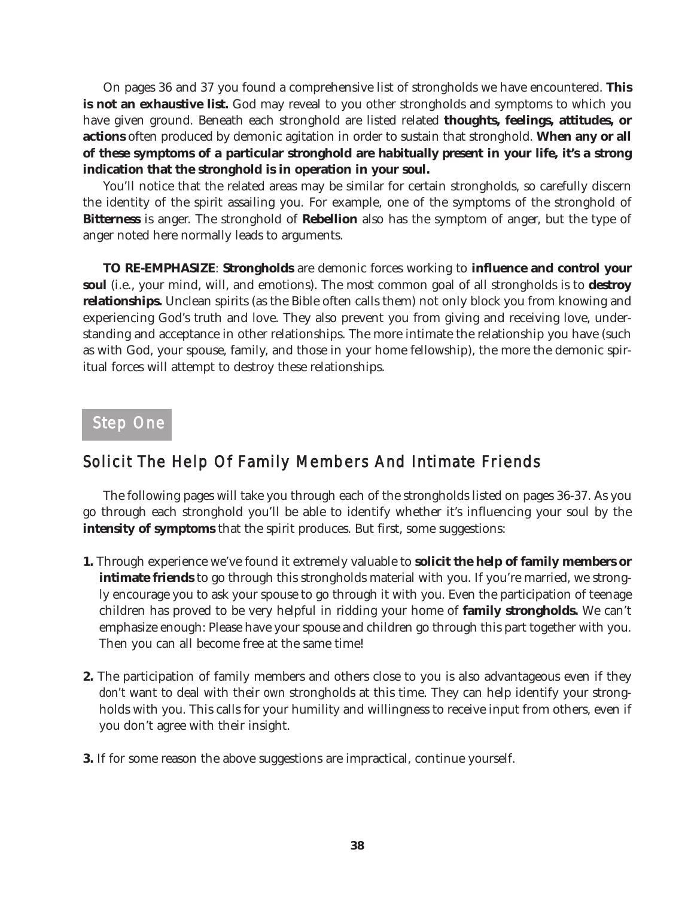On pages 36 and 37 you found a comprehensive list of strongholds we have encountered. **This is not an exhaustive list.** God may reveal to you other strongholds and symptoms to which you have given ground. Beneath each stronghold are listed related **thoughts, feelings, attitudes, or actions** often produced by demonic agitation in order to sustain that stronghold. **When any or all of these symptoms of a particular stronghold are habitually present in your life, it's a strong indication that the stronghold is in operation in your soul.**

You'll notice that the related areas may be similar for certain strongholds, so carefully discern the identity of the spirit assailing you. For example, one of the symptoms of the stronghold of **Bitterness** is anger. The stronghold of **Rebellion** also has the symptom of anger, but the type of anger noted here normally leads to arguments.

**TO RE-EMPHASIZE**: **Strongholds** are demonic forces working to **influence and control your soul** (i.e., your mind, will, and emotions). The most common goal of all strongholds is to **destroy relationships.** Unclean spirits (as the Bible often calls them) not only block you from knowing and experiencing God's truth and love. They also prevent you from giving and receiving love, understanding and acceptance in other relationships. The more intimate the relationship you have (such as with God, your spouse, family, and those in your home fellowship), the more the demonic spiritual forces will attempt to destroy these relationships.

## Step One

## Solicit The Help Of Family Members And Intimate Friends

The following pages will take you through each of the strongholds listed on pages 36-37. As you go through each stronghold you'll be able to identify whether it's influencing your soul by the **intensity of symptoms** that the spirit produces. But first, some suggestions:

**1.** Through experience we've found it extremely valuable to **solicit the help of family members or intimate friends** to go through this strongholds material with you. If you're married, we strongly encourage you to ask your spouse to go through it with you. Even the participation of teenage children has proved to be very helpful in ridding your home of **family strongholds.** We can't emphasize enough: Please have your spouse and children go through this part together with you. Then you can all become free at the same time!

**2.** The participation of family members and others close to you is also advantageous even if they *don't* want to deal with their *own* strongholds at this time. They can help identify your strongholds with you. This calls for your humility and willingness to receive input from others, even if you don't agree with their insight.

**3.** If for some reason the above suggestions are impractical, continue yourself.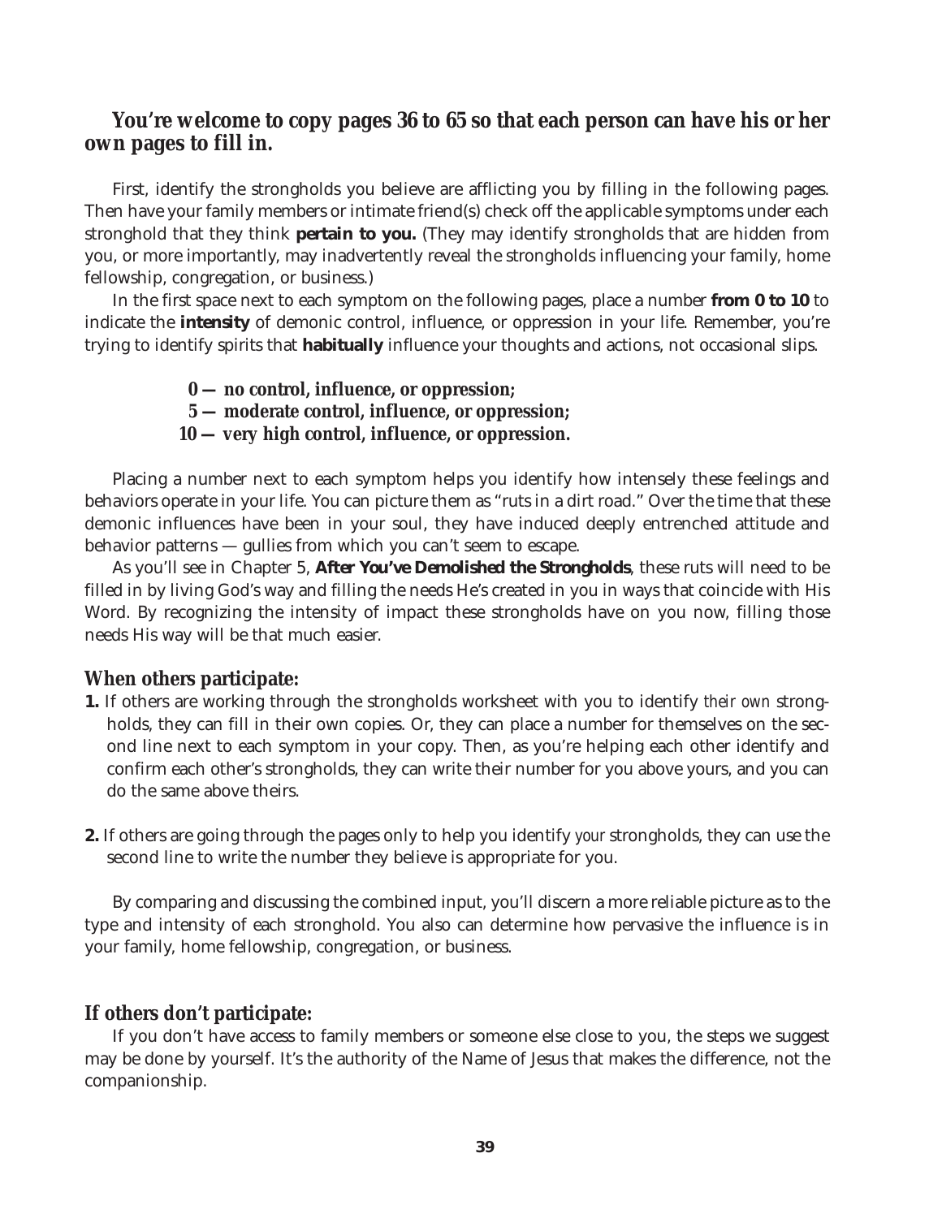**You're welcome to copy pages 36 to 65 so that each person can have his or her own pages to fill in.**

First, identify the strongholds you believe are afflicting you by filling in the following pages. Then have your family members or intimate friend(s) check off the applicable symptoms under each stronghold that they think **pertain to you.** (They may identify strongholds that are hidden from you, or more importantly, may inadvertently reveal the strongholds influencing your family, home fellowship, congregation, or business.)

In the first space next to each symptom on the following pages, place a number **from 0 to 10** to indicate the **intensity** of demonic control, influence, or oppression in your life. Remember, you're trying to identify spirits that **habitually** influence your thoughts and actions, not occasional slips.

**0 — no control, influence, or oppression;**
**5 — moderate control, influence, or oppression;**
**10 — very high control, influence, or oppression.**

Placing a number next to each symptom helps you identify how intensely these feelings and behaviors operate in your life. You can picture them as "ruts in a dirt road." Over the time that these demonic influences have been in your soul, they have induced deeply entrenched attitude and behavior patterns — gullies from which you can't seem to escape.

As you'll see in Chapter 5, ***After You've Demolished the Strongholds***, these ruts will need to be filled in by living God's way and filling the needs He's created in you in ways that coincide with His Word. By recognizing the intensity of impact these strongholds have on you now, filling those needs His way will be that much easier.

### When others participate:

**1.** If others are working through the strongholds worksheet with you to identify *their own* strongholds, they can fill in their own copies. Or, they can place a number for themselves on the second line next to each symptom in your copy. Then, as you're helping each other identify and confirm each other's strongholds, they can write their number for you above yours, and you can do the same above theirs.

**2.** If others are going through the pages only to help you identify *your* strongholds, they can use the second line to write the number they believe is appropriate for you.

By comparing and discussing the combined input, you'll discern a more reliable picture as to the type and intensity of each stronghold. You also can determine how pervasive the influence is in your family, home fellowship, congregation, or business.

### If others don't participate:

If you don't have access to family members or someone else close to you, the steps we suggest may be done by yourself. It's the authority of the Name of Jesus that makes the difference, not the companionship.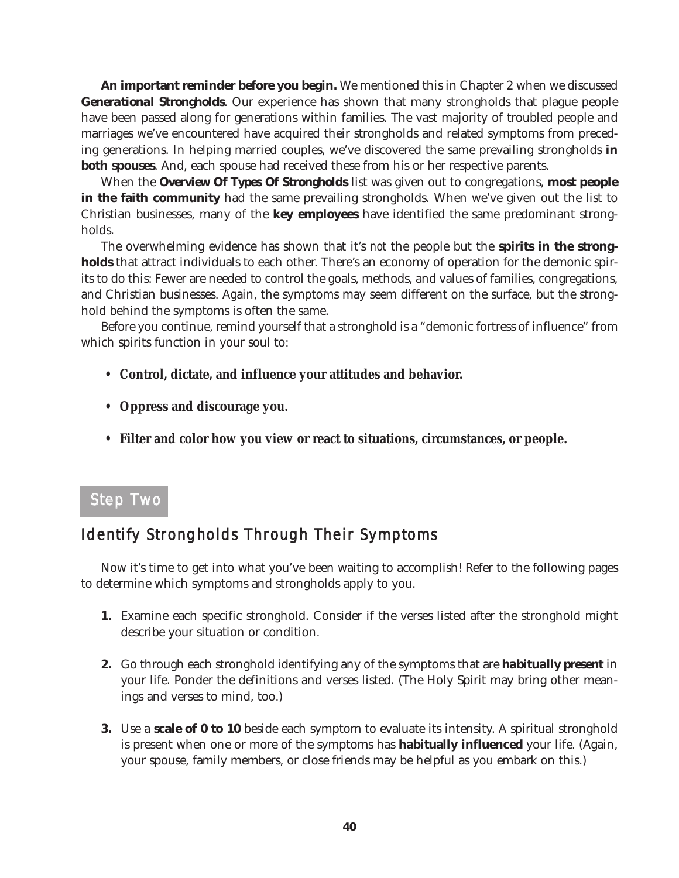**An important reminder before you begin.** We mentioned this in Chapter 2 when we discussed ***Generational Strongholds***. Our experience has shown that many strongholds that plague people have been passed along for generations within families. The vast majority of troubled people and marriages we've encountered have acquired their strongholds and related symptoms from preceding generations. In helping married couples, we've discovered the same prevailing strongholds **in both spouses**. And, each spouse had received these from his or her respective parents.

When the ***Overview Of Types Of Strongholds*** list was given out to congregations, **most people in the faith community** had the same prevailing strongholds. When we've given out the list to Christian businesses, many of the **key employees** have identified the same predominant strongholds.

The overwhelming evidence has shown that it's *not* the people but the **spirits in the strongholds** that attract individuals to each other. There's an economy of operation for the demonic spirits to do this: Fewer are needed to control the goals, methods, and values of families, congregations, and Christian businesses. Again, the symptoms may seem different on the surface, but the stronghold behind the symptoms is often the same.

Before you continue, remind yourself that a stronghold is a "demonic fortress of influence" from which spirits function in your soul to:

- **Control, dictate, and influence your attitudes and behavior.**
- **Oppress and discourage you.**
- **Filter and color how you view or react to situations, circumstances, or people.**

## Step Two

## Identify Strongholds Through Their Symptoms

Now it's time to get into what you've been waiting to accomplish! Refer to the following pages to determine which symptoms and strongholds apply to you.

1. Examine each specific stronghold. Consider if the verses listed after the stronghold might describe your situation or condition.
2. Go through each stronghold identifying any of the symptoms that are **habitually present** in your life. Ponder the definitions and verses listed. (The Holy Spirit may bring other meanings and verses to mind, too.)
3. Use a **scale of 0 to 10** beside each symptom to evaluate its intensity. A spiritual stronghold is present when one or more of the symptoms has **habitually influenced** your life. (Again, your spouse, family members, or close friends may be helpful as you embark on this.)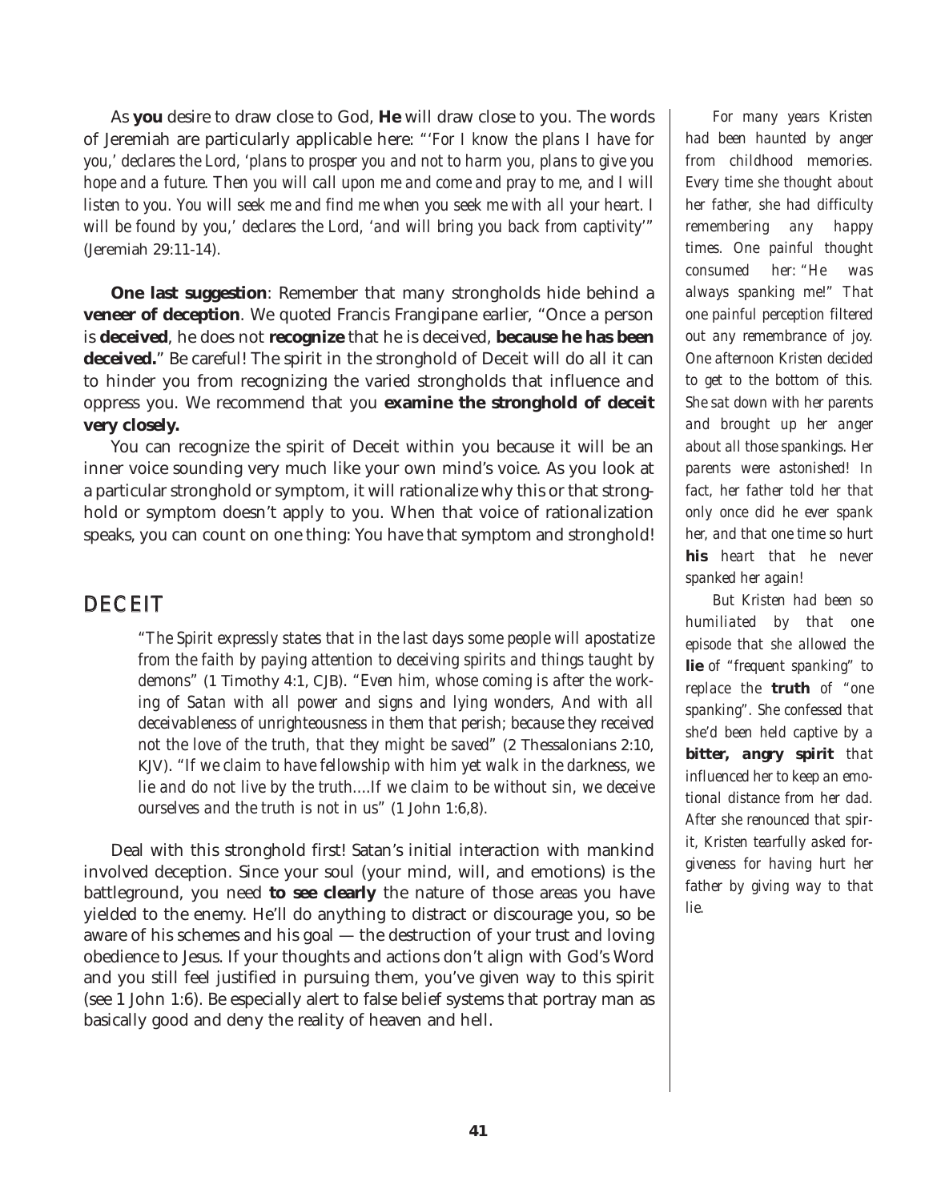As **you** desire to draw close to God, **He** will draw close to you. The words of Jeremiah are particularly applicable here: "*'For I know the plans I have for you,' declares the Lord, 'plans to prosper you and not to harm you, plans to give you hope and a future. Then you will call upon me and come and pray to me, and I will listen to you. You will seek me and find me when you seek me with all your heart. I will be found by you,' declares the Lord, 'and will bring you back from captivity'*" (Jeremiah 29:11-14).

**One last suggestion**: Remember that many strongholds hide behind a **veneer of deception**. We quoted Francis Frangipane earlier, "Once a person is **deceived**, he does not **recognize** that he is deceived, **because he has been deceived.**" Be careful! The spirit in the stronghold of Deceit will do all it can to hinder you from recognizing the varied strongholds that influence and oppress you. We recommend that you **examine the stronghold of deceit very closely.**

You can recognize the spirit of Deceit within you because it will be an inner voice sounding very much like your own mind's voice. As you look at a particular stronghold or symptom, it will rationalize why this or that stronghold or symptom doesn't apply to you. When that voice of rationalization speaks, you can count on one thing: You have that symptom and stronghold!

## DECEIT

> "*The Spirit expressly states that in the last days some people will apostatize from the faith by paying attention to deceiving spirits and things taught by demons*" (1 Timothy 4:1, CJB). "*Even him, whose coming is after the working of Satan with all power and signs and lying wonders, And with all deceivableness of unrighteousness in them that perish; because they received not the love of the truth, that they might be saved*" (2 Thessalonians 2:10, KJV). "*If we claim to have fellowship with him yet walk in the darkness, we lie and do not live by the truth....If we claim to be without sin, we deceive ourselves and the truth is not in us*" (1 John 1:6,8).

Deal with this stronghold first! Satan's initial interaction with mankind involved deception. Since your soul (your mind, will, and emotions) is the battleground, you need **to see clearly** the nature of those areas you have yielded to the enemy. He'll do anything to distract or discourage you, so be aware of his schemes and his goal — the destruction of your trust and loving obedience to Jesus. If your thoughts and actions don't align with God's Word and you still feel justified in pursuing them, you've given way to this spirit (see 1 John 1:6). Be especially alert to false belief systems that portray man as basically good and deny the reality of heaven and hell.

*For many years Kristen had been haunted by anger from childhood memories. Every time she thought about her father, she had difficulty remembering any happy times. One painful thought consumed her: "He was always spanking me!" That one painful perception filtered out any remembrance of joy. One afternoon Kristen decided to get to the bottom of this. She sat down with her parents and brought up her anger about all those spankings. Her parents were astonished! In fact, her father told her that only once did he ever spank her, and that one time so hurt **his** heart that he never spanked her again!*

*But Kristen had been so humiliated by that one episode that she allowed the **lie** of "frequent spanking" to replace the **truth** of "one spanking". She confessed that she'd been held captive by a **bitter, angry spirit** that influenced her to keep an emotional distance from her dad. After she renounced that spirit, Kristen tearfully asked forgiveness for having hurt her father by giving way to that lie.*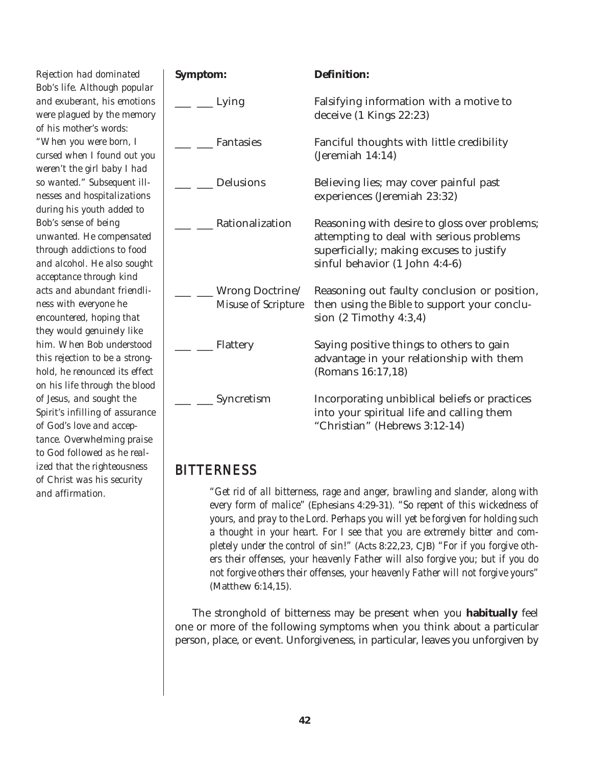*Rejection had dominated Bob's life. Although popular and exuberant, his emotions were plagued by the memory of his mother's words: "When you were born, I cursed when I found out you weren't the girl baby I had so wanted." Subsequent illnesses and hospitalizations during his youth added to Bob's sense of being unwanted. He compensated through addictions to food and alcohol. He also sought acceptance through kind acts and abundant friendliness with everyone he encountered, hoping that they would genuinely like him. When Bob understood this rejection to be a stronghold, he renounced its effect on his life through the blood of Jesus, and sought the Spirit's infilling of assurance of God's love and acceptance. Overwhelming praise to God followed as he realized that the righteousness of Christ was his security and affirmation.*

| **Symptom:** | **Definition:** |
|---|---|
| ___ ___ Lying | Falsifying information with a motive to deceive (1 Kings 22:23) |
| ___ ___ Fantasies | Fanciful thoughts with little credibility (Jeremiah 14:14) |
| ___ ___ Delusions | Believing lies; may cover painful past experiences (Jeremiah 23:32) |
| ___ ___ Rationalization | Reasoning with desire to gloss over problems; attempting to deal with serious problems superficially; making excuses to justify sinful behavior (1 John 4:4-6) |
| ___ ___ Wrong Doctrine/ Misuse of Scripture | Reasoning out faulty conclusion or position, then using the Bible to support your conclusion (2 Timothy 4:3,4) |
| ___ ___ Flattery | Saying positive things to others to gain advantage in your relationship with them (Romans 16:17,18) |
| ___ ___ Syncretism | Incorporating unbiblical beliefs or practices into your spiritual life and calling them "Christian" (Hebrews 3:12-14) |

## BITTERNESS

> *"Get rid of all bitterness, rage and anger, brawling and slander, along with every form of malice"* (Ephesians 4:29-31). *"So repent of this wickedness of yours, and pray to the Lord. Perhaps you will yet be forgiven for holding such a thought in your heart. For I see that you are extremely bitter and completely under the control of sin!"* (Acts 8:22,23, CJB) *"For if you forgive others their offenses, your heavenly Father will also forgive you; but if you do not forgive others their offenses, your heavenly Father will not forgive yours"* (Matthew 6:14,15).

The stronghold of bitterness may be present when you **habitually** feel one or more of the following symptoms when you think about a particular person, place, or event. Unforgiveness, in particular, leaves you unforgiven by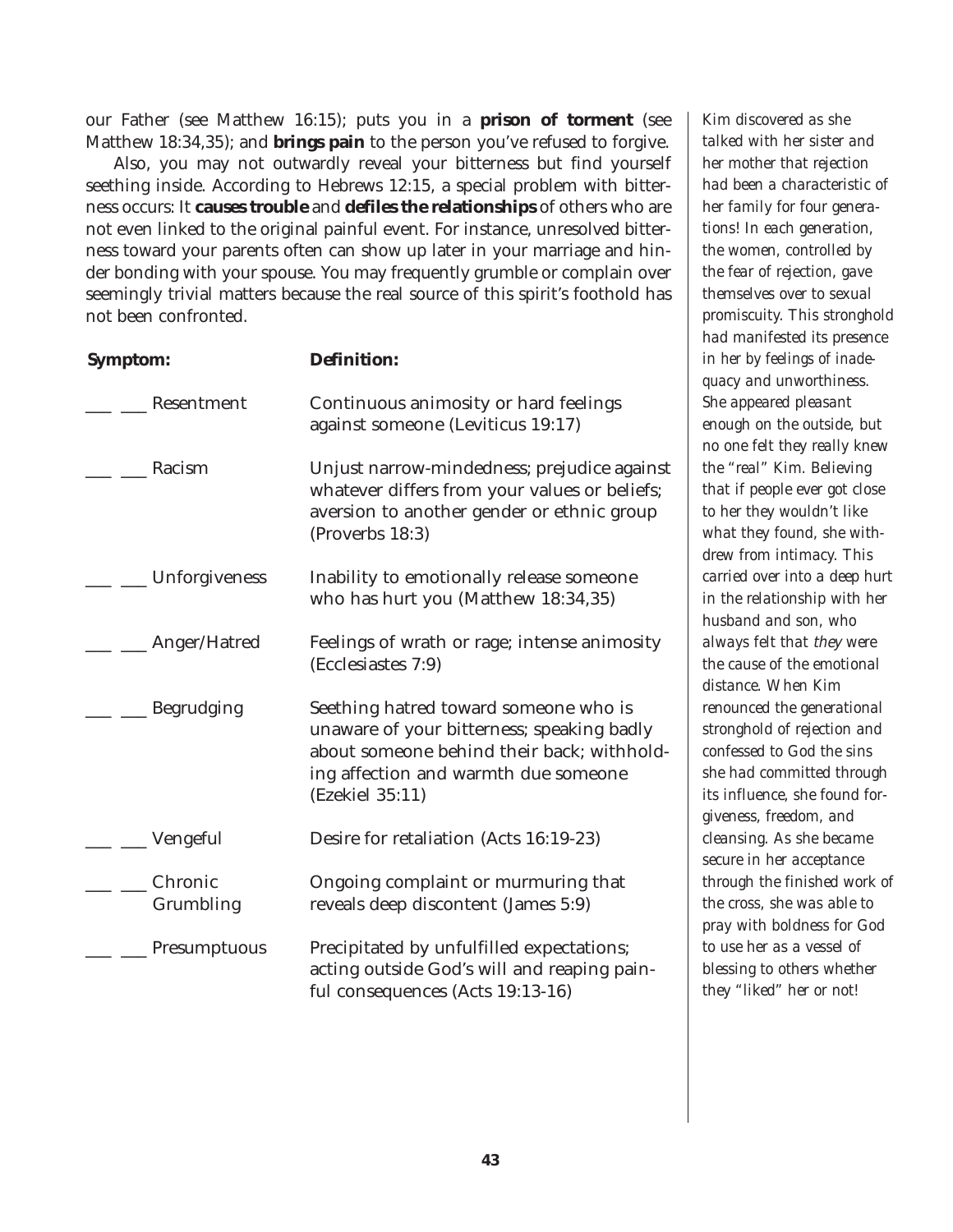our Father (see Matthew 16:15); puts you in a **prison of torment** (see Matthew 18:34,35); and **brings pain** to the person you've refused to forgive.

Also, you may not outwardly reveal your bitterness but find yourself seething inside. According to Hebrews 12:15, a special problem with bitterness occurs: It **causes trouble** and **defiles the relationships** of others who are not even linked to the original painful event. For instance, unresolved bitterness toward your parents often can show up later in your marriage and hinder bonding with your spouse. You may frequently grumble or complain over seemingly trivial matters because the real source of this spirit's foothold has not been confronted.

| Symptom: | Definition: |
|---|---|
| ___ ___ Resentment | Continuous animosity or hard feelings against someone (Leviticus 19:17) |
| ___ ___ Racism | Unjust narrow-mindedness; prejudice against whatever differs from your values or beliefs; aversion to another gender or ethnic group (Proverbs 18:3) |
| ___ ___ Unforgiveness | Inability to emotionally release someone who has hurt you (Matthew 18:34,35) |
| ___ ___ Anger/Hatred | Feelings of wrath or rage; intense animosity (Ecclesiastes 7:9) |
| ___ ___ Begrudging | Seething hatred toward someone who is unaware of your bitterness; speaking badly about someone behind their back; withholding affection and warmth due someone (Ezekiel 35:11) |
| ___ ___ Vengeful | Desire for retaliation (Acts 16:19-23) |
| ___ ___ Chronic Grumbling | Ongoing complaint or murmuring that reveals deep discontent (James 5:9) |
| ___ ___ Presumptuous | Precipitated by unfulfilled expectations; acting outside God's will and reaping painful consequences (Acts 19:13-16) |

*Kim discovered as she talked with her sister and her mother that rejection had been a characteristic of her family for four generations! In each generation, the women, controlled by the fear of rejection, gave themselves over to sexual promiscuity. This stronghold had manifested its presence in her by feelings of inadequacy and unworthiness. She appeared pleasant enough on the outside, but no one felt they really knew the "real" Kim. Believing that if people ever got close to her they wouldn't like what they found, she withdrew from intimacy. This carried over into a deep hurt in the relationship with her husband and son, who always felt that* they *were the cause of the emotional distance. When Kim renounced the generational stronghold of rejection and confessed to God the sins she had committed through its influence, she found forgiveness, freedom, and cleansing. As she became secure in her acceptance through the finished work of the cross, she was able to pray with boldness for God to use her as a vessel of blessing to others whether they "liked" her or not!*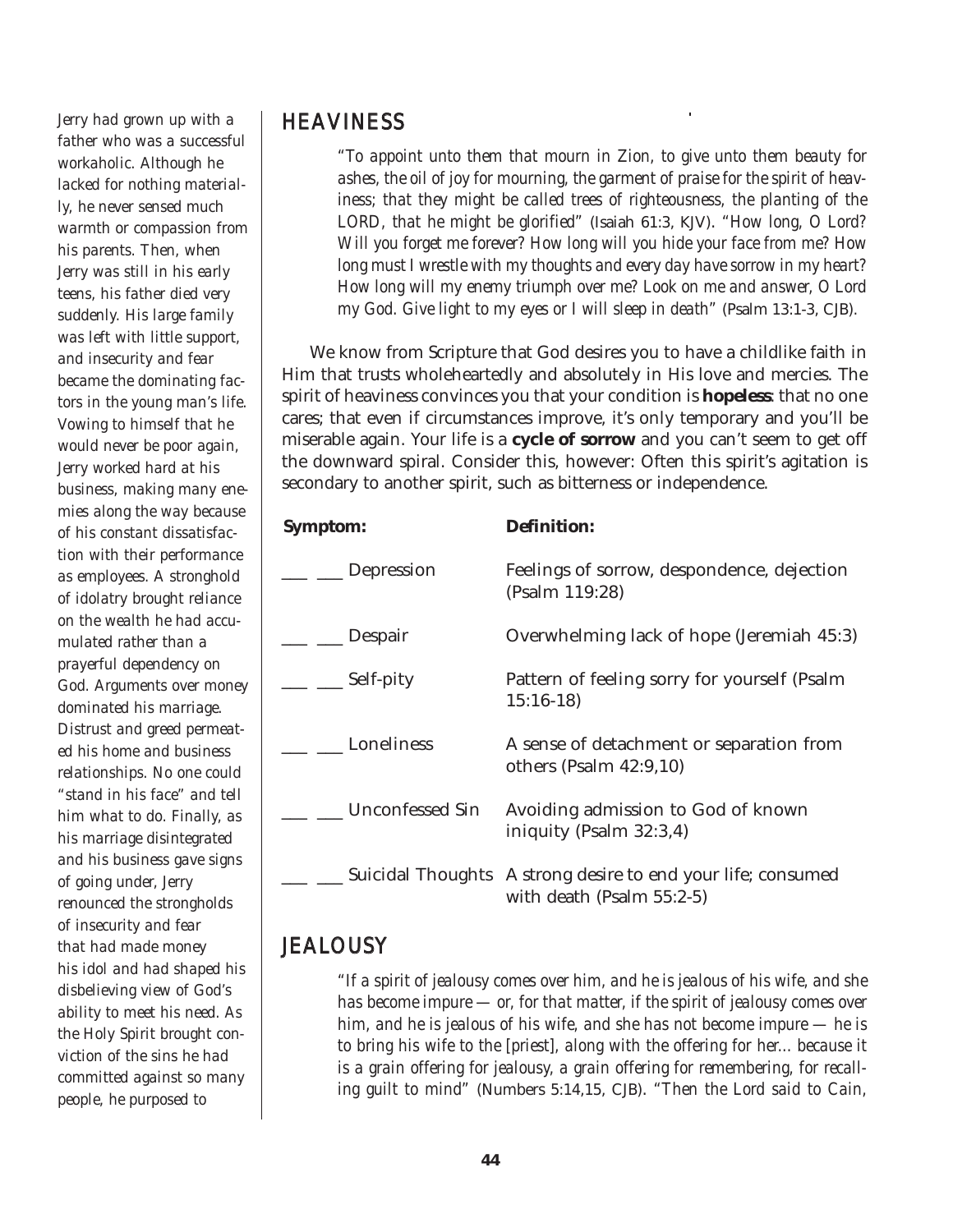*Jerry had grown up with a father who was a successful workaholic. Although he lacked for nothing materially, he never sensed much warmth or compassion from his parents. Then, when Jerry was still in his early teens, his father died very suddenly. His large family was left with little support, and insecurity and fear became the dominating factors in the young man's life. Vowing to himself that he would never be poor again, Jerry worked hard at his business, making many enemies along the way because of his constant dissatisfaction with their performance as employees. A stronghold of idolatry brought reliance on the wealth he had accumulated rather than a prayerful dependency on God. Arguments over money dominated his marriage. Distrust and greed permeated his home and business relationships. No one could "stand in his face" and tell him what to do. Finally, as his marriage disintegrated and his business gave signs of going under, Jerry renounced the strongholds of insecurity and fear that had made money his idol and had shaped his disbelieving view of God's ability to meet his need. As the Holy Spirit brought conviction of the sins he had committed against so many people, he purposed to*

## HEAVINESS

> *"To appoint unto them that mourn in Zion, to give unto them beauty for ashes, the oil of joy for mourning, the garment of praise for the spirit of heaviness; that they might be called trees of righteousness, the planting of the LORD, that he might be glorified"* (Isaiah 61:3, KJV). *"How long, O Lord? Will you forget me forever? How long will you hide your face from me? How long must I wrestle with my thoughts and every day have sorrow in my heart? How long will my enemy triumph over me? Look on me and answer, O Lord my God. Give light to my eyes or I will sleep in death"* (Psalm 13:1-3, CJB).

We know from Scripture that God desires you to have a childlike faith in Him that trusts wholeheartedly and absolutely in His love and mercies. The spirit of heaviness convinces you that your condition is **hopeless**: that no one cares; that even if circumstances improve, it's only temporary and you'll be miserable again. Your life is a **cycle of sorrow** and you can't seem to get off the downward spiral. Consider this, however: Often this spirit's agitation is secondary to another spirit, such as bitterness or independence.

| Symptom: | Definition: |
|---|---|
| ___ ___ Depression | Feelings of sorrow, despondence, dejection (Psalm 119:28) |
| ___ ___ Despair | Overwhelming lack of hope (Jeremiah 45:3) |
| ___ ___ Self-pity | Pattern of feeling sorry for yourself (Psalm 15:16-18) |
| ___ ___ Loneliness | A sense of detachment or separation from others (Psalm 42:9,10) |
| ___ ___ Unconfessed Sin | Avoiding admission to God of known iniquity (Psalm 32:3,4) |
| ___ ___ Suicidal Thoughts | A strong desire to end your life; consumed with death (Psalm 55:2-5) |

## JEALOUSY

> *"If a spirit of jealousy comes over him, and he is jealous of his wife, and she has become impure — or, for that matter, if the spirit of jealousy comes over him, and he is jealous of his wife, and she has not become impure — he is to bring his wife to the [priest], along with the offering for her... because it is a grain offering for jealousy, a grain offering for remembering, for recalling guilt to mind"* (Numbers 5:14,15, CJB). *"Then the Lord said to Cain,*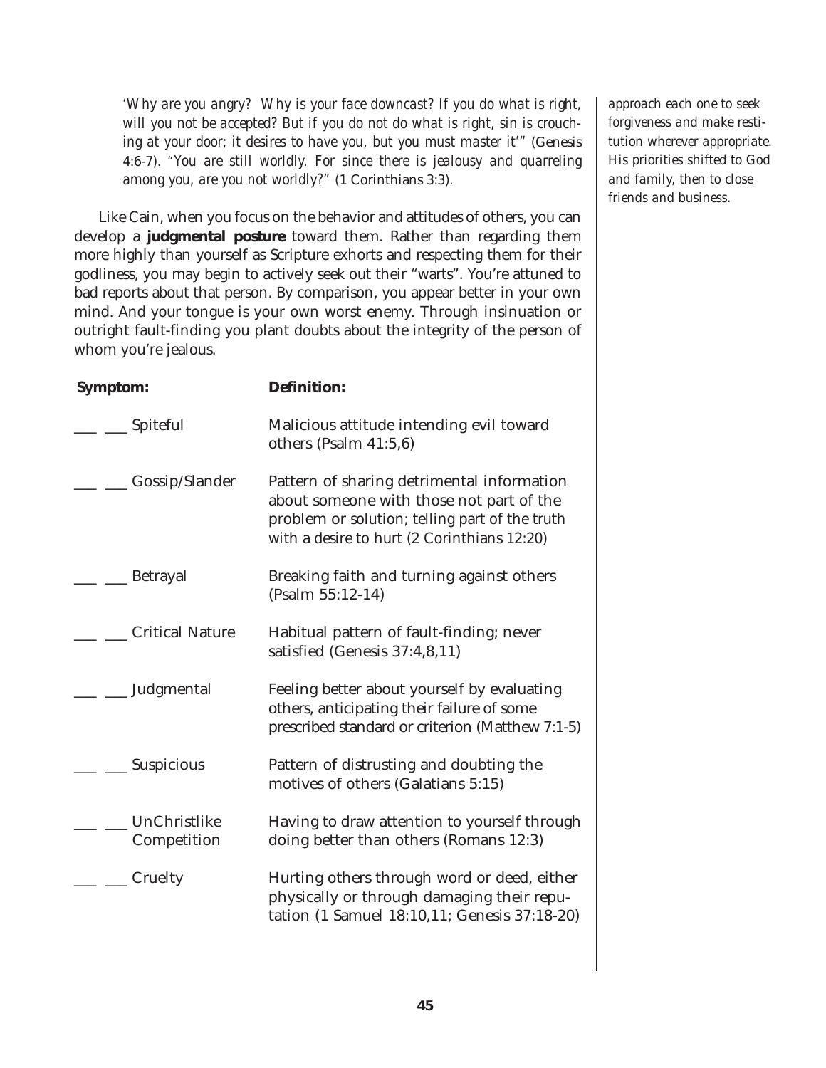*'Why are you angry? Why is your face downcast? If you do what is right, will you not be accepted? But if you do not do what is right, sin is crouching at your door; it desires to have you, but you must master it'"* (Genesis 4:6-7). *"You are still worldly. For since there is jealousy and quarreling among you, are you not worldly?"* (1 Corinthians 3:3).

Like Cain, when you focus on the behavior and attitudes of others, you can develop a **judgmental posture** toward them. Rather than regarding them more highly than yourself as Scripture exhorts and respecting them for their godliness, you may begin to actively seek out their "warts". You're attuned to bad reports about that person. By comparison, you appear better in your own mind. And your tongue is your own worst enemy. Through insinuation or outright fault-finding you plant doubts about the integrity of the person of whom you're jealous.

| **Symptom:** | **Definition:** |
|---|---|
| ___ ___ Spiteful | Malicious attitude intending evil toward others (Psalm 41:5,6) |
| ___ ___ Gossip/Slander | Pattern of sharing detrimental information about someone with those not part of the problem or solution; telling part of the truth with a desire to hurt (2 Corinthians 12:20) |
| ___ ___ Betrayal | Breaking faith and turning against others (Psalm 55:12-14) |
| ___ ___ Critical Nature | Habitual pattern of fault-finding; never satisfied (Genesis 37:4,8,11) |
| ___ ___ Judgmental | Feeling better about yourself by evaluating others, anticipating their failure of some prescribed standard or criterion (Matthew 7:1-5) |
| ___ ___ Suspicious | Pattern of distrusting and doubting the motives of others (Galatians 5:15) |
| ___ ___ UnChristlike Competition | Having to draw attention to yourself through doing better than others (Romans 12:3) |
| ___ ___ Cruelty | Hurting others through word or deed, either physically or through damaging their reputation (1 Samuel 18:10,11; Genesis 37:18-20) |

*approach each one to seek forgiveness and make restitution wherever appropriate. His priorities shifted to God and family, then to close friends and business.*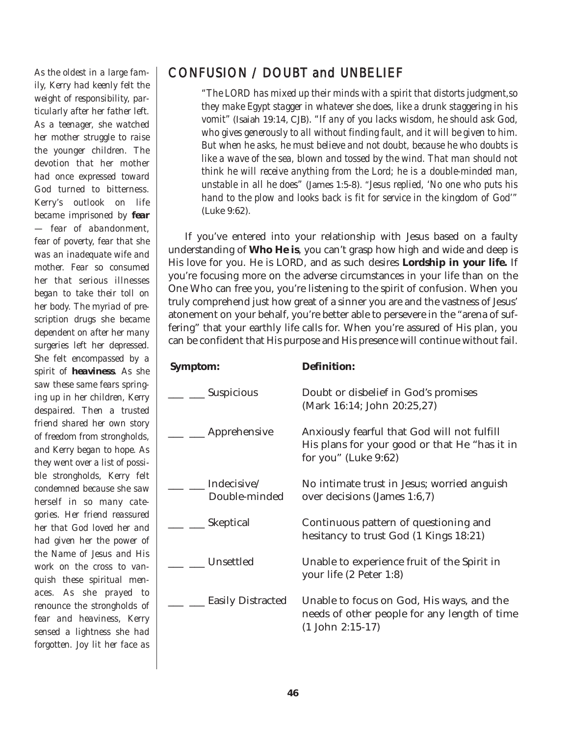*As the oldest in a large family, Kerry had keenly felt the weight of responsibility, particularly after her father left. As a teenager, she watched her mother struggle to raise the younger children. The devotion that her mother had once expressed toward God turned to bitterness. Kerry's outlook on life became imprisoned by* ***fear*** *— fear of abandonment, fear of poverty, fear that she was an inadequate wife and mother. Fear so consumed her that serious illnesses began to take their toll on her body. The myriad of prescription drugs she became dependent on after her many surgeries left her depressed. She felt encompassed by a spirit of* ***heaviness****. As she saw these same fears springing up in her children, Kerry despaired. Then a trusted friend shared her own story of freedom from strongholds, and Kerry began to hope. As they went over a list of possible strongholds, Kerry felt condemned because she saw herself in so many categories. Her friend reassured her that God loved her and had given her the power of the Name of Jesus and His work on the cross to vanquish these spiritual menaces. As she prayed to renounce the strongholds of fear and heaviness, Kerry sensed a lightness she had forgotten. Joy lit her face as*

## CONFUSION / DOUBT and UNBELIEF

> *"The LORD has mixed up their minds with a spirit that distorts judgment,so they make Egypt stagger in whatever she does, like a drunk staggering in his vomit"* (Isaiah 19:14, CJB). *"If any of you lacks wisdom, he should ask God, who gives generously to all without finding fault, and it will be given to him. But when he asks, he must believe and not doubt, because he who doubts is like a wave of the sea, blown and tossed by the wind. That man should not think he will receive anything from the Lord; he is a double-minded man, unstable in all he does"* (James 1:5-8). *"Jesus replied, 'No one who puts his hand to the plow and looks back is fit for service in the kingdom of God'"* (Luke 9:62).

If you've entered into your relationship with Jesus based on a faulty understanding of **Who He is**, you can't grasp how high and wide and deep is His love for you. He is LORD, and as such desires **Lordship in your life.** If you're focusing more on the adverse circumstances in your life than on the One Who can free you, you're listening to the spirit of confusion. When you truly comprehend just how great of a sinner you are and the vastness of Jesus' atonement on your behalf, you're better able to persevere in the "arena of suffering" that your earthly life calls for. When you're assured of His plan, you can be confident that His purpose and His presence will continue without fail.

| Symptom: | Definition: |
|---|---|
| ___ ___ Suspicious | Doubt or disbelief in God's promises (Mark 16:14; John 20:25,27) |
| ___ ___ Apprehensive | Anxiously fearful that God will not fulfill His plans for your good or that He "has it in for you" (Luke 9:62) |
| ___ ___ Indecisive/ Double-minded | No intimate trust in Jesus; worried anguish over decisions (James 1:6,7) |
| ___ ___ Skeptical | Continuous pattern of questioning and hesitancy to trust God (1 Kings 18:21) |
| ___ ___ Unsettled | Unable to experience fruit of the Spirit in your life (2 Peter 1:8) |
| ___ ___ Easily Distracted | Unable to focus on God, His ways, and the needs of other people for any length of time (1 John 2:15-17) |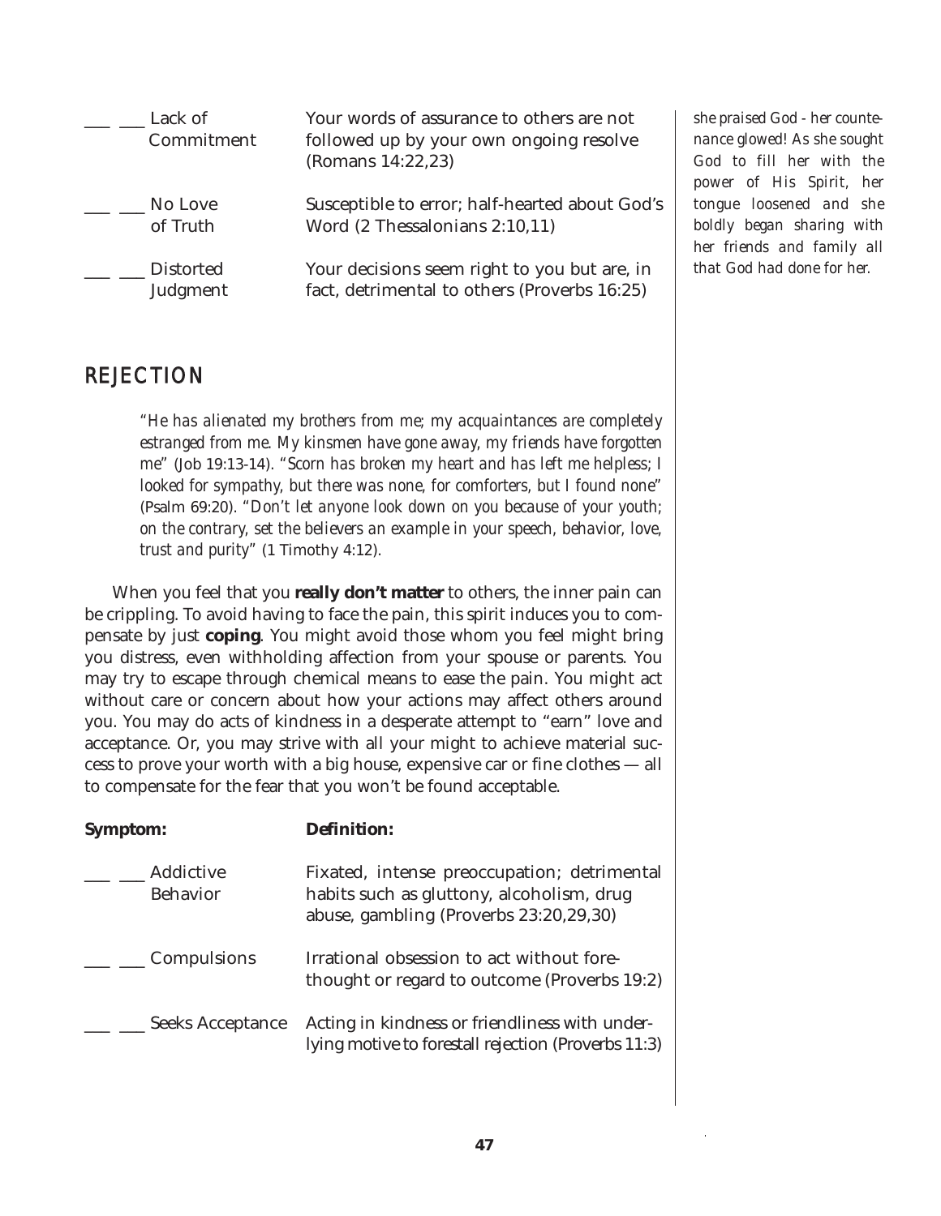| | Symptom | Definition |
|---|---|---|
| ___ ___ | Lack of Commitment | Your words of assurance to others are not followed up by your own ongoing resolve (Romans 14:22,23) |
| ___ ___ | No Love of Truth | Susceptible to error; half-hearted about God's Word (2 Thessalonians 2:10,11) |
| ___ ___ | Distorted Judgment | Your decisions seem right to you but are, in fact, detrimental to others (Proverbs 16:25) |

*she praised God - her countenance glowed! As she sought God to fill her with the power of His Spirit, her tongue loosened and she boldly began sharing with her friends and family all that God had done for her.*

## REJECTION

> *"He has alienated my brothers from me; my acquaintances are completely estranged from me. My kinsmen have gone away, my friends have forgotten me"* (Job 19:13-14). *"Scorn has broken my heart and has left me helpless; I looked for sympathy, but there was none, for comforters, but I found none"* (Psalm 69:20). *"Don't let anyone look down on you because of your youth; on the contrary, set the believers an example in your speech, behavior, love, trust and purity"* (1 Timothy 4:12).

When you feel that you **really don't matter** to others, the inner pain can be crippling. To avoid having to face the pain, this spirit induces you to compensate by just **coping**. You might avoid those whom you feel might bring you distress, even withholding affection from your spouse or parents. You may try to escape through chemical means to ease the pain. You might act without care or concern about how your actions may affect others around you. You may do acts of kindness in a desperate attempt to "earn" love and acceptance. Or, you may strive with all your might to achieve material success to prove your worth with a big house, expensive car or fine clothes — all to compensate for the fear that you won't be found acceptable.

| | **Symptom:** | **Definition:** |
|---|---|---|
| ___ ___ | Addictive Behavior | Fixated, intense preoccupation; detrimental habits such as gluttony, alcoholism, drug abuse, gambling (Proverbs 23:20,29,30) |
| ___ ___ | Compulsions | Irrational obsession to act without forethought or regard to outcome (Proverbs 19:2) |
| ___ ___ | Seeks Acceptance | Acting in kindness or friendliness with underlying motive to forestall rejection (Proverbs 11:3) |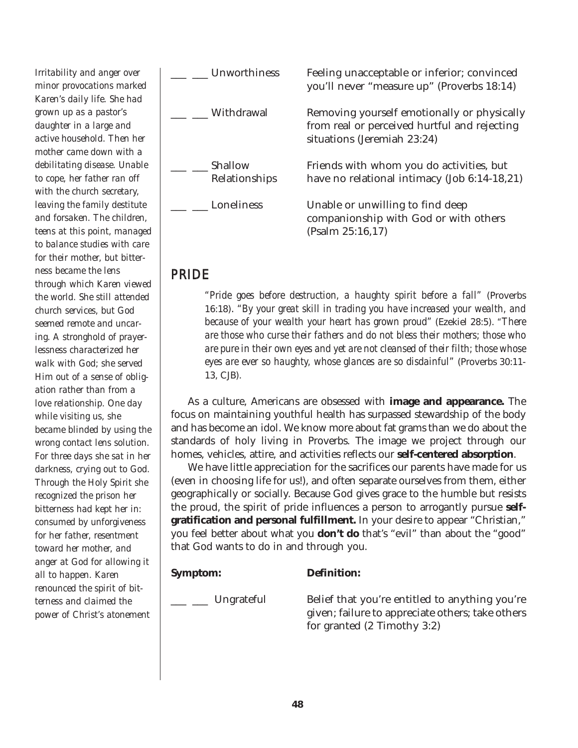*Irritability and anger over minor provocations marked Karen's daily life. She had grown up as a pastor's daughter in a large and active household. Then her mother came down with a debilitating disease. Unable to cope, her father ran off with the church secretary, leaving the family destitute and forsaken. The children, teens at this point, managed to balance studies with care for their mother, but bitterness became the lens through which Karen viewed the world. She still attended church services, but God seemed remote and uncaring. A stronghold of prayerlessness characterized her walk with God; she served Him out of a sense of obligation rather than from a love relationship. One day while visiting us, she became blinded by using the wrong contact lens solution. For three days she sat in her darkness, crying out to God. Through the Holy Spirit she recognized the prison her bitterness had kept her in: consumed by unforgiveness for her father, resentment toward her mother, and anger at God for allowing it all to happen. Karen renounced the spirit of bitterness and claimed the power of Christ's atonement*

| | |
|---|---|
| ___ ___ Unworthiness | Feeling unacceptable or inferior; convinced you'll never "measure up" (Proverbs 18:14) |
| ___ ___ Withdrawal | Removing yourself emotionally or physically from real or perceived hurtful and rejecting situations (Jeremiah 23:24) |
| ___ ___ Shallow Relationships | Friends with whom you do activities, but have no relational intimacy (Job 6:14-18,21) |
| ___ ___ Loneliness | Unable or unwilling to find deep companionship with God or with others (Psalm 25:16,17) |

## PRIDE

*"Pride goes before destruction, a haughty spirit before a fall"* (Proverbs 16:18). *"By your great skill in trading you have increased your wealth, and because of your wealth your heart has grown proud"* (Ezekiel 28:5). *"There are those who curse their fathers and do not bless their mothers; those who are pure in their own eyes and yet are not cleansed of their filth; those whose eyes are ever so haughty, whose glances are so disdainful"* (Proverbs 30:11-13, CJB).

As a culture, Americans are obsessed with **image and appearance.** The focus on maintaining youthful health has surpassed stewardship of the body and has become an idol. We know more about fat grams than we do about the standards of holy living in Proverbs. The image we project through our homes, vehicles, attire, and activities reflects our **self-centered absorption**.

We have little appreciation for the sacrifices our parents have made for us (even in choosing life for us!), and often separate ourselves from them, either geographically or socially. Because God gives grace to the humble but resists the proud, the spirit of pride influences a person to arrogantly pursue **self-gratification and personal fulfillment.** In your desire to appear "Christian," you feel better about what you **don't do** that's "evil" than about the "good" that God wants to do in and through you.

| **Symptom:** | **Definition:** |
|---|---|
| ___ ___ Ungrateful | Belief that you're entitled to anything you're given; failure to appreciate others; take others for granted (2 Timothy 3:2) |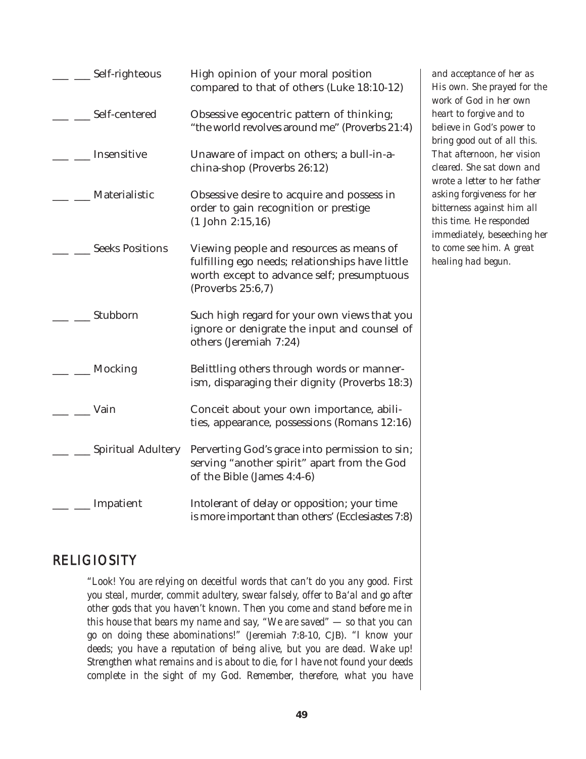| | | |
|---|---|---|
| ___ ___ | Self-righteous | High opinion of your moral position compared to that of others (Luke 18:10-12) |
| ___ ___ | Self-centered | Obsessive egocentric pattern of thinking; "the world revolves around me" (Proverbs 21:4) |
| ___ ___ | Insensitive | Unaware of impact on others; a bull-in-a-china-shop (Proverbs 26:12) |
| ___ ___ | Materialistic | Obsessive desire to acquire and possess in order to gain recognition or prestige (1 John 2:15,16) |
| ___ ___ | Seeks Positions | Viewing people and resources as means of fulfilling ego needs; relationships have little worth except to advance self; presumptuous (Proverbs 25:6,7) |
| ___ ___ | Stubborn | Such high regard for your own views that you ignore or denigrate the input and counsel of others (Jeremiah 7:24) |
| ___ ___ | Mocking | Belittling others through words or mannerism, disparaging their dignity (Proverbs 18:3) |
| ___ ___ | Vain | Conceit about your own importance, abilities, appearance, possessions (Romans 12:16) |
| ___ ___ | Spiritual Adultery | Perverting God's grace into permission to sin; serving "another spirit" apart from the God of the Bible (James 4:4-6) |
| ___ ___ | Impatient | Intolerant of delay or opposition; your time is more important than others' (Ecclesiastes 7:8) |

*and acceptance of her as His own. She prayed for the work of God in her own heart to forgive and to believe in God's power to bring good out of all this. That afternoon, her vision cleared. She sat down and wrote a letter to her father asking forgiveness for her bitterness against him all this time. He responded immediately, beseeching her to come see him. A great healing had begun.*

## RELIGIOSITY

*"Look! You are relying on deceitful words that can't do you any good. First you steal, murder, commit adultery, swear falsely, offer to Ba'al and go after other gods that you haven't known. Then you come and stand before me in this house that bears my name and say, "We are saved" — so that you can go on doing these abominations!" (Jeremiah 7:8-10, CJB). "I know your deeds; you have a reputation of being alive, but you are dead. Wake up! Strengthen what remains and is about to die, for I have not found your deeds complete in the sight of my God. Remember, therefore, what you have*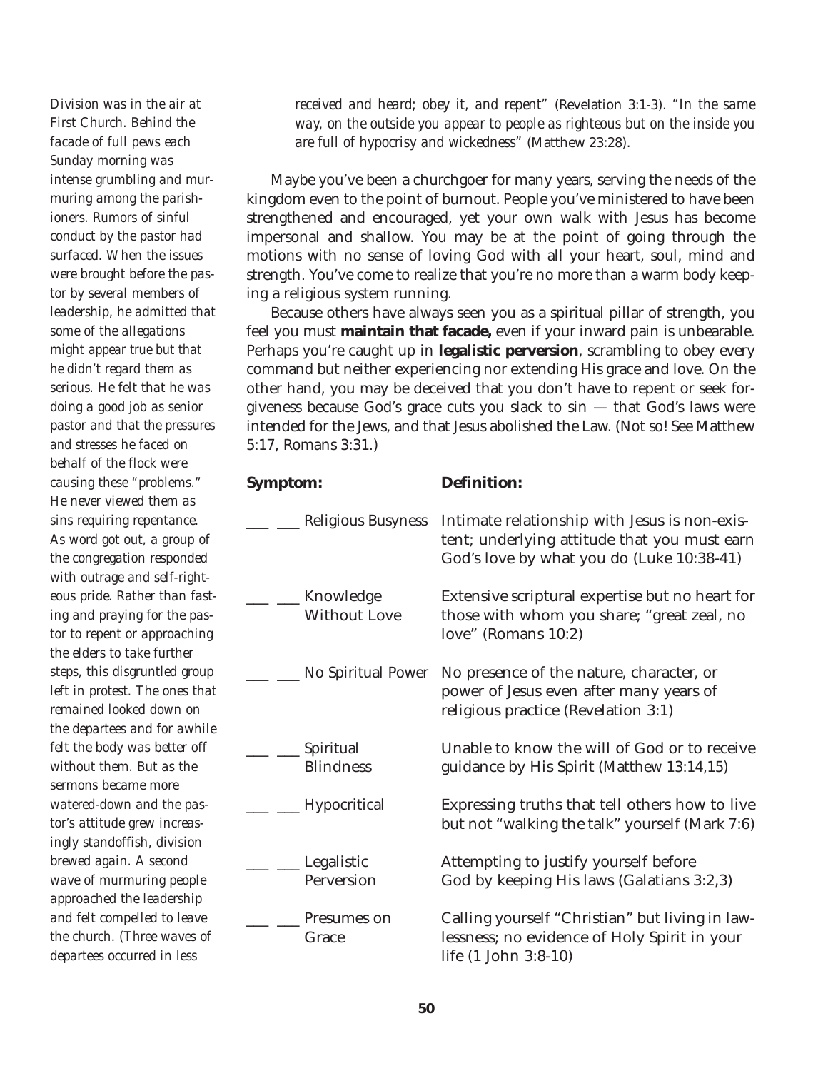*received and heard; obey it, and repent"* (Revelation 3:1-3). *"In the same way, on the outside you appear to people as righteous but on the inside you are full of hypocrisy and wickedness"* (Matthew 23:28).

Maybe you've been a churchgoer for many years, serving the needs of the kingdom even to the point of burnout. People you've ministered to have been strengthened and encouraged, yet your own walk with Jesus has become impersonal and shallow. You may be at the point of going through the motions with no sense of loving God with all your heart, soul, mind and strength. You've come to realize that you're no more than a warm body keeping a religious system running.

Because others have always seen you as a spiritual pillar of strength, you feel you must **maintain that facade,** even if your inward pain is unbearable. Perhaps you're caught up in **legalistic perversion**, scrambling to obey every command but neither experiencing nor extending His grace and love. On the other hand, you may be deceived that you don't have to repent or seek forgiveness because God's grace cuts you slack to sin — that God's laws were intended for the Jews, and that Jesus abolished the Law. (Not so! See Matthew 5:17, Romans 3:31.)

| **Symptom:** | **Definition:** |
|---|---|
| ___ ___ Religious Busyness | Intimate relationship with Jesus is non-existent; underlying attitude that you must earn God's love by what you do (Luke 10:38-41) |
| ___ ___ Knowledge Without Love | Extensive scriptural expertise but no heart for those with whom you share; "great zeal, no love" (Romans 10:2) |
| ___ ___ No Spiritual Power | No presence of the nature, character, or power of Jesus even after many years of religious practice (Revelation 3:1) |
| ___ ___ Spiritual Blindness | Unable to know the will of God or to receive guidance by His Spirit (Matthew 13:14,15) |
| ___ ___ Hypocritical | Expressing truths that tell others how to live but not "walking the talk" yourself (Mark 7:6) |
| ___ ___ Legalistic Perversion | Attempting to justify yourself before God by keeping His laws (Galatians 3:2,3) |
| ___ ___ Presumes on Grace | Calling yourself "Christian" but living in lawlessness; no evidence of Holy Spirit in your life (1 John 3:8-10) |

*Division was in the air at First Church. Behind the facade of full pews each Sunday morning was intense grumbling and murmuring among the parishioners. Rumors of sinful conduct by the pastor had surfaced. When the issues were brought before the pastor by several members of leadership, he admitted that some of the allegations might appear true but that he didn't regard them as serious. He felt that he was doing a good job as senior pastor and that the pressures and stresses he faced on behalf of the flock were causing these "problems." He never viewed them as sins requiring repentance. As word got out, a group of the congregation responded with outrage and self-righteous pride. Rather than fasting and praying for the pastor to repent or approaching the elders to take further steps, this disgruntled group left in protest. The ones that remained looked down on the departees and for awhile felt the body was better off without them. But as the sermons became more watered-down and the pastor's attitude grew increasingly standoffish, division brewed again. A second wave of murmuring people approached the leadership and felt compelled to leave the church. (Three waves of departees occurred in less*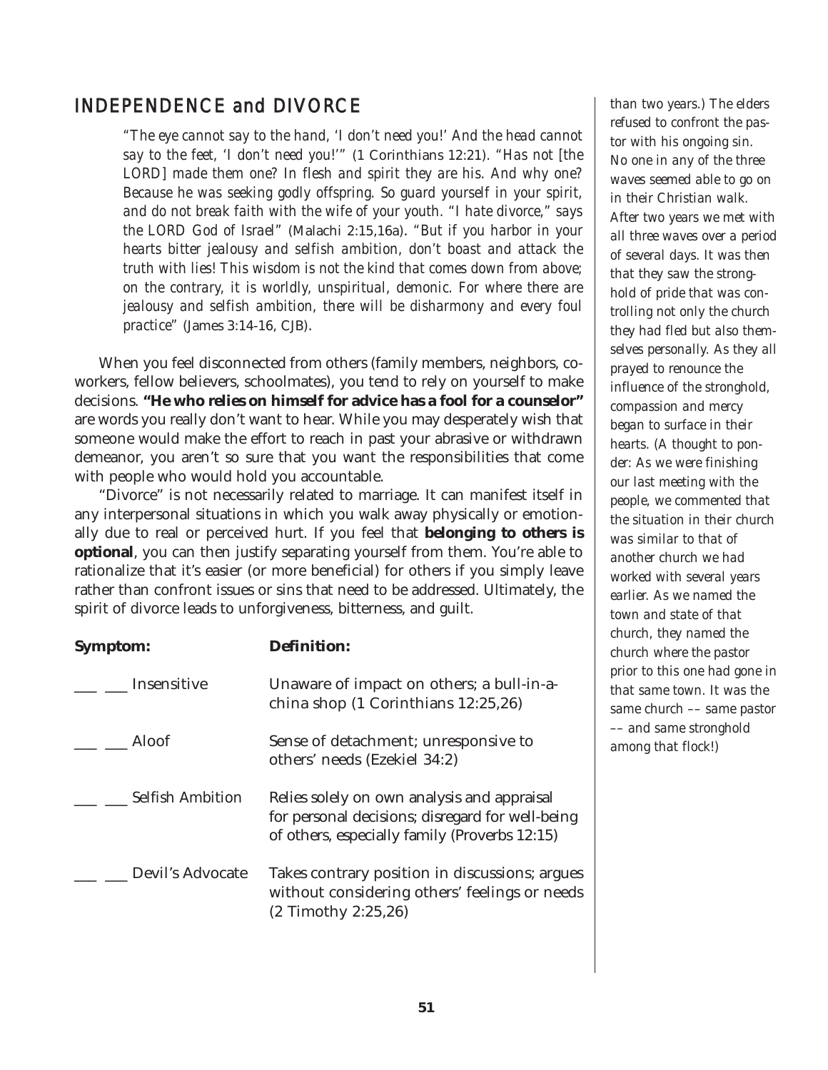## INDEPENDENCE and DIVORCE

> *"The eye cannot say to the hand, 'I don't need you!' And the head cannot say to the feet, 'I don't need you!'"* (1 Corinthians 12:21). *"Has not [the LORD] made them one? In flesh and spirit they are his. And why one? Because he was seeking godly offspring. So guard yourself in your spirit, and do not break faith with the wife of your youth. "I hate divorce," says the LORD God of Israel"* (Malachi 2:15,16a). *"But if you harbor in your hearts bitter jealousy and selfish ambition, don't boast and attack the truth with lies! This wisdom is not the kind that comes down from above; on the contrary, it is worldly, unspiritual, demonic. For where there are jealousy and selfish ambition, there will be disharmony and every foul practice"* (James 3:14-16, CJB).

When you feel disconnected from others (family members, neighbors, co-workers, fellow believers, schoolmates), you tend to rely on yourself to make decisions. **"He who relies on himself for advice has a fool for a counselor"** are words you really don't want to hear. While you may desperately wish that someone would make the effort to reach in past your abrasive or withdrawn demeanor, you aren't so sure that you want the responsibilities that come with people who would hold you accountable.

"Divorce" is not necessarily related to marriage. It can manifest itself in any interpersonal situations in which you walk away physically or emotionally due to real or perceived hurt. If you feel that **belonging to others is optional**, you can then justify separating yourself from them. You're able to rationalize that it's easier (or more beneficial) for others if you simply leave rather than confront issues or sins that need to be addressed. Ultimately, the spirit of divorce leads to unforgiveness, bitterness, and guilt.

| **Symptom:** | **Definition:** |
|---|---|
| ___ ___ Insensitive | Unaware of impact on others; a bull-in-a-china shop (1 Corinthians 12:25,26) |
| ___ ___ Aloof | Sense of detachment; unresponsive to others' needs (Ezekiel 34:2) |
| ___ ___ Selfish Ambition | Relies solely on own analysis and appraisal for personal decisions; disregard for well-being of others, especially family (Proverbs 12:15) |
| ___ ___ Devil's Advocate | Takes contrary position in discussions; argues without considering others' feelings or needs (2 Timothy 2:25,26) |

*than two years.) The elders refused to confront the pastor with his ongoing sin. No one in any of the three waves seemed able to go on in their Christian walk. After two years we met with all three waves over a period of several days. It was then that they saw the stronghold of pride that was controlling not only the church they had fled but also themselves personally. As they all prayed to renounce the influence of the stronghold, compassion and mercy began to surface in their hearts. (A thought to ponder: As we were finishing our last meeting with the people, we commented that the situation in their church was similar to that of another church we had worked with several years earlier. As we named the town and state of that church, they named the church where the pastor prior to this one had gone in that same town. It was the same church –– same pastor –– and same stronghold among that flock!)*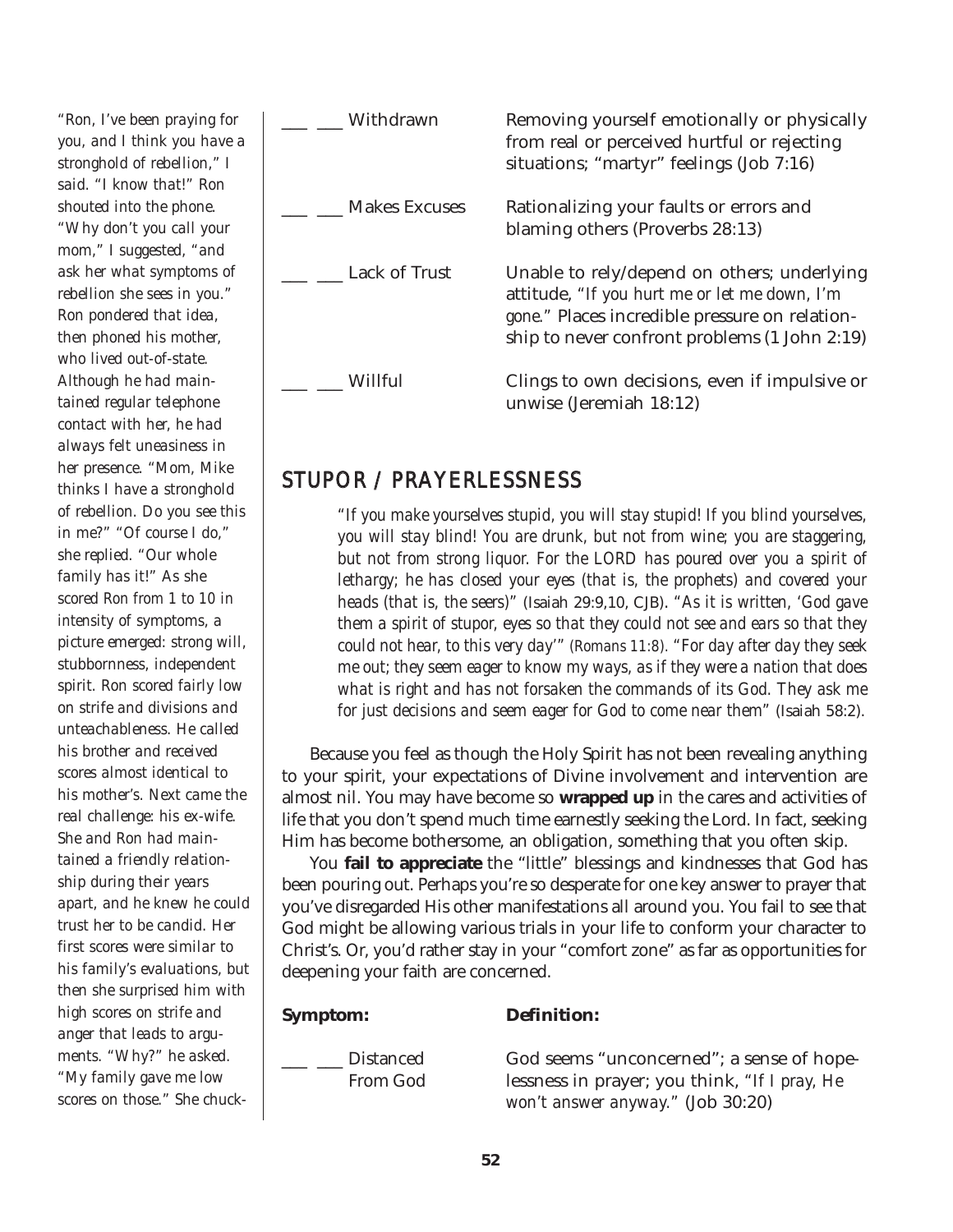*"Ron, I've been praying for you, and I think you have a stronghold of rebellion," I said. "I know that!" Ron shouted into the phone. "Why don't you call your mom," I suggested, "and ask her what symptoms of rebellion she sees in you." Ron pondered that idea, then phoned his mother, who lived out-of-state. Although he had maintained regular telephone contact with her, he had always felt uneasiness in her presence. "Mom, Mike thinks I have a stronghold of rebellion. Do you see this in me?" "Of course I do," she replied. "Our whole family has it!" As she scored Ron from 1 to 10 in intensity of symptoms, a picture emerged: strong will, stubbornness, independent spirit. Ron scored fairly low on strife and divisions and unteachableness. He called his brother and received scores almost identical to his mother's. Next came the real challenge: his ex-wife. She and Ron had maintained a friendly relationship during their years apart, and he knew he could trust her to be candid. Her first scores were similar to his family's evaluations, but then she surprised him with high scores on strife and anger that leads to arguments. "Why?" he asked. "My family gave me low scores on those." She chuck-*

| | |
|---|---|
| ___ ___ Withdrawn | Removing yourself emotionally or physically from real or perceived hurtful or rejecting situations; "martyr" feelings (Job 7:16) |
| ___ ___ Makes Excuses | Rationalizing your faults or errors and blaming others (Proverbs 28:13) |
| ___ ___ Lack of Trust | Unable to rely/depend on others; underlying attitude, "*If you hurt me or let me down, I'm gone.*" Places incredible pressure on relationship to never confront problems (1 John 2:19) |
| ___ ___ Willful | Clings to own decisions, even if impulsive or unwise (Jeremiah 18:12) |

## STUPOR / PRAYERLESSNESS

> *"If you make yourselves stupid, you will stay stupid! If you blind yourselves, you will stay blind! You are drunk, but not from wine; you are staggering, but not from strong liquor. For the LORD has poured over you a spirit of lethargy; he has closed your eyes (that is, the prophets) and covered your heads (that is, the seers)"* (Isaiah 29:9,10, CJB). *"As it is written, 'God gave them a spirit of stupor, eyes so that they could not see and ears so that they could not hear, to this very day'" (Romans 11:8). "For day after day they seek me out; they seem eager to know my ways, as if they were a nation that does what is right and has not forsaken the commands of its God. They ask me for just decisions and seem eager for God to come near them"* (Isaiah 58:2).

Because you feel as though the Holy Spirit has not been revealing anything to your spirit, your expectations of Divine involvement and intervention are almost nil. You may have become so **wrapped up** in the cares and activities of life that you don't spend much time earnestly seeking the Lord. In fact, seeking Him has become bothersome, an obligation, something that you often skip.

You **fail to appreciate** the "little" blessings and kindnesses that God has been pouring out. Perhaps you're so desperate for one key answer to prayer that you've disregarded His other manifestations all around you. You fail to see that God might be allowing various trials in your life to conform your character to Christ's. Or, you'd rather stay in your "comfort zone" as far as opportunities for deepening your faith are concerned.

| **Symptom:** | **Definition:** |
|---|---|
| ___ ___ Distanced From God | God seems "unconcerned"; a sense of hopelessness in prayer; you think, "*If I pray, He won't answer anyway.*" (Job 30:20) |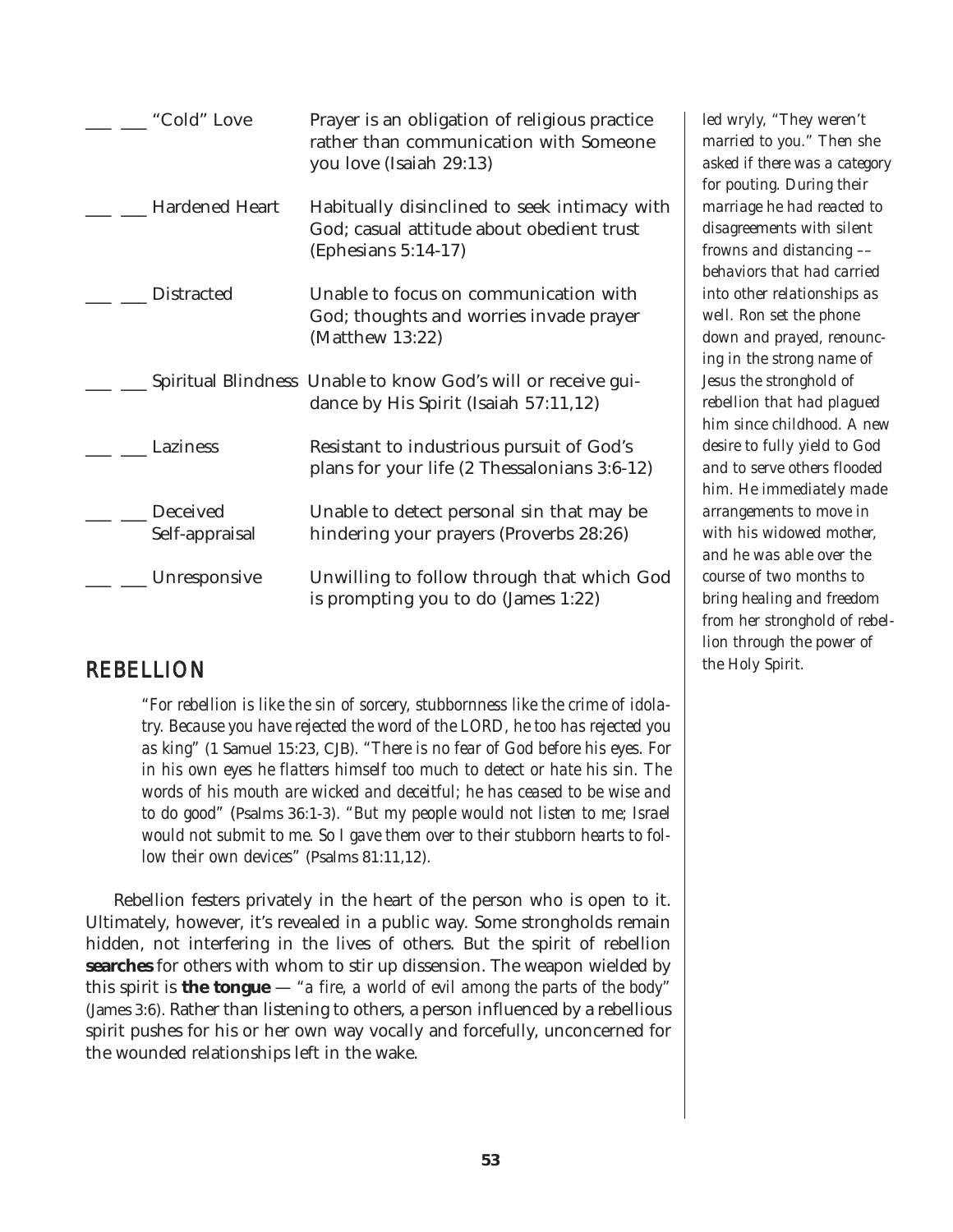| | | |
|---|---|---|
| ___ ___ | "Cold" Love | Prayer is an obligation of religious practice rather than communication with Someone you love (Isaiah 29:13) |
| ___ ___ | Hardened Heart | Habitually disinclined to seek intimacy with God; casual attitude about obedient trust (Ephesians 5:14-17) |
| ___ ___ | Distracted | Unable to focus on communication with God; thoughts and worries invade prayer (Matthew 13:22) |
| ___ ___ | Spiritual Blindness | Unable to know God's will or receive guidance by His Spirit (Isaiah 57:11,12) |
| ___ ___ | Laziness | Resistant to industrious pursuit of God's plans for your life (2 Thessalonians 3:6-12) |
| ___ ___ | Deceived Self-appraisal | Unable to detect personal sin that may be hindering your prayers (Proverbs 28:26) |
| ___ ___ | Unresponsive | Unwilling to follow through that which God is prompting you to do (James 1:22) |

## REBELLION

*"For rebellion is like the sin of sorcery, stubbornness like the crime of idolatry. Because you have rejected the word of the LORD, he too has rejected you as king"* (1 Samuel 15:23, CJB). *"There is no fear of God before his eyes. For in his own eyes he flatters himself too much to detect or hate his sin. The words of his mouth are wicked and deceitful; he has ceased to be wise and to do good"* (Psalms 36:1-3). *"But my people would not listen to me; Israel would not submit to me. So I gave them over to their stubborn hearts to follow their own devices"* (Psalms 81:11,12).

Rebellion festers privately in the heart of the person who is open to it. Ultimately, however, it's revealed in a public way. Some strongholds remain hidden, not interfering in the lives of others. But the spirit of rebellion **searches** for others with whom to stir up dissension. The weapon wielded by this spirit is **the tongue** — *"a fire, a world of evil among the parts of the body"* (James 3:6). Rather than listening to others, a person influenced by a rebellious spirit pushes for his or her own way vocally and forcefully, unconcerned for the wounded relationships left in the wake.

*led wryly, "They weren't married to you." Then she asked if there was a category for pouting. During their marriage he had reacted to disagreements with silent frowns and distancing –– behaviors that had carried into other relationships as well. Ron set the phone down and prayed, renouncing in the strong name of Jesus the stronghold of rebellion that had plagued him since childhood. A new desire to fully yield to God and to serve others flooded him. He immediately made arrangements to move in with his widowed mother, and he was able over the course of two months to bring healing and freedom from her stronghold of rebellion through the power of the Holy Spirit.*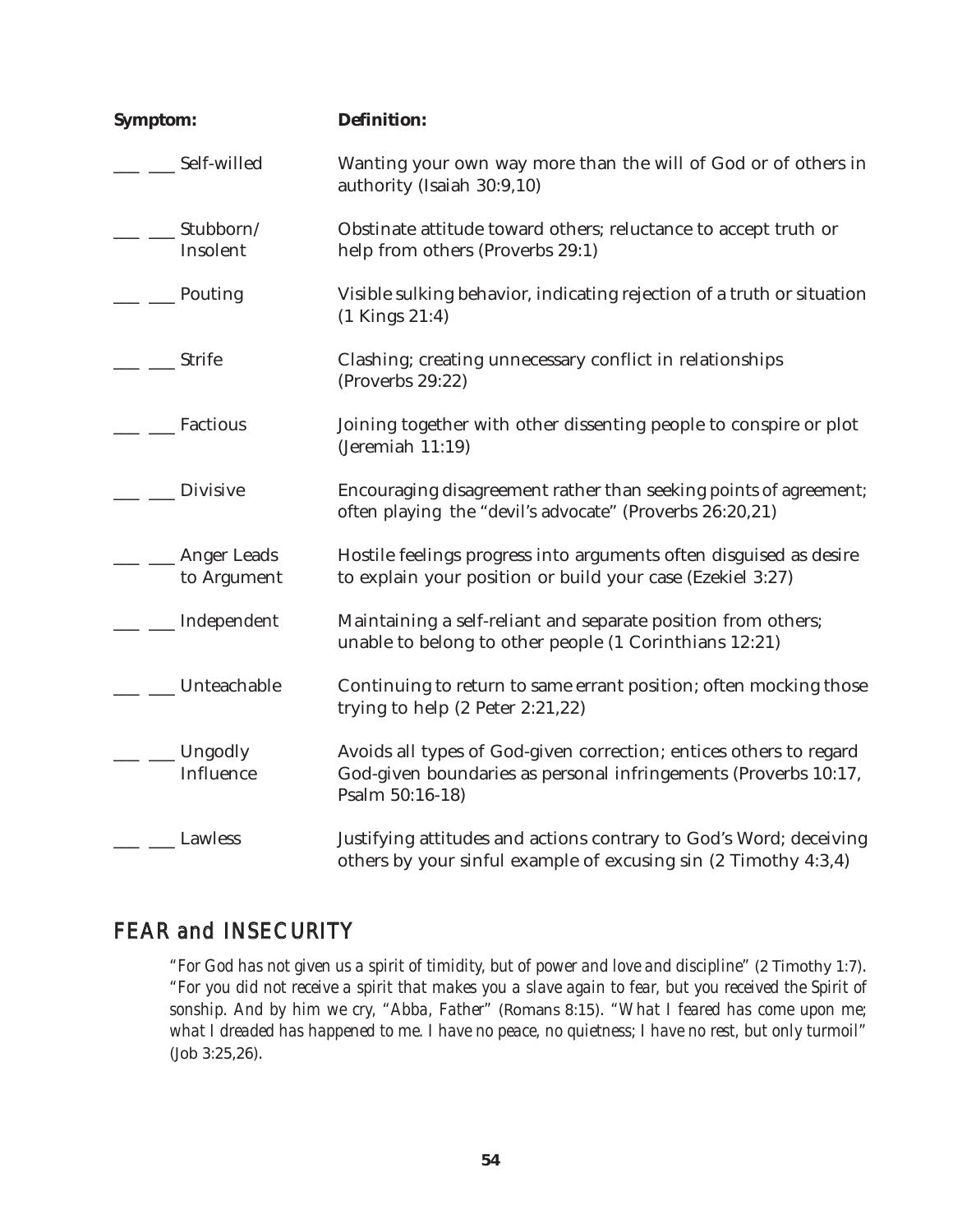| Symptom: | Definition: |
|---|---|
| ___ ___ Self-willed | Wanting your own way more than the will of God or of others in authority (Isaiah 30:9,10) |
| ___ ___ Stubborn/ Insolent | Obstinate attitude toward others; reluctance to accept truth or help from others (Proverbs 29:1) |
| ___ ___ Pouting | Visible sulking behavior, indicating rejection of a truth or situation (1 Kings 21:4) |
| ___ ___ Strife | Clashing; creating unnecessary conflict in relationships (Proverbs 29:22) |
| ___ ___ Factious | Joining together with other dissenting people to conspire or plot (Jeremiah 11:19) |
| ___ ___ Divisive | Encouraging disagreement rather than seeking points of agreement; often playing the "devil's advocate" (Proverbs 26:20,21) |
| ___ ___ Anger Leads to Argument | Hostile feelings progress into arguments often disguised as desire to explain your position or build your case (Ezekiel 3:27) |
| ___ ___ Independent | Maintaining a self-reliant and separate position from others; unable to belong to other people (1 Corinthians 12:21) |
| ___ ___ Unteachable | Continuing to return to same errant position; often mocking those trying to help (2 Peter 2:21,22) |
| ___ ___ Ungodly Influence | Avoids all types of God-given correction; entices others to regard God-given boundaries as personal infringements (Proverbs 10:17, Psalm 50:16-18) |
| ___ ___ Lawless | Justifying attitudes and actions contrary to God's Word; deceiving others by your sinful example of excusing sin (2 Timothy 4:3,4) |

## FEAR and INSECURITY

*"For God has not given us a spirit of timidity, but of power and love and discipline"* (2 Timothy 1:7). *"For you did not receive a spirit that makes you a slave again to fear, but you received the Spirit of sonship. And by him we cry, "Abba, Father"* (Romans 8:15). *"What I feared has come upon me; what I dreaded has happened to me. I have no peace, no quietness; I have no rest, but only turmoil"* (Job 3:25,26).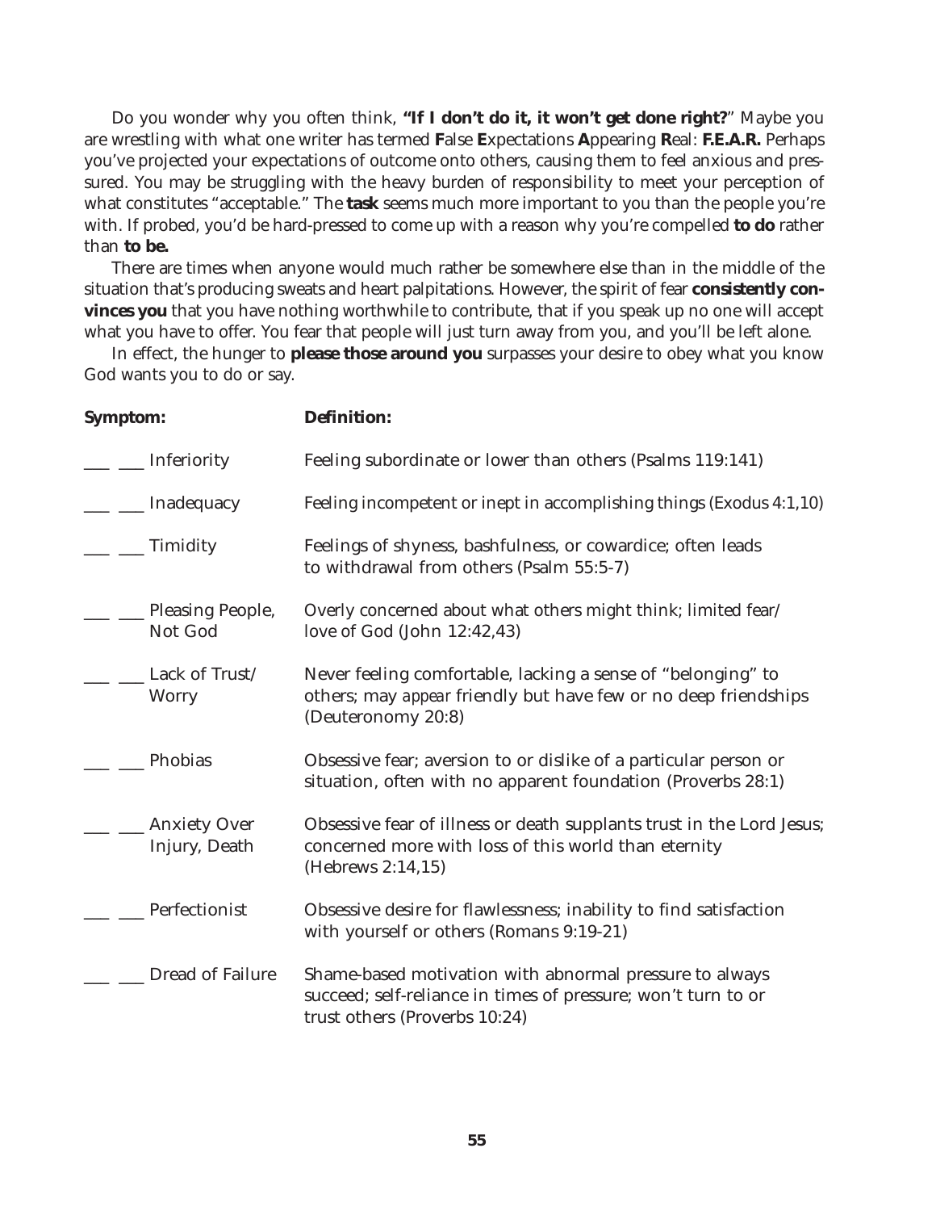Do you wonder why you often think, **"If I don't do it, it won't get done right?"** Maybe you are wrestling with what one writer has termed **F**alse **E**xpectations **A**ppearing **R**eal: **F.E.A.R.** Perhaps you've projected your expectations of outcome onto others, causing them to feel anxious and pressured. You may be struggling with the heavy burden of responsibility to meet your perception of what constitutes "acceptable." The **task** seems much more important to you than the people you're with. If probed, you'd be hard-pressed to come up with a reason why you're compelled **to do** rather than **to be.**

There are times when anyone would much rather be somewhere else than in the middle of the situation that's producing sweats and heart palpitations. However, the spirit of fear **consistently convinces you** that you have nothing worthwhile to contribute, that if you speak up no one will accept what you have to offer. You fear that people will just turn away from you, and you'll be left alone.

In effect, the hunger to **please those around you** surpasses your desire to obey what you know God wants you to do or say.

| **Symptom:** | **Definition:** |
|---|---|
| ___ ___ Inferiority | Feeling subordinate or lower than others (Psalms 119:141) |
| ___ ___ Inadequacy | Feeling incompetent or inept in accomplishing things (Exodus 4:1,10) |
| ___ ___ Timidity | Feelings of shyness, bashfulness, or cowardice; often leads to withdrawal from others (Psalm 55:5-7) |
| ___ ___ Pleasing People, Not God | Overly concerned about what others might think; limited fear/love of God (John 12:42,43) |
| ___ ___ Lack of Trust/ Worry | Never feeling comfortable, lacking a sense of "belonging" to others; may *appear* friendly but have few or no deep friendships (Deuteronomy 20:8) |
| ___ ___ Phobias | Obsessive fear; aversion to or dislike of a particular person or situation, often with no apparent foundation (Proverbs 28:1) |
| ___ ___ Anxiety Over Injury, Death | Obsessive fear of illness or death supplants trust in the Lord Jesus; concerned more with loss of this world than eternity (Hebrews 2:14,15) |
| ___ ___ Perfectionist | Obsessive desire for flawlessness; inability to find satisfaction with yourself or others (Romans 9:19-21) |
| ___ ___ Dread of Failure | Shame-based motivation with abnormal pressure to always succeed; self-reliance in times of pressure; won't turn to or trust others (Proverbs 10:24) |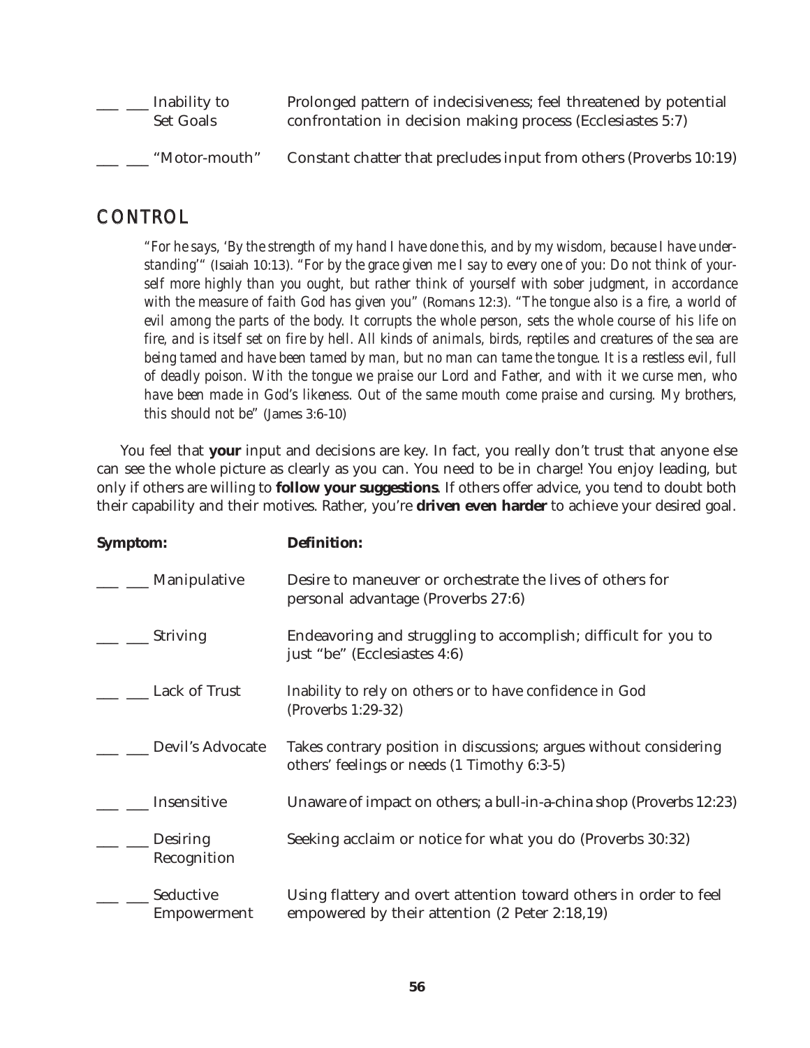| | Symptom | Definition |
|---|---|---|
| ___ ___ | Inability to Set Goals | Prolonged pattern of indecisiveness; feel threatened by potential confrontation in decision making process (Ecclesiastes 5:7) |
| ___ ___ | "Motor-mouth" | Constant chatter that precludes input from others (Proverbs 10:19) |

## CONTROL

> *"For he says, 'By the strength of my hand I have done this, and by my wisdom, because I have understanding'"* (Isaiah 10:13). *"For by the grace given me I say to every one of you: Do not think of yourself more highly than you ought, but rather think of yourself with sober judgment, in accordance with the measure of faith God has given you"* (Romans 12:3). *"The tongue also is a fire, a world of evil among the parts of the body. It corrupts the whole person, sets the whole course of his life on fire, and is itself set on fire by hell. All kinds of animals, birds, reptiles and creatures of the sea are being tamed and have been tamed by man, but no man can tame the tongue. It is a restless evil, full of deadly poison. With the tongue we praise our Lord and Father, and with it we curse men, who have been made in God's likeness. Out of the same mouth come praise and cursing. My brothers, this should not be"* (James 3:6-10)

You feel that **your** input and decisions are key. In fact, you really don't trust that anyone else can see the whole picture as clearly as you can. You need to be in charge! You enjoy leading, but only if others are willing to **follow your suggestions**. If others offer advice, you tend to doubt both their capability and their motives. Rather, you're **driven even harder** to achieve your desired goal.

| | **Symptom:** | **Definition:** |
|---|---|---|
| ___ ___ | Manipulative | Desire to maneuver or orchestrate the lives of others for personal advantage (Proverbs 27:6) |
| ___ ___ | Striving | Endeavoring and struggling to accomplish; difficult for you to just "be" (Ecclesiastes 4:6) |
| ___ ___ | Lack of Trust | Inability to rely on others or to have confidence in God (Proverbs 1:29-32) |
| ___ ___ | Devil's Advocate | Takes contrary position in discussions; argues without considering others' feelings or needs (1 Timothy 6:3-5) |
| ___ ___ | Insensitive | Unaware of impact on others; a bull-in-a-china shop (Proverbs 12:23) |
| ___ ___ | Desiring Recognition | Seeking acclaim or notice for what you do (Proverbs 30:32) |
| ___ ___ | Seductive Empowerment | Using flattery and overt attention toward others in order to feel empowered by their attention (2 Peter 2:18,19) |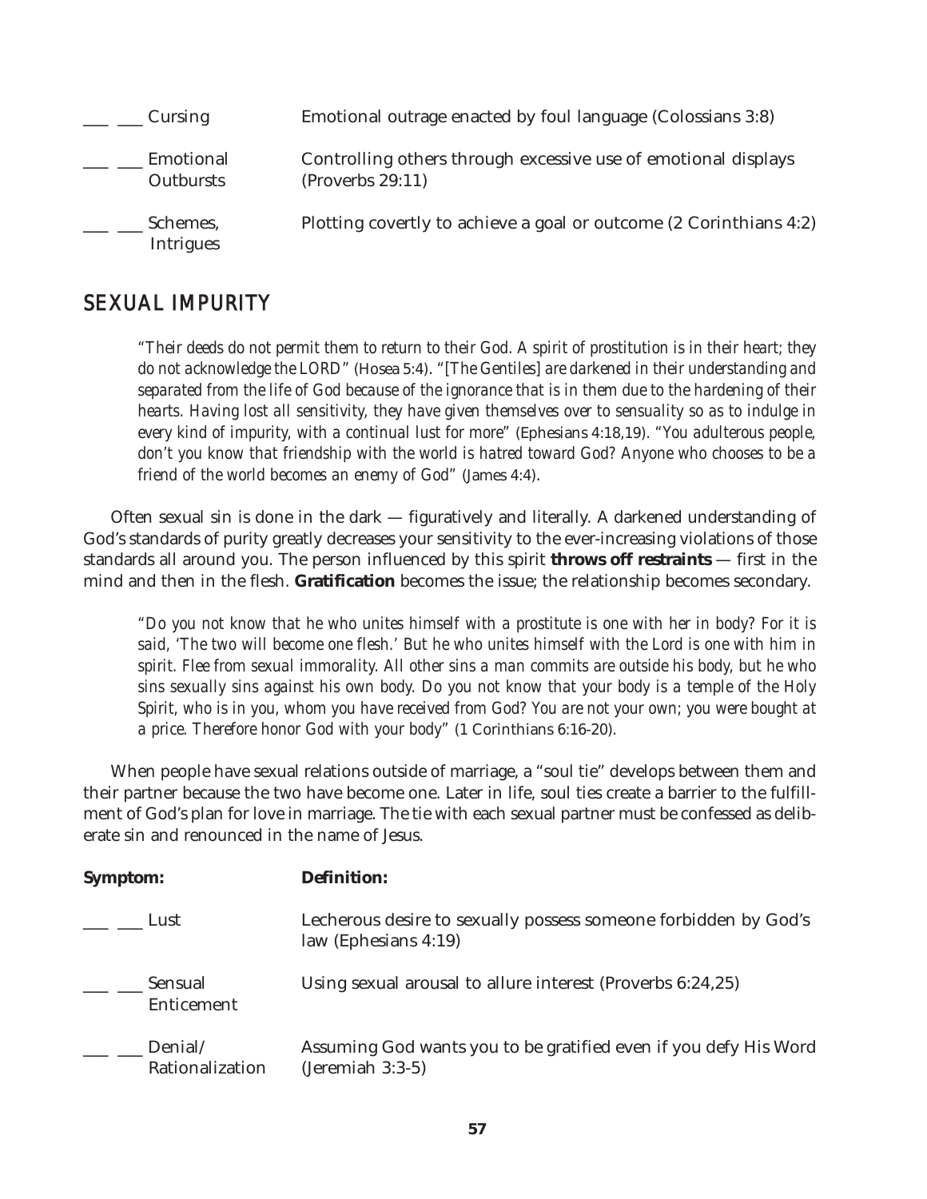| | | |
|---|---|---|
| \_\_\_ \_\_\_ | Cursing | Emotional outrage enacted by foul language (Colossians 3:8) |
| \_\_\_ \_\_\_ | Emotional Outbursts | Controlling others through excessive use of emotional displays (Proverbs 29:11) |
| \_\_\_ \_\_\_ | Schemes, Intrigues | Plotting covertly to achieve a goal or outcome (2 Corinthians 4:2) |

## SEXUAL IMPURITY

> *"Their deeds do not permit them to return to their God. A spirit of prostitution is in their heart; they do not acknowledge the LORD"* (Hosea 5:4). *"[The Gentiles] are darkened in their understanding and separated from the life of God because of the ignorance that is in them due to the hardening of their hearts. Having lost all sensitivity, they have given themselves over to sensuality so as to indulge in every kind of impurity, with a continual lust for more"* (Ephesians 4:18,19). *"You adulterous people, don't you know that friendship with the world is hatred toward God? Anyone who chooses to be a friend of the world becomes an enemy of God"* (James 4:4).

Often sexual sin is done in the dark — figuratively and literally. A darkened understanding of God's standards of purity greatly decreases your sensitivity to the ever-increasing violations of those standards all around you. The person influenced by this spirit **throws off restraints** — first in the mind and then in the flesh. **Gratification** becomes the issue; the relationship becomes secondary.

> *"Do you not know that he who unites himself with a prostitute is one with her in body? For it is said, 'The two will become one flesh.' But he who unites himself with the Lord is one with him in spirit. Flee from sexual immorality. All other sins a man commits are outside his body, but he who sins sexually sins against his own body. Do you not know that your body is a temple of the Holy Spirit, who is in you, whom you have received from God? You are not your own; you were bought at a price. Therefore honor God with your body"* (1 Corinthians 6:16-20).

When people have sexual relations outside of marriage, a "soul tie" develops between them and their partner because the two have become one. Later in life, soul ties create a barrier to the fulfillment of God's plan for love in marriage. The tie with each sexual partner must be confessed as deliberate sin and renounced in the name of Jesus.

| | **Symptom:** | **Definition:** |
|---|---|---|
| \_\_\_ \_\_\_ | Lust | Lecherous desire to sexually possess someone forbidden by God's law (Ephesians 4:19) |
| \_\_\_ \_\_\_ | Sensual Enticement | Using sexual arousal to allure interest (Proverbs 6:24,25) |
| \_\_\_ \_\_\_ | Denial/ Rationalization | Assuming God wants you to be gratified even if you defy His Word (Jeremiah 3:3-5) |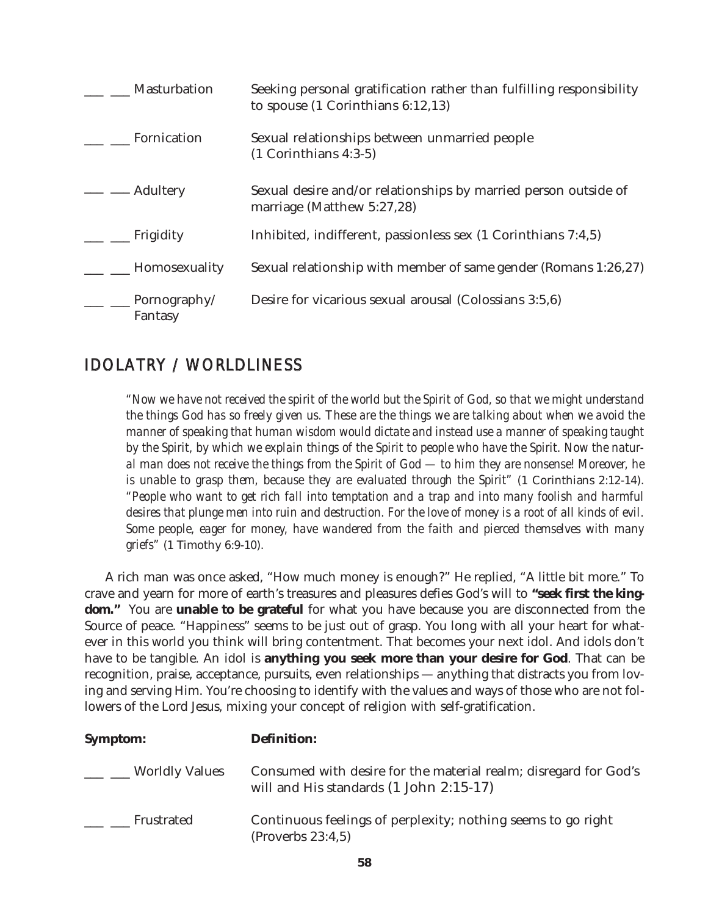| | |
|---|---|
| ___ ___ Masturbation | Seeking personal gratification rather than fulfilling responsibility to spouse (1 Corinthians 6:12,13) |
| ___ ___ Fornication | Sexual relationships between unmarried people (1 Corinthians 4:3-5) |
| ___ ___ Adultery | Sexual desire and/or relationships by married person outside of marriage (Matthew 5:27,28) |
| ___ ___ Frigidity | Inhibited, indifferent, passionless sex (1 Corinthians 7:4,5) |
| ___ ___ Homosexuality | Sexual relationship with member of same gender (Romans 1:26,27) |
| ___ ___ Pornography/ Fantasy | Desire for vicarious sexual arousal (Colossians 3:5,6) |

## IDOLATRY / WORLDLINESS

*"Now we have not received the spirit of the world but the Spirit of God, so that we might understand the things God has so freely given us. These are the things we are talking about when we avoid the manner of speaking that human wisdom would dictate and instead use a manner of speaking taught by the Spirit, by which we explain things of the Spirit to people who have the Spirit. Now the natural man does not receive the things from the Spirit of God — to him they are nonsense! Moreover, he is unable to grasp them, because they are evaluated through the Spirit"* (1 Corinthians 2:12-14). *"People who want to get rich fall into temptation and a trap and into many foolish and harmful desires that plunge men into ruin and destruction. For the love of money is a root of all kinds of evil. Some people, eager for money, have wandered from the faith and pierced themselves with many griefs"* (1 Timothy 6:9-10).

A rich man was once asked, "How much money is enough?" He replied, "A little bit more." To crave and yearn for more of earth's treasures and pleasures defies God's will to **"seek first the kingdom."** You are **unable to be grateful** for what you have because you are disconnected from the Source of peace. "Happiness" seems to be just out of grasp. You long with all your heart for whatever in this world you think will bring contentment. That becomes your next idol. And idols don't have to be tangible. An idol is **anything you seek more than your desire for God**. That can be recognition, praise, acceptance, pursuits, even relationships — anything that distracts you from loving and serving Him. You're choosing to identify with the values and ways of those who are not followers of the Lord Jesus, mixing your concept of religion with self-gratification.

| **Symptom:** | **Definition:** |
|---|---|
| ___ ___ Worldly Values | Consumed with desire for the material realm; disregard for God's will and His standards (1 John 2:15-17) |
| ___ ___ Frustrated | Continuous feelings of perplexity; nothing seems to go right (Proverbs 23:4,5) |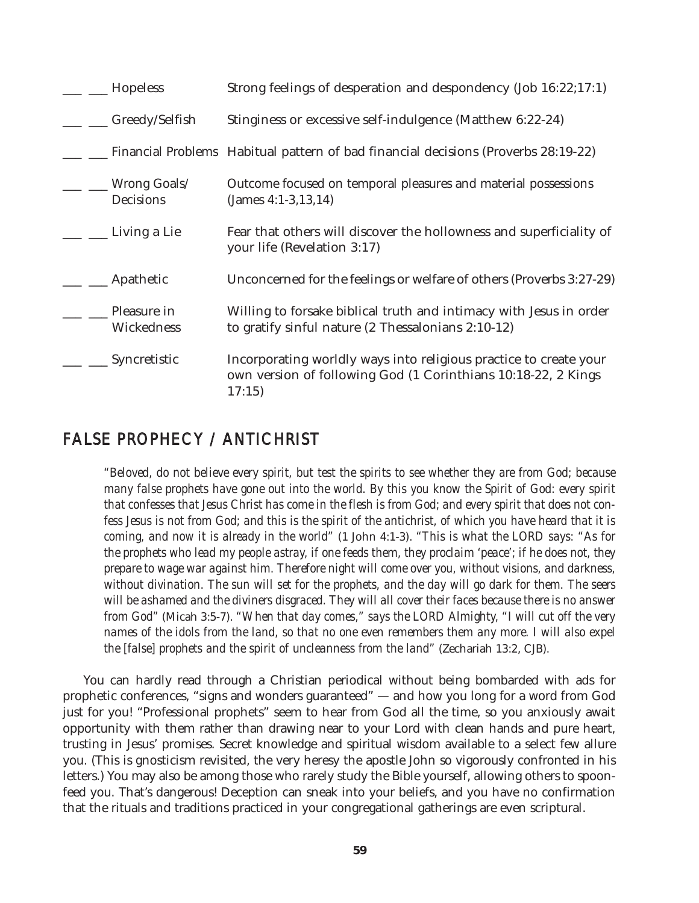| | | |
|---|---|---|
| ___ ___ | Hopeless | Strong feelings of desperation and despondency (Job 16:22;17:1) |
| ___ ___ | Greedy/Selfish | Stinginess or excessive self-indulgence (Matthew 6:22-24) |
| ___ ___ | Financial Problems | Habitual pattern of bad financial decisions (Proverbs 28:19-22) |
| ___ ___ | Wrong Goals/ Decisions | Outcome focused on temporal pleasures and material possessions (James 4:1-3,13,14) |
| ___ ___ | Living a Lie | Fear that others will discover the hollowness and superficiality of your life (Revelation 3:17) |
| ___ ___ | Apathetic | Unconcerned for the feelings or welfare of others (Proverbs 3:27-29) |
| ___ ___ | Pleasure in Wickedness | Willing to forsake biblical truth and intimacy with Jesus in order to gratify sinful nature (2 Thessalonians 2:10-12) |
| ___ ___ | Syncretistic | Incorporating worldly ways into religious practice to create your own version of following God (1 Corinthians 10:18-22, 2 Kings 17:15) |

## FALSE PROPHECY / ANTICHRIST

*"Beloved, do not believe every spirit, but test the spirits to see whether they are from God; because many false prophets have gone out into the world. By this you know the Spirit of God: every spirit that confesses that Jesus Christ has come in the flesh is from God; and every spirit that does not confess Jesus is not from God; and this is the spirit of the antichrist, of which you have heard that it is coming, and now it is already in the world"* (1 John 4:1-3). *"This is what the LORD says: "As for the prophets who lead my people astray, if one feeds them, they proclaim 'peace'; if he does not, they prepare to wage war against him. Therefore night will come over you, without visions, and darkness, without divination. The sun will set for the prophets, and the day will go dark for them. The seers will be ashamed and the diviners disgraced. They will all cover their faces because there is no answer from God"* (Micah 3:5-7). *"When that day comes," says the LORD Almighty, "I will cut off the very names of the idols from the land, so that no one even remembers them any more. I will also expel the [false] prophets and the spirit of uncleanness from the land"* (Zechariah 13:2, CJB).

You can hardly read through a Christian periodical without being bombarded with ads for prophetic conferences, "signs and wonders guaranteed" — and how you long for a word from God just for you! "Professional prophets" seem to hear from God all the time, so you anxiously await opportunity with them rather than drawing near to your Lord with clean hands and pure heart, trusting in Jesus' promises. Secret knowledge and spiritual wisdom available to a select few allure you. (This is gnosticism revisited, the very heresy the apostle John so vigorously confronted in his letters.) You may also be among those who rarely study the Bible yourself, allowing others to spoon-feed you. That's dangerous! Deception can sneak into your beliefs, and you have no confirmation that the rituals and traditions practiced in your congregational gatherings are even scriptural.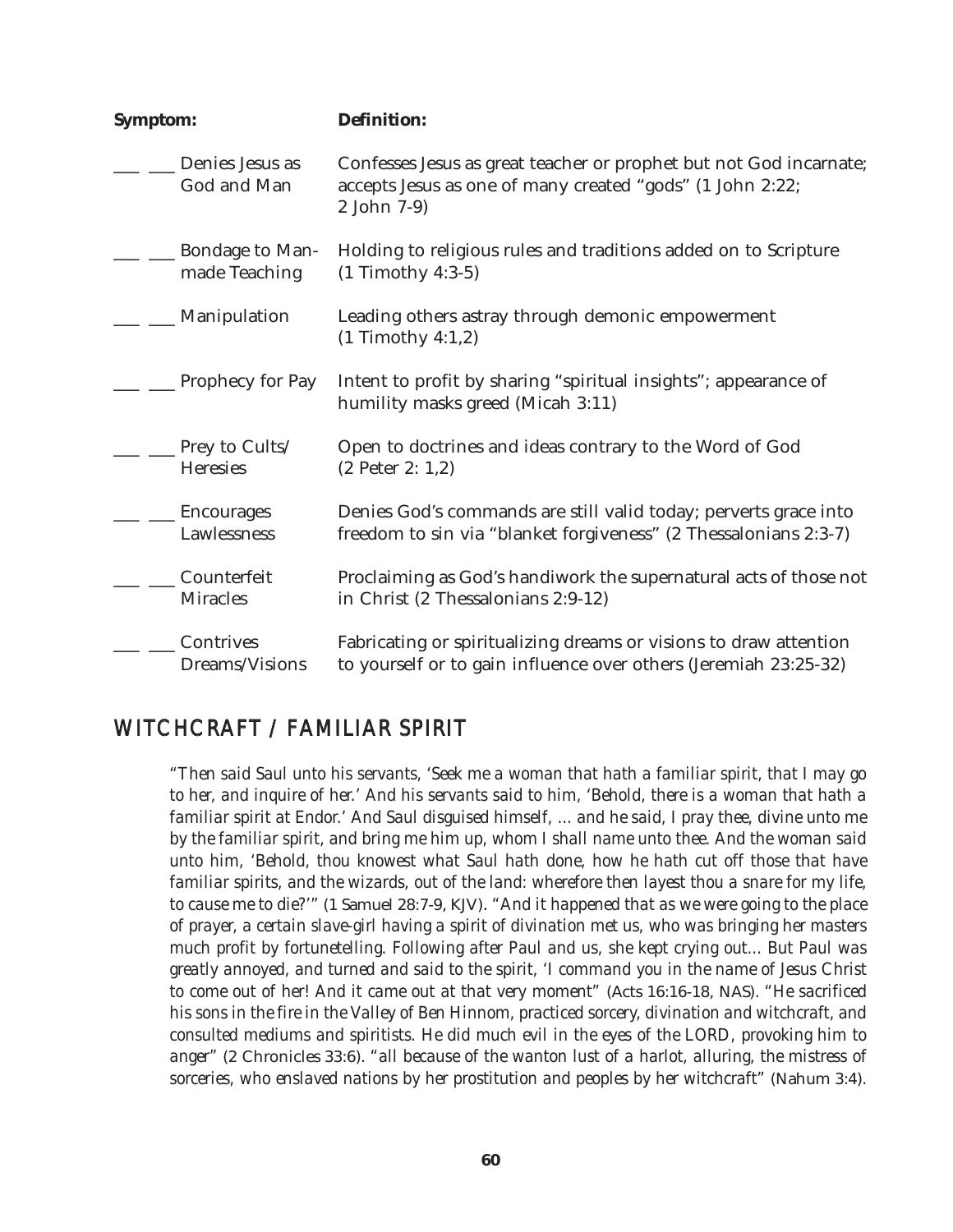| Symptom: | Definition: |
|---|---|
| ___ ___ Denies Jesus as God and Man | Confesses Jesus as great teacher or prophet but not God incarnate; accepts Jesus as one of many created “gods” (1 John 2:22; 2 John 7-9) |
| ___ ___ Bondage to Man-made Teaching | Holding to religious rules and traditions added on to Scripture (1 Timothy 4:3-5) |
| ___ ___ Manipulation | Leading others astray through demonic empowerment (1 Timothy 4:1,2) |
| ___ ___ Prophecy for Pay | Intent to profit by sharing “spiritual insights”; appearance of humility masks greed (Micah 3:11) |
| ___ ___ Prey to Cults/ Heresies | Open to doctrines and ideas contrary to the Word of God (2 Peter 2: 1,2) |
| ___ ___ Encourages Lawlessness | Denies God’s commands are still valid today; perverts grace into freedom to sin via “blanket forgiveness” (2 Thessalonians 2:3-7) |
| ___ ___ Counterfeit Miracles | Proclaiming as God’s handiwork the supernatural acts of those not in Christ (2 Thessalonians 2:9-12) |
| ___ ___ Contrives Dreams/Visions | Fabricating or spiritualizing dreams or visions to draw attention to yourself or to gain influence over others (Jeremiah 23:25-32) |

## WITCHCRAFT / FAMILIAR SPIRIT

*“Then said Saul unto his servants, ‘Seek me a woman that hath a familiar spirit, that I may go to her, and inquire of her.’ And his servants said to him, ‘Behold, there is a woman that hath a familiar spirit at Endor.’ And Saul disguised himself, … and he said, I pray thee, divine unto me by the familiar spirit, and bring me him up, whom I shall name unto thee. And the woman said unto him, ‘Behold, thou knowest what Saul hath done, how he hath cut off those that have familiar spirits, and the wizards, out of the land: wherefore then layest thou a snare for my life, to cause me to die?’”* (1 Samuel 28:7-9, KJV). *“And it happened that as we were going to the place of prayer, a certain slave-girl having a spirit of divination met us, who was bringing her masters much profit by fortunetelling. Following after Paul and us, she kept crying out… But Paul was greatly annoyed, and turned and said to the spirit, ‘I command you in the name of Jesus Christ to come out of her! And it came out at that very moment”* (Acts 16:16-18, NAS). *“He sacrificed his sons in the fire in the Valley of Ben Hinnom, practiced sorcery, divination and witchcraft, and consulted mediums and spiritists. He did much evil in the eyes of the LORD, provoking him to anger”* (2 Chronicles 33:6). *“all because of the wanton lust of a harlot, alluring, the mistress of sorceries, who enslaved nations by her prostitution and peoples by her witchcraft”* (Nahum 3:4).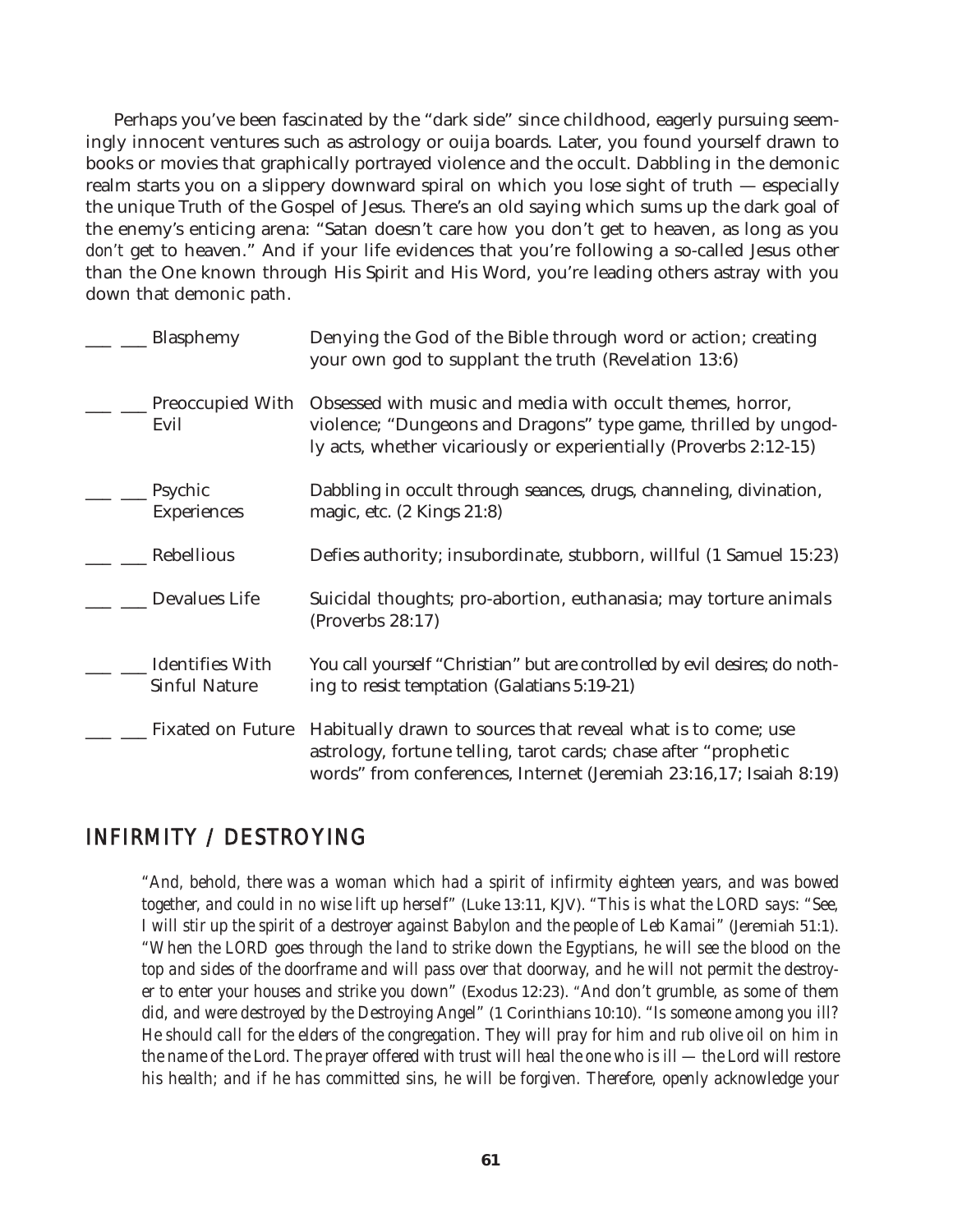Perhaps you've been fascinated by the "dark side" since childhood, eagerly pursuing seemingly innocent ventures such as astrology or ouija boards. Later, you found yourself drawn to books or movies that graphically portrayed violence and the occult. Dabbling in the demonic realm starts you on a slippery downward spiral on which you lose sight of truth — especially the unique Truth of the Gospel of Jesus. There's an old saying which sums up the dark goal of the enemy's enticing arena: "Satan doesn't care *how* you don't get to heaven, as long as you *don't* get to heaven." And if your life evidences that you're following a so-called Jesus other than the One known through His Spirit and His Word, you're leading others astray with you down that demonic path.

| | | |
|---|---|---|
| ___ ___ | Blasphemy | Denying the God of the Bible through word or action; creating your own god to supplant the truth (Revelation 13:6) |
| ___ ___ | Preoccupied With Evil | Obsessed with music and media with occult themes, horror, violence; "Dungeons and Dragons" type game, thrilled by ungodly acts, whether vicariously or experientially (Proverbs 2:12-15) |
| ___ ___ | Psychic Experiences | Dabbling in occult through seances, drugs, channeling, divination, magic, etc. (2 Kings 21:8) |
| ___ ___ | Rebellious | Defies authority; insubordinate, stubborn, willful (1 Samuel 15:23) |
| ___ ___ | Devalues Life | Suicidal thoughts; pro-abortion, euthanasia; may torture animals (Proverbs 28:17) |
| ___ ___ | Identifies With Sinful Nature | You call yourself "Christian" but are controlled by evil desires; do nothing to resist temptation (Galatians 5:19-21) |
| ___ ___ | Fixated on Future | Habitually drawn to sources that reveal what is to come; use astrology, fortune telling, tarot cards; chase after "prophetic words" from conferences, Internet (Jeremiah 23:16,17; Isaiah 8:19) |

## INFIRMITY / DESTROYING

*"And, behold, there was a woman which had a spirit of infirmity eighteen years, and was bowed together, and could in no wise lift up herself"* (Luke 13:11, KJV). *"This is what the LORD says: "See, I will stir up the spirit of a destroyer against Babylon and the people of Leb Kamai"* (Jeremiah 51:1). *"When the LORD goes through the land to strike down the Egyptians, he will see the blood on the top and sides of the doorframe and will pass over that doorway, and he will not permit the destroyer to enter your houses and strike you down"* (Exodus 12:23). *"And don't grumble, as some of them did, and were destroyed by the Destroying Angel"* (1 Corinthians 10:10). *"Is someone among you ill? He should call for the elders of the congregation. They will pray for him and rub olive oil on him in the name of the Lord. The prayer offered with trust will heal the one who is ill — the Lord will restore his health; and if he has committed sins, he will be forgiven. Therefore, openly acknowledge your*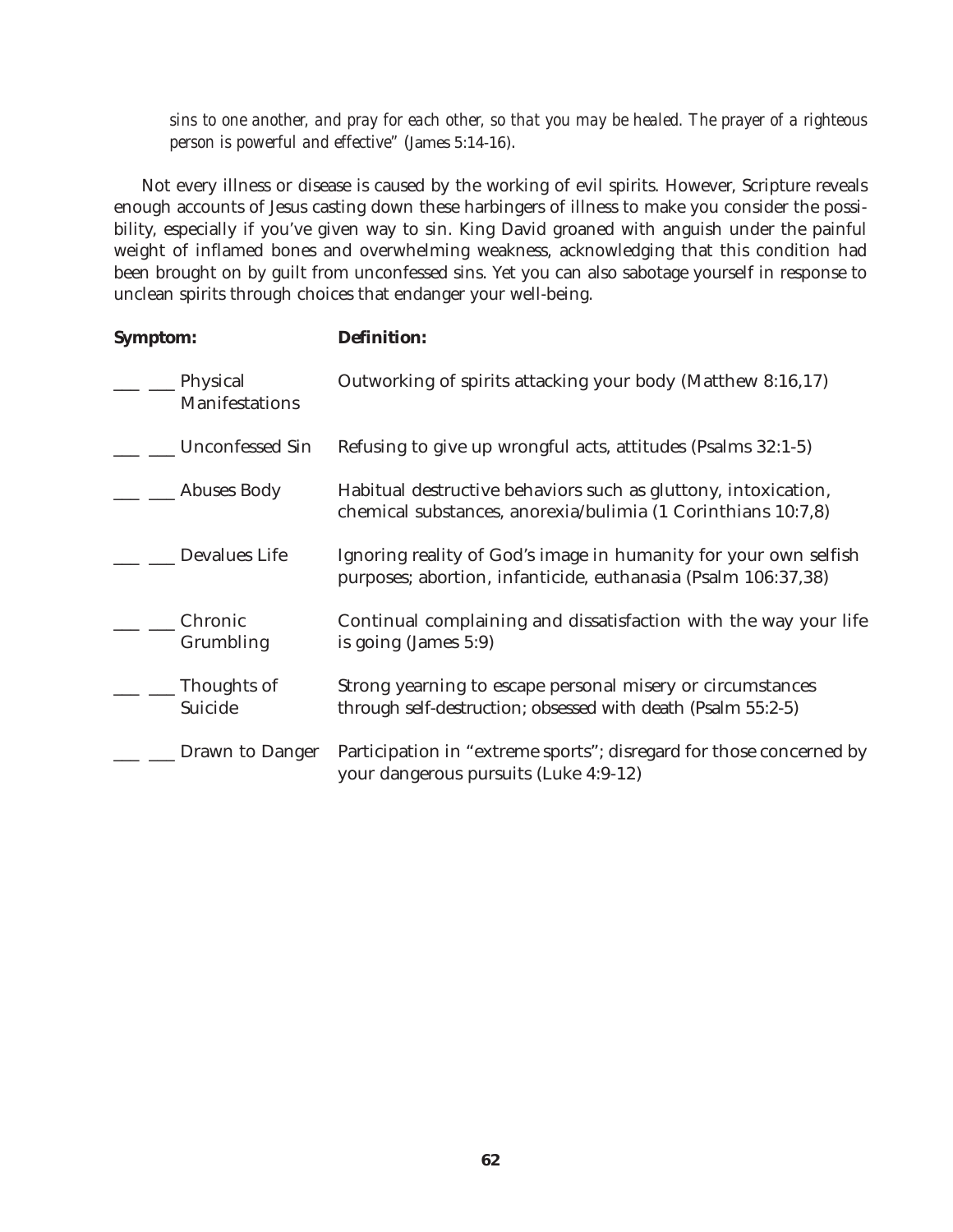*sins to one another, and pray for each other, so that you may be healed. The prayer of a righteous person is powerful and effective"* (James 5:14-16).

Not every illness or disease is caused by the working of evil spirits. However, Scripture reveals enough accounts of Jesus casting down these harbingers of illness to make you consider the possibility, especially if you've given way to sin. King David groaned with anguish under the painful weight of inflamed bones and overwhelming weakness, acknowledging that this condition had been brought on by guilt from unconfessed sins. Yet you can also sabotage yourself in response to unclean spirits through choices that endanger your well-being.

| **Symptom:** | **Definition:** |
|---|---|
| ___ ___ Physical Manifestations | Outworking of spirits attacking your body (Matthew 8:16,17) |
| ___ ___ Unconfessed Sin | Refusing to give up wrongful acts, attitudes (Psalms 32:1-5) |
| ___ ___ Abuses Body | Habitual destructive behaviors such as gluttony, intoxication, chemical substances, anorexia/bulimia (1 Corinthians 10:7,8) |
| ___ ___ Devalues Life | Ignoring reality of God's image in humanity for your own selfish purposes; abortion, infanticide, euthanasia (Psalm 106:37,38) |
| ___ ___ Chronic Grumbling | Continual complaining and dissatisfaction with the way your life is going (James 5:9) |
| ___ ___ Thoughts of Suicide | Strong yearning to escape personal misery or circumstances through self-destruction; obsessed with death (Psalm 55:2-5) |
| ___ ___ Drawn to Danger | Participation in "extreme sports"; disregard for those concerned by your dangerous pursuits (Luke 4:9-12) |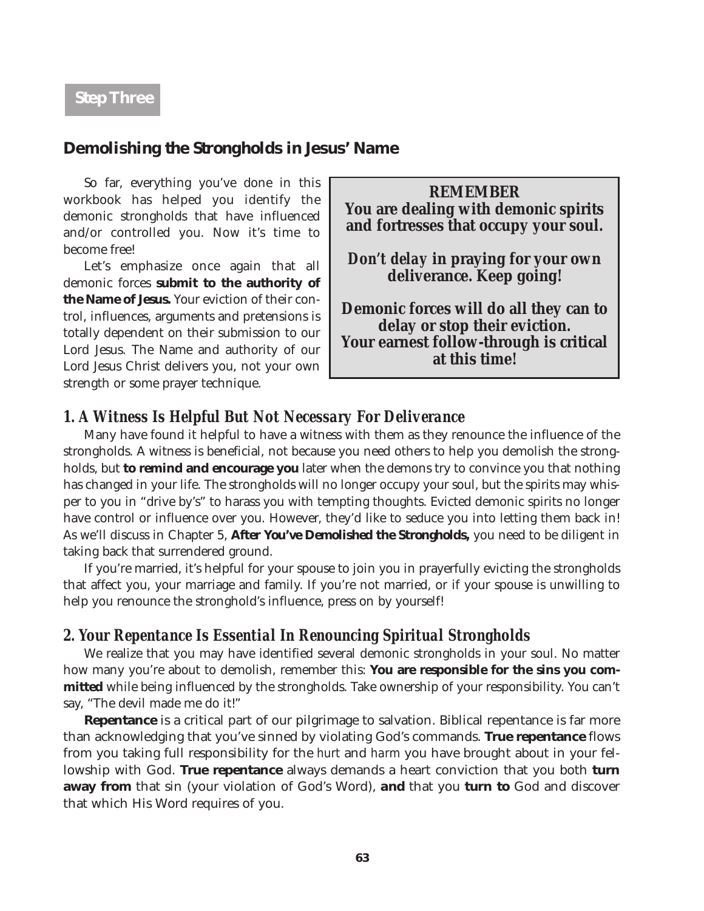**Step Three**

## Demolishing the Strongholds in Jesus' Name

So far, everything you've done in this workbook has helped you identify the demonic strongholds that have influenced and/or controlled you. Now it's time to become free!

Let's emphasize once again that all demonic forces **submit to the authority of the Name of Jesus.** Your eviction of their control, influences, arguments and pretensions is totally dependent on their submission to our Lord Jesus. The Name and authority of our Lord Jesus Christ delivers you, not your own strength or some prayer technique.

> **REMEMBER**
> **You are dealing with demonic spirits and fortresses that occupy your soul.**
>
> **Don't delay in praying for your own deliverance. Keep going!**
>
> **Demonic forces will do all they can to delay or stop their eviction. Your earnest follow-through is critical at this time!**

### *1. A Witness Is Helpful But Not Necessary For Deliverance*

Many have found it helpful to have a witness with them as they renounce the influence of the strongholds. A witness is beneficial, not because you need others to help you demolish the strongholds, but **to remind and encourage you** later when the demons try to convince you that nothing has changed in your life. The strongholds will no longer occupy your soul, but the spirits may whisper to you in "drive by's" to harass you with tempting thoughts. Evicted demonic spirits no longer have control or influence over you. However, they'd like to seduce you into letting them back in! As we'll discuss in Chapter 5, **After You've Demolished the Strongholds,** you need to be diligent in taking back that surrendered ground.

If you're married, it's helpful for your spouse to join you in prayerfully evicting the strongholds that affect you, your marriage and family. If you're not married, or if your spouse is unwilling to help you renounce the stronghold's influence, press on by yourself!

### *2. Your Repentance Is Essential In Renouncing Spiritual Strongholds*

We realize that you may have identified several demonic strongholds in your soul. No matter how many you're about to demolish, remember this: **You are responsible for the sins you committed** while being influenced by the strongholds. Take ownership of your responsibility. You can't say, "The devil made me do it!"

**Repentance** is a critical part of our pilgrimage to salvation. Biblical repentance is far more than acknowledging that you've sinned by violating God's commands. **True repentance** flows from you taking full responsibility for the *hurt* and *harm* you have brought about in your fellowship with God. **True repentance** always demands a heart conviction that you both **turn away from** that sin (your violation of God's Word), **and** that you **turn to** God and discover that which His Word requires of you.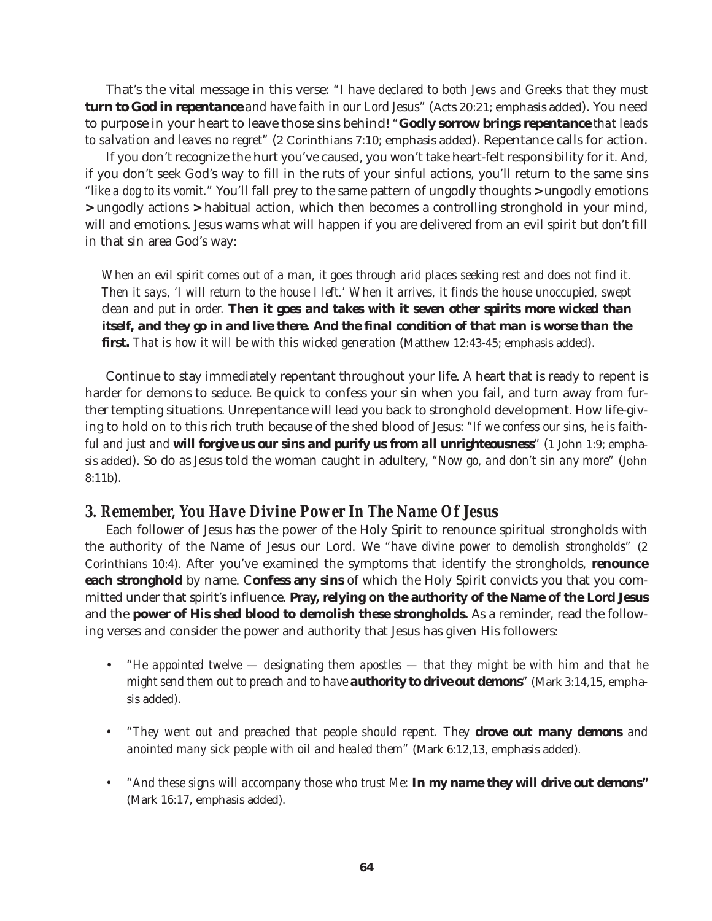That's the vital message in this verse: "*I have declared to both Jews and Greeks that they must* **turn to God in repentance** *and have faith in our Lord Jesus*" (Acts 20:21; emphasis added). You need to purpose in your heart to leave those sins behind! "**Godly sorrow brings repentance** *that leads to salvation and leaves no regret*" (2 Corinthians 7:10; emphasis added). Repentance calls for action.

If you don't recognize the hurt you've caused, you won't take heart-felt responsibility for it. And, if you don't seek God's way to fill in the ruts of your sinful actions, you'll return to the same sins "*like a dog to its vomit.*" You'll fall prey to the same pattern of ungodly thoughts **>** ungodly emotions **>** ungodly actions **>** habitual action, which then becomes a controlling stronghold in your mind, will and emotions. Jesus warns what will happen if you are delivered from an evil spirit but *don't* fill in that sin area God's way:

> *When an evil spirit comes out of a man, it goes through arid places seeking rest and does not find it. Then it says, 'I will return to the house I left.' When it arrives, it finds the house unoccupied, swept clean and put in order.* **Then it goes and takes with it seven other spirits more wicked than itself, and they go in and live there. And the final condition of that man is worse than the first.** *That is how it will be with this wicked generation* (Matthew 12:43-45; emphasis added).

Continue to stay immediately repentant throughout your life. A heart that is ready to repent is harder for demons to seduce. Be quick to confess your sin when you fail, and turn away from further tempting situations. Unrepentance will lead you back to stronghold development. How life-giving to hold on to this rich truth because of the shed blood of Jesus: "*If we confess our sins, he is faithful and just and* **will forgive us our sins and purify us from all unrighteousness**" (1 John 1:9; emphasis added). So do as Jesus told the woman caught in adultery, "*Now go, and don't sin any more*" (John 8:11b).

### 3. Remember, You Have Divine Power In The Name Of Jesus

Each follower of Jesus has the power of the Holy Spirit to renounce spiritual strongholds with the authority of the Name of Jesus our Lord. We "*have divine power to demolish strongholds*" (2 Corinthians 10:4). After you've examined the symptoms that identify the strongholds, **renounce each stronghold** by name. C**onfess any sins** of which the Holy Spirit convicts you that you committed under that spirit's influence. **Pray, relying on the authority of the Name of the Lord Jesus** and the **power of His shed blood to demolish these strongholds.** As a reminder, read the following verses and consider the power and authority that Jesus has given His followers:

- "*He appointed twelve — designating them apostles — that they might be with him and that he might send them out to preach and to have* **authority to drive out demons**" (Mark 3:14,15, emphasis added).
- "*They went out and preached that people should repent. They* **drove out many demons** *and anointed many sick people with oil and healed them*" (Mark 6:12,13, emphasis added).
- "*And these signs will accompany those who trust Me:* **In my name they will drive out demons"** (Mark 16:17, emphasis added).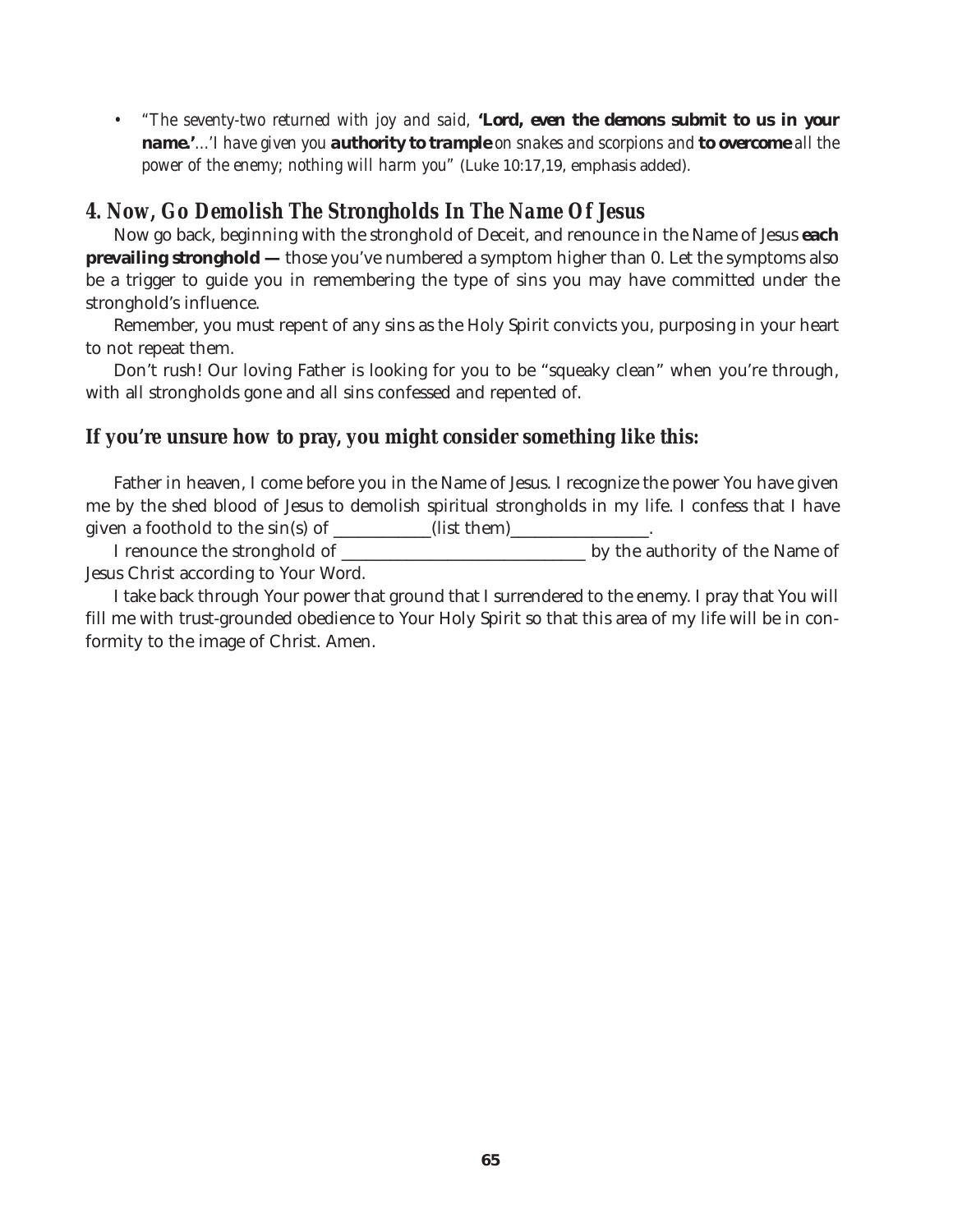- *"The seventy-two returned with joy and said,* **'Lord, even the demons submit to us in your name.'***...'I have given you* **authority to trample** *on snakes and scorpions and* **to overcome** *all the power of the enemy; nothing will harm you"* (Luke 10:17,19, emphasis added).

## 4. Now, Go Demolish The Strongholds In The Name Of Jesus

Now go back, beginning with the stronghold of Deceit, and renounce in the Name of Jesus **each prevailing stronghold —** those you've numbered a symptom higher than 0. Let the symptoms also be a trigger to guide you in remembering the type of sins you may have committed under the stronghold's influence.

Remember, you must repent of any sins as the Holy Spirit convicts you, purposing in your heart to not repeat them.

Don't rush! Our loving Father is looking for you to be "squeaky clean" when you're through, with all strongholds gone and all sins confessed and repented of.

### If you're unsure how to pray, you might consider something like this:

Father in heaven, I come before you in the Name of Jesus. I recognize the power You have given me by the shed blood of Jesus to demolish spiritual strongholds in my life. I confess that I have given a foothold to the sin(s) of ___________(list them)________________.

I renounce the stronghold of ____________________________ by the authority of the Name of Jesus Christ according to Your Word.

I take back through Your power that ground that I surrendered to the enemy. I pray that You will fill me with trust-grounded obedience to Your Holy Spirit so that this area of my life will be in conformity to the image of Christ. Amen.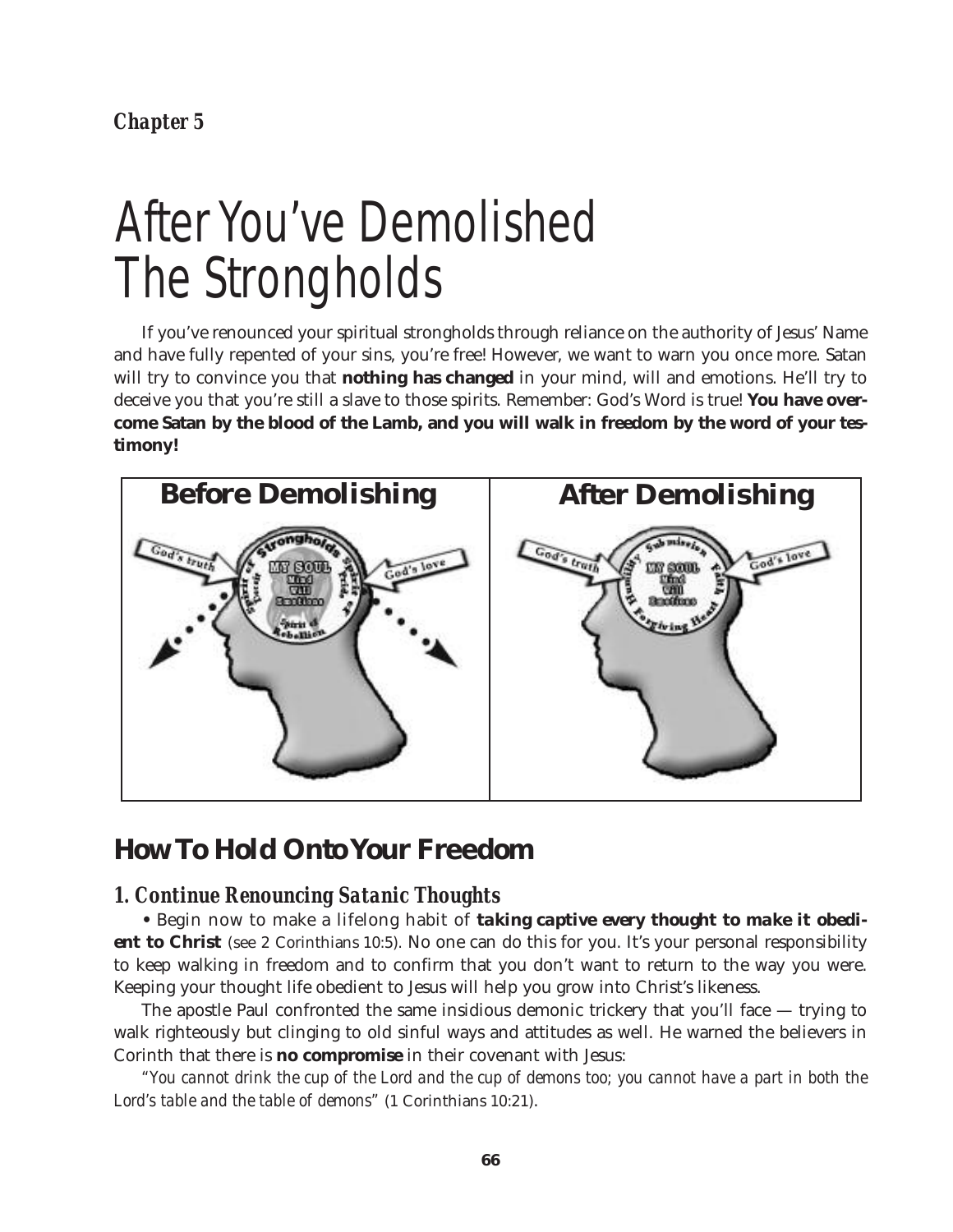*Chapter 5*

# After You've Demolished The Strongholds

If you've renounced your spiritual strongholds through reliance on the authority of Jesus' Name and have fully repented of your sins, you're free! However, we want to warn you once more. Satan will try to convince you that **nothing has changed** in your mind, will and emotions. He'll try to deceive you that you're still a slave to those spirits. Remember: God's Word is true! **You have overcome Satan by the blood of the Lamb, and you will walk in freedom by the word of your testimony!**

| Before Demolishing | After Demolishing |
| --- | --- |
| | |

## How To Hold Onto Your Freedom

### 1. Continue Renouncing Satanic Thoughts

• Begin now to make a lifelong habit of ***taking captive every thought to make it obedient to Christ*** (see 2 Corinthians 10:5). No one can do this for you. It's your personal responsibility to keep walking in freedom and to confirm that you don't want to return to the way you were. Keeping your thought life obedient to Jesus will help you grow into Christ's likeness.

The apostle Paul confronted the same insidious demonic trickery that you'll face — trying to walk righteously but clinging to old sinful ways and attitudes as well. He warned the believers in Corinth that there is **no compromise** in their covenant with Jesus:

*"You cannot drink the cup of the Lord and the cup of demons too; you cannot have a part in both the Lord's table and the table of demons"* (1 Corinthians 10:21).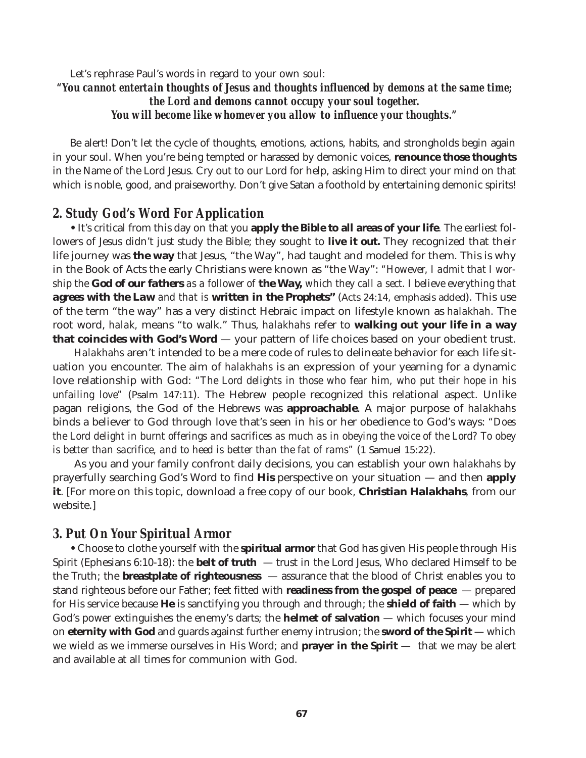Let's rephrase Paul's words in regard to your own soul:

***"You cannot entertain thoughts of Jesus and thoughts influenced by demons at the same time; the Lord and demons cannot occupy your soul together. You will become like whomever you allow to influence your thoughts."***

Be alert! Don't let the cycle of thoughts, emotions, actions, habits, and strongholds begin again in your soul. When you're being tempted or harassed by demonic voices, **renounce those thoughts** in the Name of the Lord Jesus. Cry out to our Lord for help, asking Him to direct your mind on that which is noble, good, and praiseworthy. Don't give Satan a foothold by entertaining demonic spirits!

## 2. Study God's Word For Application

• It's critical from this day on that you **apply the Bible to all areas of your life**. The earliest followers of Jesus didn't just study the Bible; they sought to **live it out.** They recognized that their life journey was **the way** that Jesus, "the Way", had taught and modeled for them. This is why in the Book of Acts the early Christians were known as "the Way": *"However, I admit that I worship the* ***God of our fathers*** *as a follower of* ***the Way,*** *which they call a sect. I believe everything that* ***agrees with the Law*** *and that is* ***written in the Prophets"*** (Acts 24:14, emphasis added). This use of the term "the way" has a very distinct Hebraic impact on lifestyle known as *halakhah.* The root word, *halak,* means "to walk." Thus, *halakhahs* refer to **walking out your life in a way that coincides with God's Word** — your pattern of life choices based on your obedient trust.

*Halakhahs* aren't intended to be a mere code of rules to delineate behavior for each life situation you encounter. The aim of *halakhahs* is an expression of your yearning for a dynamic love relationship with God: *"The Lord delights in those who fear him, who put their hope in his unfailing love"* (Psalm 147:11). The Hebrew people recognized this relational aspect. Unlike pagan religions, the God of the Hebrews was **approachable**. A major purpose of *halakhahs* binds a believer to God through love that's seen in his or her obedience to God's ways: *"Does the Lord delight in burnt offerings and sacrifices as much as in obeying the voice of the Lord? To obey is better than sacrifice, and to heed is better than the fat of rams"* (1 Samuel 15:22).

As you and your family confront daily decisions, you can establish your own *halakhahs* by prayerfully searching God's Word to find **His** perspective on your situation — and then **apply it**. [For more on this topic, download a free copy of our book, **Christian Halakhahs**, from our website.]

## 3. Put On Your Spiritual Armor

• Choose to clothe yourself with the **spiritual armor** that God has given His people through His Spirit (Ephesians 6:10-18): the **belt of truth** — trust in the Lord Jesus, Who declared Himself to be the Truth; the **breastplate of righteousness** — assurance that the blood of Christ enables you to stand righteous before our Father; feet fitted with **readiness from the gospel of peace** — prepared for His service because **He** is sanctifying you through and through; the **shield of faith** — which by God's power extinguishes the enemy's darts; the **helmet of salvation** — which focuses your mind on **eternity with God** and guards against further enemy intrusion; the **sword of the Spirit** — which we wield as we immerse ourselves in His Word; and **prayer in the Spirit** — that we may be alert and available at all times for communion with God.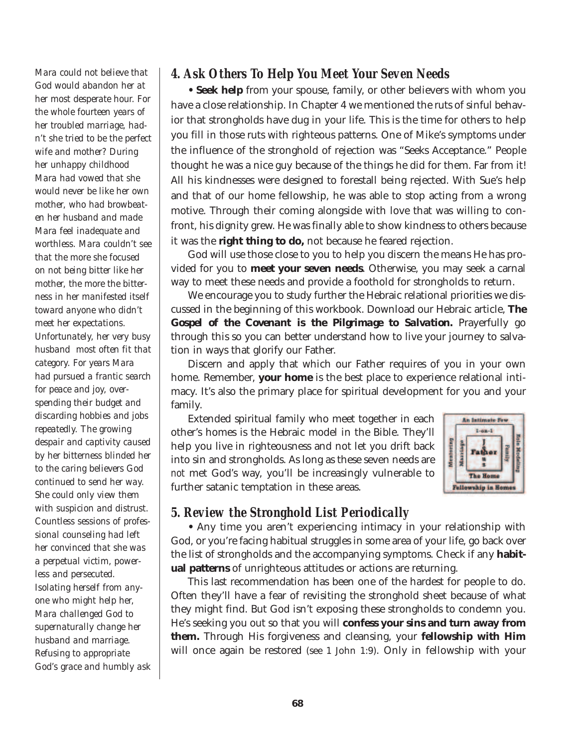*Mara could not believe that God would abandon her at her most desperate hour. For the whole fourteen years of her troubled marriage, hadn't she tried to be the perfect wife and mother? During her unhappy childhood Mara had vowed that she would never be like her own mother, who had browbeaten her husband and made Mara feel inadequate and worthless. Mara couldn't see that the more she focused on not being bitter like her mother, the more the bitterness in her manifested itself toward anyone who didn't meet her expectations. Unfortunately, her very busy husband most often fit that category. For years Mara had pursued a frantic search for peace and joy, overspending their budget and discarding hobbies and jobs repeatedly. The growing despair and captivity caused by her bitterness blinded her to the caring believers God continued to send her way. She could only view them with suspicion and distrust. Countless sessions of professional counseling had left her convinced that she was a perpetual victim, powerless and persecuted. Isolating herself from anyone who might help her, Mara challenged God to supernaturally change her husband and marriage. Refusing to appropriate God's grace and humbly ask*

## 4. Ask Others To Help You Meet Your Seven Needs

• **Seek help** from your spouse, family, or other believers with whom you have a close relationship. In Chapter 4 we mentioned the ruts of sinful behavior that strongholds have dug in your life. This is the time for others to help you fill in those ruts with righteous patterns. One of Mike's symptoms under the influence of the stronghold of rejection was "Seeks Acceptance." People thought he was a nice guy because of the things he did for them. Far from it! All his kindnesses were designed to forestall being rejected. With Sue's help and that of our home fellowship, he was able to stop acting from a wrong motive. Through their coming alongside with love that was willing to confront, his dignity grew. He was finally able to show kindness to others because it was the **right thing to do,** not because he feared rejection.

God will use those close to you to help you discern the means He has provided for you to **meet your seven needs**. Otherwise, you may seek a carnal way to meet these needs and provide a foothold for strongholds to return.

We encourage you to study further the Hebraic relational priorities we discussed in the beginning of this workbook. Download our Hebraic article, **The Gospel of the Covenant is the Pilgrimage to Salvation.** Prayerfully go through this so you can better understand how to live your journey to salvation in ways that glorify our Father.

Discern and apply that which our Father requires of you in your own home. Remember, **your home** is the best place to experience relational intimacy. It's also the primary place for spiritual development for you and your family.

Extended spiritual family who meet together in each other's homes is the Hebraic model in the Bible. They'll help you live in righteousness and not let you drift back into sin and strongholds. As long as these seven needs are *not* met God's way, you'll be increasingly vulnerable to further satanic temptation in these areas.

## 5. Review the Stronghold List Periodically

• Any time you aren't experiencing intimacy in your relationship with God, or you're facing habitual struggles in some area of your life, go back over the list of strongholds and the accompanying symptoms. Check if any **habitual patterns** of unrighteous attitudes or actions are returning.

This last recommendation has been one of the hardest for people to do. Often they'll have a fear of revisiting the stronghold sheet because of what they might find. But God isn't exposing these strongholds to condemn you. He's seeking you out so that you will **confess your sins and turn away from them.** Through His forgiveness and cleansing, your **fellowship with Him** will once again be restored (see 1 John 1:9). Only in fellowship with your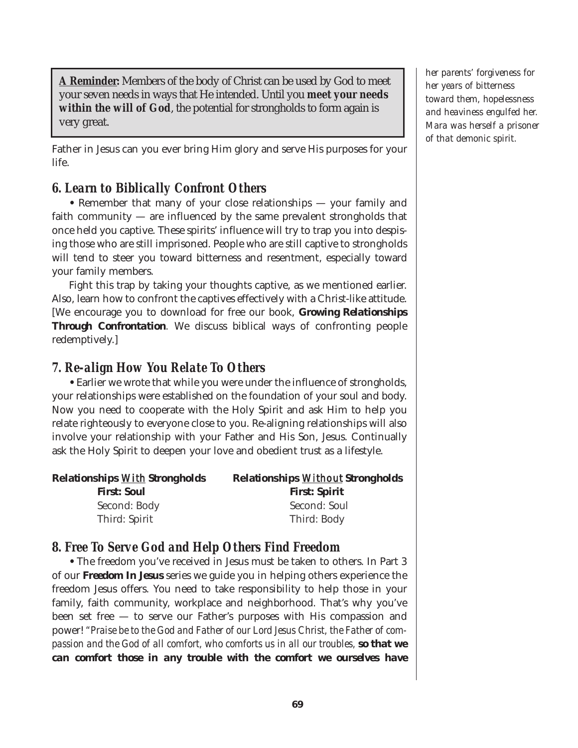> **A Reminder:** Members of the body of Christ can be used by God to meet your seven needs in ways that He intended. Until you **meet your needs within the will of God**, the potential for strongholds to form again is very great.

Father in Jesus can you ever bring Him glory and serve His purposes for your life.

*her parents' forgiveness for her years of bitterness toward them, hopelessness and heaviness engulfed her. Mara was herself a prisoner of that demonic spirit.*

## *6. Learn to Biblically Confront Others*

• Remember that many of your close relationships — your family and faith community — are influenced by the same prevalent strongholds that once held you captive. These spirits' influence will try to trap you into despising those who are still imprisoned. People who are still captive to strongholds will tend to steer you toward bitterness and resentment, especially toward your family members.

Fight this trap by taking your thoughts captive, as we mentioned earlier. Also, learn how to confront the captives effectively with a Christ-like attitude. [We encourage you to download for free our book, **Growing Relationships Through Confrontation**. We discuss biblical ways of confronting people redemptively.]

## *7. Re-align How You Relate To Others*

• Earlier we wrote that while you were under the influence of strongholds, your relationships were established on the foundation of your soul and body. Now you need to cooperate with the Holy Spirit and ask Him to help you relate righteously to everyone close to you. Re-aligning relationships will also involve your relationship with your Father and His Son, Jesus. Continually ask the Holy Spirit to deepen your love and obedient trust as a lifestyle.

| **Relationships *With* Strongholds** | **Relationships *Without* Strongholds** |
|---|---|
| **First: Soul** | **First: Spirit** |
| Second: Body | Second: Soul |
| Third: Spirit | Third: Body |

## *8. Free To Serve God and Help Others Find Freedom*

• The freedom you've received in Jesus must be taken to others. In Part 3 of our **Freedom In Jesus** series we guide you in helping others experience the freedom Jesus offers. You need to take responsibility to help those in your family, faith community, workplace and neighborhood. That's why you've been set free — to serve our Father's purposes with His compassion and power! *"Praise be to the God and Father of our Lord Jesus Christ, the Father of compassion and the God of all comfort, who comforts us in all our troubles,* **so that we can comfort those in any trouble with the comfort we ourselves have**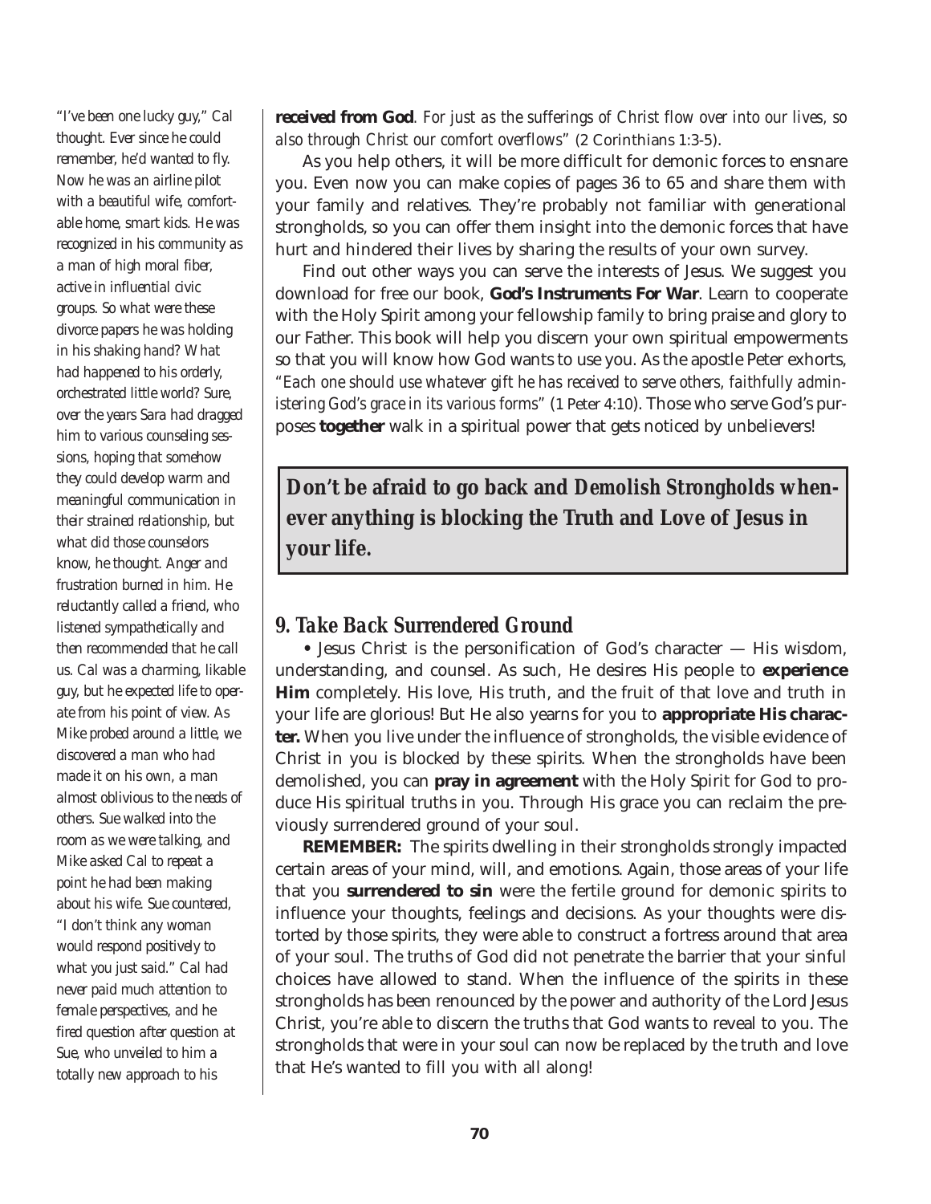“I’ve been one lucky guy,” Cal thought. Ever since he could remember, he’d wanted to fly. Now he was an airline pilot with a beautiful wife, comfortable home, smart kids. He was recognized in his community as a man of high moral fiber, active in influential civic groups. So what were these divorce papers he was holding in his shaking hand? What had happened to his orderly, orchestrated little world? Sure, over the years Sara had dragged him to various counseling sessions, hoping that somehow they could develop warm and meaningful communication in their strained relationship, but what did those counselors know, he thought. Anger and frustration burned in him. He reluctantly called a friend, who listened sympathetically and then recommended that he call us. Cal was a charming, likable guy, but he expected life to operate from his point of view. As Mike probed around a little, we discovered a man who had made it on his own, a man almost oblivious to the needs of others. Sue walked into the room as we were talking, and Mike asked Cal to repeat a point he had been making about his wife. Sue countered, “I don’t think any woman would respond positively to what you just said.” Cal had never paid much attention to female perspectives, and he fired question after question at Sue, who unveiled to him a totally new approach to his

**received from God**. *For just as the sufferings of Christ flow over into our lives, so also through Christ our comfort overflows*” (2 Corinthians 1:3-5).

As you help others, it will be more difficult for demonic forces to ensnare you. Even now you can make copies of pages 36 to 65 and share them with your family and relatives. They’re probably not familiar with generational strongholds, so you can offer them insight into the demonic forces that have hurt and hindered their lives by sharing the results of your own survey.

Find out other ways you can serve the interests of Jesus. We suggest you download for free our book, **God’s Instruments For War**. Learn to cooperate with the Holy Spirit among your fellowship family to bring praise and glory to our Father. This book will help you discern your own spiritual empowerments so that you will know how God wants to use you. As the apostle Peter exhorts, *“Each one should use whatever gift he has received to serve others, faithfully administering God’s grace in its various forms”* (1 Peter 4:10). Those who serve God’s purposes **together** walk in a spiritual power that gets noticed by unbelievers!

**Don’t be afraid to go back and Demolish Strongholds whenever anything is blocking the Truth and Love of Jesus in your life.**

## 9. Take Back Surrendered Ground

• Jesus Christ is the personification of God’s character — His wisdom, understanding, and counsel. As such, He desires His people to **experience Him** completely. His love, His truth, and the fruit of that love and truth in your life are glorious! But He also yearns for you to **appropriate His character.** When you live under the influence of strongholds, the visible evidence of Christ in you is blocked by these spirits. When the strongholds have been demolished, you can **pray in agreement** with the Holy Spirit for God to produce His spiritual truths in you. Through His grace you can reclaim the previously surrendered ground of your soul.

**REMEMBER:** The spirits dwelling in their strongholds strongly impacted certain areas of your mind, will, and emotions. Again, those areas of your life that you **surrendered to sin** were the fertile ground for demonic spirits to influence your thoughts, feelings and decisions. As your thoughts were distorted by those spirits, they were able to construct a fortress around that area of your soul. The truths of God did not penetrate the barrier that your sinful choices have allowed to stand. When the influence of the spirits in these strongholds has been renounced by the power and authority of the Lord Jesus Christ, you’re able to discern the truths that God wants to reveal to you. The strongholds that were in your soul can now be replaced by the truth and love that He’s wanted to fill you with all along!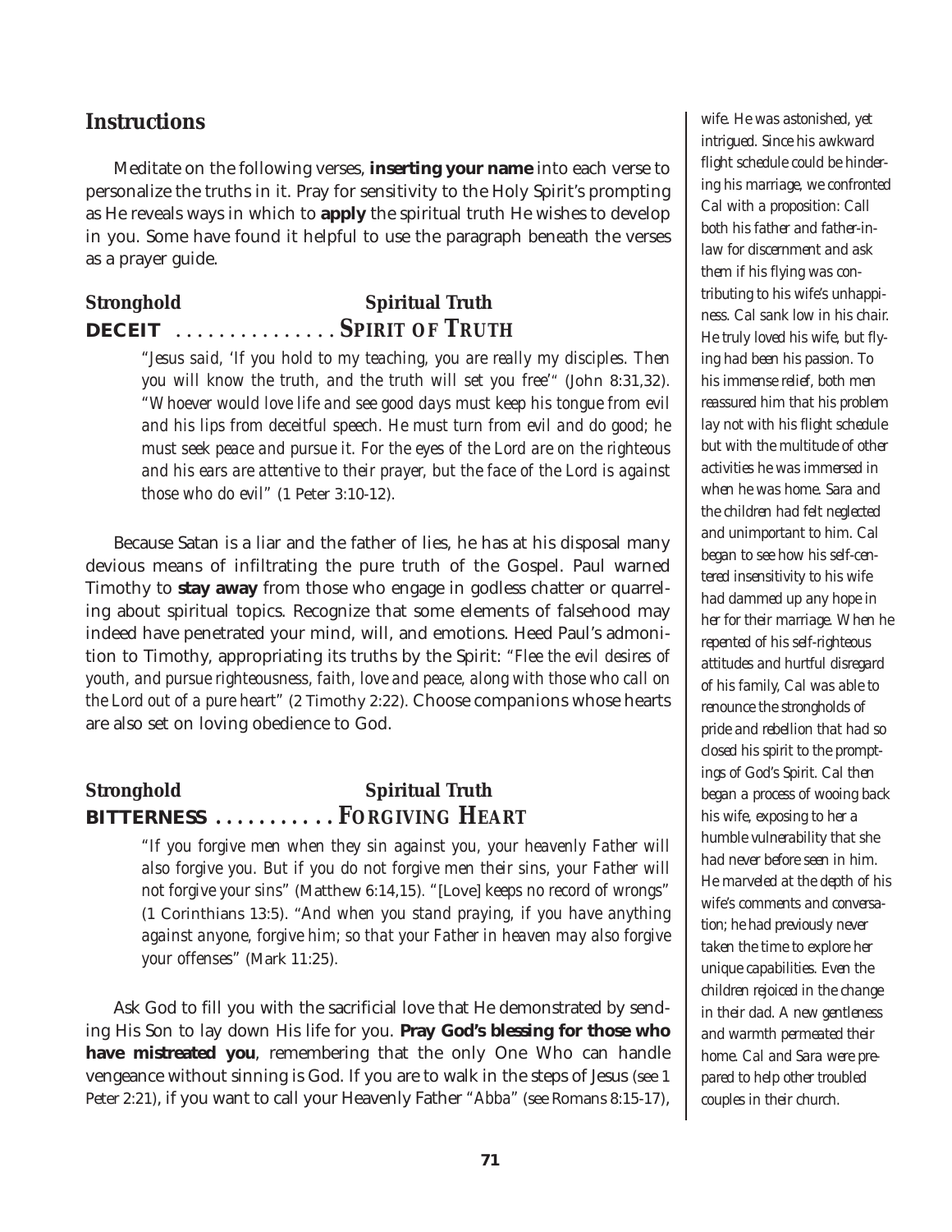## Instructions

Meditate on the following verses, **inserting your name** into each verse to personalize the truths in it. Pray for sensitivity to the Holy Spirit's prompting as He reveals ways in which to **apply** the spiritual truth He wishes to develop in you. Some have found it helpful to use the paragraph beneath the verses as a prayer guide.

**Stronghold** **Spiritual Truth**

### DECEIT . . . . . . . . . . . . . . . SPIRIT OF TRUTH

*"Jesus said, 'If you hold to my teaching, you are really my disciples. Then you will know the truth, and the truth will set you free'"* (John 8:31,32). *"Whoever would love life and see good days must keep his tongue from evil and his lips from deceitful speech. He must turn from evil and do good; he must seek peace and pursue it. For the eyes of the Lord are on the righteous and his ears are attentive to their prayer, but the face of the Lord is against those who do evil"* (1 Peter 3:10-12).

Because Satan is a liar and the father of lies, he has at his disposal many devious means of infiltrating the pure truth of the Gospel. Paul warned Timothy to **stay away** from those who engage in godless chatter or quarreling about spiritual topics. Recognize that some elements of falsehood may indeed have penetrated your mind, will, and emotions. Heed Paul's admonition to Timothy, appropriating its truths by the Spirit: *"Flee the evil desires of youth, and pursue righteousness, faith, love and peace, along with those who call on the Lord out of a pure heart"* (2 Timothy 2:22). Choose companions whose hearts are also set on loving obedience to God.

**Stronghold** **Spiritual Truth**

### BITTERNESS . . . . . . . . . . . FORGIVING HEART

*"If you forgive men when they sin against you, your heavenly Father will also forgive you. But if you do not forgive men their sins, your Father will not forgive your sins"* (Matthew 6:14,15). *"[Love] keeps no record of wrongs"* (1 Corinthians 13:5). *"And when you stand praying, if you have anything against anyone, forgive him; so that your Father in heaven may also forgive your offenses"* (Mark 11:25).

Ask God to fill you with the sacrificial love that He demonstrated by sending His Son to lay down His life for you. **Pray God's blessing for those who have mistreated you**, remembering that the only One Who can handle vengeance without sinning is God. If you are to walk in the steps of Jesus (see 1 Peter 2:21), if you want to call your Heavenly Father "*Abba*" (see Romans 8:15-17),

*wife. He was astonished, yet intrigued. Since his awkward flight schedule could be hindering his marriage, we confronted Cal with a proposition: Call both his father and father-in-law for discernment and ask them if his flying was contributing to his wife's unhappiness. Cal sank low in his chair. He truly loved his wife, but flying had been his passion. To his immense relief, both men reassured him that his problem lay not with his flight schedule but with the multitude of other activities he was immersed in when he was home. Sara and the children had felt neglected and unimportant to him. Cal began to see how his self-centered insensitivity to his wife had dammed up any hope in her for their marriage. When he repented of his self-righteous attitudes and hurtful disregard of his family, Cal was able to renounce the strongholds of pride and rebellion that had so closed his spirit to the promptings of God's Spirit. Cal then began a process of wooing back his wife, exposing to her a humble vulnerability that she had never before seen in him. He marveled at the depth of his wife's comments and conversation; he had previously never taken the time to explore her unique capabilities. Even the children rejoiced in the change in their dad. A new gentleness and warmth permeated their home. Cal and Sara were prepared to help other troubled couples in their church.*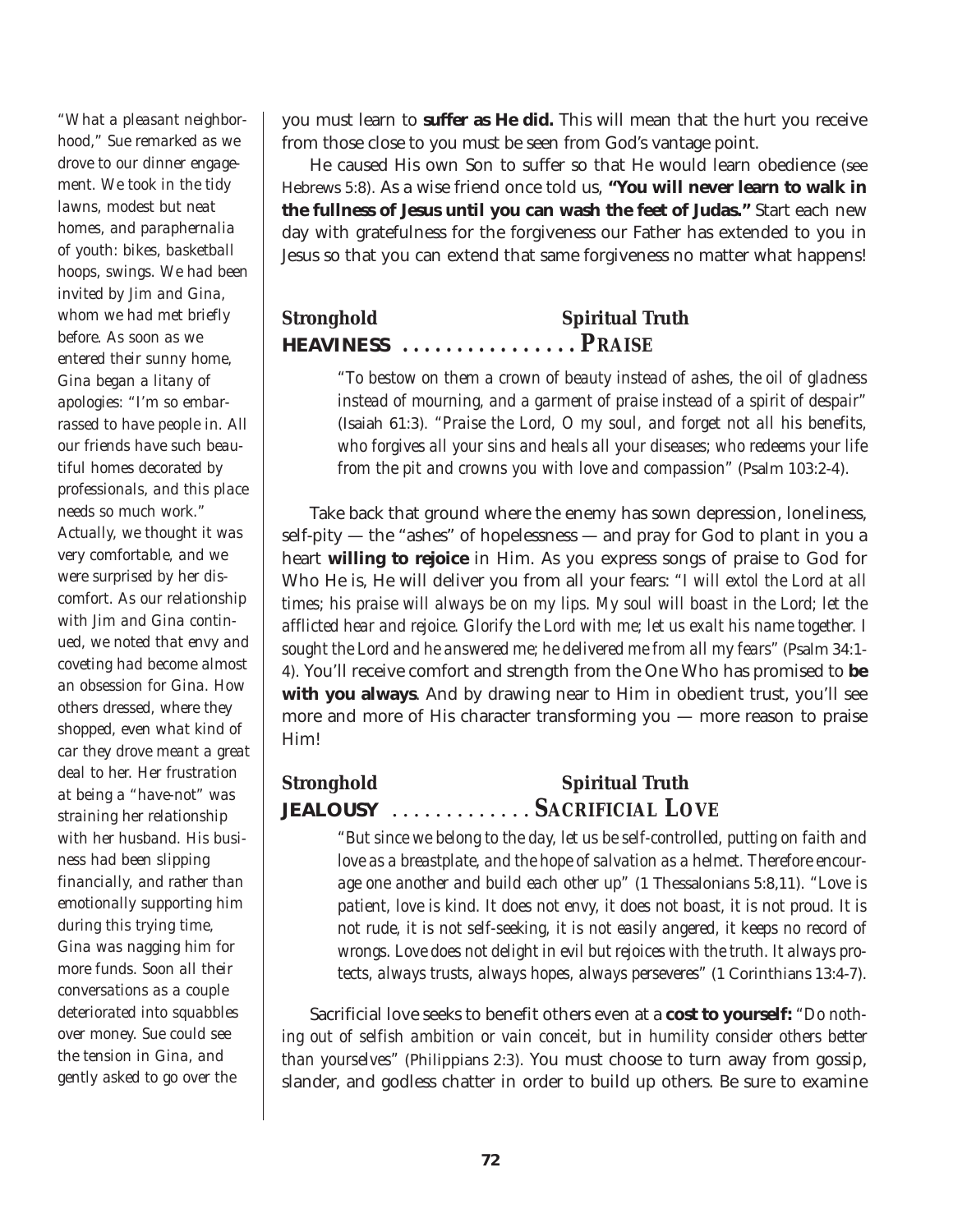*"What a pleasant neighborhood," Sue remarked as we drove to our dinner engagement. We took in the tidy lawns, modest but neat homes, and paraphernalia of youth: bikes, basketball hoops, swings. We had been invited by Jim and Gina, whom we had met briefly before. As soon as we entered their sunny home, Gina began a litany of apologies: "I'm so embarrassed to have people in. All our friends have such beautiful homes decorated by professionals, and this place needs so much work." Actually, we thought it was very comfortable, and we were surprised by her discomfort. As our relationship with Jim and Gina continued, we noted that envy and coveting had become almost an obsession for Gina. How others dressed, where they shopped, even what kind of car they drove meant a great deal to her. Her frustration at being a "have-not" was straining her relationship with her husband. His business had been slipping financially, and rather than emotionally supporting him during this trying time, Gina was nagging him for more funds. Soon all their conversations as a couple deteriorated into squabbles over money. Sue could see the tension in Gina, and gently asked to go over the*

you must learn to **suffer as He did.** This will mean that the hurt you receive from those close to you must be seen from God's vantage point.

He caused His own Son to suffer so that He would learn obedience (see Hebrews 5:8). As a wise friend once told us, **"You will never learn to walk in the fullness of Jesus until you can wash the feet of Judas."** Start each new day with gratefulness for the forgiveness our Father has extended to you in Jesus so that you can extend that same forgiveness no matter what happens!

### Stronghold — Spiritual Truth
### HEAVINESS ................ PRAISE

> *"To bestow on them a crown of beauty instead of ashes, the oil of gladness instead of mourning, and a garment of praise instead of a spirit of despair"* (Isaiah 61:3). *"Praise the Lord, O my soul, and forget not all his benefits, who forgives all your sins and heals all your diseases; who redeems your life from the pit and crowns you with love and compassion"* (Psalm 103:2-4).

Take back that ground where the enemy has sown depression, loneliness, self-pity — the "ashes" of hopelessness — and pray for God to plant in you a heart **willing to rejoice** in Him. As you express songs of praise to God for Who He is, He will deliver you from all your fears: *"I will extol the Lord at all times; his praise will always be on my lips. My soul will boast in the Lord; let the afflicted hear and rejoice. Glorify the Lord with me; let us exalt his name together. I sought the Lord and he answered me; he delivered me from all my fears"* (Psalm 34:1-4). You'll receive comfort and strength from the One Who has promised to **be with you always**. And by drawing near to Him in obedient trust, you'll see more and more of His character transforming you — more reason to praise Him!

### Stronghold — Spiritual Truth
### JEALOUSY ............. SACRIFICIAL LOVE

> *"But since we belong to the day, let us be self-controlled, putting on faith and love as a breastplate, and the hope of salvation as a helmet. Therefore encourage one another and build each other up"* (1 Thessalonians 5:8,11). *"Love is patient, love is kind. It does not envy, it does not boast, it is not proud. It is not rude, it is not self-seeking, it is not easily angered, it keeps no record of wrongs. Love does not delight in evil but rejoices with the truth. It always protects, always trusts, always hopes, always perseveres"* (1 Corinthians 13:4-7).

Sacrificial love seeks to benefit others even at a **cost to yourself:** *"Do nothing out of selfish ambition or vain conceit, but in humility consider others better than yourselves"* (Philippians 2:3). You must choose to turn away from gossip, slander, and godless chatter in order to build up others. Be sure to examine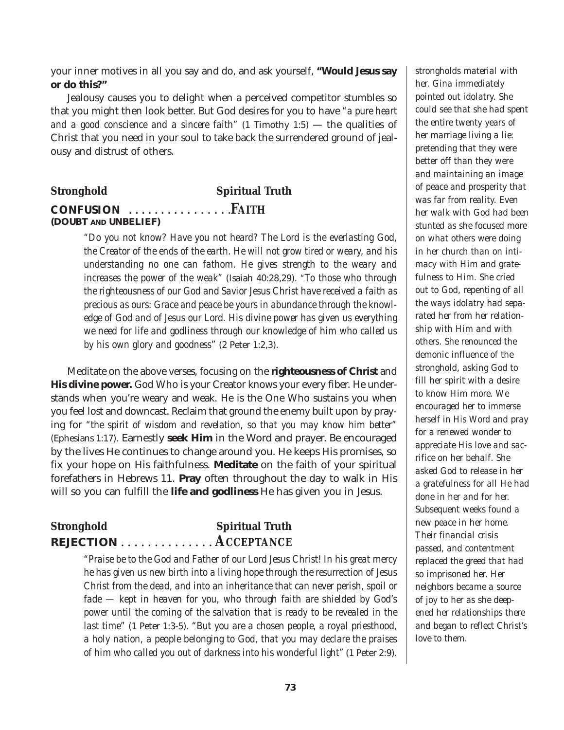your inner motives in all you say and do, and ask yourself, **"Would Jesus say or do this?"**

Jealousy causes you to delight when a perceived competitor stumbles so that you might then look better. But God desires for you to have *"a pure heart and a good conscience and a sincere faith"* (1 Timothy 1:5) — the qualities of Christ that you need in your soul to take back the surrendered ground of jealousy and distrust of others.

**Stronghold** **Spiritual Truth**

**CONFUSION** . . . . . . . . . . . . . . . . **FAITH**
**(DOUBT AND UNBELIEF)**

> *"Do you not know? Have you not heard? The Lord is the everlasting God, the Creator of the ends of the earth. He will not grow tired or weary, and his understanding no one can fathom. He gives strength to the weary and increases the power of the weak"* (Isaiah 40:28,29). *"To those who through the righteousness of our God and Savior Jesus Christ have received a faith as precious as ours: Grace and peace be yours in abundance through the knowledge of God and of Jesus our Lord. His divine power has given us everything we need for life and godliness through our knowledge of him who called us by his own glory and goodness"* (2 Peter 1:2,3).

Meditate on the above verses, focusing on the **righteousness of Christ** and **His divine power.** God Who is your Creator knows your every fiber. He understands when you're weary and weak. He is the One Who sustains you when you feel lost and downcast. Reclaim that ground the enemy built upon by praying for *"the spirit of wisdom and revelation, so that you may know him better"* (Ephesians 1:17). Earnestly **seek Him** in the Word and prayer. Be encouraged by the lives He continues to change around you. He keeps His promises, so fix your hope on His faithfulness. **Meditate** on the faith of your spiritual forefathers in Hebrews 11. **Pray** often throughout the day to walk in His will so you can fulfill the **life and godliness** He has given you in Jesus.

**Stronghold** **Spiritual Truth**

**REJECTION** . . . . . . . . . . . . . . **ACCEPTANCE**

> *"Praise be to the God and Father of our Lord Jesus Christ! In his great mercy he has given us new birth into a living hope through the resurrection of Jesus Christ from the dead, and into an inheritance that can never perish, spoil or fade — kept in heaven for you, who through faith are shielded by God's power until the coming of the salvation that is ready to be revealed in the last time"* (1 Peter 1:3-5). *"But you are a chosen people, a royal priesthood, a holy nation, a people belonging to God, that you may declare the praises of him who called you out of darkness into his wonderful light"* (1 Peter 2:9).

*strongholds material with her. Gina immediately pointed out idolatry. She could see that she had spent the entire twenty years of her marriage living a lie: pretending that they were better off than they were and maintaining an image of peace and prosperity that was far from reality. Even her walk with God had been stunted as she focused more on what others were doing in her church than on intimacy with Him and gratefulness to Him. She cried out to God, repenting of all the ways idolatry had separated her from her relationship with Him and with others. She renounced the demonic influence of the stronghold, asking God to fill her spirit with a desire to know Him more. We encouraged her to immerse herself in His Word and pray for a renewed wonder to appreciate His love and sacrifice on her behalf. She asked God to release in her a gratefulness for all He had done in her and for her. Subsequent weeks found a new peace in her home. Their financial crisis passed, and contentment replaced the greed that had so imprisoned her. Her neighbors became a source of joy to her as she deepened her relationships there and began to reflect Christ's love to them.*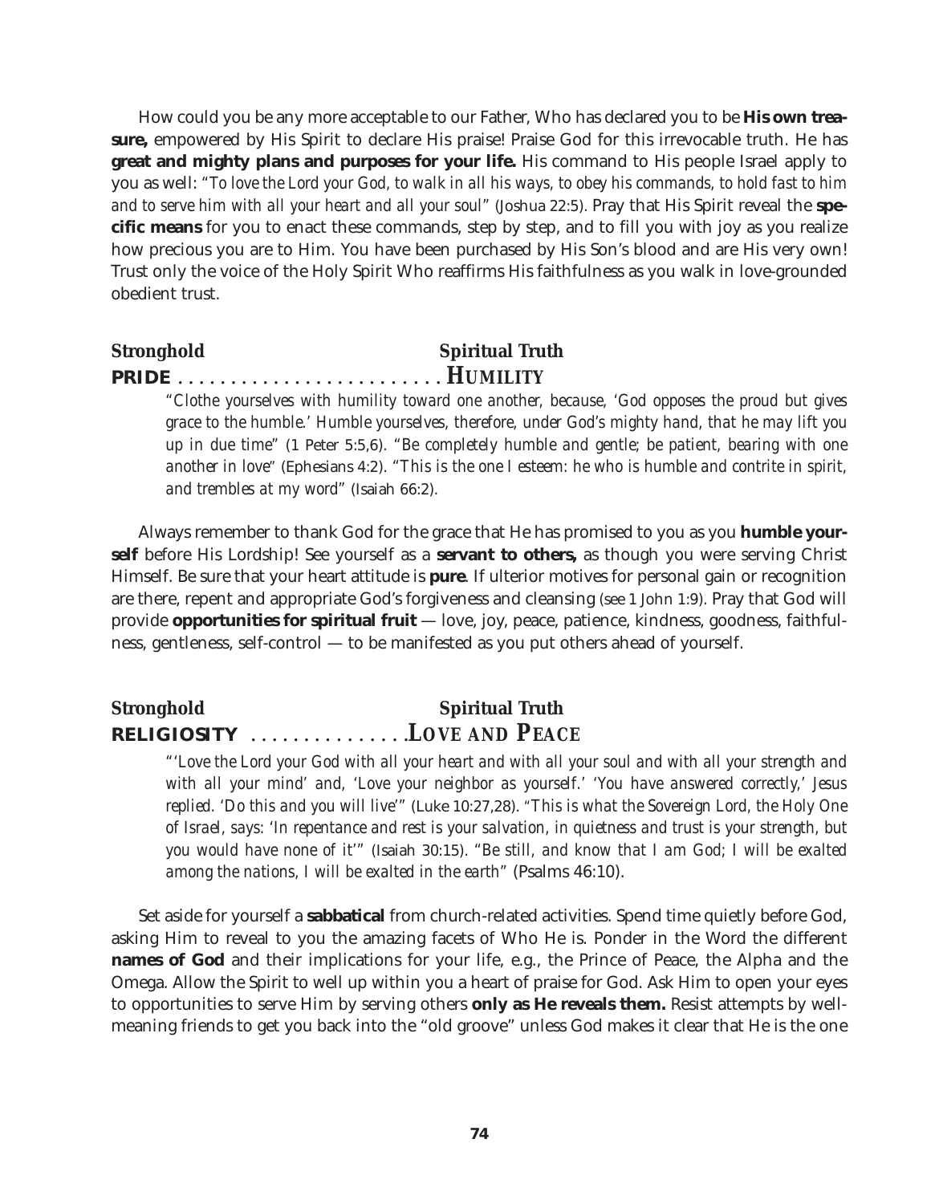How could you be any more acceptable to our Father, Who has declared you to be **His own treasure,** empowered by His Spirit to declare His praise! Praise God for this irrevocable truth. He has **great and mighty plans and purposes for your life.** His command to His people Israel apply to you as well: *"To love the Lord your God, to walk in all his ways, to obey his commands, to hold fast to him and to serve him with all your heart and all your soul"* (Joshua 22:5). Pray that His Spirit reveal the **specific means** for you to enact these commands, step by step, and to fill you with joy as you realize how precious you are to Him. You have been purchased by His Son's blood and are His very own! Trust only the voice of the Holy Spirit Who reaffirms His faithfulness as you walk in love-grounded obedient trust.

**Stronghold** — **Spiritual Truth**

**PRIDE** . . . . . . . . . . . . . . . . . . . . . . . . . **HUMILITY**

> *"Clothe yourselves with humility toward one another, because, 'God opposes the proud but gives grace to the humble.' Humble yourselves, therefore, under God's mighty hand, that he may lift you up in due time"* (1 Peter 5:5,6). *"Be completely humble and gentle; be patient, bearing with one another in love"* (Ephesians 4:2). *"This is the one I esteem: he who is humble and contrite in spirit, and trembles at my word"* (Isaiah 66:2).

Always remember to thank God for the grace that He has promised to you as you **humble yourself** before His Lordship! See yourself as a **servant to others,** as though you were serving Christ Himself. Be sure that your heart attitude is **pure**. If ulterior motives for personal gain or recognition are there, repent and appropriate God's forgiveness and cleansing (see 1 John 1:9). Pray that God will provide **opportunities for spiritual fruit** — love, joy, peace, patience, kindness, goodness, faithfulness, gentleness, self-control — to be manifested as you put others ahead of yourself.

**Stronghold** — **Spiritual Truth**

**RELIGIOSITY** . . . . . . . . . . . . . . . **LOVE AND PEACE**

> *"'Love the Lord your God with all your heart and with all your soul and with all your strength and with all your mind' and, 'Love your neighbor as yourself.' 'You have answered correctly,' Jesus replied. 'Do this and you will live'"* (Luke 10:27,28). *"This is what the Sovereign Lord, the Holy One of Israel, says: 'In repentance and rest is your salvation, in quietness and trust is your strength, but you would have none of it'"* (Isaiah 30:15). *"Be still, and know that I am God; I will be exalted among the nations, I will be exalted in the earth"* (Psalms 46:10).

Set aside for yourself a **sabbatical** from church-related activities. Spend time quietly before God, asking Him to reveal to you the amazing facets of Who He is. Ponder in the Word the different **names of God** and their implications for your life, e.g., the Prince of Peace, the Alpha and the Omega. Allow the Spirit to well up within you a heart of praise for God. Ask Him to open your eyes to opportunities to serve Him by serving others **only as He reveals them.** Resist attempts by well-meaning friends to get you back into the "old groove" unless God makes it clear that He is the one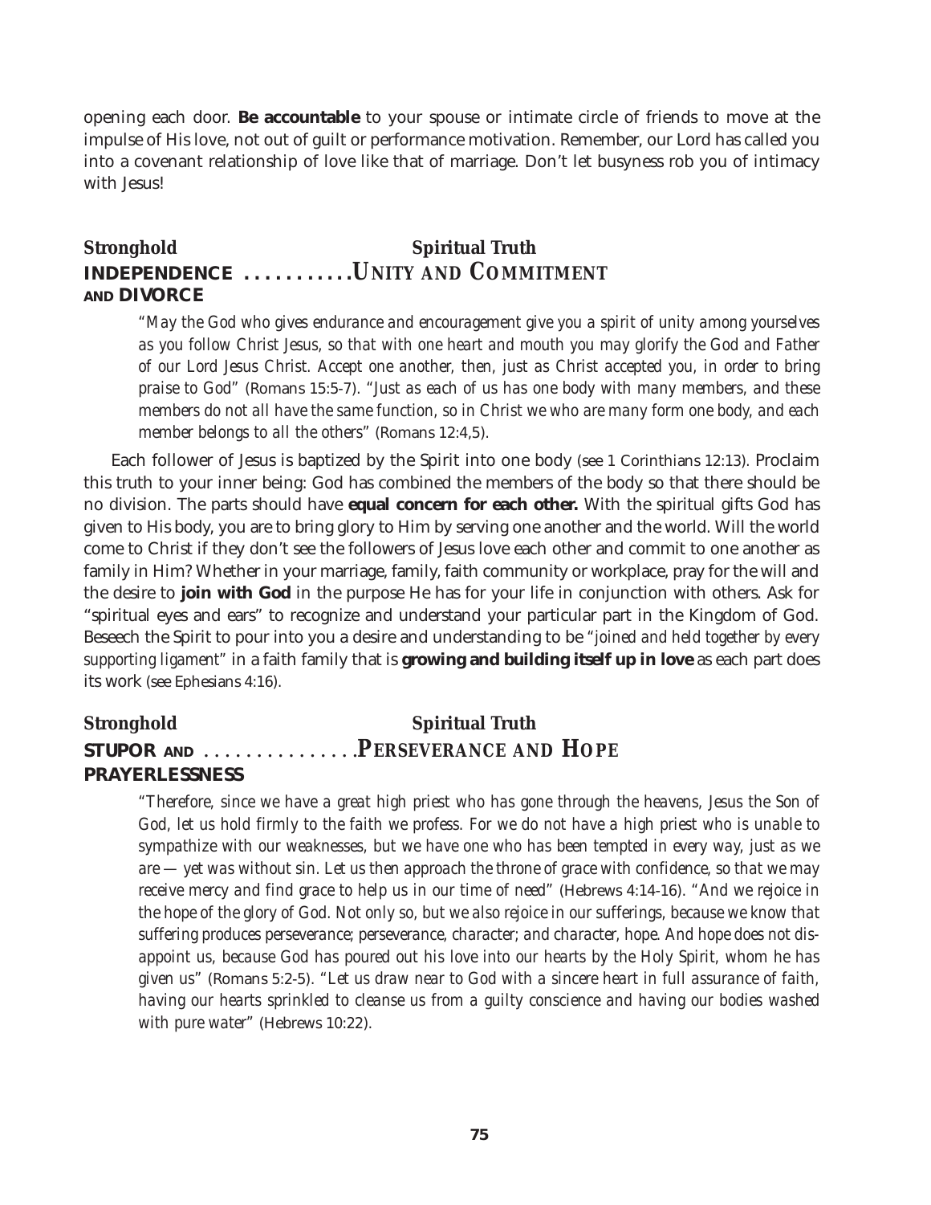opening each door. **Be accountable** to your spouse or intimate circle of friends to move at the impulse of His love, not out of guilt or performance motivation. Remember, our Lord has called you into a covenant relationship of love like that of marriage. Don't let busyness rob you of intimacy with Jesus!

**Stronghold** **Spiritual Truth**

**INDEPENDENCE AND DIVORCE** . . . . . . . . . . . ***UNITY AND COMMITMENT***

*"May the God who gives endurance and encouragement give you a spirit of unity among yourselves as you follow Christ Jesus, so that with one heart and mouth you may glorify the God and Father of our Lord Jesus Christ. Accept one another, then, just as Christ accepted you, in order to bring praise to God"* (Romans 15:5-7). *"Just as each of us has one body with many members, and these members do not all have the same function, so in Christ we who are many form one body, and each member belongs to all the others"* (Romans 12:4,5).

Each follower of Jesus is baptized by the Spirit into one body (see 1 Corinthians 12:13). Proclaim this truth to your inner being: God has combined the members of the body so that there should be no division. The parts should have **equal concern for each other.** With the spiritual gifts God has given to His body, you are to bring glory to Him by serving one another and the world. Will the world come to Christ if they don't see the followers of Jesus love each other and commit to one another as family in Him? Whether in your marriage, family, faith community or workplace, pray for the will and the desire to **join with God** in the purpose He has for your life in conjunction with others. Ask for "spiritual eyes and ears" to recognize and understand your particular part in the Kingdom of God. Beseech the Spirit to pour into you a desire and understanding to be *"joined and held together by every supporting ligament"* in a faith family that is **growing and building itself up in love** as each part does its work (see Ephesians 4:16).

**Stronghold** **Spiritual Truth**

**STUPOR AND PRAYERLESSNESS** . . . . . . . . . . . . . . . ***PERSEVERANCE AND HOPE***

*"Therefore, since we have a great high priest who has gone through the heavens, Jesus the Son of God, let us hold firmly to the faith we profess. For we do not have a high priest who is unable to sympathize with our weaknesses, but we have one who has been tempted in every way, just as we are — yet was without sin. Let us then approach the throne of grace with confidence, so that we may receive mercy and find grace to help us in our time of need"* (Hebrews 4:14-16). *"And we rejoice in the hope of the glory of God. Not only so, but we also rejoice in our sufferings, because we know that suffering produces perseverance; perseverance, character; and character, hope. And hope does not disappoint us, because God has poured out his love into our hearts by the Holy Spirit, whom he has given us"* (Romans 5:2-5). *"Let us draw near to God with a sincere heart in full assurance of faith, having our hearts sprinkled to cleanse us from a guilty conscience and having our bodies washed with pure water"* (Hebrews 10:22).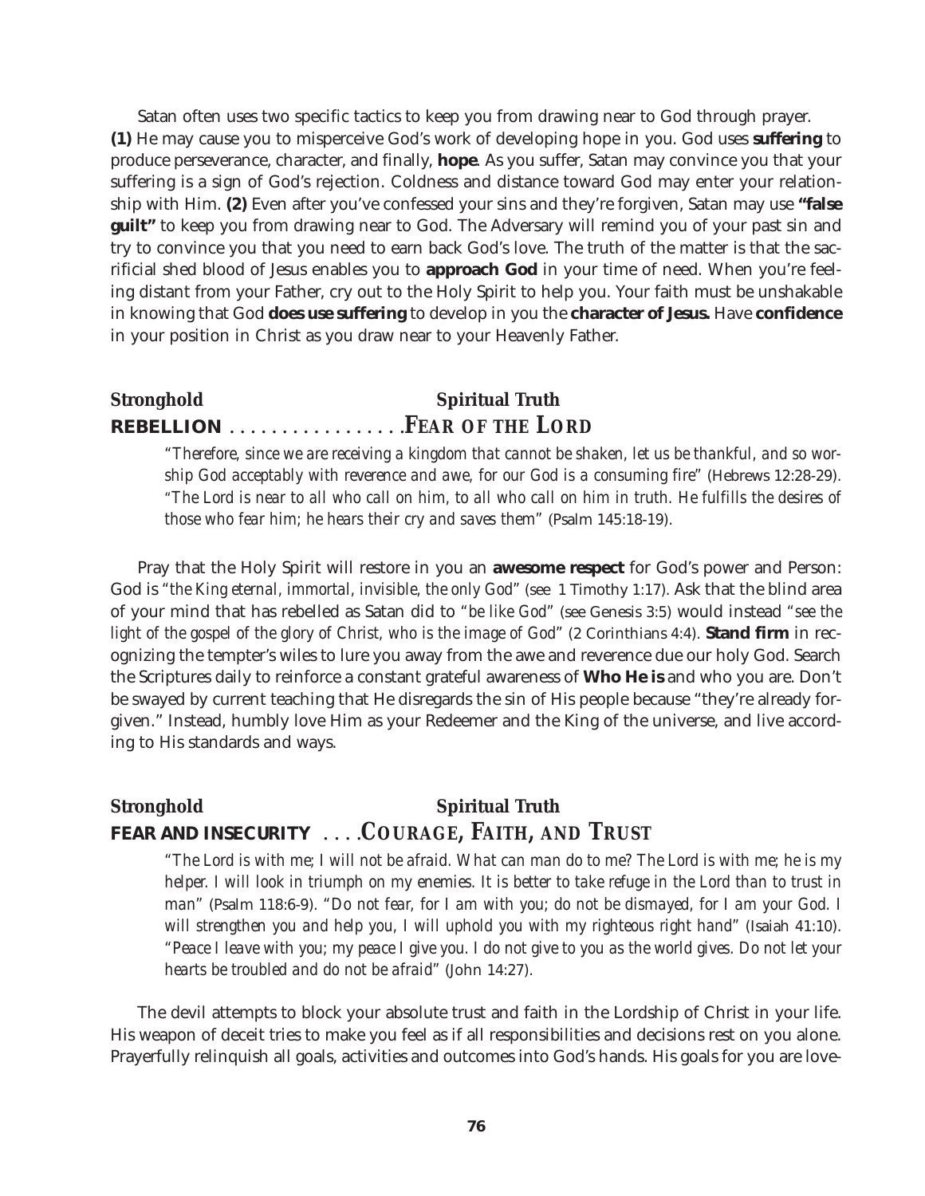Satan often uses two specific tactics to keep you from drawing near to God through prayer. **(1)** He may cause you to misperceive God's work of developing hope in you. God uses **suffering** to produce perseverance, character, and finally, **hope**. As you suffer, Satan may convince you that your suffering is a sign of God's rejection. Coldness and distance toward God may enter your relationship with Him. **(2)** Even after you've confessed your sins and they're forgiven, Satan may use **"false guilt"** to keep you from drawing near to God. The Adversary will remind you of your past sin and try to convince you that you need to earn back God's love. The truth of the matter is that the sacrificial shed blood of Jesus enables you to **approach God** in your time of need. When you're feeling distant from your Father, cry out to the Holy Spirit to help you. Your faith must be unshakable in knowing that God **does use suffering** to develop in you the **character of Jesus.** Have **confidence** in your position in Christ as you draw near to your Heavenly Father.

**Stronghold** **Spiritual Truth**

**REBELLION** . . . . . . . . . . . . . . . . **FEAR OF THE LORD**

> *"Therefore, since we are receiving a kingdom that cannot be shaken, let us be thankful, and so worship God acceptably with reverence and awe, for our God is a consuming fire"* (Hebrews 12:28-29). *"The Lord is near to all who call on him, to all who call on him in truth. He fulfills the desires of those who fear him; he hears their cry and saves them"* (Psalm 145:18-19).

Pray that the Holy Spirit will restore in you an **awesome respect** for God's power and Person: God is *"the King eternal, immortal, invisible, the only God"* (see 1 Timothy 1:17). Ask that the blind area of your mind that has rebelled as Satan did to *"be like God"* (see Genesis 3:5) would instead *"see the light of the gospel of the glory of Christ, who is the image of God"* (2 Corinthians 4:4). **Stand firm** in recognizing the tempter's wiles to lure you away from the awe and reverence due our holy God. Search the Scriptures daily to reinforce a constant grateful awareness of **Who He is** and who you are. Don't be swayed by current teaching that He disregards the sin of His people because "they're already forgiven." Instead, humbly love Him as your Redeemer and the King of the universe, and live according to His standards and ways.

**Stronghold** **Spiritual Truth**

**FEAR AND INSECURITY** . . . . **COURAGE, FAITH, AND TRUST**

> *"The Lord is with me; I will not be afraid. What can man do to me? The Lord is with me; he is my helper. I will look in triumph on my enemies. It is better to take refuge in the Lord than to trust in man"* (Psalm 118:6-9). *"Do not fear, for I am with you; do not be dismayed, for I am your God. I will strengthen you and help you, I will uphold you with my righteous right hand"* (Isaiah 41:10). *"Peace I leave with you; my peace I give you. I do not give to you as the world gives. Do not let your hearts be troubled and do not be afraid"* (John 14:27).

The devil attempts to block your absolute trust and faith in the Lordship of Christ in your life. His weapon of deceit tries to make you feel as if all responsibilities and decisions rest on you alone. Prayerfully relinquish all goals, activities and outcomes into God's hands. His goals for you are love-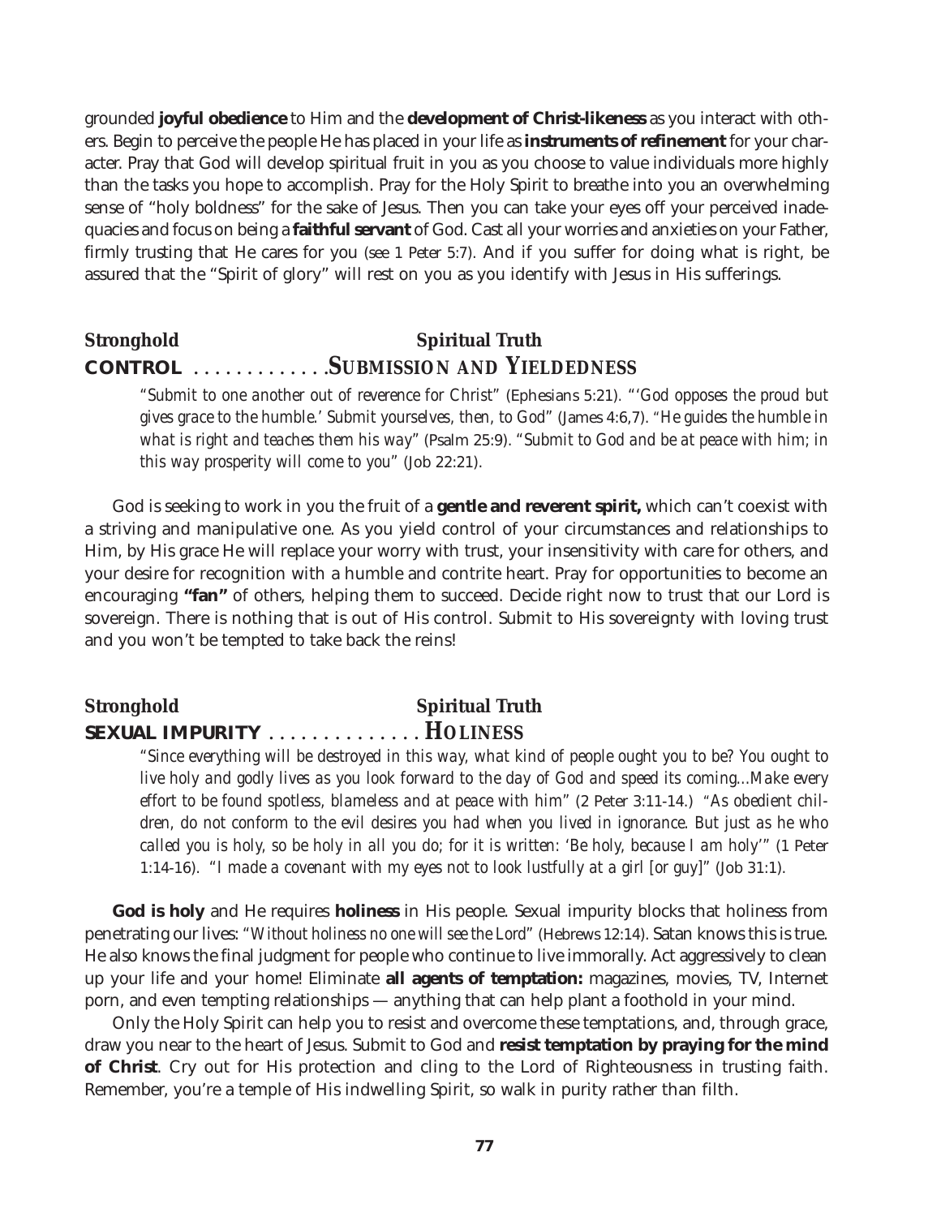grounded **joyful obedience** to Him and the **development of Christ-likeness** as you interact with others. Begin to perceive the people He has placed in your life as **instruments of refinement** for your character. Pray that God will develop spiritual fruit in you as you choose to value individuals more highly than the tasks you hope to accomplish. Pray for the Holy Spirit to breathe into you an overwhelming sense of "holy boldness" for the sake of Jesus. Then you can take your eyes off your perceived inadequacies and focus on being a **faithful servant** of God. Cast all your worries and anxieties on your Father, firmly trusting that He cares for you (see 1 Peter 5:7). And if you suffer for doing what is right, be assured that the "Spirit of glory" will rest on you as you identify with Jesus in His sufferings.

**Stronghold** — **Spiritual Truth**

## CONTROL . . . . . . . . . . . . . SUBMISSION AND YIELDEDNESS

> *"Submit to one another out of reverence for Christ"* (Ephesians 5:21). *"'God opposes the proud but gives grace to the humble.' Submit yourselves, then, to God"* (James 4:6,7). *"He guides the humble in what is right and teaches them his way"* (Psalm 25:9). *"Submit to God and be at peace with him; in this way prosperity will come to you"* (Job 22:21).

God is seeking to work in you the fruit of a **gentle and reverent spirit,** which can't coexist with a striving and manipulative one. As you yield control of your circumstances and relationships to Him, by His grace He will replace your worry with trust, your insensitivity with care for others, and your desire for recognition with a humble and contrite heart. Pray for opportunities to become an encouraging **"fan"** of others, helping them to succeed. Decide right now to trust that our Lord is sovereign. There is nothing that is out of His control. Submit to His sovereignty with loving trust and you won't be tempted to take back the reins!

**Stronghold** — **Spiritual Truth**

## SEXUAL IMPURITY . . . . . . . . . . . . . . HOLINESS

> *"Since everything will be destroyed in this way, what kind of people ought you to be? You ought to live holy and godly lives as you look forward to the day of God and speed its coming...Make every effort to be found spotless, blameless and at peace with him"* (2 Peter 3:11-14.) *"As obedient children, do not conform to the evil desires you had when you lived in ignorance. But just as he who called you is holy, so be holy in all you do; for it is written: 'Be holy, because I am holy'"* (1 Peter 1:14-16). *"I made a covenant with my eyes not to look lustfully at a girl [or guy]"* (Job 31:1).

**God is holy** and He requires **holiness** in His people. Sexual impurity blocks that holiness from penetrating our lives: *"Without holiness no one will see the Lord"* (Hebrews 12:14). Satan knows this is true. He also knows the final judgment for people who continue to live immorally. Act aggressively to clean up your life and your home! Eliminate **all agents of temptation:** magazines, movies, TV, Internet porn, and even tempting relationships — anything that can help plant a foothold in your mind.

Only the Holy Spirit can help you to resist and overcome these temptations, and, through grace, draw you near to the heart of Jesus. Submit to God and **resist temptation by praying for the mind of Christ**. Cry out for His protection and cling to the Lord of Righteousness in trusting faith. Remember, you're a temple of His indwelling Spirit, so walk in purity rather than filth.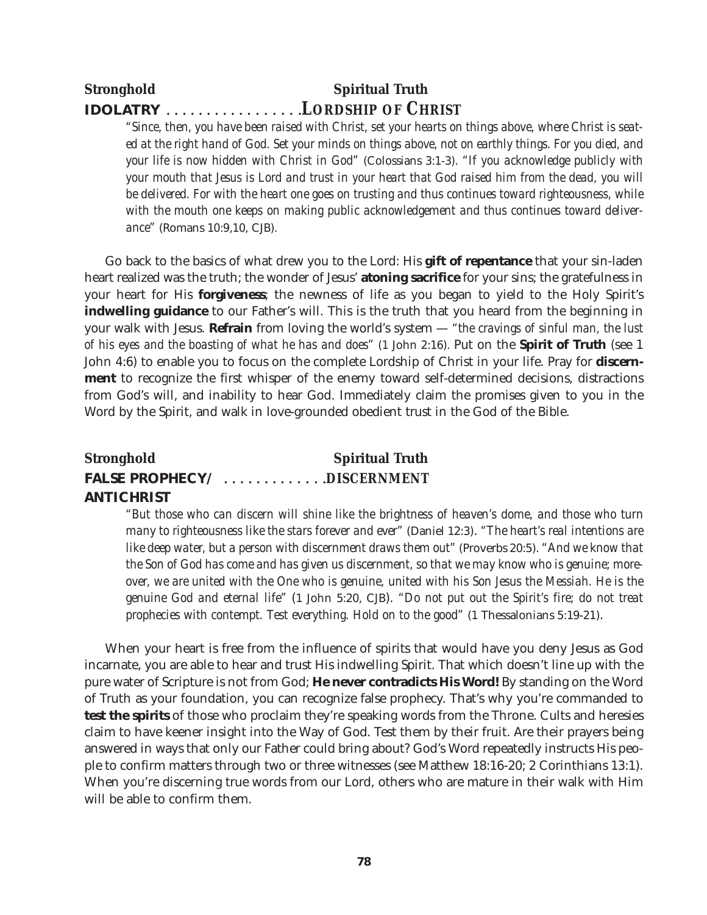**Stronghold** **Spiritual Truth**

**IDOLATRY . . . . . . . . . . . . . . . . .LORDSHIP OF CHRIST**

*"Since, then, you have been raised with Christ, set your hearts on things above, where Christ is seated at the right hand of God. Set your minds on things above, not on earthly things. For you died, and your life is now hidden with Christ in God"* (Colossians 3:1-3). *"If you acknowledge publicly with your mouth that Jesus is Lord and trust in your heart that God raised him from the dead, you will be delivered. For with the heart one goes on trusting and thus continues toward righteousness, while with the mouth one keeps on making public acknowledgement and thus continues toward deliverance"* (Romans 10:9,10, CJB).

Go back to the basics of what drew you to the Lord: His **gift of repentance** that your sin-laden heart realized was the truth; the wonder of Jesus' **atoning sacrifice** for your sins; the gratefulness in your heart for His **forgiveness**; the newness of life as you began to yield to the Holy Spirit's **indwelling guidance** to our Father's will. This is the truth that you heard from the beginning in your walk with Jesus. **Refrain** from loving the world's system — *"the cravings of sinful man, the lust of his eyes and the boasting of what he has and does"* (1 John 2:16). Put on the **Spirit of Truth** (see 1 John 4:6) to enable you to focus on the complete Lordship of Christ in your life. Pray for **discernment** to recognize the first whisper of the enemy toward self-determined decisions, distractions from God's will, and inability to hear God. Immediately claim the promises given to you in the Word by the Spirit, and walk in love-grounded obedient trust in the God of the Bible.

**Stronghold** **Spiritual Truth**

**FALSE PROPHECY/ ANTICHRIST . . . . . . . . . . . . .DISCERNMENT**

*"But those who can discern will shine like the brightness of heaven's dome, and those who turn many to righteousness like the stars forever and ever"* (Daniel 12:3). *"The heart's real intentions are like deep water, but a person with discernment draws them out"* (Proverbs 20:5). *"And we know that the Son of God has come and has given us discernment, so that we may know who is genuine; moreover, we are united with the One who is genuine, united with his Son Jesus the Messiah. He is the genuine God and eternal life"* (1 John 5:20, CJB). *"Do not put out the Spirit's fire; do not treat prophecies with contempt. Test everything. Hold on to the good"* (1 Thessalonians 5:19-21).

When your heart is free from the influence of spirits that would have you deny Jesus as God incarnate, you are able to hear and trust His indwelling Spirit. That which doesn't line up with the pure water of Scripture is not from God; **He never contradicts His Word!** By standing on the Word of Truth as your foundation, you can recognize false prophecy. That's why you're commanded to **test the spirits** of those who proclaim they're speaking words from the Throne. Cults and heresies claim to have keener insight into the Way of God. Test them by their fruit. Are their prayers being answered in ways that only our Father could bring about? God's Word repeatedly instructs His people to confirm matters through two or three witnesses (see Matthew 18:16-20; 2 Corinthians 13:1). When you're discerning true words from our Lord, others who are mature in their walk with Him will be able to confirm them.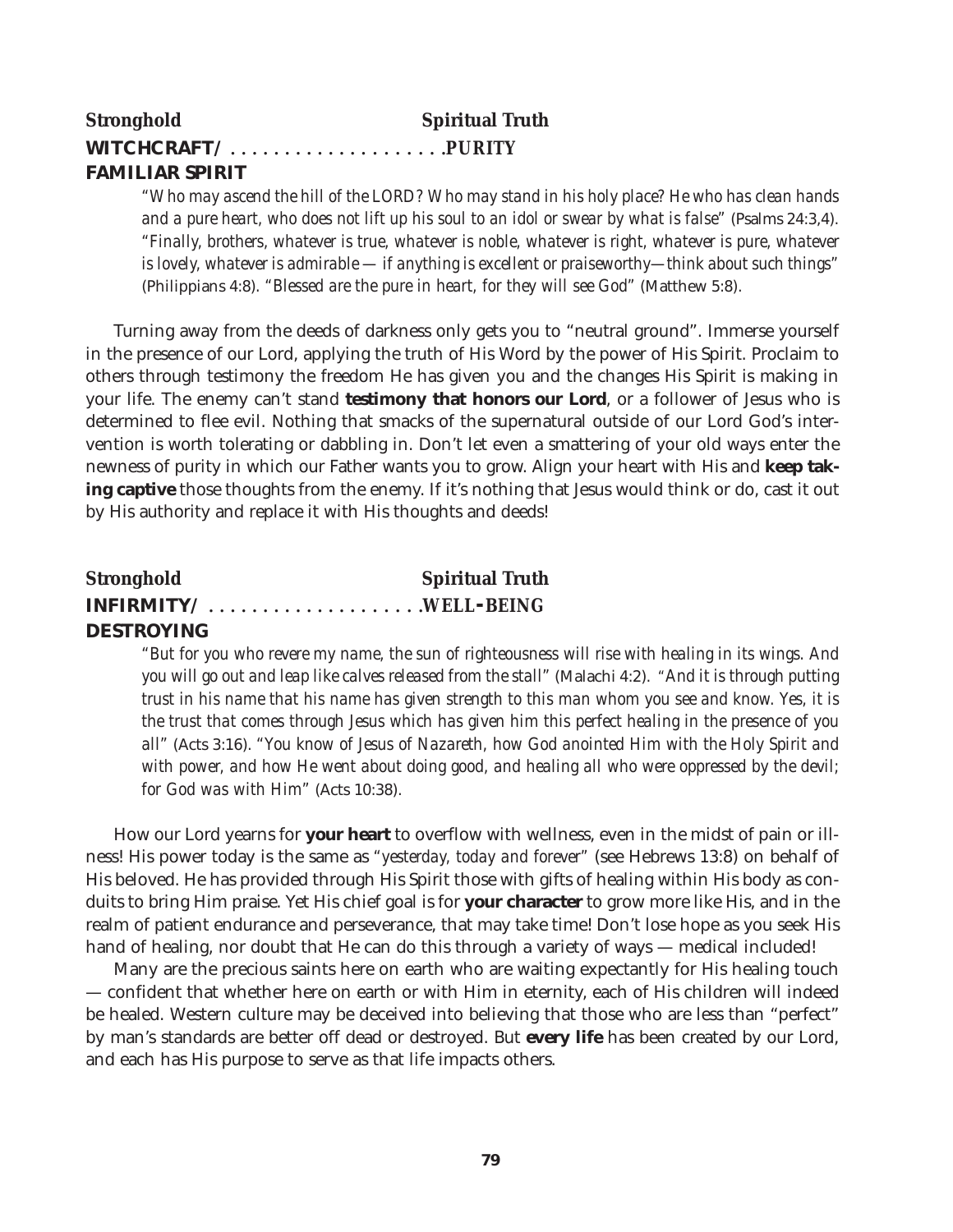**Stronghold** **Spiritual Truth**

**WITCHCRAFT/ . . . . . . . . . . . . . . . . . . . .PURITY**
**FAMILIAR SPIRIT**

> *"Who may ascend the hill of the LORD? Who may stand in his holy place? He who has clean hands and a pure heart, who does not lift up his soul to an idol or swear by what is false"* (Psalms 24:3,4). *"Finally, brothers, whatever is true, whatever is noble, whatever is right, whatever is pure, whatever is lovely, whatever is admirable — if anything is excellent or praiseworthy—think about such things"* (Philippians 4:8). *"Blessed are the pure in heart, for they will see God"* (Matthew 5:8).

Turning away from the deeds of darkness only gets you to "neutral ground". Immerse yourself in the presence of our Lord, applying the truth of His Word by the power of His Spirit. Proclaim to others through testimony the freedom He has given you and the changes His Spirit is making in your life. The enemy can't stand **testimony that honors our Lord**, or a follower of Jesus who is determined to flee evil. Nothing that smacks of the supernatural outside of our Lord God's intervention is worth tolerating or dabbling in. Don't let even a smattering of your old ways enter the newness of purity in which our Father wants you to grow. Align your heart with His and **keep taking captive** those thoughts from the enemy. If it's nothing that Jesus would think or do, cast it out by His authority and replace it with His thoughts and deeds!

**Stronghold** **Spiritual Truth**

**INFIRMITY/ . . . . . . . . . . . . . . . . . . .WELL-BEING**
**DESTROYING**

> *"But for you who revere my name, the sun of righteousness will rise with healing in its wings. And you will go out and leap like calves released from the stall"* (Malachi 4:2). *"And it is through putting trust in his name that his name has given strength to this man whom you see and know. Yes, it is the trust that comes through Jesus which has given him this perfect healing in the presence of you all"* (Acts 3:16). *"You know of Jesus of Nazareth, how God anointed Him with the Holy Spirit and with power, and how He went about doing good, and healing all who were oppressed by the devil; for God was with Him"* (Acts 10:38).

How our Lord yearns for **your heart** to overflow with wellness, even in the midst of pain or illness! His power today is the same as "*yesterday, today and forever*" (see Hebrews 13:8) on behalf of His beloved. He has provided through His Spirit those with gifts of healing within His body as conduits to bring Him praise. Yet His chief goal is for **your character** to grow more like His, and in the realm of patient endurance and perseverance, that may take time! Don't lose hope as you seek His hand of healing, nor doubt that He can do this through a variety of ways — medical included!

Many are the precious saints here on earth who are waiting expectantly for His healing touch — confident that whether here on earth or with Him in eternity, each of His children will indeed be healed. Western culture may be deceived into believing that those who are less than "perfect" by man's standards are better off dead or destroyed. But **every life** has been created by our Lord, and each has His purpose to serve as that life impacts others.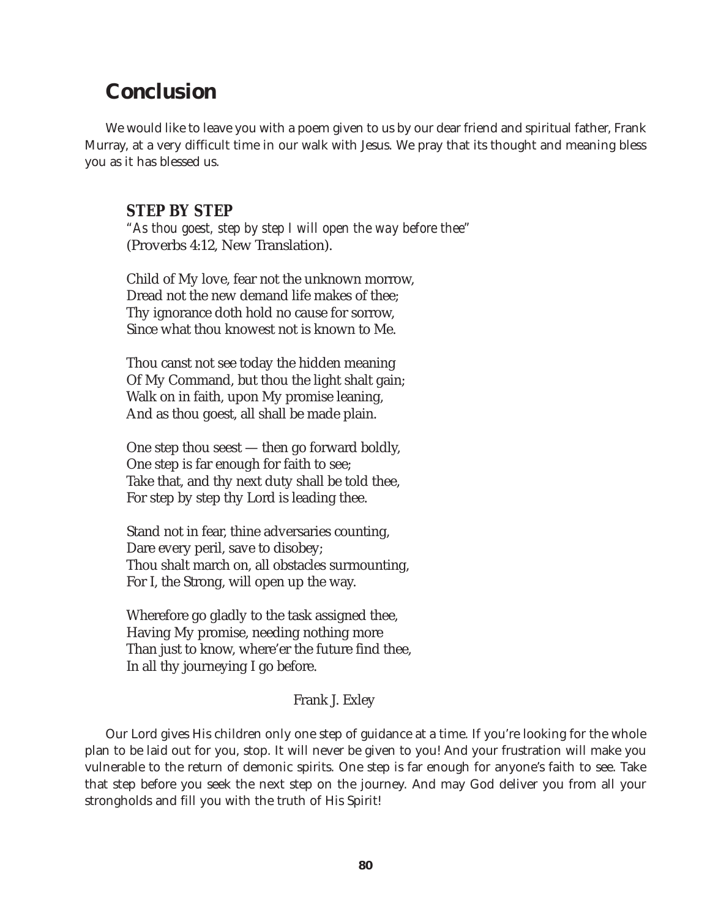# Conclusion

We would like to leave you with a poem given to us by our dear friend and spiritual father, Frank Murray, at a very difficult time in our walk with Jesus. We pray that its thought and meaning bless you as it has blessed us.

### STEP BY STEP

*"As thou goest, step by step I will open the way before thee"* (Proverbs 4:12, New Translation).

Child of My love, fear not the unknown morrow,  
Dread not the new demand life makes of thee;  
Thy ignorance doth hold no cause for sorrow,  
Since what thou knowest not is known to Me.

Thou canst not see today the hidden meaning  
Of My Command, but thou the light shalt gain;  
Walk on in faith, upon My promise leaning,  
And as thou goest, all shall be made plain.

One step thou seest — then go forward boldly,  
One step is far enough for faith to see;  
Take that, and thy next duty shall be told thee,  
For step by step thy Lord is leading thee.

Stand not in fear, thine adversaries counting,  
Dare every peril, save to disobey;  
Thou shalt march on, all obstacles surmounting,  
For I, the Strong, will open up the way.

Wherefore go gladly to the task assigned thee,  
Having My promise, needing nothing more  
Than just to know, where'er the future find thee,  
In all thy journeying I go before.

Frank J. Exley

Our Lord gives His children only one step of guidance at a time. If you're looking for the whole plan to be laid out for you, stop. It will never be given to you! And your frustration will make you vulnerable to the return of demonic spirits. One step is far enough for anyone's faith to see. Take that step before you seek the next step on the journey. And may God deliver you from all your strongholds and fill you with the truth of His Spirit!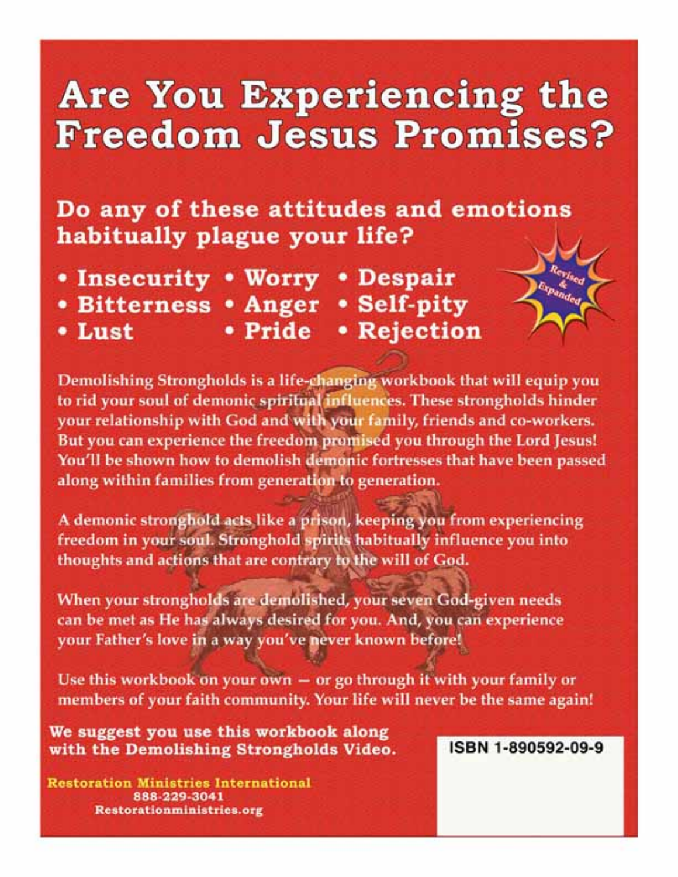# Are You Experiencing the Freedom Jesus Promises?

## Do any of these attitudes and emotions habitually plague your life?

- Insecurity
- Worry
- Despair
- Bitterness
- Anger
- Self-pity
- Lust
- Pride
- Rejection

Revised & Expanded

Demolishing Strongholds is a life-changing workbook that will equip you to rid your soul of demonic spiritual influences. These strongholds hinder your relationship with God and with your family, friends and co-workers. But you can experience the freedom promised you through the Lord Jesus! You'll be shown how to demolish demonic fortresses that have been passed along within families from generation to generation.

A demonic stronghold acts like a prison, keeping you from experiencing freedom in your soul. Stronghold spirits habitually influence you into thoughts and actions that are contrary to the will of God.

When your strongholds are demolished, your seven God-given needs can be met as He has always desired for you. And, you can experience your Father's love in a way you've never known before!

Use this workbook on your own — or go through it with your family or members of your faith community. Your life will never be the same again!

**We suggest you use this workbook along with the Demolishing Strongholds Video.**

ISBN 1-890592-09-9

**Restoration Ministries International**
888-229-3041
Restorationministries.org